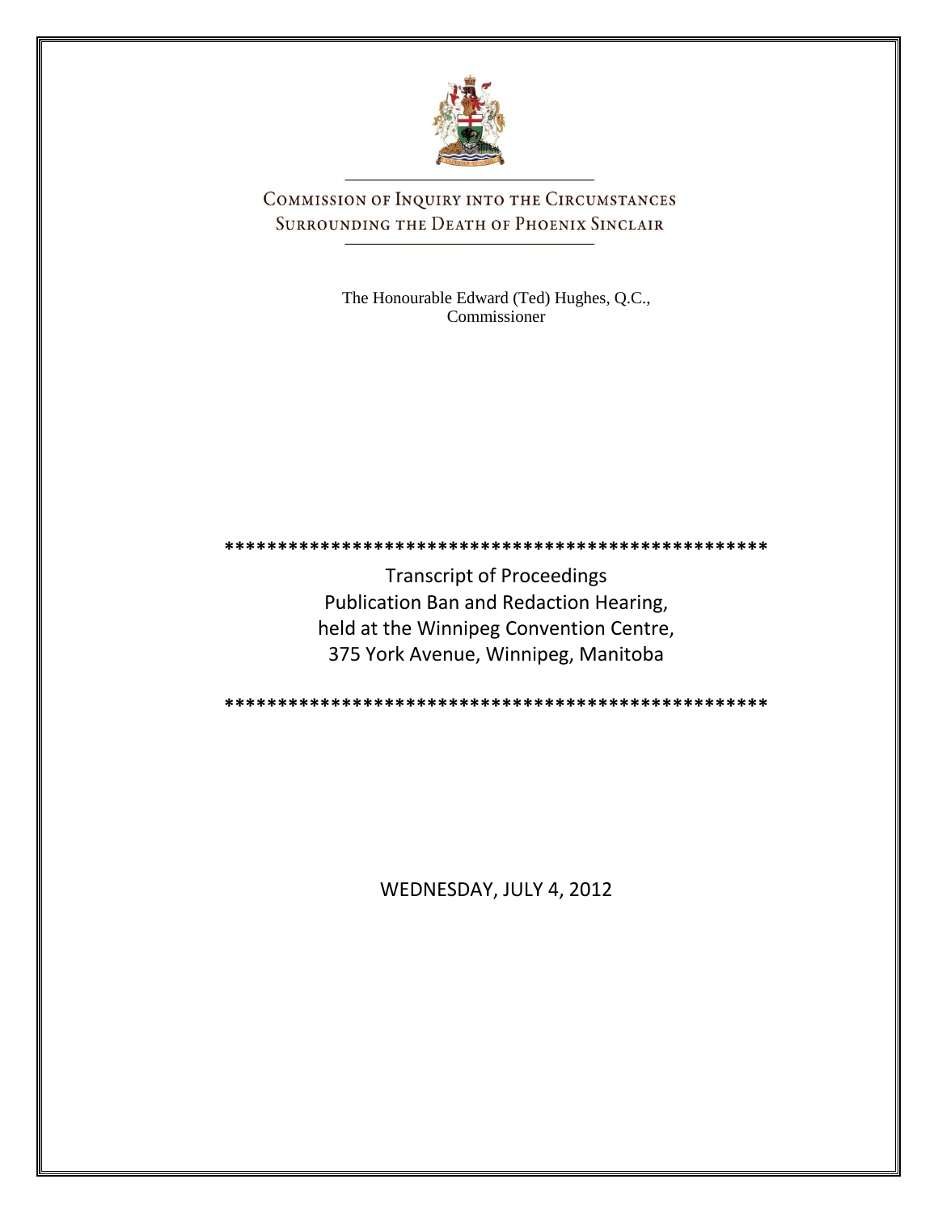# COMMISSION OF INQUIRY INTO THE CIRCUMSTANCES SURROUNDING THE DEATH OF PHOENIX SINCLAIR

The Honourable Edward (Ted) Hughes, Q.C.,
Commissioner

****************************************************

Transcript of Proceedings
Publication Ban and Redaction Hearing,
held at the Winnipeg Convention Centre,
375 York Avenue, Winnipeg, Manitoba

****************************************************

WEDNESDAY, JULY 4, 2012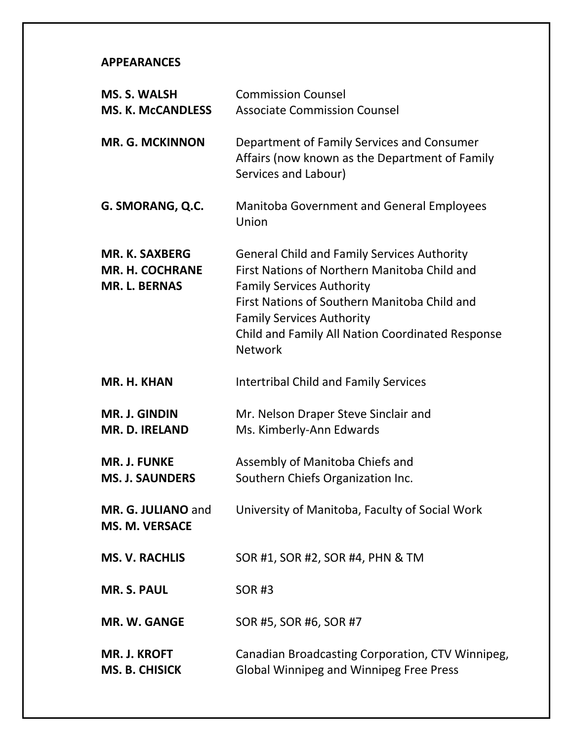**APPEARANCES**

| | |
|---|---|
| **MS. S. WALSH**<br>**MS. K. McCANDLESS** | Commission Counsel<br>Associate Commission Counsel |
| **MR. G. MCKINNON** | Department of Family Services and Consumer Affairs (now known as the Department of Family Services and Labour) |
| **G. SMORANG, Q.C.** | Manitoba Government and General Employees Union |
| **MR. K. SAXBERG**<br>**MR. H. COCHRANE**<br>**MR. L. BERNAS** | General Child and Family Services Authority<br>First Nations of Northern Manitoba Child and Family Services Authority<br>First Nations of Southern Manitoba Child and Family Services Authority<br>Child and Family All Nation Coordinated Response Network |
| **MR. H. KHAN** | Intertribal Child and Family Services |
| **MR. J. GINDIN**<br>**MR. D. IRELAND** | Mr. Nelson Draper Steve Sinclair and<br>Ms. Kimberly-Ann Edwards |
| **MR. J. FUNKE**<br>**MS. J. SAUNDERS** | Assembly of Manitoba Chiefs and<br>Southern Chiefs Organization Inc. |
| **MR. G. JULIANO** and **MS. M. VERSACE** | University of Manitoba, Faculty of Social Work |
| **MS. V. RACHLIS** | SOR #1, SOR #2, SOR #4, PHN & TM |
| **MR. S. PAUL** | SOR #3 |
| **MR. W. GANGE** | SOR #5, SOR #6, SOR #7 |
| **MR. J. KROFT**<br>**MS. B. CHISICK** | Canadian Broadcasting Corporation, CTV Winnipeg, Global Winnipeg and Winnipeg Free Press |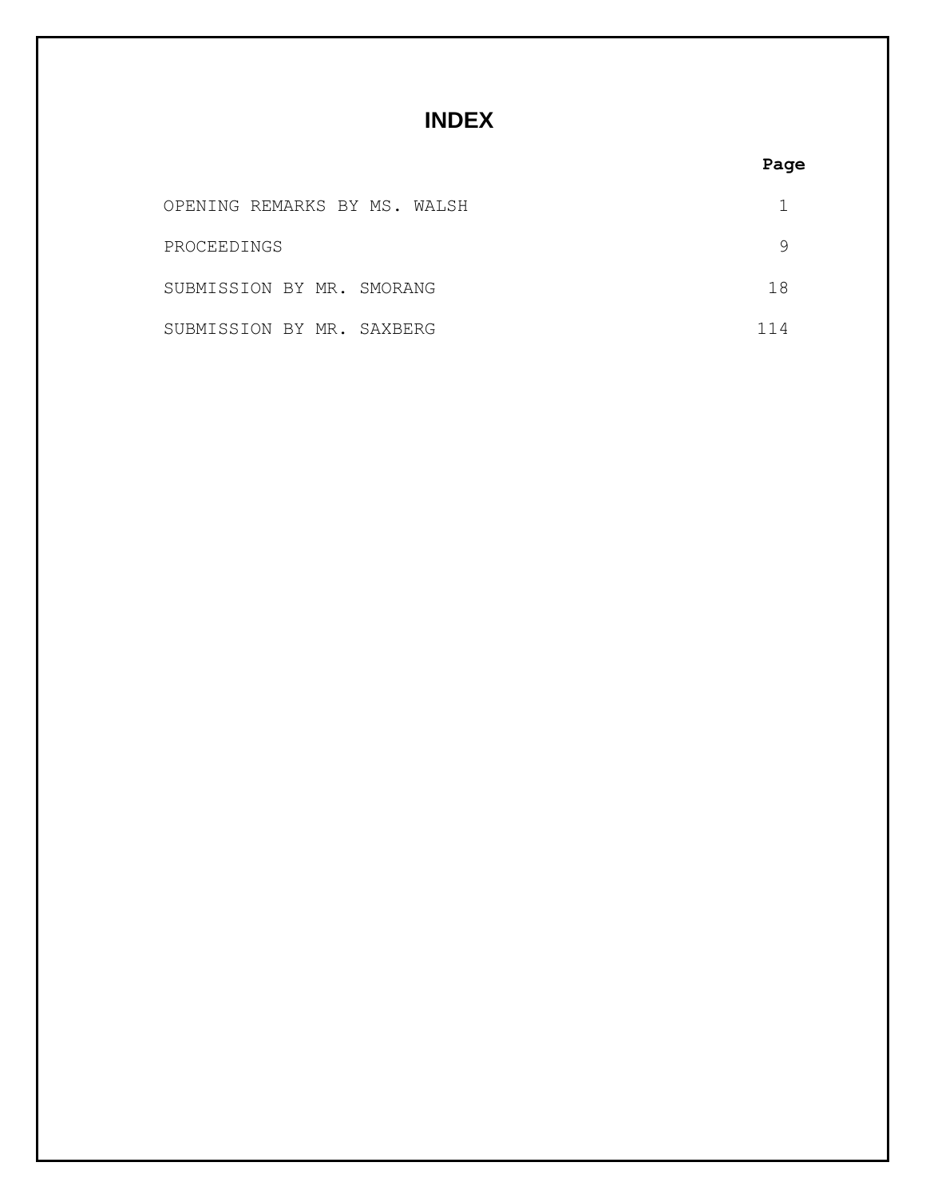# INDEX

| | Page |
|---|---|
| OPENING REMARKS BY MS. WALSH | 1 |
| PROCEEDINGS | 9 |
| SUBMISSION BY MR. SMORANG | 18 |
| SUBMISSION BY MR. SAXBERG | 114 |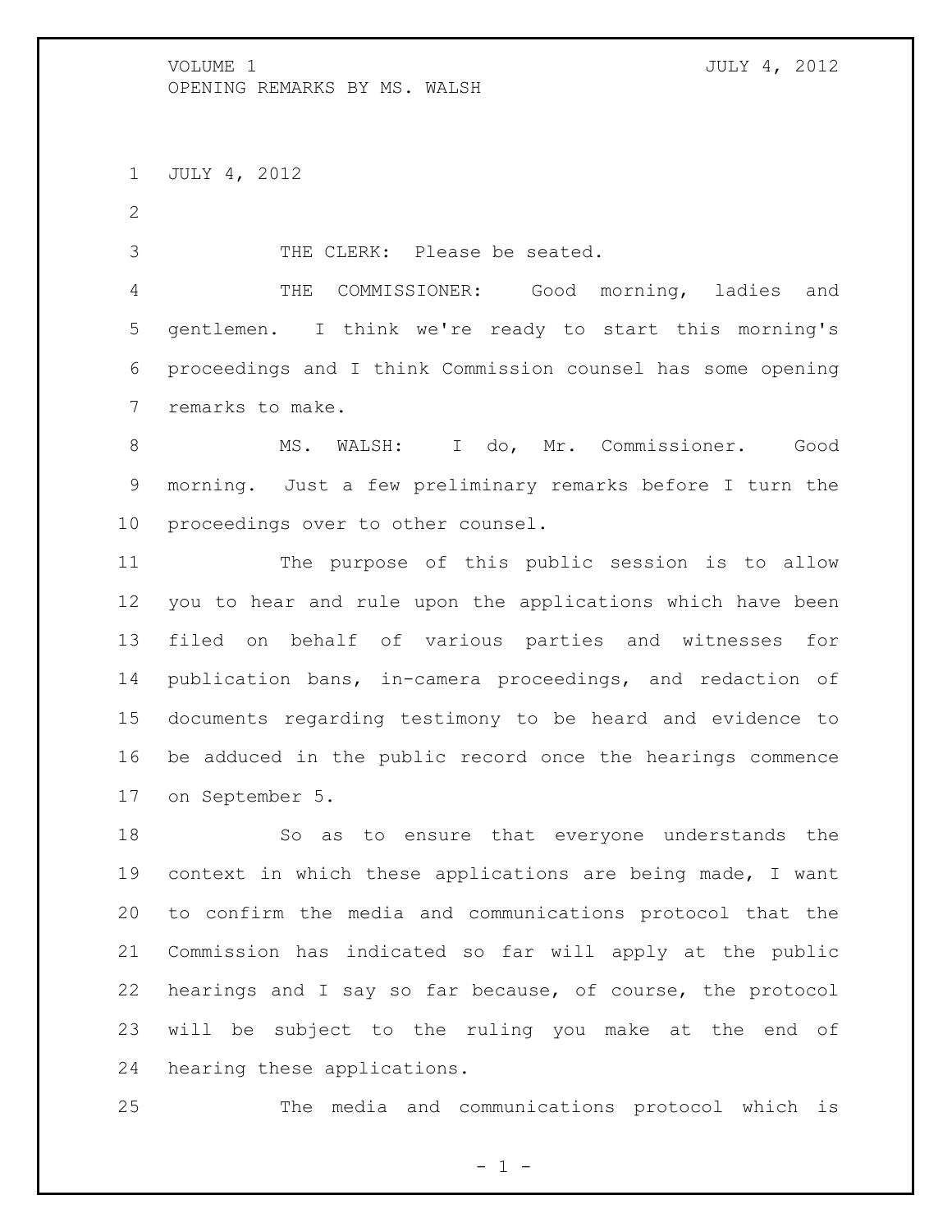JULY 4, 2012

THE CLERK: Please be seated.

THE COMMISSIONER: Good morning, ladies and gentlemen. I think we're ready to start this morning's proceedings and I think Commission counsel has some opening remarks to make.

MS. WALSH: I do, Mr. Commissioner. Good morning. Just a few preliminary remarks before I turn the proceedings over to other counsel.

The purpose of this public session is to allow you to hear and rule upon the applications which have been filed on behalf of various parties and witnesses for publication bans, in-camera proceedings, and redaction of documents regarding testimony to be heard and evidence to be adduced in the public record once the hearings commence on September 5.

So as to ensure that everyone understands the context in which these applications are being made, I want to confirm the media and communications protocol that the Commission has indicated so far will apply at the public hearings and I say so far because, of course, the protocol will be subject to the ruling you make at the end of hearing these applications.

The media and communications protocol which is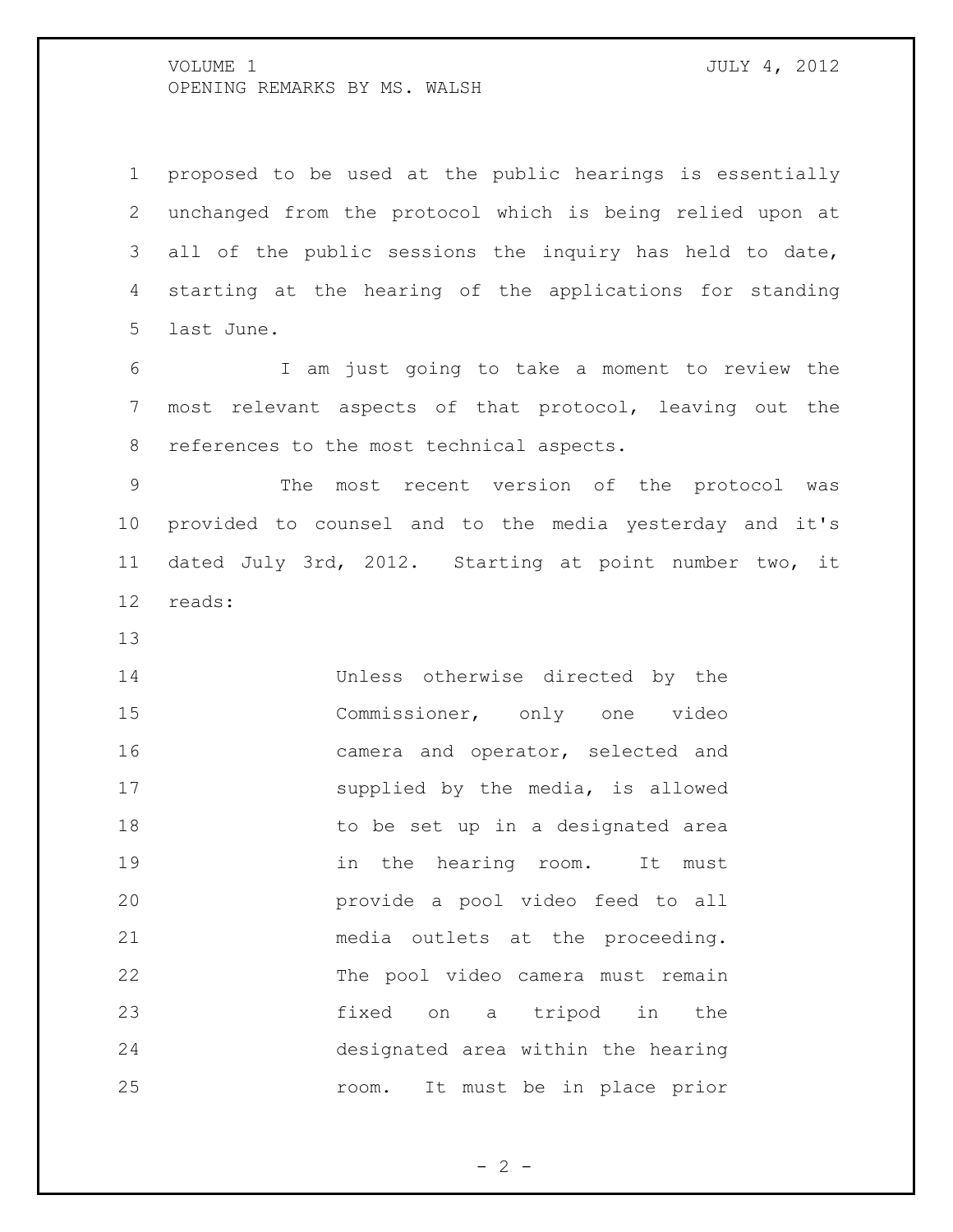proposed to be used at the public hearings is essentially unchanged from the protocol which is being relied upon at all of the public sessions the inquiry has held to date, starting at the hearing of the applications for standing last June.

I am just going to take a moment to review the most relevant aspects of that protocol, leaving out the references to the most technical aspects.

The most recent version of the protocol was provided to counsel and to the media yesterday and it's dated July 3rd, 2012. Starting at point number two, it reads:

> Unless otherwise directed by the Commissioner, only one video camera and operator, selected and supplied by the media, is allowed to be set up in a designated area in the hearing room. It must provide a pool video feed to all media outlets at the proceeding. The pool video camera must remain fixed on a tripod in the designated area within the hearing room. It must be in place prior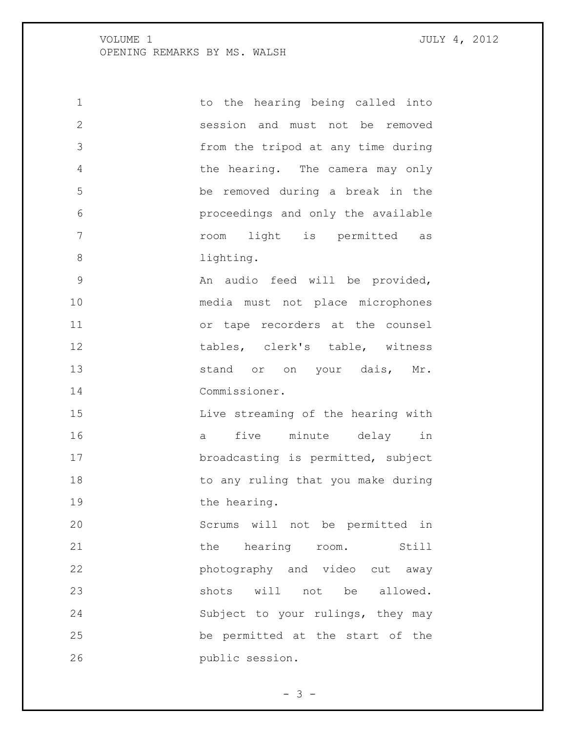to the hearing being called into session and must not be removed from the tripod at any time during the hearing. The camera may only be removed during a break in the proceedings and only the available room light is permitted as lighting.

An audio feed will be provided, media must not place microphones or tape recorders at the counsel tables, clerk's table, witness stand or on your dais, Mr. Commissioner.

Live streaming of the hearing with a five minute delay in broadcasting is permitted, subject to any ruling that you make during the hearing.

Scrums will not be permitted in the hearing room. Still photography and video cut away shots will not be allowed. Subject to your rulings, they may be permitted at the start of the public session.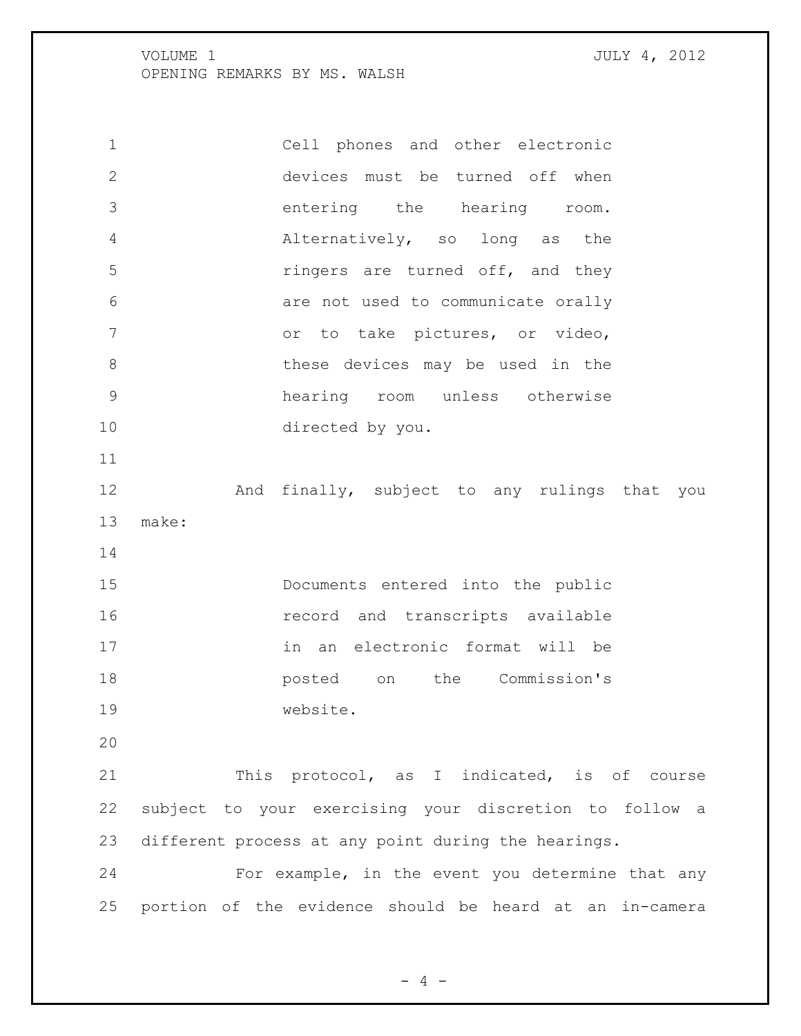> Cell phones and other electronic devices must be turned off when entering the hearing room. Alternatively, so long as the ringers are turned off, and they are not used to communicate orally or to take pictures, or video, these devices may be used in the hearing room unless otherwise directed by you.

And finally, subject to any rulings that you make:

> Documents entered into the public record and transcripts available in an electronic format will be posted on the Commission's website.

This protocol, as I indicated, is of course subject to your exercising your discretion to follow a different process at any point during the hearings.

For example, in the event you determine that any portion of the evidence should be heard at an in-camera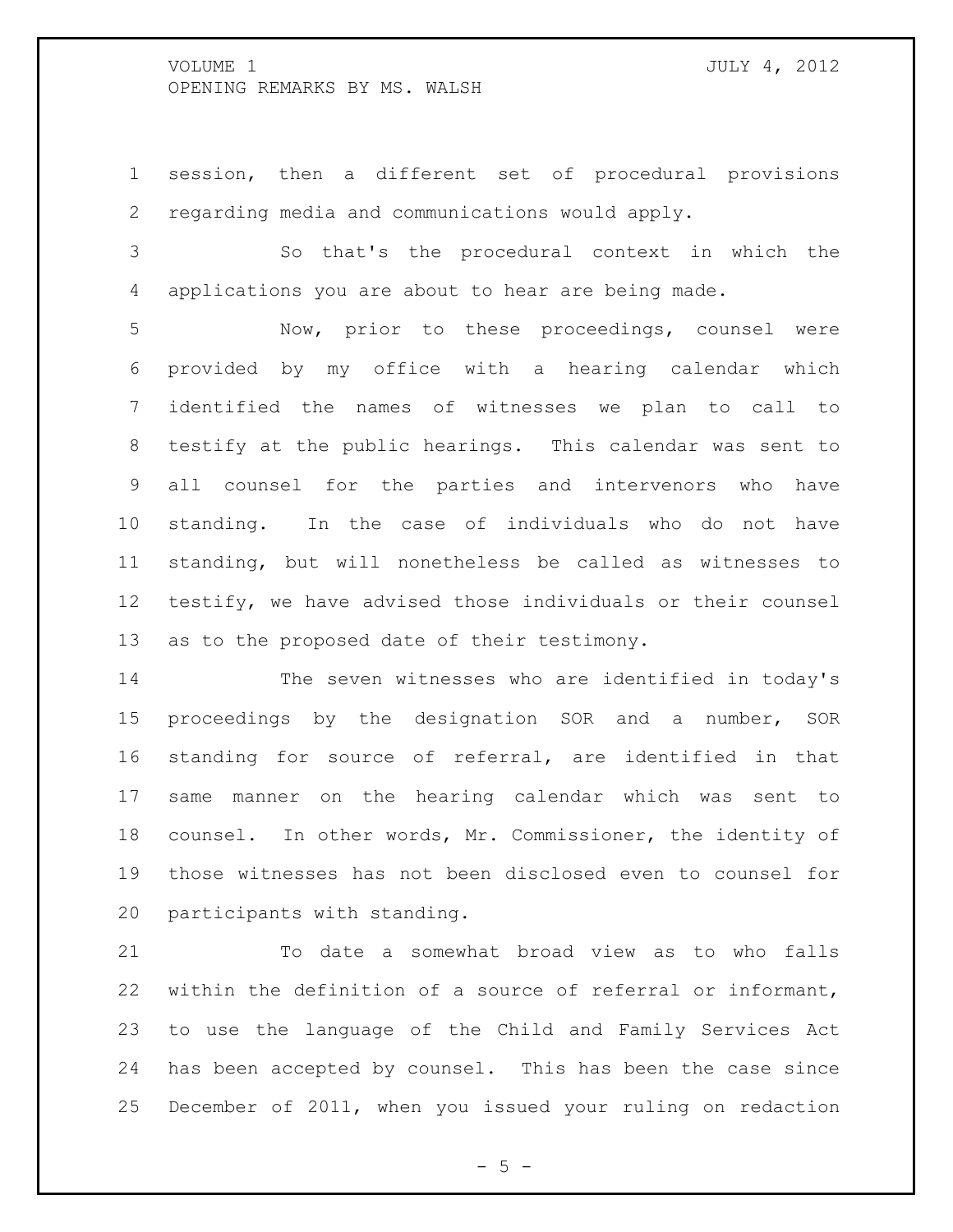session, then a different set of procedural provisions regarding media and communications would apply.

So that's the procedural context in which the applications you are about to hear are being made.

Now, prior to these proceedings, counsel were provided by my office with a hearing calendar which identified the names of witnesses we plan to call to testify at the public hearings. This calendar was sent to all counsel for the parties and intervenors who have standing. In the case of individuals who do not have standing, but will nonetheless be called as witnesses to testify, we have advised those individuals or their counsel as to the proposed date of their testimony.

The seven witnesses who are identified in today's proceedings by the designation SOR and a number, SOR standing for source of referral, are identified in that same manner on the hearing calendar which was sent to counsel. In other words, Mr. Commissioner, the identity of those witnesses has not been disclosed even to counsel for participants with standing.

To date a somewhat broad view as to who falls within the definition of a source of referral or informant, to use the language of the Child and Family Services Act has been accepted by counsel. This has been the case since December of 2011, when you issued your ruling on redaction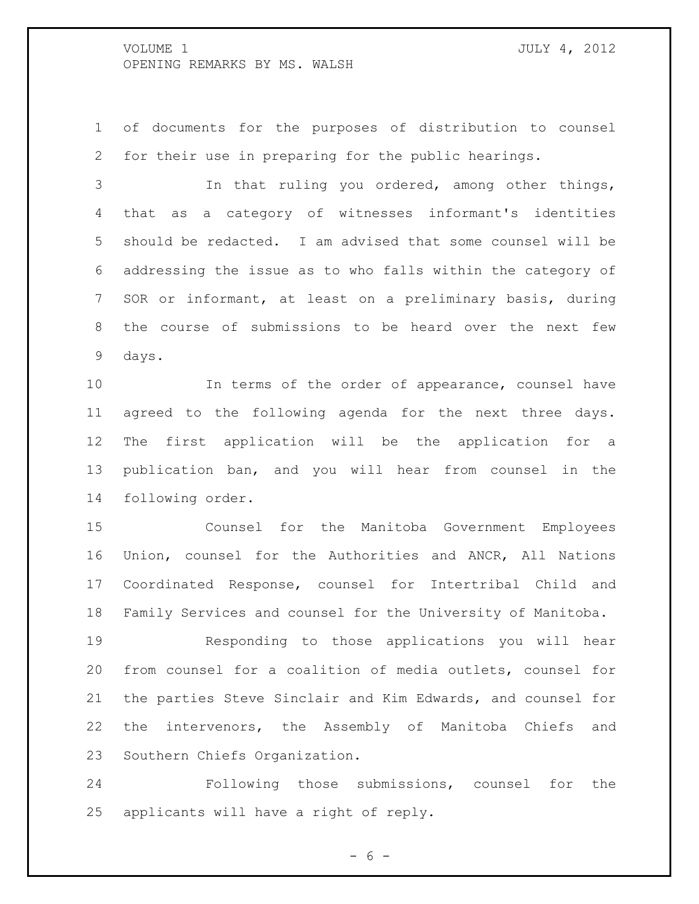of documents for the purposes of distribution to counsel for their use in preparing for the public hearings.

In that ruling you ordered, among other things, that as a category of witnesses informant's identities should be redacted. I am advised that some counsel will be addressing the issue as to who falls within the category of SOR or informant, at least on a preliminary basis, during the course of submissions to be heard over the next few days.

In terms of the order of appearance, counsel have agreed to the following agenda for the next three days. The first application will be the application for a publication ban, and you will hear from counsel in the following order.

Counsel for the Manitoba Government Employees Union, counsel for the Authorities and ANCR, All Nations Coordinated Response, counsel for Intertribal Child and Family Services and counsel for the University of Manitoba.

Responding to those applications you will hear from counsel for a coalition of media outlets, counsel for the parties Steve Sinclair and Kim Edwards, and counsel for the intervenors, the Assembly of Manitoba Chiefs and Southern Chiefs Organization.

Following those submissions, counsel for the applicants will have a right of reply.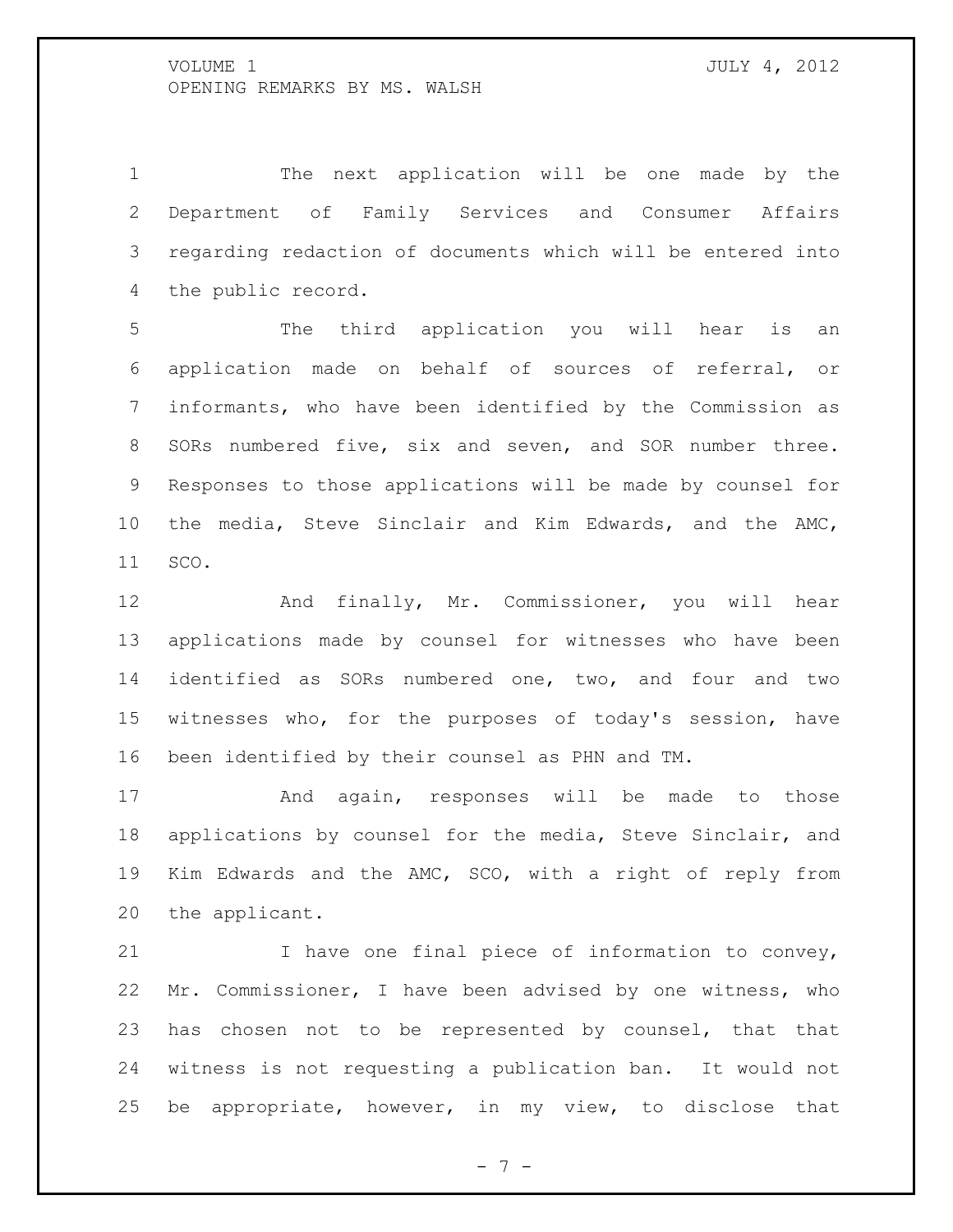The next application will be one made by the Department of Family Services and Consumer Affairs regarding redaction of documents which will be entered into the public record.

The third application you will hear is an application made on behalf of sources of referral, or informants, who have been identified by the Commission as SORs numbered five, six and seven, and SOR number three. Responses to those applications will be made by counsel for the media, Steve Sinclair and Kim Edwards, and the AMC, SCO.

And finally, Mr. Commissioner, you will hear applications made by counsel for witnesses who have been identified as SORs numbered one, two, and four and two witnesses who, for the purposes of today's session, have been identified by their counsel as PHN and TM.

And again, responses will be made to those applications by counsel for the media, Steve Sinclair, and Kim Edwards and the AMC, SCO, with a right of reply from the applicant.

I have one final piece of information to convey, Mr. Commissioner, I have been advised by one witness, who has chosen not to be represented by counsel, that that witness is not requesting a publication ban. It would not be appropriate, however, in my view, to disclose that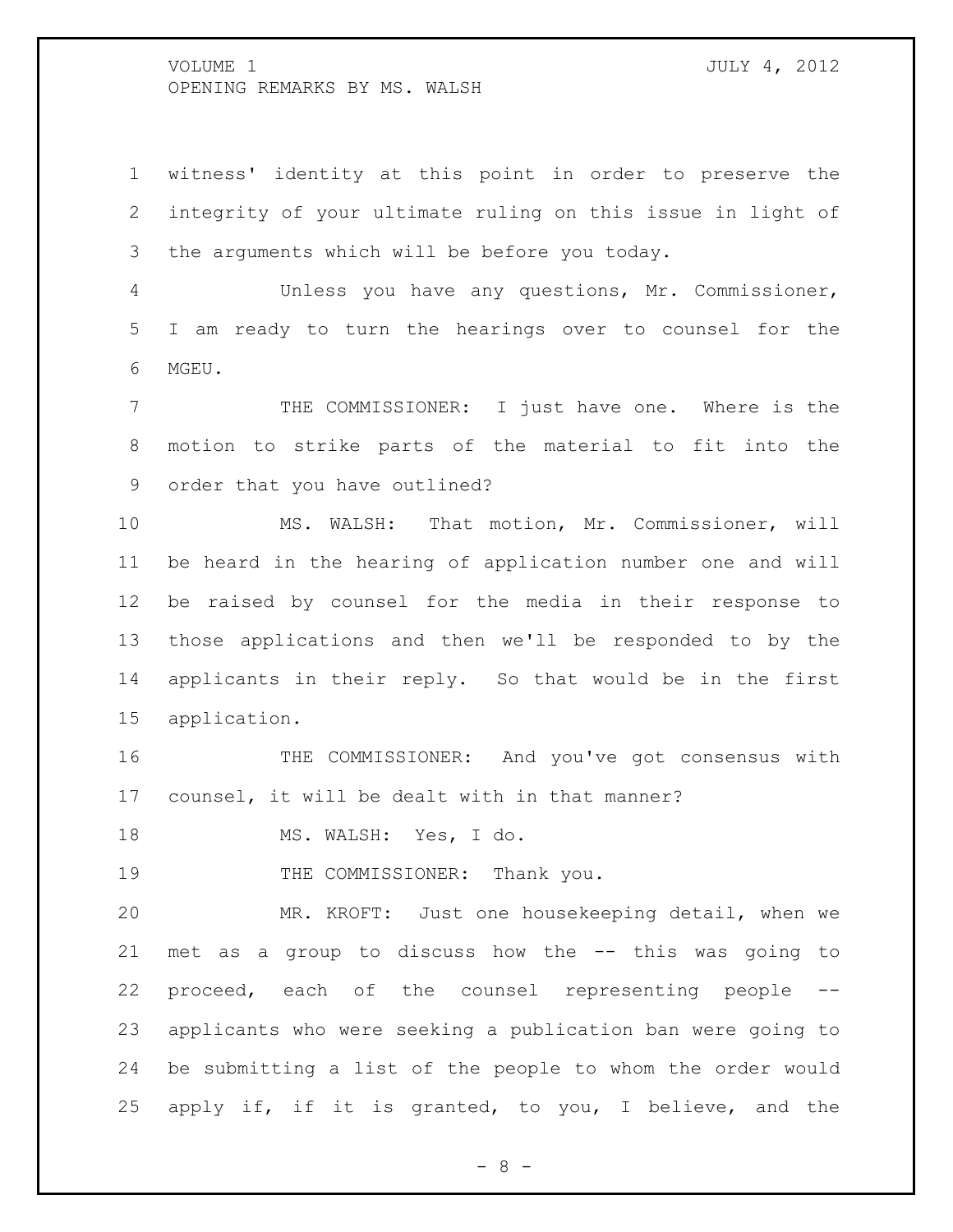witness' identity at this point in order to preserve the integrity of your ultimate ruling on this issue in light of the arguments which will be before you today.

Unless you have any questions, Mr. Commissioner, I am ready to turn the hearings over to counsel for the MGEU.

THE COMMISSIONER: I just have one. Where is the motion to strike parts of the material to fit into the order that you have outlined?

MS. WALSH: That motion, Mr. Commissioner, will be heard in the hearing of application number one and will be raised by counsel for the media in their response to those applications and then we'll be responded to by the applicants in their reply. So that would be in the first application.

THE COMMISSIONER: And you've got consensus with counsel, it will be dealt with in that manner?

MS. WALSH: Yes, I do.

THE COMMISSIONER: Thank you.

MR. KROFT: Just one housekeeping detail, when we met as a group to discuss how the -- this was going to proceed, each of the counsel representing people -- applicants who were seeking a publication ban were going to be submitting a list of the people to whom the order would apply if, if it is granted, to you, I believe, and the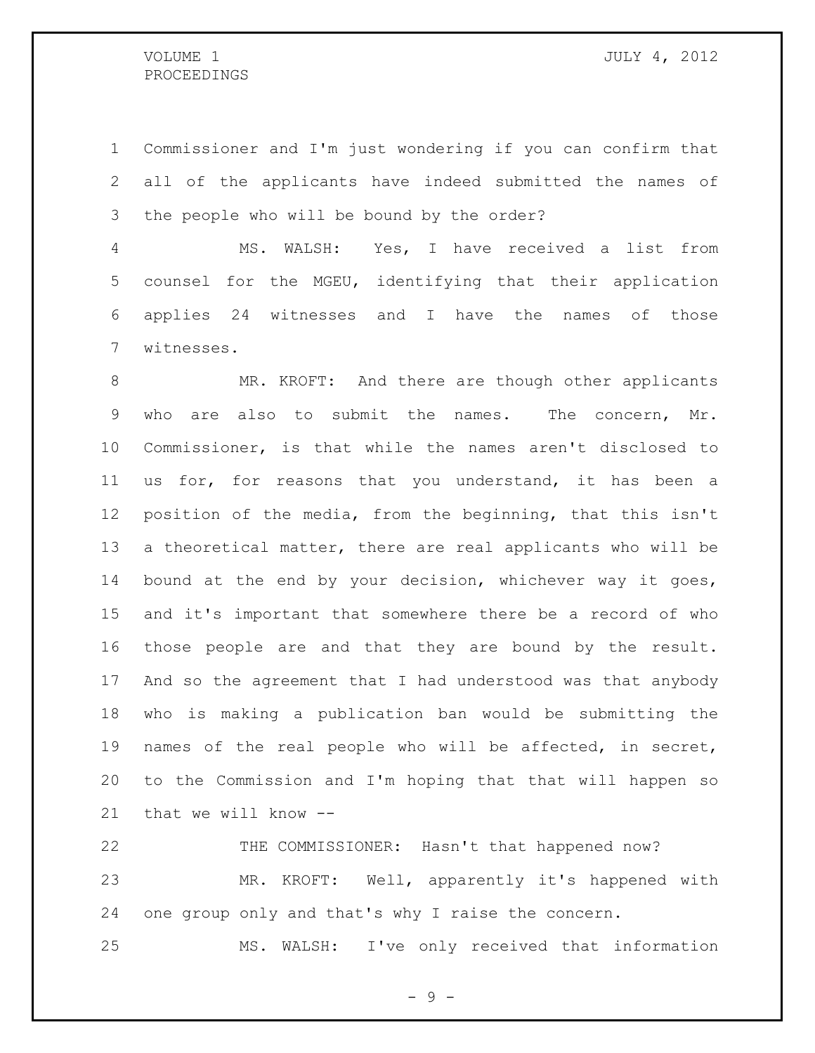Commissioner and I'm just wondering if you can confirm that all of the applicants have indeed submitted the names of the people who will be bound by the order?

MS. WALSH: Yes, I have received a list from counsel for the MGEU, identifying that their application applies 24 witnesses and I have the names of those witnesses.

MR. KROFT: And there are though other applicants who are also to submit the names. The concern, Mr. Commissioner, is that while the names aren't disclosed to us for, for reasons that you understand, it has been a position of the media, from the beginning, that this isn't a theoretical matter, there are real applicants who will be bound at the end by your decision, whichever way it goes, and it's important that somewhere there be a record of who those people are and that they are bound by the result. And so the agreement that I had understood was that anybody who is making a publication ban would be submitting the names of the real people who will be affected, in secret, to the Commission and I'm hoping that that will happen so that we will know --

THE COMMISSIONER: Hasn't that happened now?

MR. KROFT: Well, apparently it's happened with one group only and that's why I raise the concern.

MS. WALSH: I've only received that information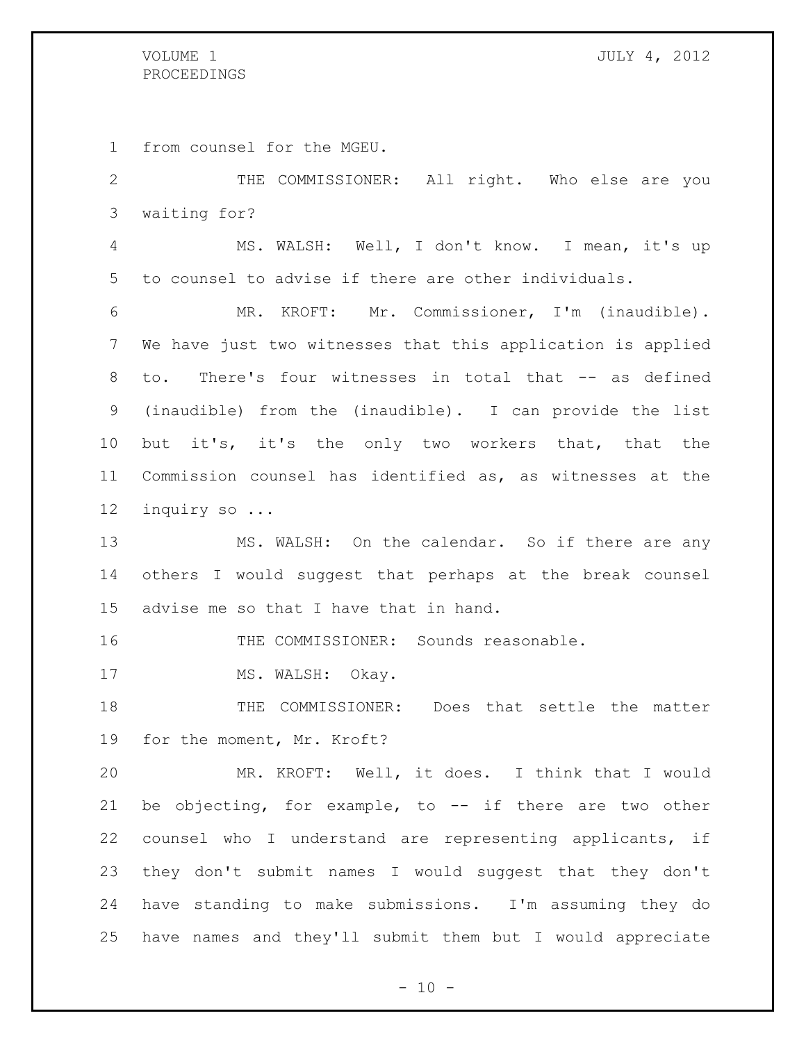from counsel for the MGEU.

THE COMMISSIONER: All right. Who else are you waiting for?

MS. WALSH: Well, I don't know. I mean, it's up to counsel to advise if there are other individuals.

MR. KROFT: Mr. Commissioner, I'm (inaudible). We have just two witnesses that this application is applied to. There's four witnesses in total that -- as defined (inaudible) from the (inaudible). I can provide the list but it's, it's the only two workers that, that the Commission counsel has identified as, as witnesses at the inquiry so ...

MS. WALSH: On the calendar. So if there are any others I would suggest that perhaps at the break counsel advise me so that I have that in hand.

THE COMMISSIONER: Sounds reasonable.

MS. WALSH: Okay.

THE COMMISSIONER: Does that settle the matter for the moment, Mr. Kroft?

MR. KROFT: Well, it does. I think that I would be objecting, for example, to -- if there are two other counsel who I understand are representing applicants, if they don't submit names I would suggest that they don't have standing to make submissions. I'm assuming they do have names and they'll submit them but I would appreciate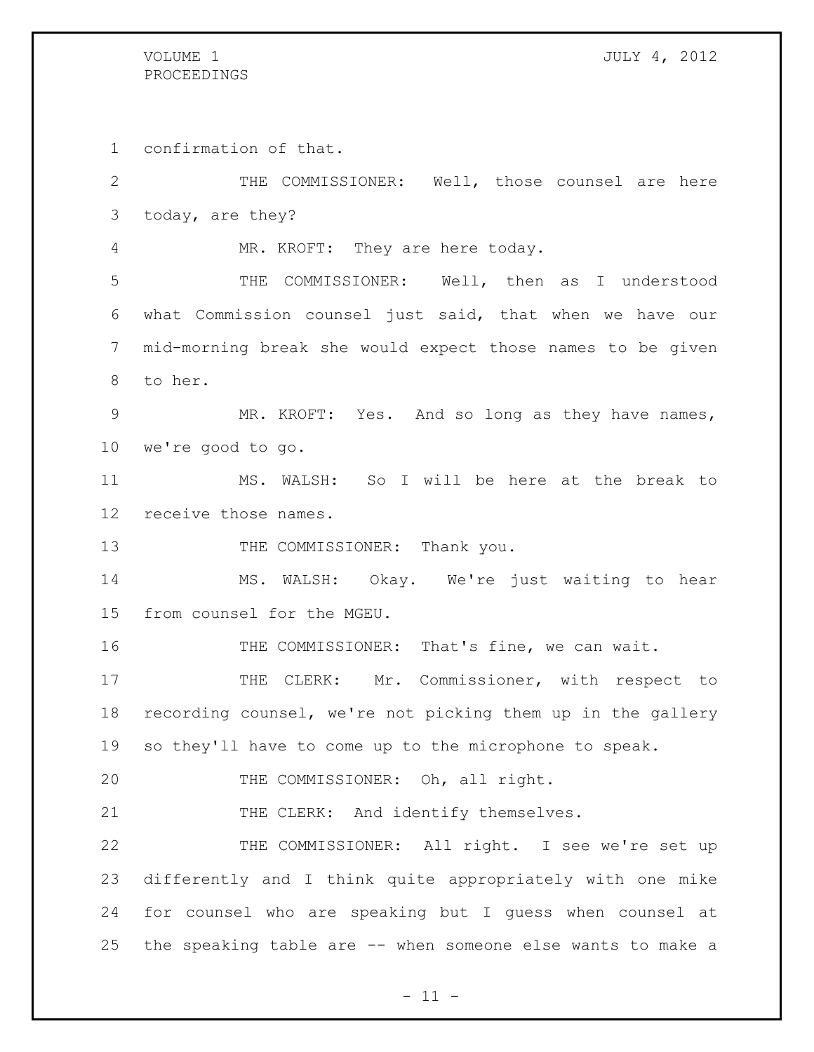confirmation of that.

THE COMMISSIONER: Well, those counsel are here today, are they?

MR. KROFT: They are here today.

THE COMMISSIONER: Well, then as I understood what Commission counsel just said, that when we have our mid-morning break she would expect those names to be given to her.

MR. KROFT: Yes. And so long as they have names, we're good to go.

MS. WALSH: So I will be here at the break to receive those names.

THE COMMISSIONER: Thank you.

MS. WALSH: Okay. We're just waiting to hear from counsel for the MGEU.

THE COMMISSIONER: That's fine, we can wait.

THE CLERK: Mr. Commissioner, with respect to recording counsel, we're not picking them up in the gallery so they'll have to come up to the microphone to speak.

THE COMMISSIONER: Oh, all right.

THE CLERK: And identify themselves.

THE COMMISSIONER: All right. I see we're set up differently and I think quite appropriately with one mike for counsel who are speaking but I guess when counsel at the speaking table are -- when someone else wants to make a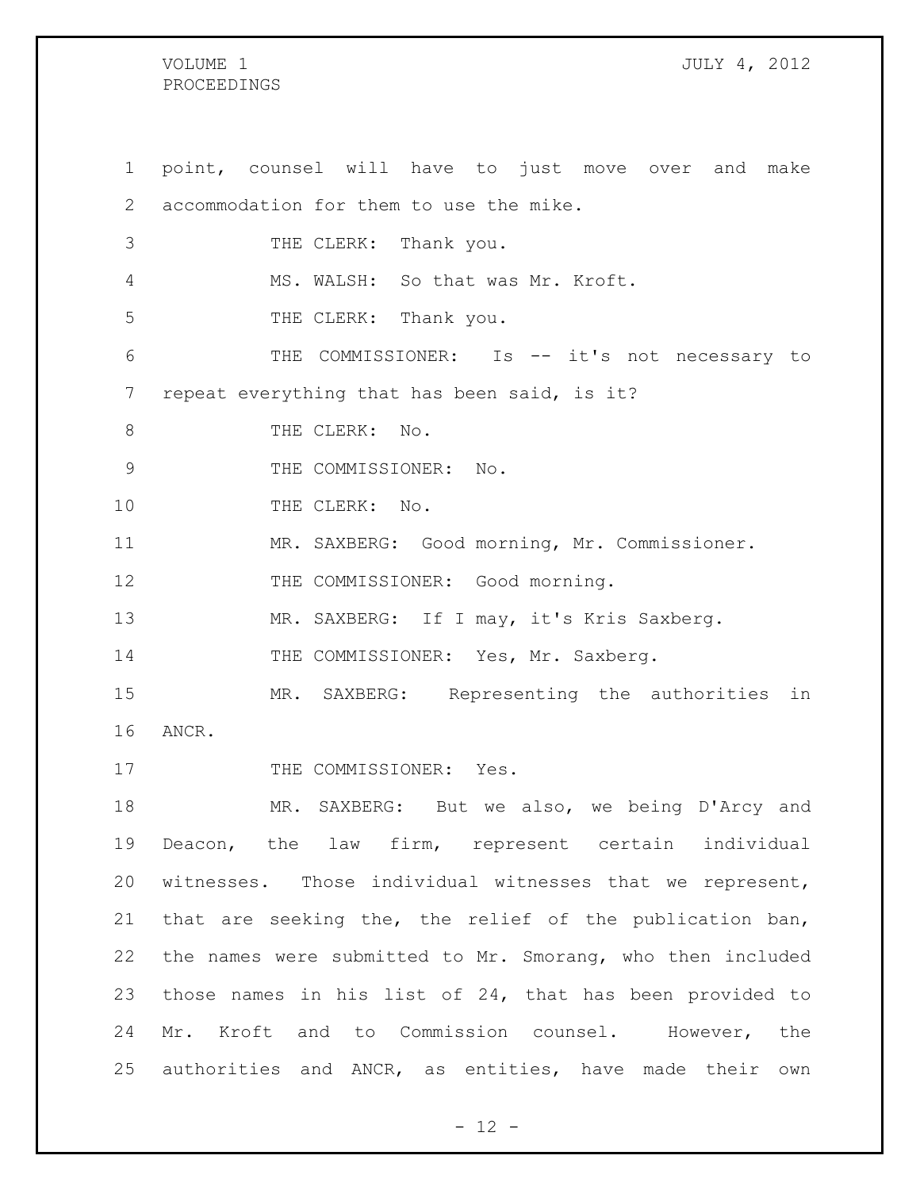point, counsel will have to just move over and make accommodation for them to use the mike.

THE CLERK: Thank you.

MS. WALSH: So that was Mr. Kroft.

THE CLERK: Thank you.

THE COMMISSIONER: Is -- it's not necessary to repeat everything that has been said, is it?

THE CLERK: No.

THE COMMISSIONER: No.

THE CLERK: No.

MR. SAXBERG: Good morning, Mr. Commissioner.

THE COMMISSIONER: Good morning.

MR. SAXBERG: If I may, it's Kris Saxberg.

THE COMMISSIONER: Yes, Mr. Saxberg.

MR. SAXBERG: Representing the authorities in ANCR.

THE COMMISSIONER: Yes.

MR. SAXBERG: But we also, we being D'Arcy and Deacon, the law firm, represent certain individual witnesses. Those individual witnesses that we represent, that are seeking the, the relief of the publication ban, the names were submitted to Mr. Smorang, who then included those names in his list of 24, that has been provided to Mr. Kroft and to Commission counsel. However, the authorities and ANCR, as entities, have made their own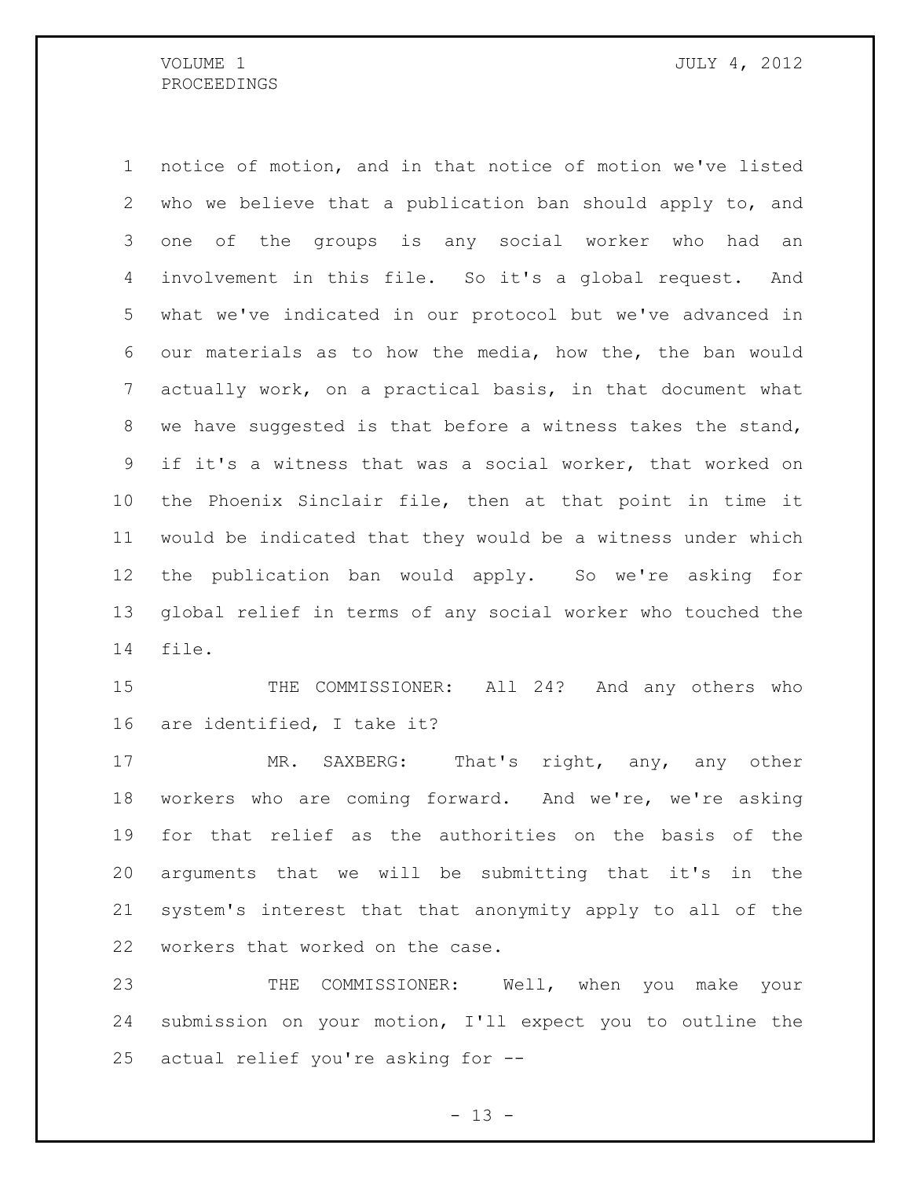notice of motion, and in that notice of motion we've listed who we believe that a publication ban should apply to, and one of the groups is any social worker who had an involvement in this file. So it's a global request. And what we've indicated in our protocol but we've advanced in our materials as to how the media, how the, the ban would actually work, on a practical basis, in that document what we have suggested is that before a witness takes the stand, if it's a witness that was a social worker, that worked on the Phoenix Sinclair file, then at that point in time it would be indicated that they would be a witness under which the publication ban would apply. So we're asking for global relief in terms of any social worker who touched the file.

THE COMMISSIONER: All 24? And any others who are identified, I take it?

MR. SAXBERG: That's right, any, any other workers who are coming forward. And we're, we're asking for that relief as the authorities on the basis of the arguments that we will be submitting that it's in the system's interest that that anonymity apply to all of the workers that worked on the case.

THE COMMISSIONER: Well, when you make your submission on your motion, I'll expect you to outline the actual relief you're asking for --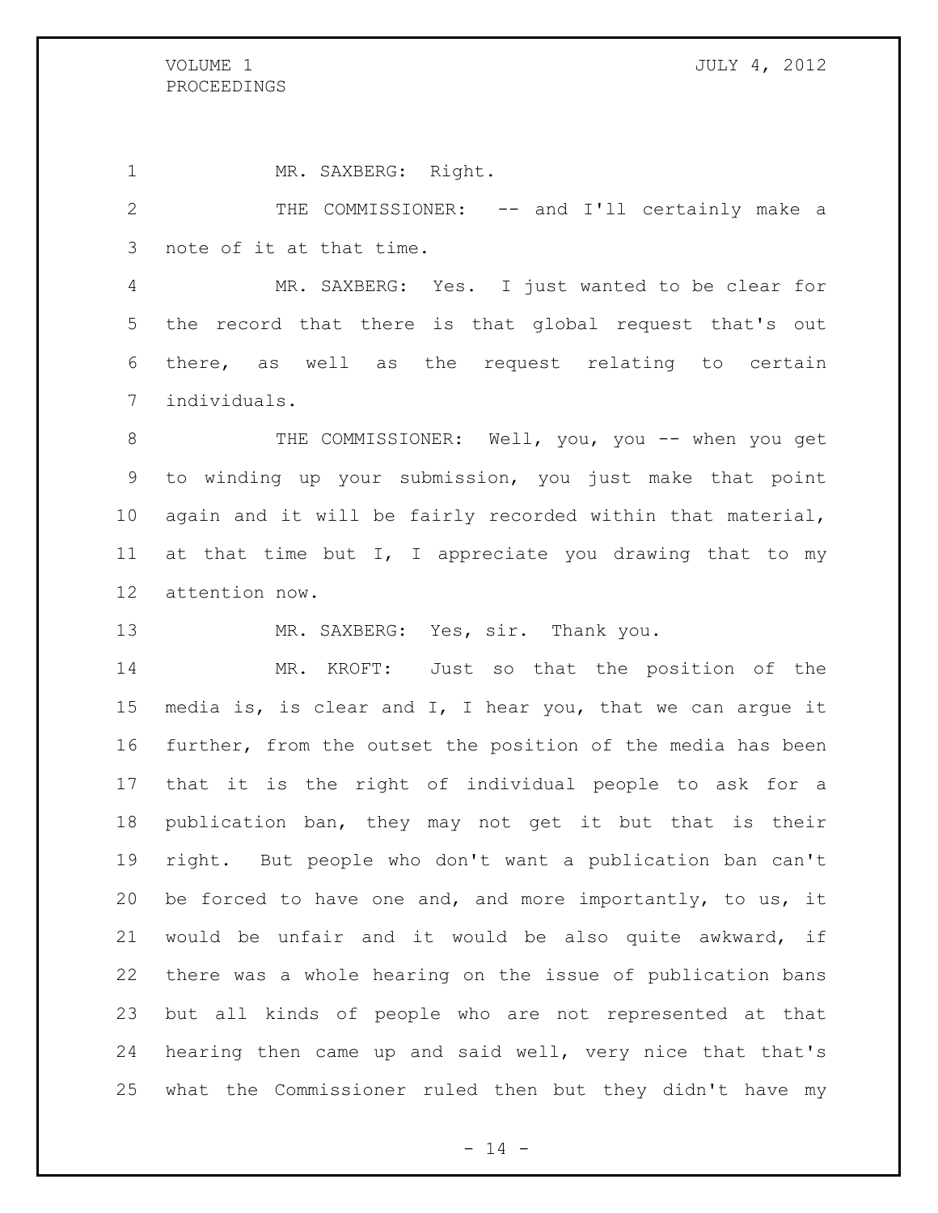MR. SAXBERG: Right.

THE COMMISSIONER: -- and I'll certainly make a note of it at that time.

MR. SAXBERG: Yes. I just wanted to be clear for the record that there is that global request that's out there, as well as the request relating to certain individuals.

THE COMMISSIONER: Well, you, you -- when you get to winding up your submission, you just make that point again and it will be fairly recorded within that material, at that time but I, I appreciate you drawing that to my attention now.

MR. SAXBERG: Yes, sir. Thank you.

MR. KROFT: Just so that the position of the media is, is clear and I, I hear you, that we can argue it further, from the outset the position of the media has been that it is the right of individual people to ask for a publication ban, they may not get it but that is their right. But people who don't want a publication ban can't be forced to have one and, and more importantly, to us, it would be unfair and it would be also quite awkward, if there was a whole hearing on the issue of publication bans but all kinds of people who are not represented at that hearing then came up and said well, very nice that that's what the Commissioner ruled then but they didn't have my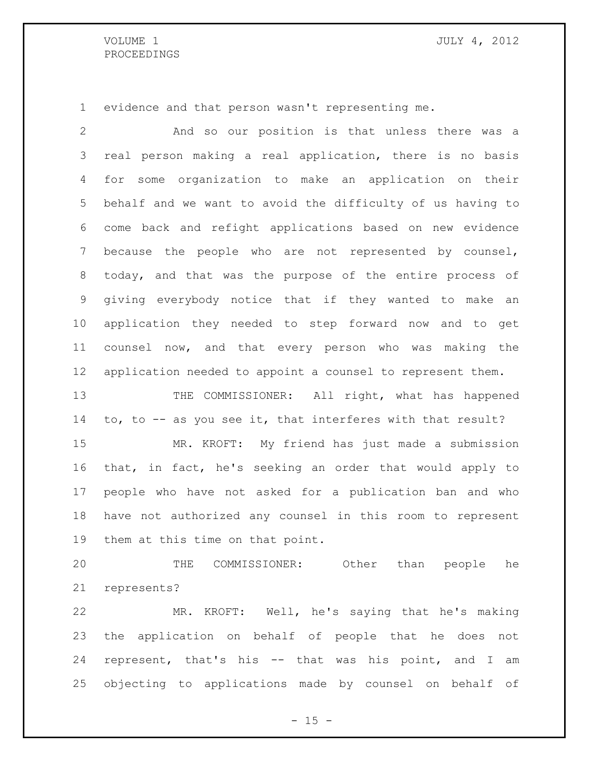evidence and that person wasn't representing me.

And so our position is that unless there was a real person making a real application, there is no basis for some organization to make an application on their behalf and we want to avoid the difficulty of us having to come back and refight applications based on new evidence because the people who are not represented by counsel, today, and that was the purpose of the entire process of giving everybody notice that if they wanted to make an application they needed to step forward now and to get counsel now, and that every person who was making the application needed to appoint a counsel to represent them.

THE COMMISSIONER: All right, what has happened to, to -- as you see it, that interferes with that result?

MR. KROFT: My friend has just made a submission that, in fact, he's seeking an order that would apply to people who have not asked for a publication ban and who have not authorized any counsel in this room to represent them at this time on that point.

THE COMMISSIONER: Other than people he represents?

MR. KROFT: Well, he's saying that he's making the application on behalf of people that he does not represent, that's his -- that was his point, and I am objecting to applications made by counsel on behalf of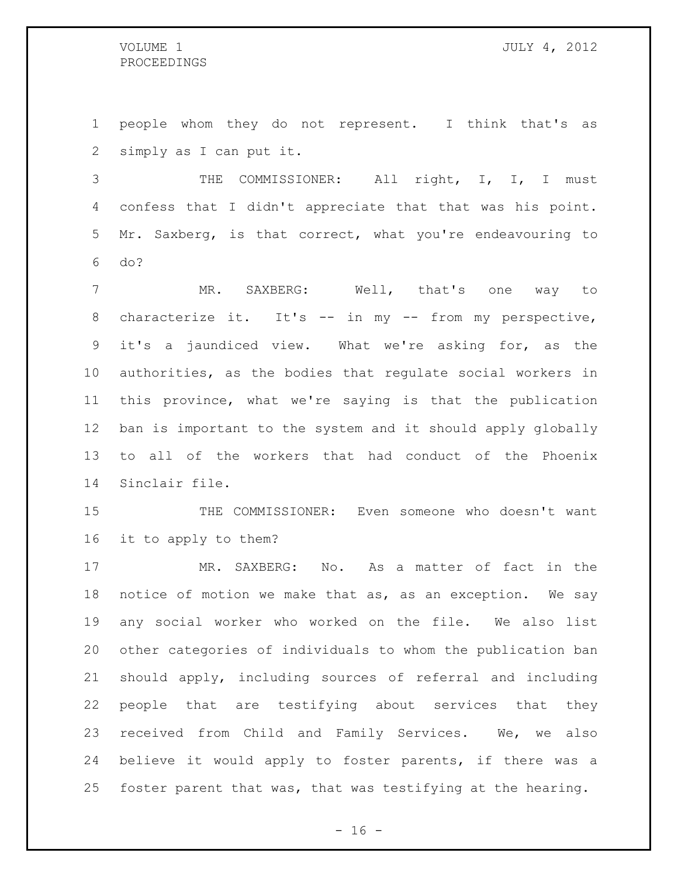people whom they do not represent. I think that's as simply as I can put it.

THE COMMISSIONER: All right, I, I, I must confess that I didn't appreciate that that was his point. Mr. Saxberg, is that correct, what you're endeavouring to do?

MR. SAXBERG: Well, that's one way to characterize it. It's -- in my -- from my perspective, it's a jaundiced view. What we're asking for, as the authorities, as the bodies that regulate social workers in this province, what we're saying is that the publication ban is important to the system and it should apply globally to all of the workers that had conduct of the Phoenix Sinclair file.

THE COMMISSIONER: Even someone who doesn't want it to apply to them?

MR. SAXBERG: No. As a matter of fact in the notice of motion we make that as, as an exception. We say any social worker who worked on the file. We also list other categories of individuals to whom the publication ban should apply, including sources of referral and including people that are testifying about services that they received from Child and Family Services. We, we also believe it would apply to foster parents, if there was a foster parent that was, that was testifying at the hearing.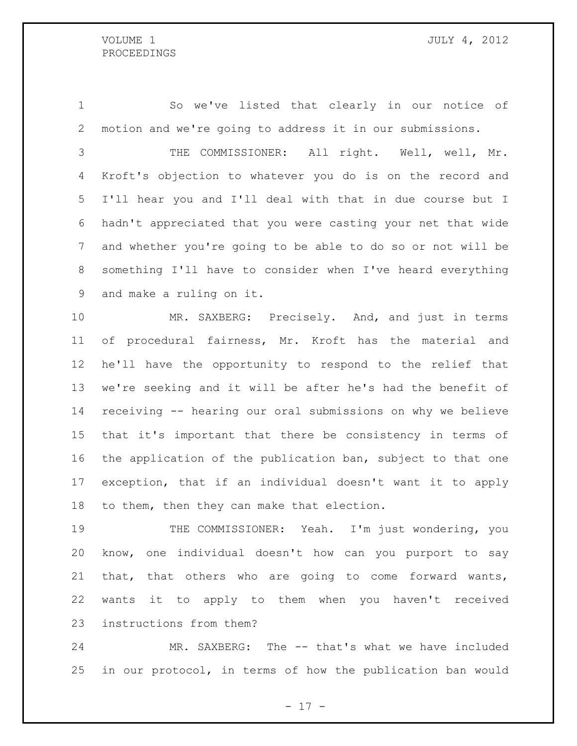So we've listed that clearly in our notice of motion and we're going to address it in our submissions.

THE COMMISSIONER: All right. Well, well, Mr. Kroft's objection to whatever you do is on the record and I'll hear you and I'll deal with that in due course but I hadn't appreciated that you were casting your net that wide and whether you're going to be able to do so or not will be something I'll have to consider when I've heard everything and make a ruling on it.

MR. SAXBERG: Precisely. And, and just in terms of procedural fairness, Mr. Kroft has the material and he'll have the opportunity to respond to the relief that we're seeking and it will be after he's had the benefit of receiving -- hearing our oral submissions on why we believe that it's important that there be consistency in terms of the application of the publication ban, subject to that one exception, that if an individual doesn't want it to apply to them, then they can make that election.

THE COMMISSIONER: Yeah. I'm just wondering, you know, one individual doesn't how can you purport to say that, that others who are going to come forward wants, wants it to apply to them when you haven't received instructions from them?

MR. SAXBERG: The -- that's what we have included in our protocol, in terms of how the publication ban would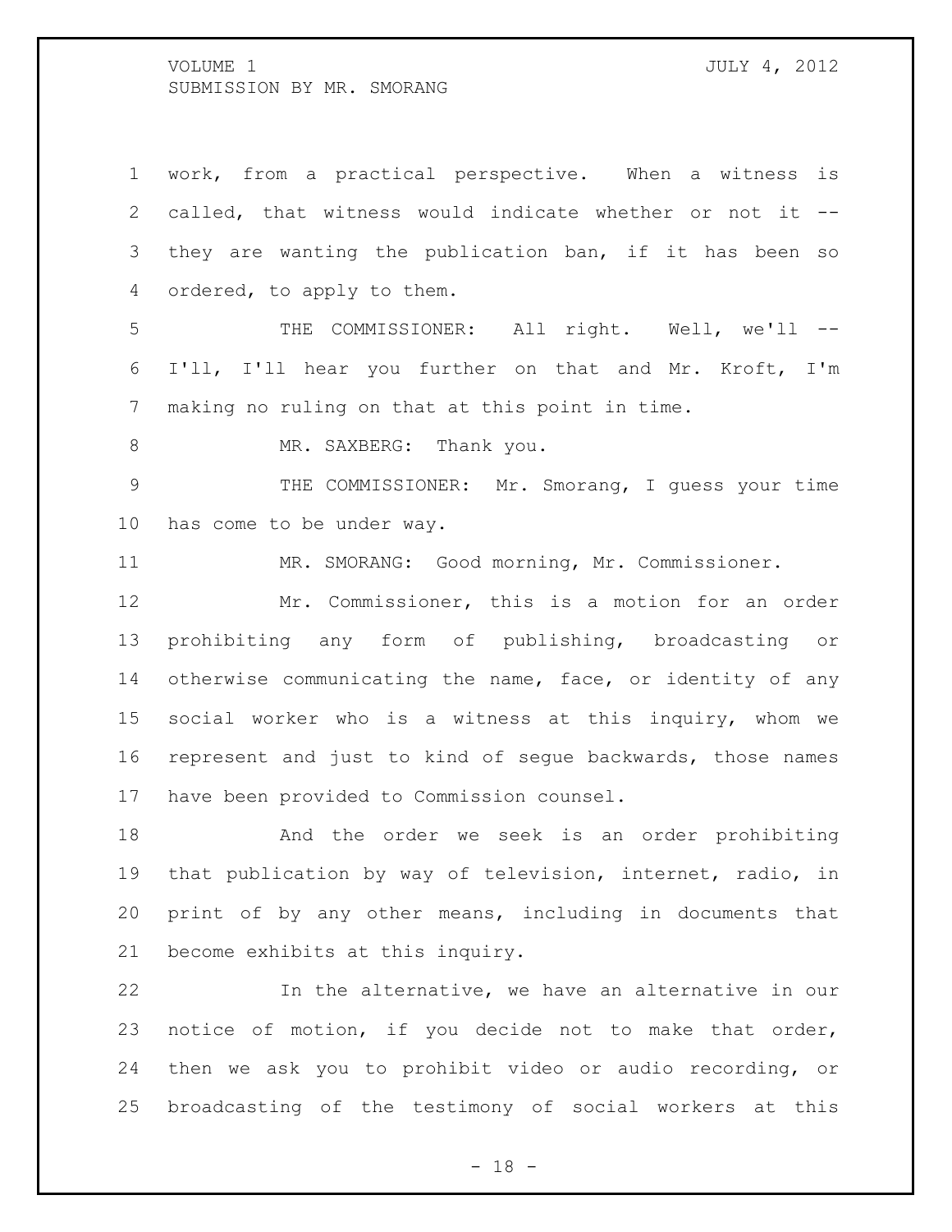work, from a practical perspective. When a witness is called, that witness would indicate whether or not it -- they are wanting the publication ban, if it has been so ordered, to apply to them.

THE COMMISSIONER: All right. Well, we'll -- I'll, I'll hear you further on that and Mr. Kroft, I'm making no ruling on that at this point in time.

MR. SAXBERG: Thank you.

THE COMMISSIONER: Mr. Smorang, I guess your time has come to be under way.

MR. SMORANG: Good morning, Mr. Commissioner.

Mr. Commissioner, this is a motion for an order prohibiting any form of publishing, broadcasting or otherwise communicating the name, face, or identity of any social worker who is a witness at this inquiry, whom we represent and just to kind of segue backwards, those names have been provided to Commission counsel.

And the order we seek is an order prohibiting that publication by way of television, internet, radio, in print of by any other means, including in documents that become exhibits at this inquiry.

In the alternative, we have an alternative in our notice of motion, if you decide not to make that order, then we ask you to prohibit video or audio recording, or broadcasting of the testimony of social workers at this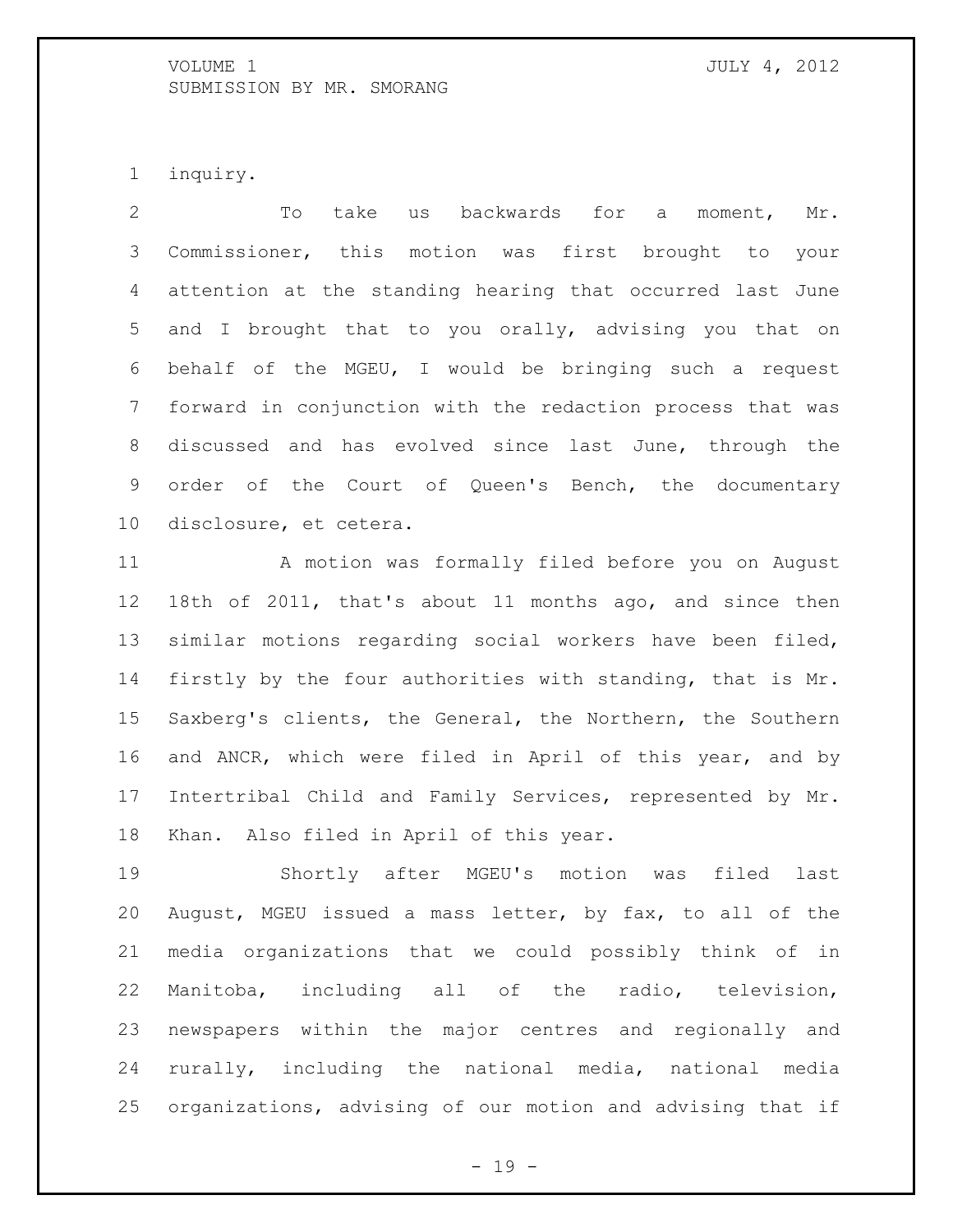inquiry.

To take us backwards for a moment, Mr. Commissioner, this motion was first brought to your attention at the standing hearing that occurred last June and I brought that to you orally, advising you that on behalf of the MGEU, I would be bringing such a request forward in conjunction with the redaction process that was discussed and has evolved since last June, through the order of the Court of Queen's Bench, the documentary disclosure, et cetera.

A motion was formally filed before you on August 18th of 2011, that's about 11 months ago, and since then similar motions regarding social workers have been filed, firstly by the four authorities with standing, that is Mr. Saxberg's clients, the General, the Northern, the Southern and ANCR, which were filed in April of this year, and by Intertribal Child and Family Services, represented by Mr. Khan. Also filed in April of this year.

Shortly after MGEU's motion was filed last August, MGEU issued a mass letter, by fax, to all of the media organizations that we could possibly think of in Manitoba, including all of the radio, television, newspapers within the major centres and regionally and rurally, including the national media, national media organizations, advising of our motion and advising that if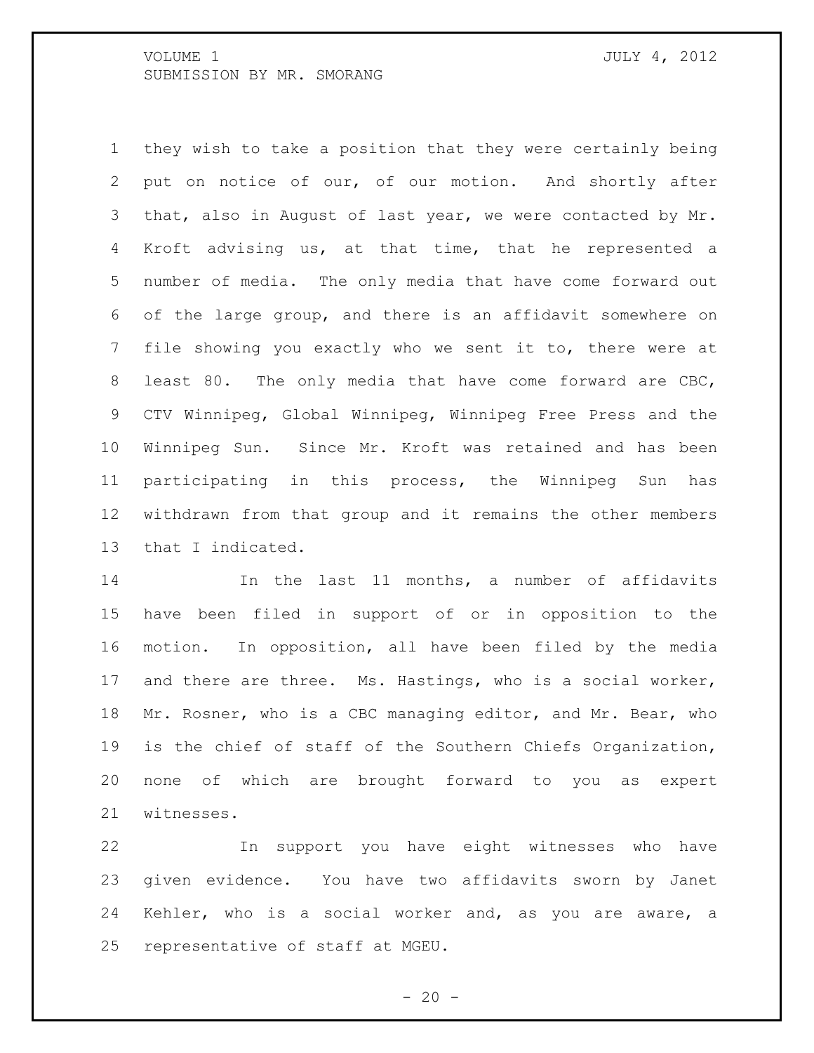they wish to take a position that they were certainly being put on notice of our, of our motion. And shortly after that, also in August of last year, we were contacted by Mr. Kroft advising us, at that time, that he represented a number of media. The only media that have come forward out of the large group, and there is an affidavit somewhere on file showing you exactly who we sent it to, there were at least 80. The only media that have come forward are CBC, CTV Winnipeg, Global Winnipeg, Winnipeg Free Press and the Winnipeg Sun. Since Mr. Kroft was retained and has been participating in this process, the Winnipeg Sun has withdrawn from that group and it remains the other members that I indicated.

In the last 11 months, a number of affidavits have been filed in support of or in opposition to the motion. In opposition, all have been filed by the media and there are three. Ms. Hastings, who is a social worker, Mr. Rosner, who is a CBC managing editor, and Mr. Bear, who is the chief of staff of the Southern Chiefs Organization, none of which are brought forward to you as expert witnesses.

In support you have eight witnesses who have given evidence. You have two affidavits sworn by Janet Kehler, who is a social worker and, as you are aware, a representative of staff at MGEU.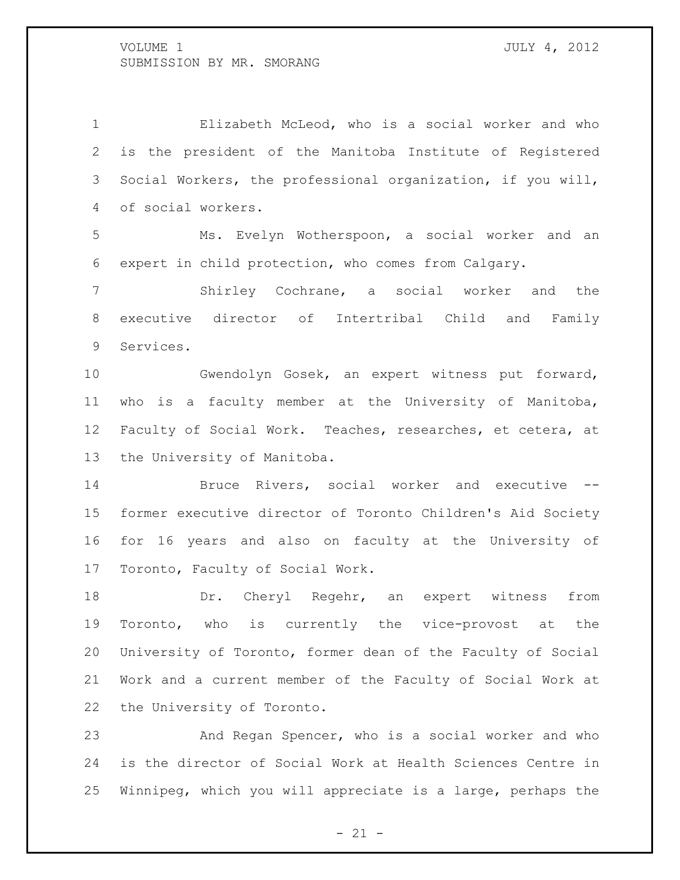Elizabeth McLeod, who is a social worker and who is the president of the Manitoba Institute of Registered Social Workers, the professional organization, if you will, of social workers.

Ms. Evelyn Wotherspoon, a social worker and an expert in child protection, who comes from Calgary.

Shirley Cochrane, a social worker and the executive director of Intertribal Child and Family Services.

Gwendolyn Gosek, an expert witness put forward, who is a faculty member at the University of Manitoba, Faculty of Social Work. Teaches, researches, et cetera, at the University of Manitoba.

Bruce Rivers, social worker and executive -- former executive director of Toronto Children's Aid Society for 16 years and also on faculty at the University of Toronto, Faculty of Social Work.

Dr. Cheryl Regehr, an expert witness from Toronto, who is currently the vice-provost at the University of Toronto, former dean of the Faculty of Social Work and a current member of the Faculty of Social Work at the University of Toronto.

And Regan Spencer, who is a social worker and who is the director of Social Work at Health Sciences Centre in Winnipeg, which you will appreciate is a large, perhaps the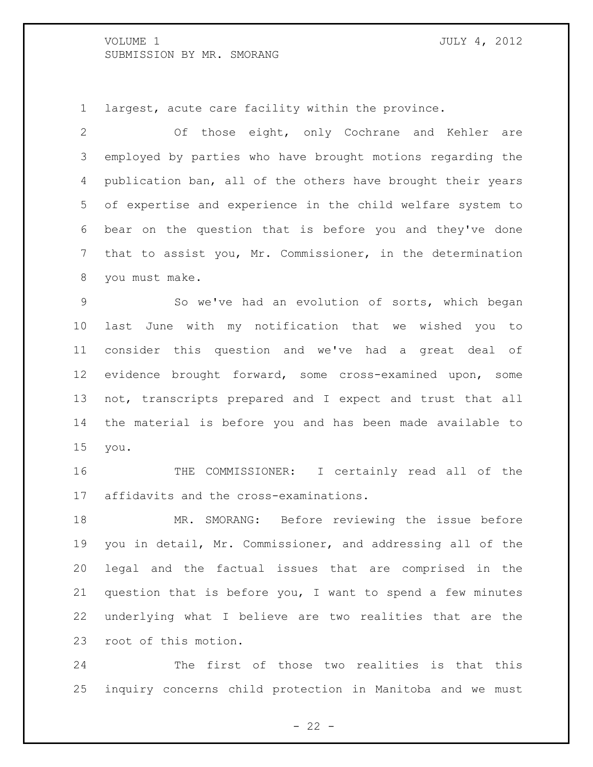largest, acute care facility within the province.

Of those eight, only Cochrane and Kehler are employed by parties who have brought motions regarding the publication ban, all of the others have brought their years of expertise and experience in the child welfare system to bear on the question that is before you and they've done that to assist you, Mr. Commissioner, in the determination you must make.

So we've had an evolution of sorts, which began last June with my notification that we wished you to consider this question and we've had a great deal of evidence brought forward, some cross-examined upon, some not, transcripts prepared and I expect and trust that all the material is before you and has been made available to you.

THE COMMISSIONER: I certainly read all of the affidavits and the cross-examinations.

MR. SMORANG: Before reviewing the issue before you in detail, Mr. Commissioner, and addressing all of the legal and the factual issues that are comprised in the question that is before you, I want to spend a few minutes underlying what I believe are two realities that are the root of this motion.

The first of those two realities is that this inquiry concerns child protection in Manitoba and we must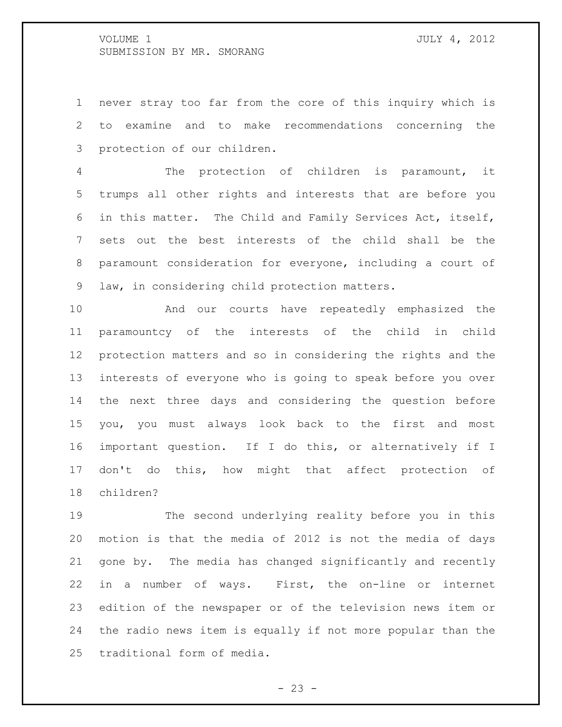never stray too far from the core of this inquiry which is to examine and to make recommendations concerning the protection of our children.

The protection of children is paramount, it trumps all other rights and interests that are before you in this matter. The Child and Family Services Act, itself, sets out the best interests of the child shall be the paramount consideration for everyone, including a court of law, in considering child protection matters.

And our courts have repeatedly emphasized the paramountcy of the interests of the child in child protection matters and so in considering the rights and the interests of everyone who is going to speak before you over the next three days and considering the question before you, you must always look back to the first and most important question. If I do this, or alternatively if I don't do this, how might that affect protection of children?

The second underlying reality before you in this motion is that the media of 2012 is not the media of days gone by. The media has changed significantly and recently in a number of ways. First, the on-line or internet edition of the newspaper or of the television news item or the radio news item is equally if not more popular than the traditional form of media.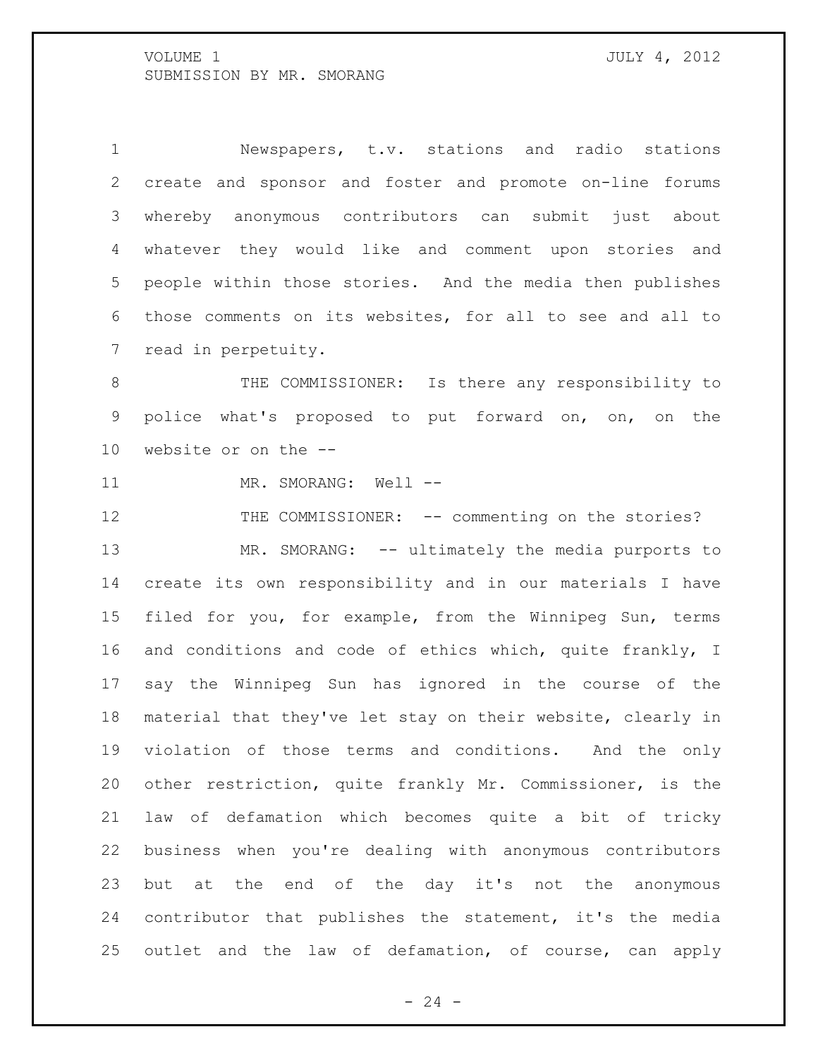Newspapers, t.v. stations and radio stations create and sponsor and foster and promote on-line forums whereby anonymous contributors can submit just about whatever they would like and comment upon stories and people within those stories. And the media then publishes those comments on its websites, for all to see and all to read in perpetuity.

THE COMMISSIONER: Is there any responsibility to police what's proposed to put forward on, on, on the website or on the --

MR. SMORANG: Well --

THE COMMISSIONER: -- commenting on the stories?

MR. SMORANG: -- ultimately the media purports to create its own responsibility and in our materials I have filed for you, for example, from the Winnipeg Sun, terms and conditions and code of ethics which, quite frankly, I say the Winnipeg Sun has ignored in the course of the material that they've let stay on their website, clearly in violation of those terms and conditions. And the only other restriction, quite frankly Mr. Commissioner, is the law of defamation which becomes quite a bit of tricky business when you're dealing with anonymous contributors but at the end of the day it's not the anonymous contributor that publishes the statement, it's the media outlet and the law of defamation, of course, can apply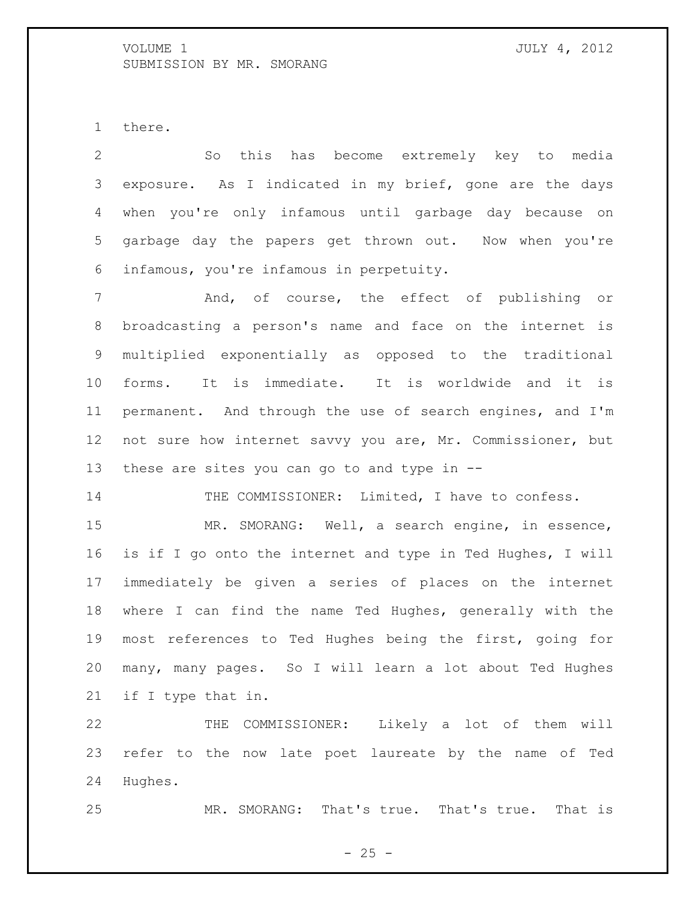there.

So this has become extremely key to media exposure. As I indicated in my brief, gone are the days when you're only infamous until garbage day because on garbage day the papers get thrown out. Now when you're infamous, you're infamous in perpetuity.

And, of course, the effect of publishing or broadcasting a person's name and face on the internet is multiplied exponentially as opposed to the traditional forms. It is immediate. It is worldwide and it is permanent. And through the use of search engines, and I'm not sure how internet savvy you are, Mr. Commissioner, but these are sites you can go to and type in --

THE COMMISSIONER: Limited, I have to confess.

MR. SMORANG: Well, a search engine, in essence, is if I go onto the internet and type in Ted Hughes, I will immediately be given a series of places on the internet where I can find the name Ted Hughes, generally with the most references to Ted Hughes being the first, going for many, many pages. So I will learn a lot about Ted Hughes if I type that in.

THE COMMISSIONER: Likely a lot of them will refer to the now late poet laureate by the name of Ted Hughes.

MR. SMORANG: That's true. That's true. That is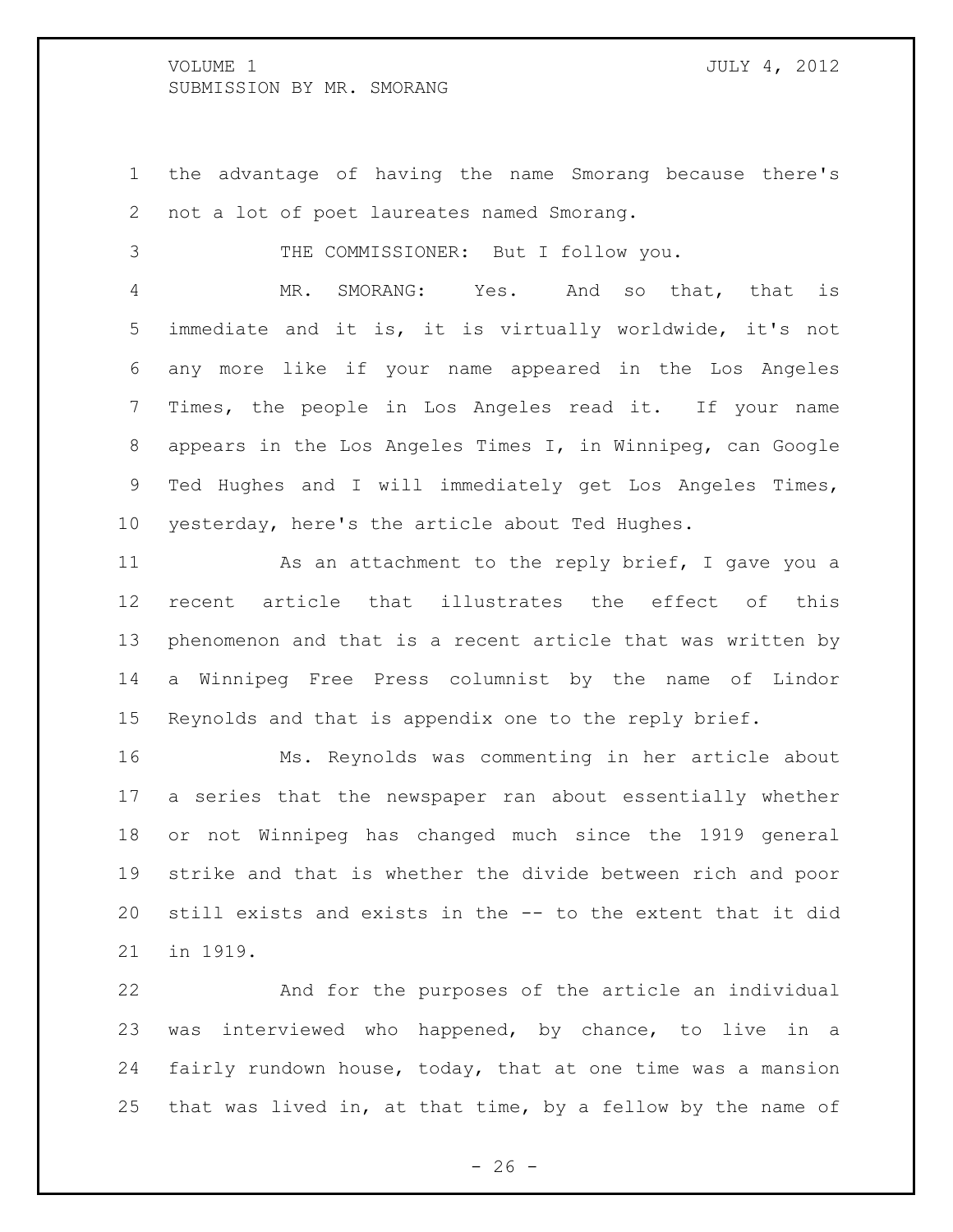the advantage of having the name Smorang because there's not a lot of poet laureates named Smorang.

THE COMMISSIONER: But I follow you.

MR. SMORANG: Yes. And so that, that is immediate and it is, it is virtually worldwide, it's not any more like if your name appeared in the Los Angeles Times, the people in Los Angeles read it. If your name appears in the Los Angeles Times I, in Winnipeg, can Google Ted Hughes and I will immediately get Los Angeles Times, yesterday, here's the article about Ted Hughes.

As an attachment to the reply brief, I gave you a recent article that illustrates the effect of this phenomenon and that is a recent article that was written by a Winnipeg Free Press columnist by the name of Lindor Reynolds and that is appendix one to the reply brief.

Ms. Reynolds was commenting in her article about a series that the newspaper ran about essentially whether or not Winnipeg has changed much since the 1919 general strike and that is whether the divide between rich and poor still exists and exists in the -- to the extent that it did in 1919.

And for the purposes of the article an individual was interviewed who happened, by chance, to live in a fairly rundown house, today, that at one time was a mansion that was lived in, at that time, by a fellow by the name of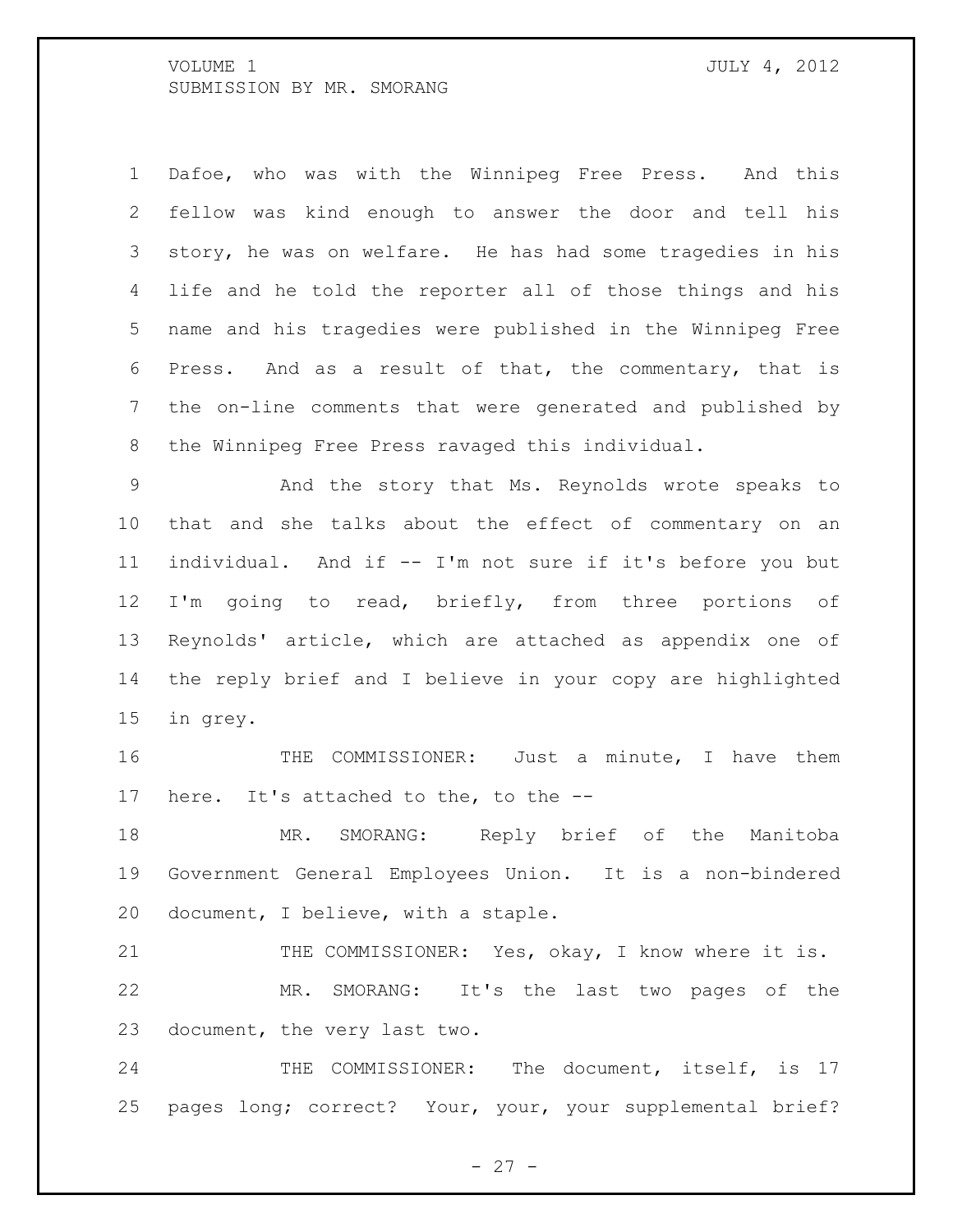Dafoe, who was with the Winnipeg Free Press. And this fellow was kind enough to answer the door and tell his story, he was on welfare. He has had some tragedies in his life and he told the reporter all of those things and his name and his tragedies were published in the Winnipeg Free Press. And as a result of that, the commentary, that is the on-line comments that were generated and published by the Winnipeg Free Press ravaged this individual.

And the story that Ms. Reynolds wrote speaks to that and she talks about the effect of commentary on an individual. And if -- I'm not sure if it's before you but I'm going to read, briefly, from three portions of Reynolds' article, which are attached as appendix one of the reply brief and I believe in your copy are highlighted in grey.

THE COMMISSIONER: Just a minute, I have them here. It's attached to the, to the --

MR. SMORANG: Reply brief of the Manitoba Government General Employees Union. It is a non-bindered document, I believe, with a staple.

THE COMMISSIONER: Yes, okay, I know where it is.

MR. SMORANG: It's the last two pages of the document, the very last two.

THE COMMISSIONER: The document, itself, is 17 pages long; correct? Your, your, your supplemental brief?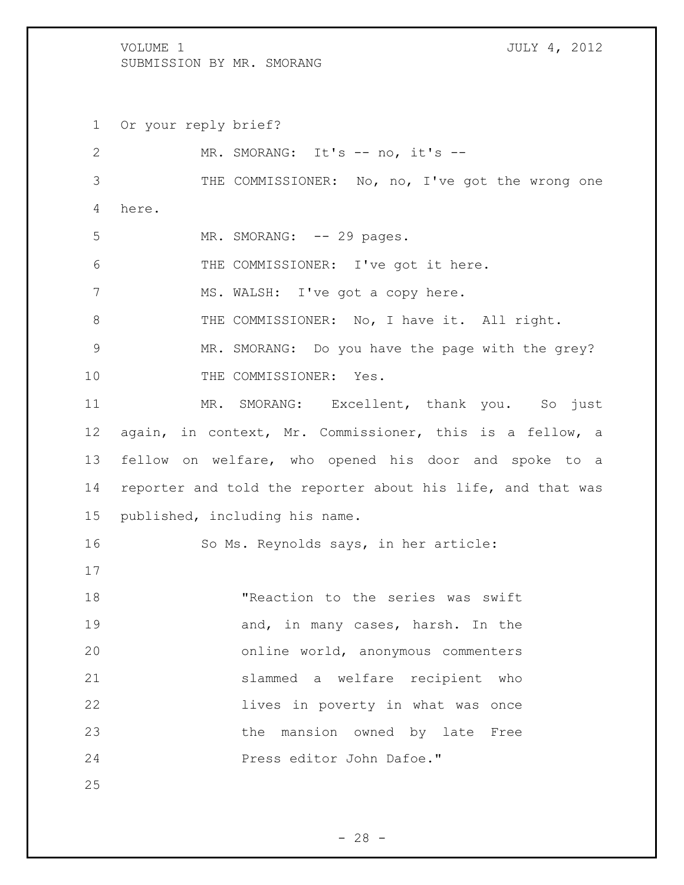Or your reply brief?

MR. SMORANG: It's -- no, it's --

THE COMMISSIONER: No, no, I've got the wrong one here.

MR. SMORANG: -- 29 pages.

THE COMMISSIONER: I've got it here.

MS. WALSH: I've got a copy here.

THE COMMISSIONER: No, I have it. All right.

MR. SMORANG: Do you have the page with the grey?

THE COMMISSIONER: Yes.

MR. SMORANG: Excellent, thank you. So just again, in context, Mr. Commissioner, this is a fellow, a fellow on welfare, who opened his door and spoke to a reporter and told the reporter about his life, and that was published, including his name.

So Ms. Reynolds says, in her article:

> "Reaction to the series was swift and, in many cases, harsh. In the online world, anonymous commenters slammed a welfare recipient who lives in poverty in what was once the mansion owned by late Free Press editor John Dafoe."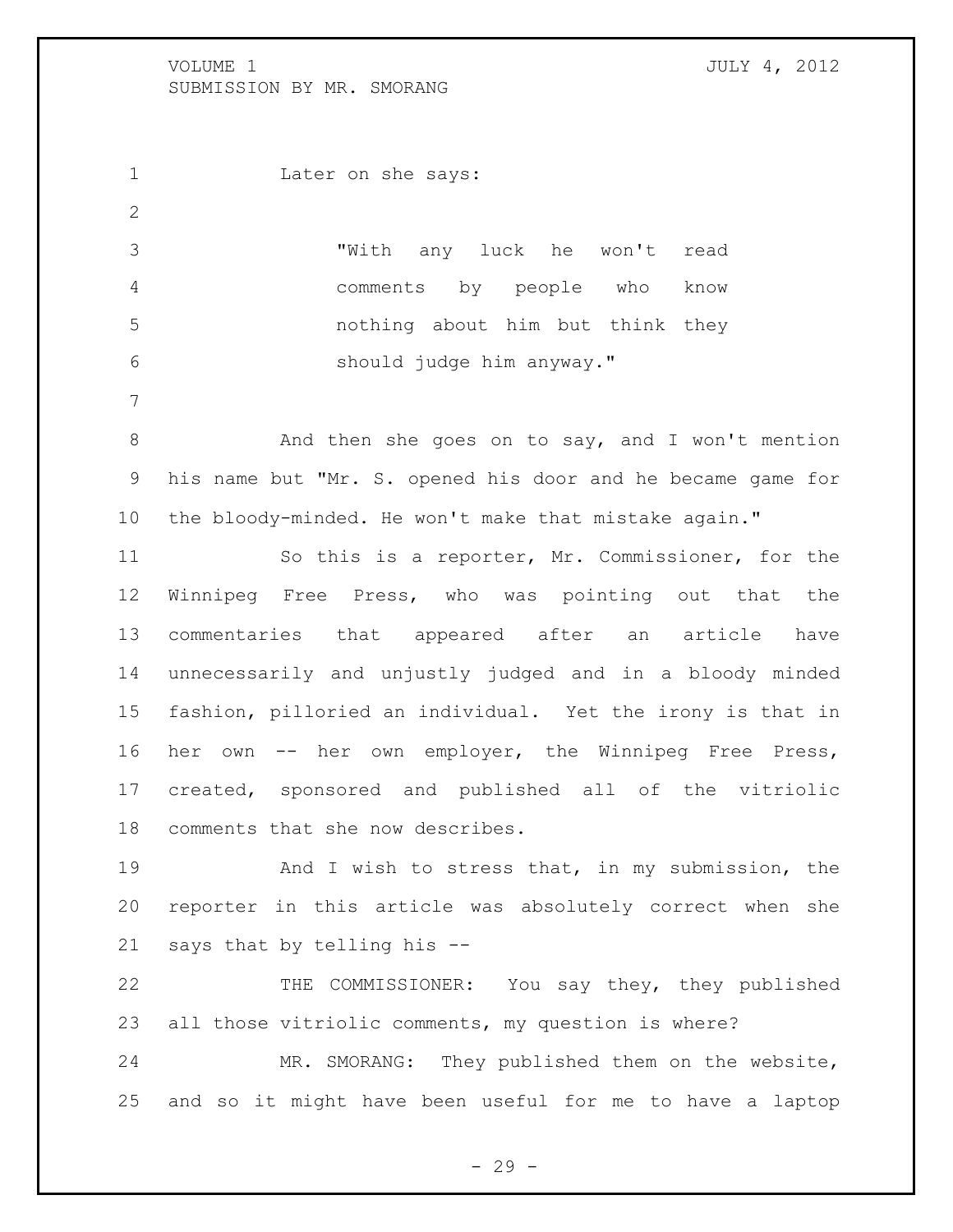Later on she says:

> "With any luck he won't read comments by people who know nothing about him but think they should judge him anyway."

And then she goes on to say, and I won't mention his name but "Mr. S. opened his door and he became game for the bloody-minded. He won't make that mistake again."

So this is a reporter, Mr. Commissioner, for the Winnipeg Free Press, who was pointing out that the commentaries that appeared after an article have unnecessarily and unjustly judged and in a bloody minded fashion, pilloried an individual. Yet the irony is that in her own -- her own employer, the Winnipeg Free Press, created, sponsored and published all of the vitriolic comments that she now describes.

And I wish to stress that, in my submission, the reporter in this article was absolutely correct when she says that by telling his --

THE COMMISSIONER: You say they, they published all those vitriolic comments, my question is where?

MR. SMORANG: They published them on the website, and so it might have been useful for me to have a laptop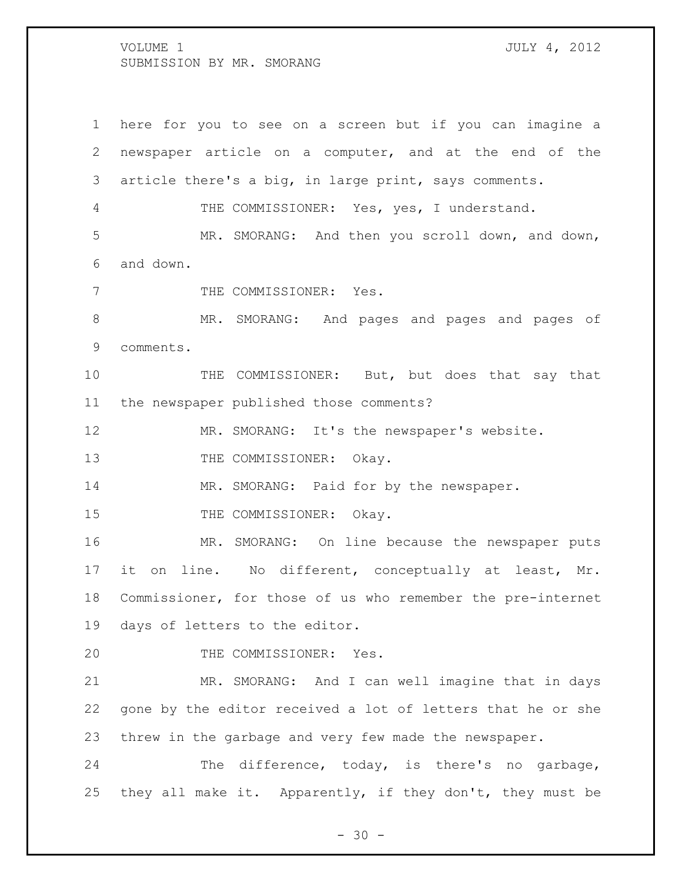here for you to see on a screen but if you can imagine a newspaper article on a computer, and at the end of the article there's a big, in large print, says comments.

THE COMMISSIONER: Yes, yes, I understand.

MR. SMORANG: And then you scroll down, and down, and down.

THE COMMISSIONER: Yes.

MR. SMORANG: And pages and pages and pages of comments.

THE COMMISSIONER: But, but does that say that the newspaper published those comments?

MR. SMORANG: It's the newspaper's website.

THE COMMISSIONER: Okay.

MR. SMORANG: Paid for by the newspaper.

THE COMMISSIONER: Okay.

MR. SMORANG: On line because the newspaper puts it on line. No different, conceptually at least, Mr. Commissioner, for those of us who remember the pre-internet days of letters to the editor.

THE COMMISSIONER: Yes.

MR. SMORANG: And I can well imagine that in days gone by the editor received a lot of letters that he or she threw in the garbage and very few made the newspaper.

The difference, today, is there's no garbage, they all make it. Apparently, if they don't, they must be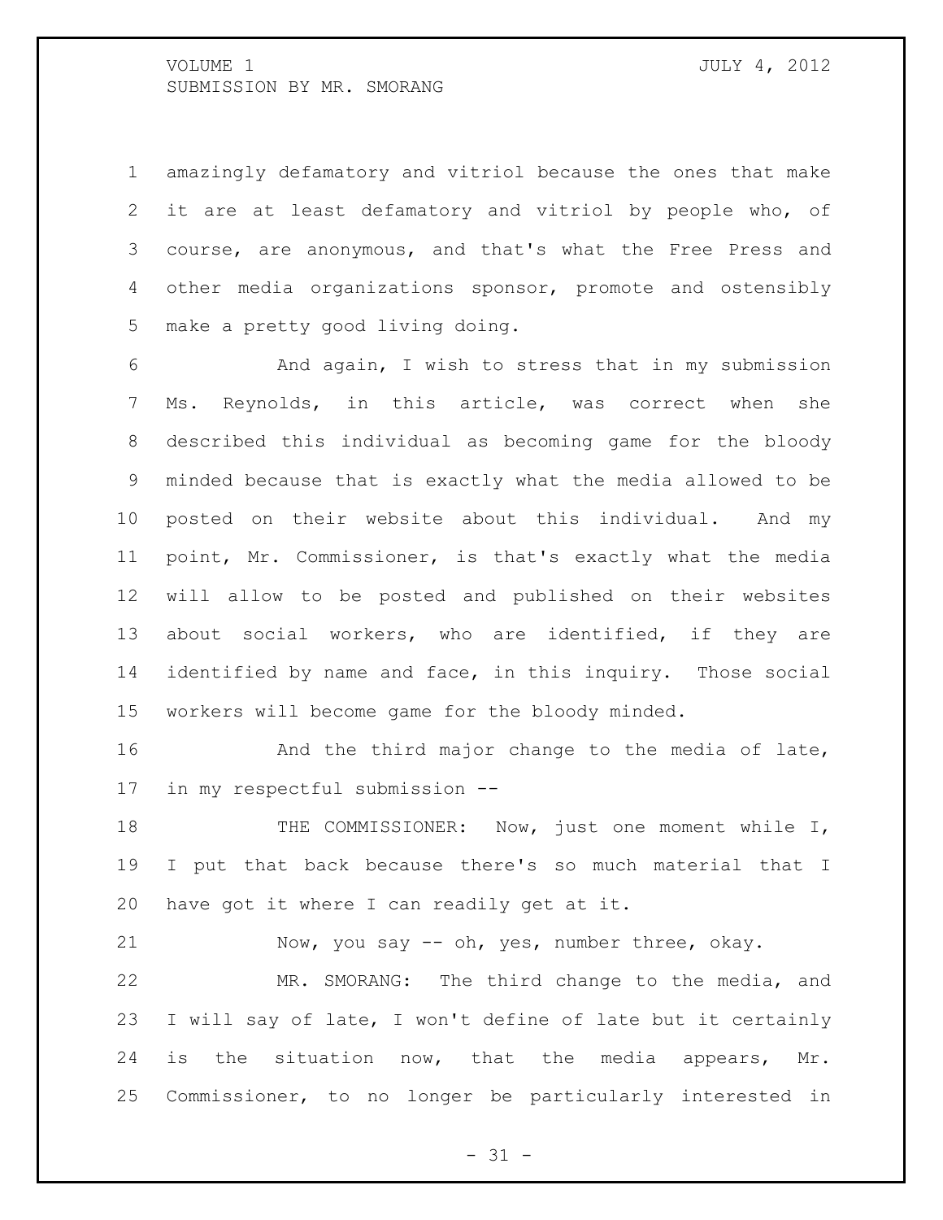amazingly defamatory and vitriol because the ones that make it are at least defamatory and vitriol by people who, of course, are anonymous, and that's what the Free Press and other media organizations sponsor, promote and ostensibly make a pretty good living doing.

And again, I wish to stress that in my submission Ms. Reynolds, in this article, was correct when she described this individual as becoming game for the bloody minded because that is exactly what the media allowed to be posted on their website about this individual. And my point, Mr. Commissioner, is that's exactly what the media will allow to be posted and published on their websites about social workers, who are identified, if they are identified by name and face, in this inquiry. Those social workers will become game for the bloody minded.

And the third major change to the media of late, in my respectful submission --

THE COMMISSIONER: Now, just one moment while I, I put that back because there's so much material that I have got it where I can readily get at it.

Now, you say -- oh, yes, number three, okay.

MR. SMORANG: The third change to the media, and I will say of late, I won't define of late but it certainly is the situation now, that the media appears, Mr. Commissioner, to no longer be particularly interested in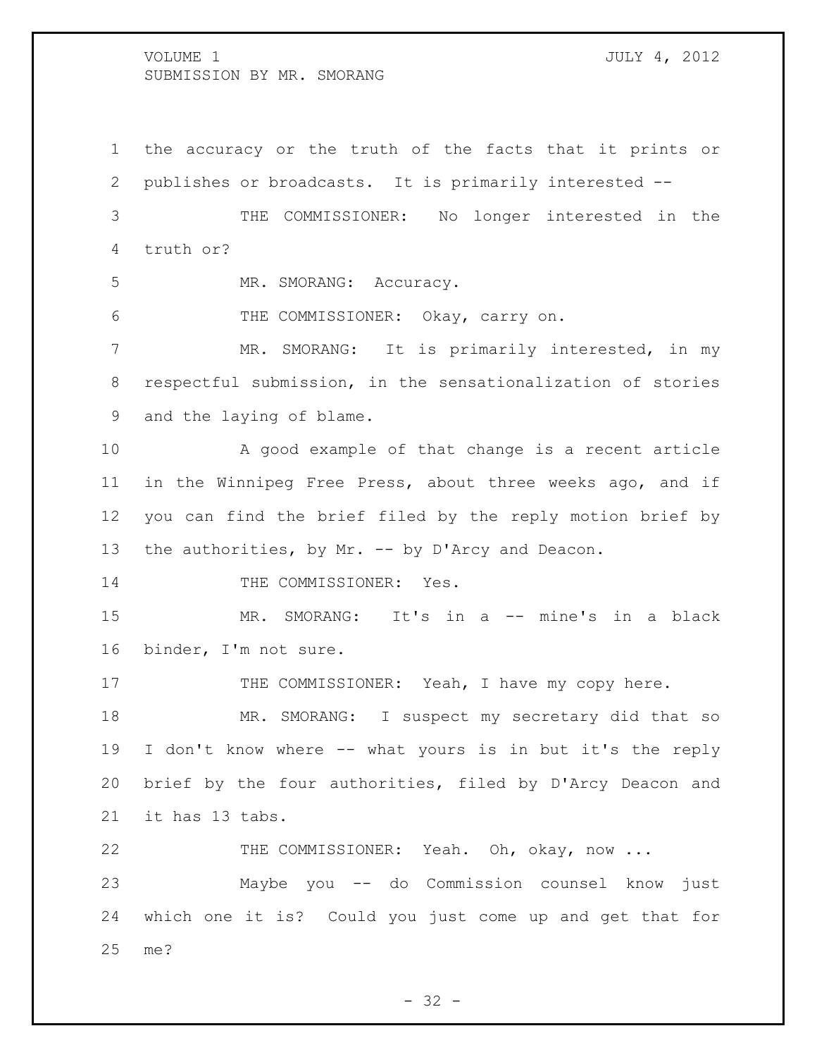the accuracy or the truth of the facts that it prints or publishes or broadcasts. It is primarily interested --

THE COMMISSIONER: No longer interested in the truth or?

MR. SMORANG: Accuracy.

THE COMMISSIONER: Okay, carry on.

MR. SMORANG: It is primarily interested, in my respectful submission, in the sensationalization of stories and the laying of blame.

A good example of that change is a recent article in the Winnipeg Free Press, about three weeks ago, and if you can find the brief filed by the reply motion brief by the authorities, by Mr. -- by D'Arcy and Deacon.

THE COMMISSIONER: Yes.

MR. SMORANG: It's in a -- mine's in a black binder, I'm not sure.

THE COMMISSIONER: Yeah, I have my copy here.

MR. SMORANG: I suspect my secretary did that so I don't know where -- what yours is in but it's the reply brief by the four authorities, filed by D'Arcy Deacon and it has 13 tabs.

THE COMMISSIONER: Yeah. Oh, okay, now ...

Maybe you -- do Commission counsel know just which one it is? Could you just come up and get that for me?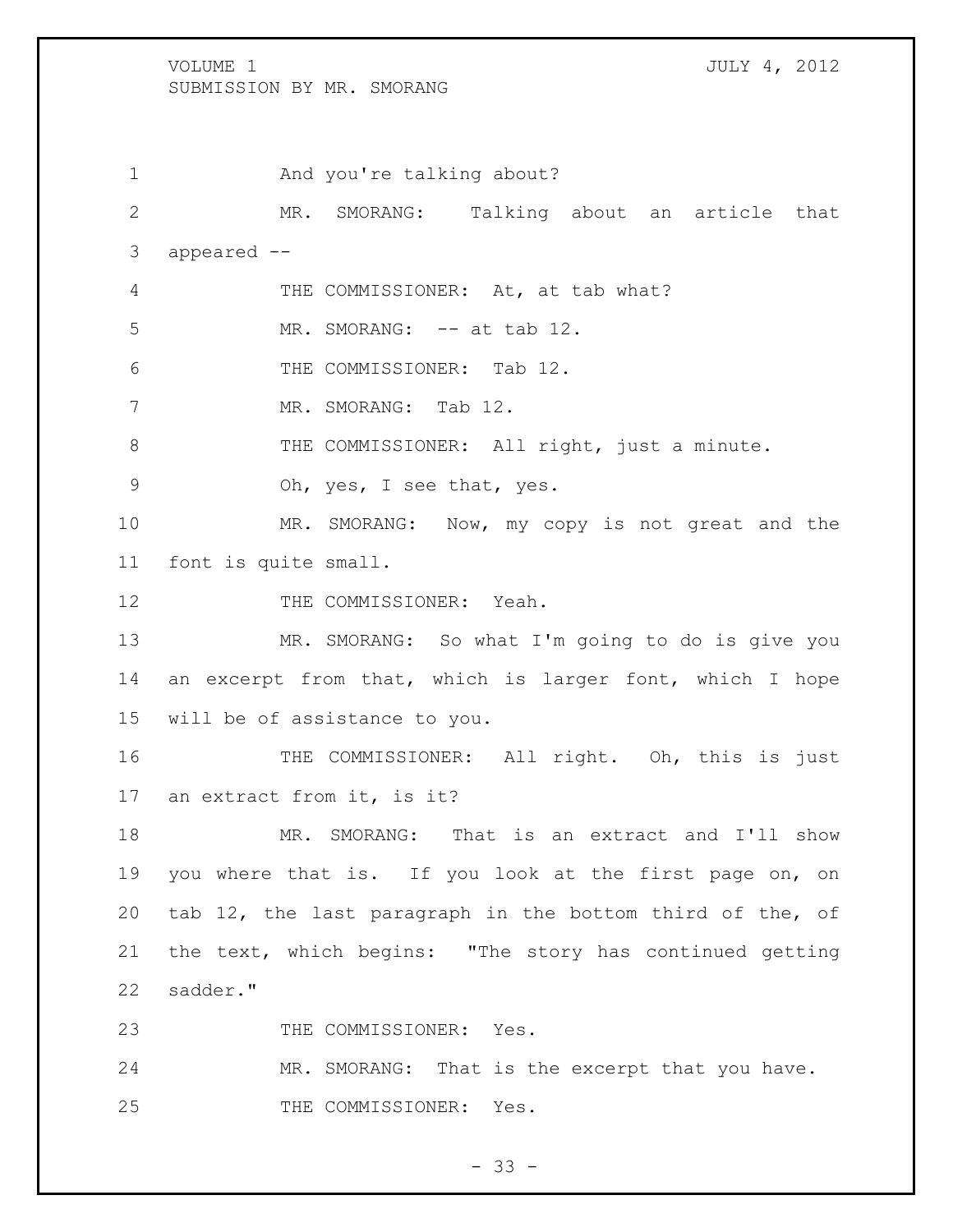And you're talking about?

MR. SMORANG: Talking about an article that appeared --

THE COMMISSIONER: At, at tab what?

MR. SMORANG: -- at tab 12.

THE COMMISSIONER: Tab 12.

MR. SMORANG: Tab 12.

THE COMMISSIONER: All right, just a minute. Oh, yes, I see that, yes.

MR. SMORANG: Now, my copy is not great and the font is quite small.

THE COMMISSIONER: Yeah.

MR. SMORANG: So what I'm going to do is give you an excerpt from that, which is larger font, which I hope will be of assistance to you.

THE COMMISSIONER: All right. Oh, this is just an extract from it, is it?

MR. SMORANG: That is an extract and I'll show you where that is. If you look at the first page on, on tab 12, the last paragraph in the bottom third of the, of the text, which begins: "The story has continued getting sadder."

THE COMMISSIONER: Yes.

MR. SMORANG: That is the excerpt that you have.

THE COMMISSIONER: Yes.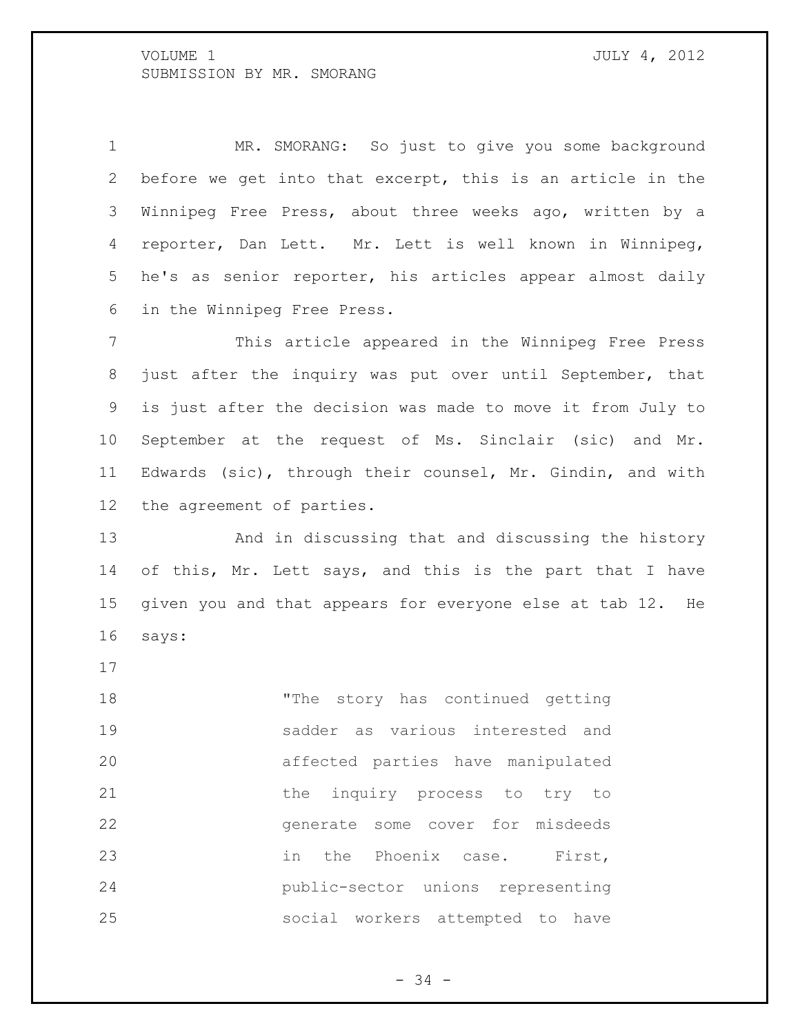MR. SMORANG: So just to give you some background before we get into that excerpt, this is an article in the Winnipeg Free Press, about three weeks ago, written by a reporter, Dan Lett. Mr. Lett is well known in Winnipeg, he's as senior reporter, his articles appear almost daily in the Winnipeg Free Press.

This article appeared in the Winnipeg Free Press just after the inquiry was put over until September, that is just after the decision was made to move it from July to September at the request of Ms. Sinclair (sic) and Mr. Edwards (sic), through their counsel, Mr. Gindin, and with the agreement of parties.

And in discussing that and discussing the history of this, Mr. Lett says, and this is the part that I have given you and that appears for everyone else at tab 12. He says:

> "The story has continued getting sadder as various interested and affected parties have manipulated the inquiry process to try to generate some cover for misdeeds in the Phoenix case. First, public-sector unions representing social workers attempted to have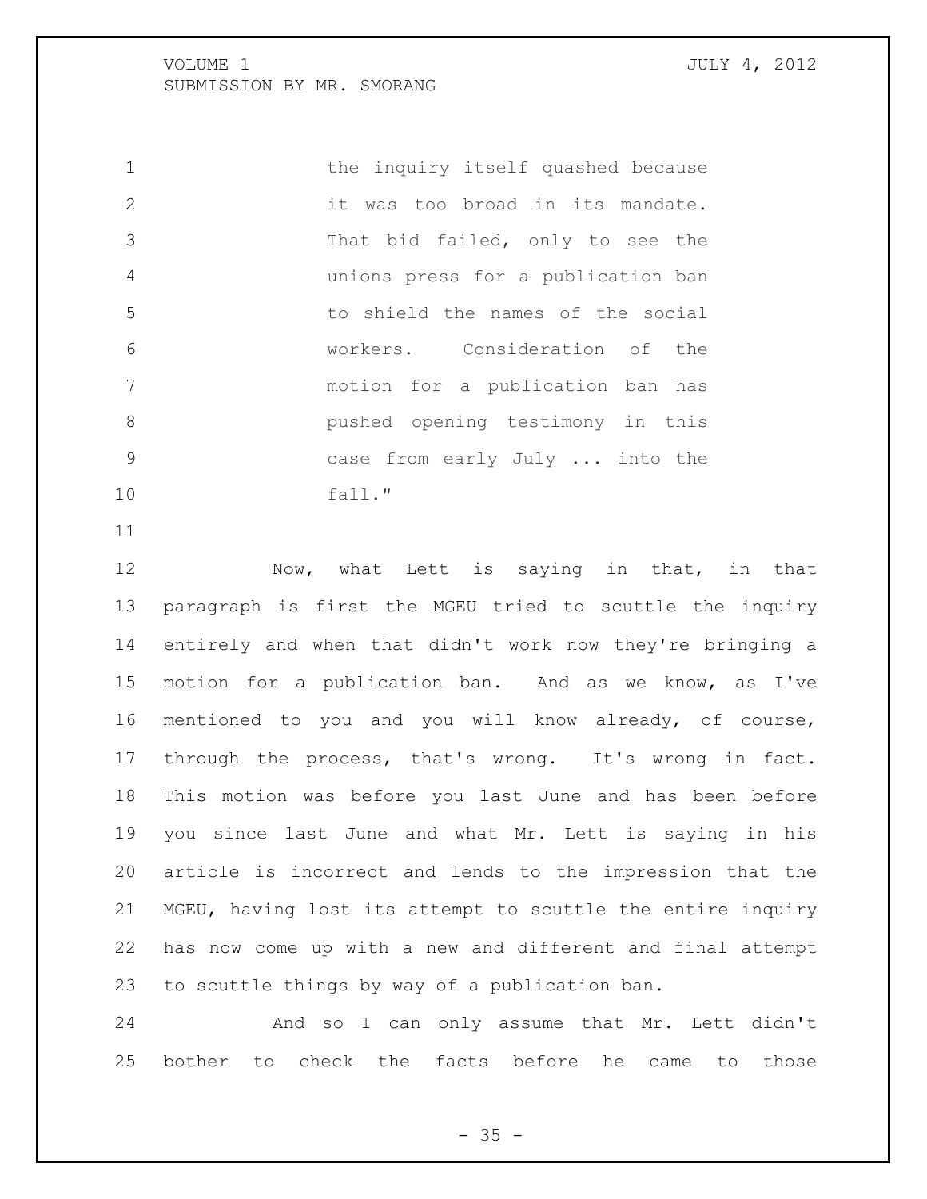the inquiry itself quashed because it was too broad in its mandate. That bid failed, only to see the unions press for a publication ban to shield the names of the social workers. Consideration of the motion for a publication ban has pushed opening testimony in this case from early July ... into the fall."

Now, what Lett is saying in that, in that paragraph is first the MGEU tried to scuttle the inquiry entirely and when that didn't work now they're bringing a motion for a publication ban. And as we know, as I've mentioned to you and you will know already, of course, through the process, that's wrong. It's wrong in fact. This motion was before you last June and has been before you since last June and what Mr. Lett is saying in his article is incorrect and lends to the impression that the MGEU, having lost its attempt to scuttle the entire inquiry has now come up with a new and different and final attempt to scuttle things by way of a publication ban.

And so I can only assume that Mr. Lett didn't bother to check the facts before he came to those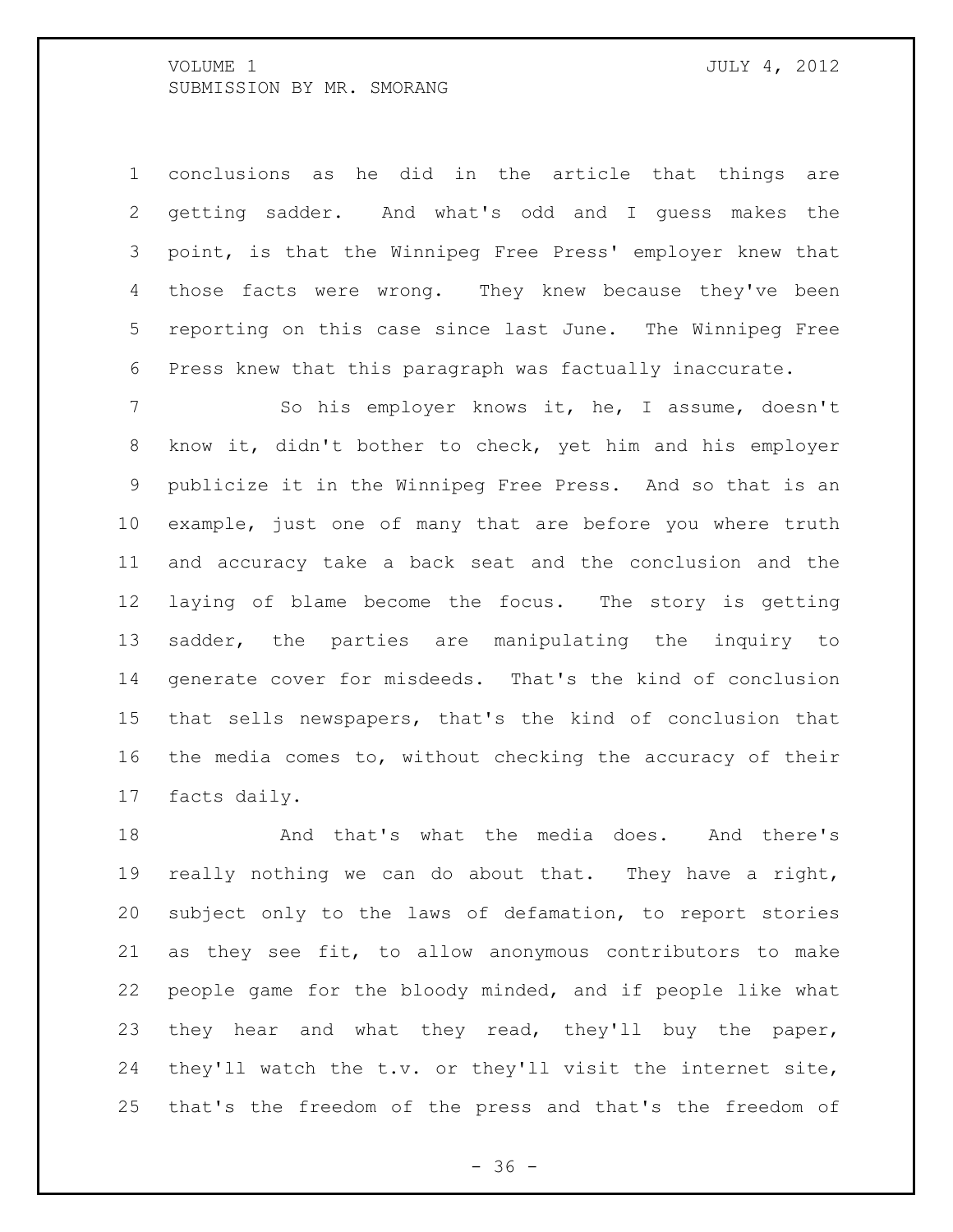conclusions as he did in the article that things are getting sadder. And what's odd and I guess makes the point, is that the Winnipeg Free Press' employer knew that those facts were wrong. They knew because they've been reporting on this case since last June. The Winnipeg Free Press knew that this paragraph was factually inaccurate.

So his employer knows it, he, I assume, doesn't know it, didn't bother to check, yet him and his employer publicize it in the Winnipeg Free Press. And so that is an example, just one of many that are before you where truth and accuracy take a back seat and the conclusion and the laying of blame become the focus. The story is getting sadder, the parties are manipulating the inquiry to generate cover for misdeeds. That's the kind of conclusion that sells newspapers, that's the kind of conclusion that the media comes to, without checking the accuracy of their facts daily.

And that's what the media does. And there's really nothing we can do about that. They have a right, subject only to the laws of defamation, to report stories as they see fit, to allow anonymous contributors to make people game for the bloody minded, and if people like what they hear and what they read, they'll buy the paper, they'll watch the t.v. or they'll visit the internet site, that's the freedom of the press and that's the freedom of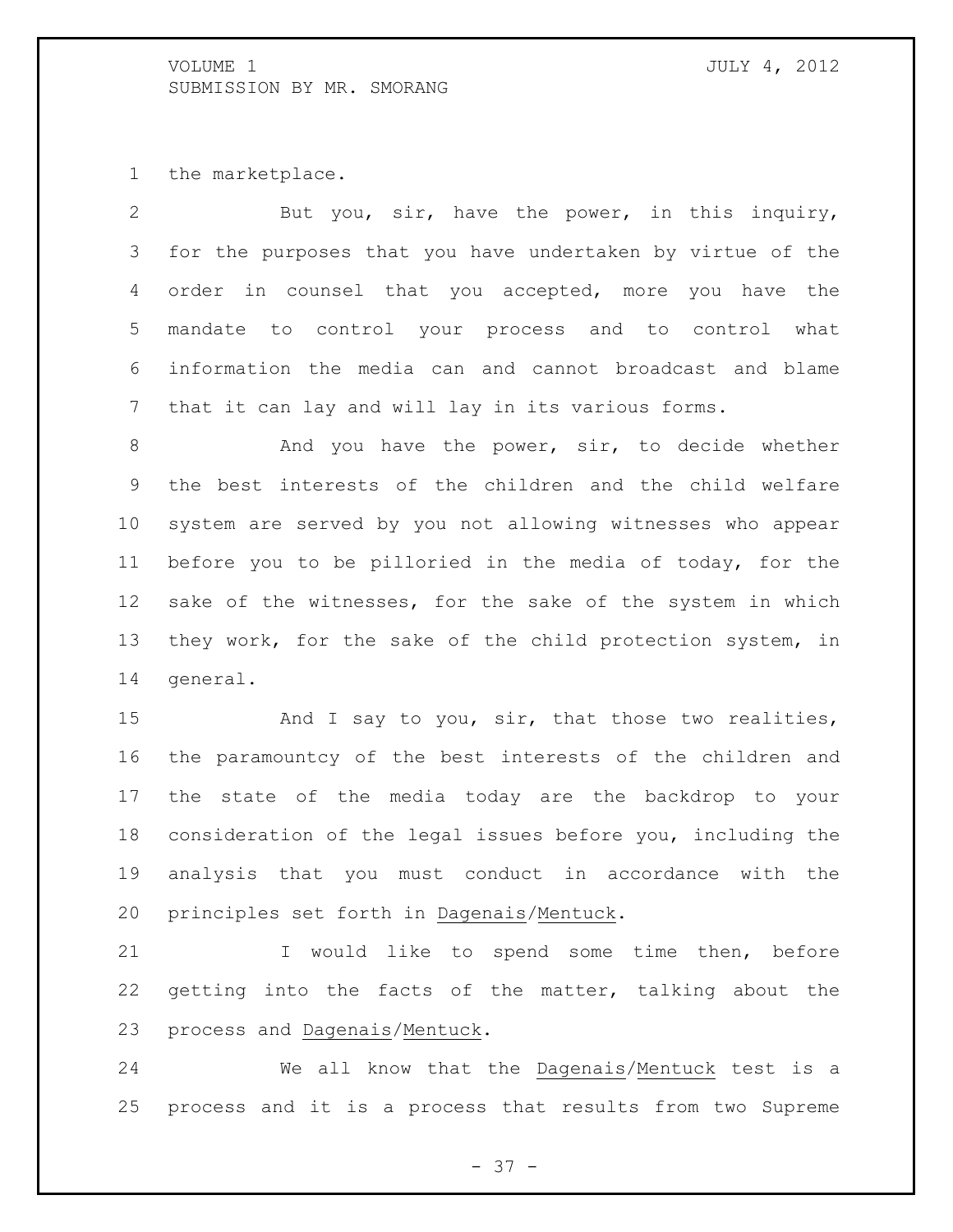the marketplace.

But you, sir, have the power, in this inquiry, for the purposes that you have undertaken by virtue of the order in counsel that you accepted, more you have the mandate to control your process and to control what information the media can and cannot broadcast and blame that it can lay and will lay in its various forms.

And you have the power, sir, to decide whether the best interests of the children and the child welfare system are served by you not allowing witnesses who appear before you to be pilloried in the media of today, for the sake of the witnesses, for the sake of the system in which they work, for the sake of the child protection system, in general.

And I say to you, sir, that those two realities, the paramountcy of the best interests of the children and the state of the media today are the backdrop to your consideration of the legal issues before you, including the analysis that you must conduct in accordance with the principles set forth in Dagenais/Mentuck.

I would like to spend some time then, before getting into the facts of the matter, talking about the process and Dagenais/Mentuck.

We all know that the Dagenais/Mentuck test is a process and it is a process that results from two Supreme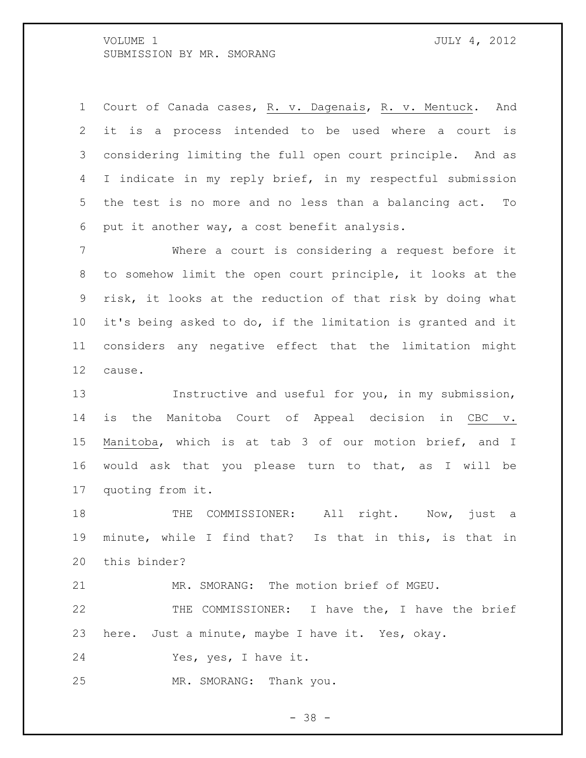Court of Canada cases, R. v. Dagenais, R. v. Mentuck. And it is a process intended to be used where a court is considering limiting the full open court principle. And as I indicate in my reply brief, in my respectful submission the test is no more and no less than a balancing act. To put it another way, a cost benefit analysis.

Where a court is considering a request before it to somehow limit the open court principle, it looks at the risk, it looks at the reduction of that risk by doing what it's being asked to do, if the limitation is granted and it considers any negative effect that the limitation might cause.

Instructive and useful for you, in my submission, is the Manitoba Court of Appeal decision in CBC v. Manitoba, which is at tab 3 of our motion brief, and I would ask that you please turn to that, as I will be quoting from it.

THE COMMISSIONER: All right. Now, just a minute, while I find that? Is that in this, is that in this binder?

MR. SMORANG: The motion brief of MGEU.

THE COMMISSIONER: I have the, I have the brief here. Just a minute, maybe I have it. Yes, okay.

Yes, yes, I have it.

MR. SMORANG: Thank you.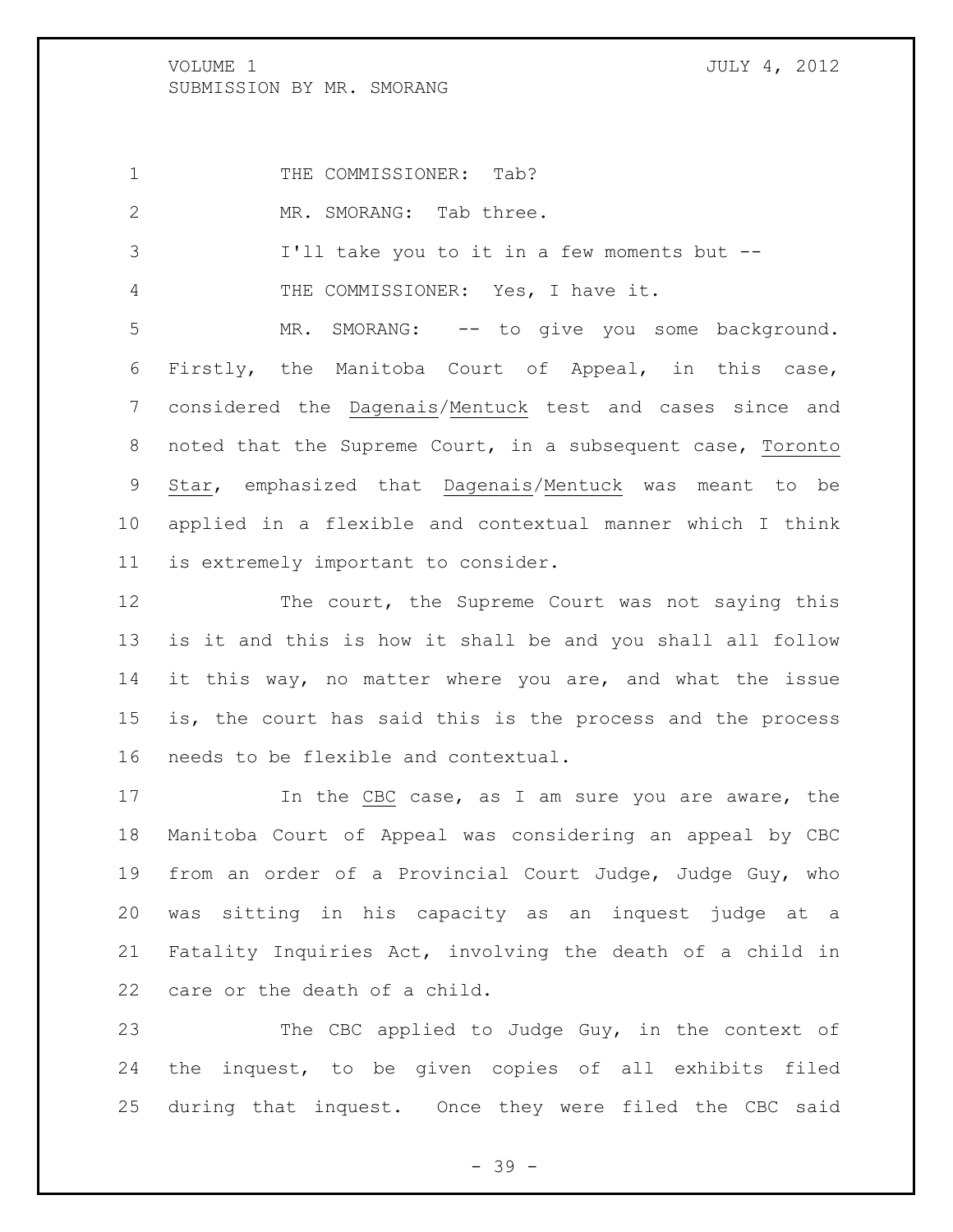THE COMMISSIONER: Tab?

MR. SMORANG: Tab three.

I'll take you to it in a few moments but --

THE COMMISSIONER: Yes, I have it.

MR. SMORANG: -- to give you some background. Firstly, the Manitoba Court of Appeal, in this case, considered the _Dagenais_/_Mentuck_ test and cases since and noted that the Supreme Court, in a subsequent case, _Toronto Star_, emphasized that _Dagenais_/_Mentuck_ was meant to be applied in a flexible and contextual manner which I think is extremely important to consider.

The court, the Supreme Court was not saying this is it and this is how it shall be and you shall all follow it this way, no matter where you are, and what the issue is, the court has said this is the process and the process needs to be flexible and contextual.

In the _CBC_ case, as I am sure you are aware, the Manitoba Court of Appeal was considering an appeal by CBC from an order of a Provincial Court Judge, Judge Guy, who was sitting in his capacity as an inquest judge at a Fatality Inquiries Act, involving the death of a child in care or the death of a child.

The CBC applied to Judge Guy, in the context of the inquest, to be given copies of all exhibits filed during that inquest. Once they were filed the CBC said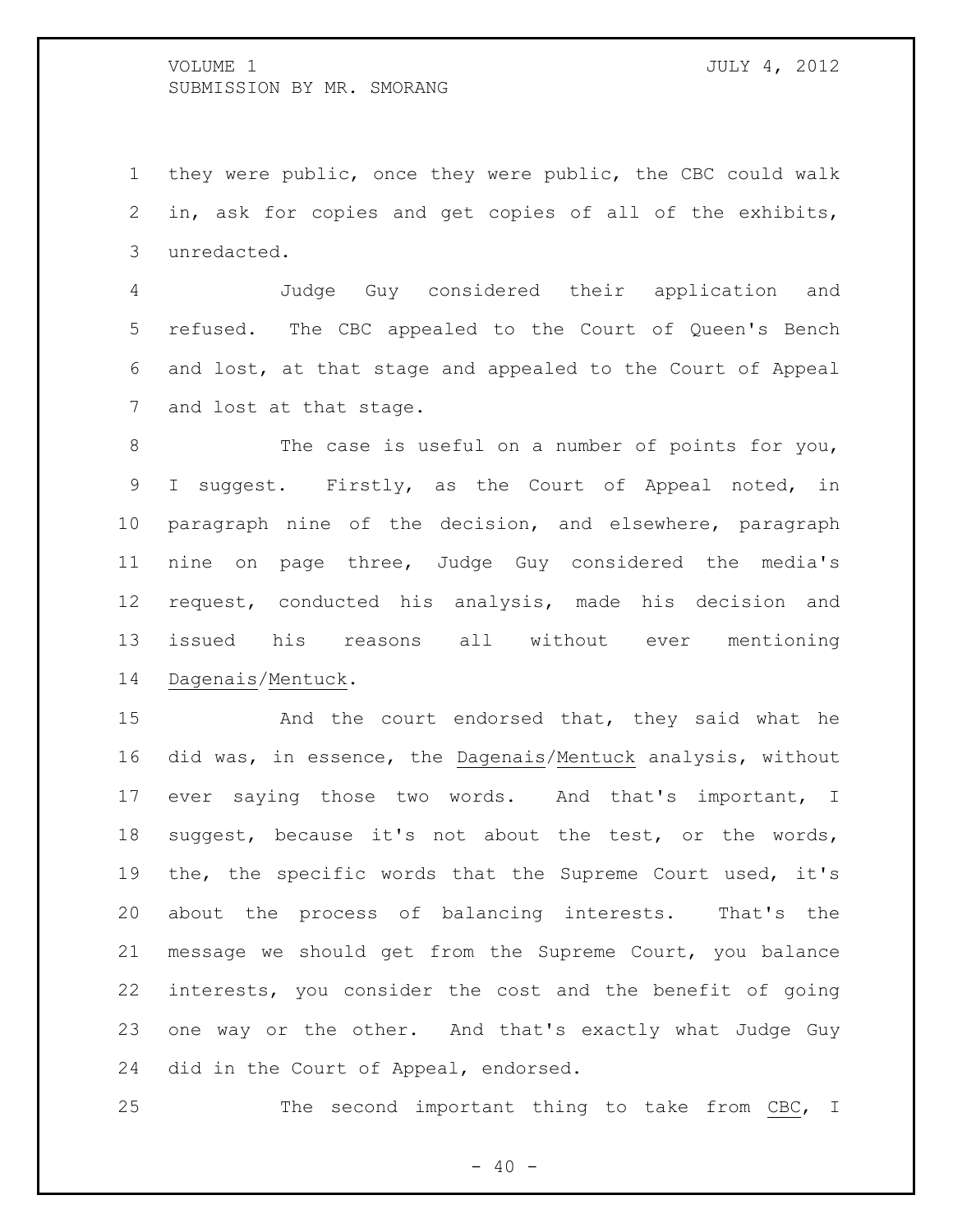they were public, once they were public, the CBC could walk in, ask for copies and get copies of all of the exhibits, unredacted.

Judge Guy considered their application and refused. The CBC appealed to the Court of Queen's Bench and lost, at that stage and appealed to the Court of Appeal and lost at that stage.

The case is useful on a number of points for you, I suggest. Firstly, as the Court of Appeal noted, in paragraph nine of the decision, and elsewhere, paragraph nine on page three, Judge Guy considered the media's request, conducted his analysis, made his decision and issued his reasons all without ever mentioning Dagenais/Mentuck.

And the court endorsed that, they said what he did was, in essence, the Dagenais/Mentuck analysis, without ever saying those two words. And that's important, I suggest, because it's not about the test, or the words, the, the specific words that the Supreme Court used, it's about the process of balancing interests. That's the message we should get from the Supreme Court, you balance interests, you consider the cost and the benefit of going one way or the other. And that's exactly what Judge Guy did in the Court of Appeal, endorsed.

The second important thing to take from CBC, I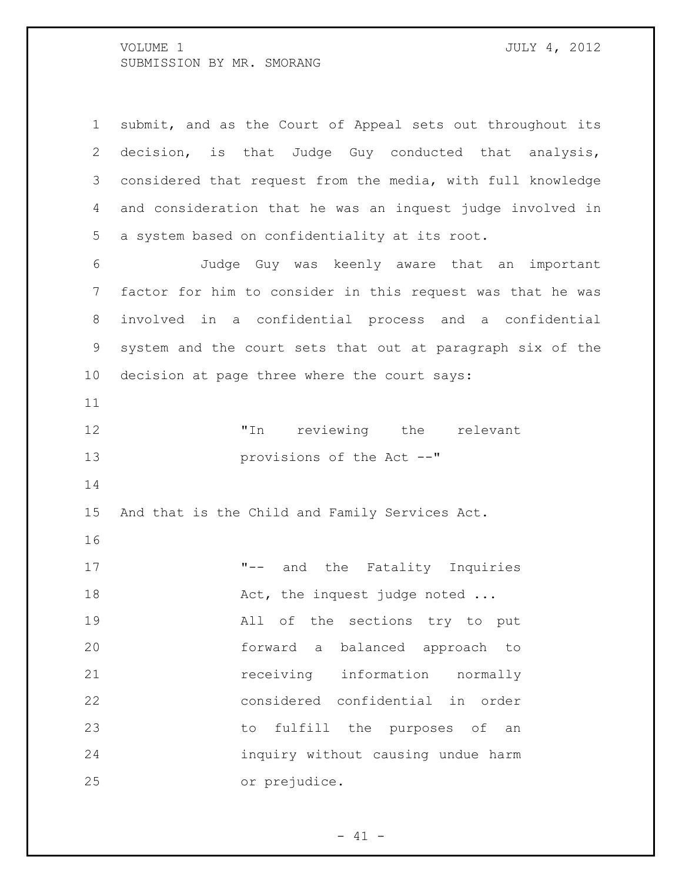submit, and as the Court of Appeal sets out throughout its decision, is that Judge Guy conducted that analysis, considered that request from the media, with full knowledge and consideration that he was an inquest judge involved in a system based on confidentiality at its root.

Judge Guy was keenly aware that an important factor for him to consider in this request was that he was involved in a confidential process and a confidential system and the court sets that out at paragraph six of the decision at page three where the court says:

> "In reviewing the relevant provisions of the Act --"

And that is the Child and Family Services Act.

> "-- and the Fatality Inquiries Act, the inquest judge noted ...
> All of the sections try to put forward a balanced approach to receiving information normally considered confidential in order to fulfill the purposes of an inquiry without causing undue harm or prejudice.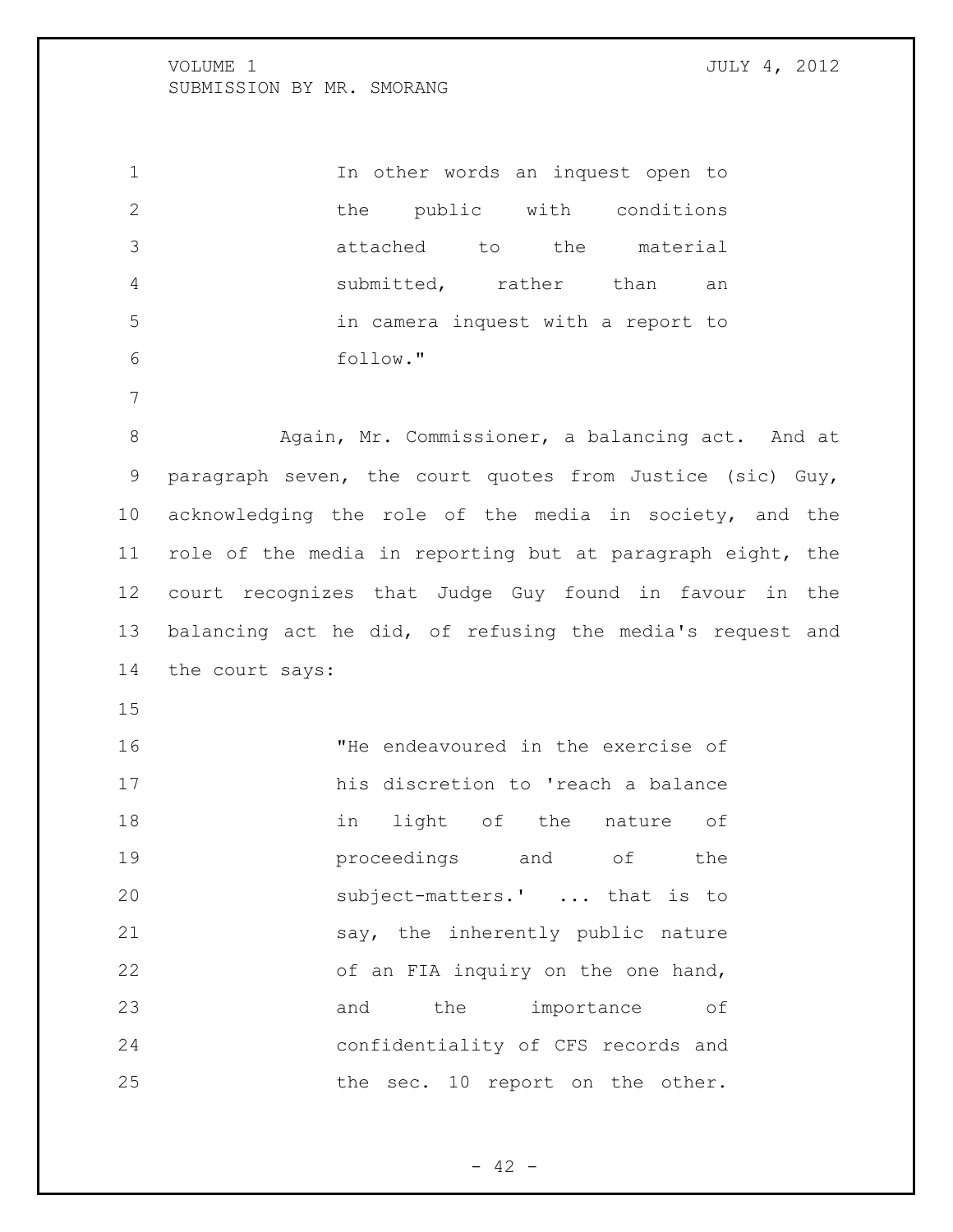In other words an inquest open to the public with conditions attached to the material submitted, rather than an in camera inquest with a report to follow."

Again, Mr. Commissioner, a balancing act. And at paragraph seven, the court quotes from Justice (sic) Guy, acknowledging the role of the media in society, and the role of the media in reporting but at paragraph eight, the court recognizes that Judge Guy found in favour in the balancing act he did, of refusing the media's request and the court says:

> "He endeavoured in the exercise of his discretion to 'reach a balance in light of the nature of proceedings and of the subject-matters.' ... that is to say, the inherently public nature of an FIA inquiry on the one hand, and the importance of confidentiality of CFS records and the sec. 10 report on the other.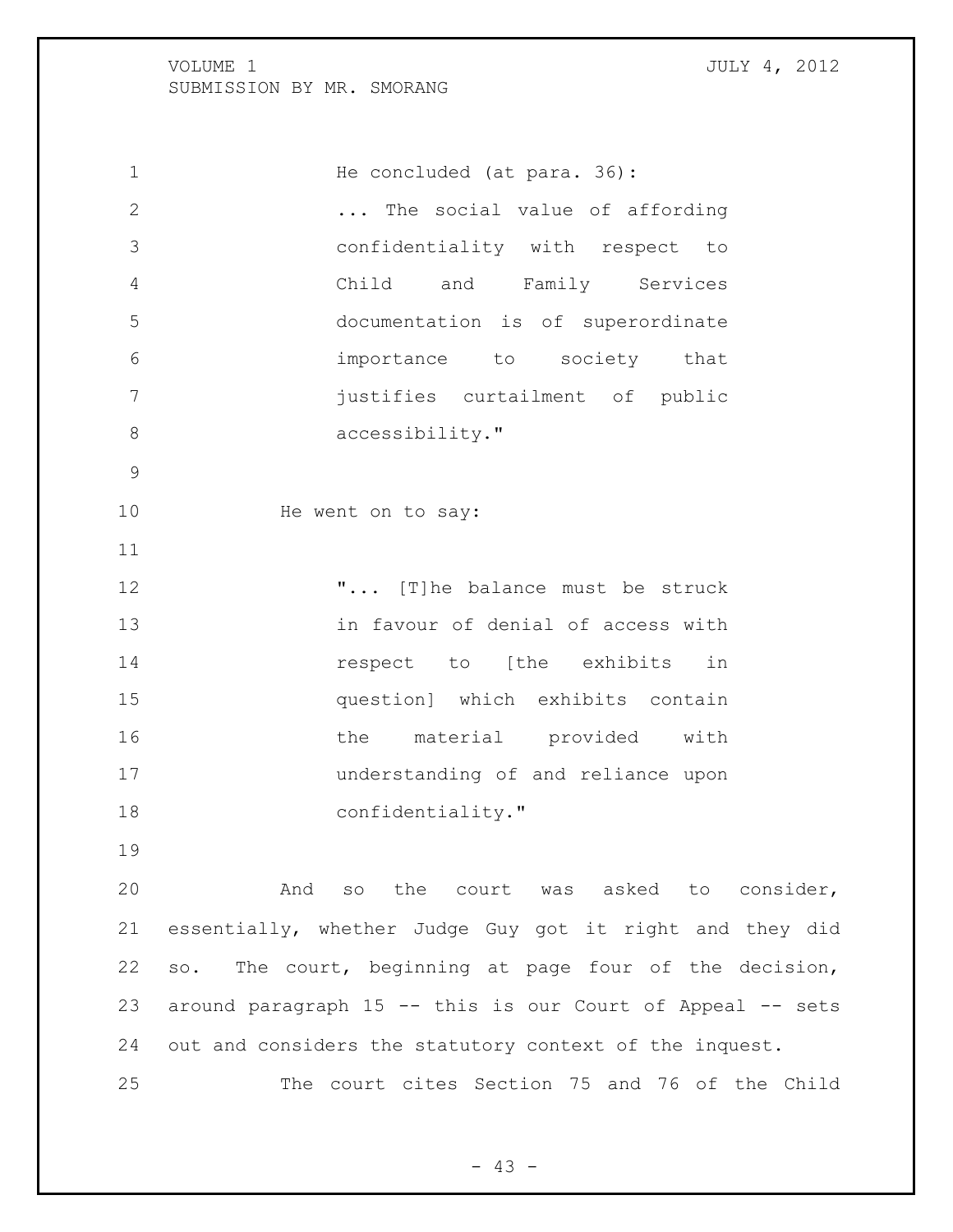He concluded (at para. 36):

> ... The social value of affording confidentiality with respect to Child and Family Services documentation is of superordinate importance to society that justifies curtailment of public accessibility."

He went on to say:

> "... [T]he balance must be struck in favour of denial of access with respect to [the exhibits in question] which exhibits contain the material provided with understanding of and reliance upon confidentiality."

And so the court was asked to consider, essentially, whether Judge Guy got it right and they did so. The court, beginning at page four of the decision, around paragraph 15 -- this is our Court of Appeal -- sets out and considers the statutory context of the inquest.

The court cites Section 75 and 76 of the Child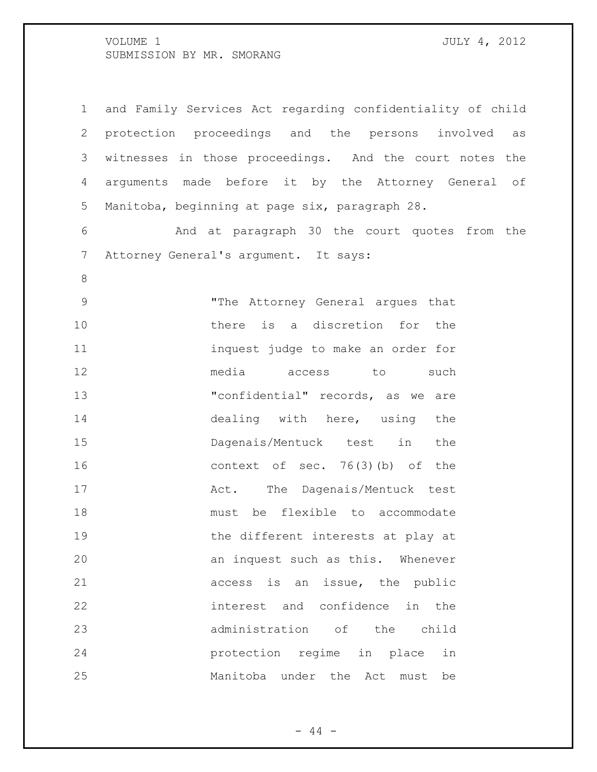and Family Services Act regarding confidentiality of child protection proceedings and the persons involved as witnesses in those proceedings. And the court notes the arguments made before it by the Attorney General of Manitoba, beginning at page six, paragraph 28.

And at paragraph 30 the court quotes from the Attorney General's argument. It says:

> "The Attorney General argues that there is a discretion for the inquest judge to make an order for media access to such "confidential" records, as we are dealing with here, using the Dagenais/Mentuck test in the context of sec. 76(3)(b) of the Act. The Dagenais/Mentuck test must be flexible to accommodate the different interests at play at an inquest such as this. Whenever access is an issue, the public interest and confidence in the administration of the child protection regime in place in Manitoba under the Act must be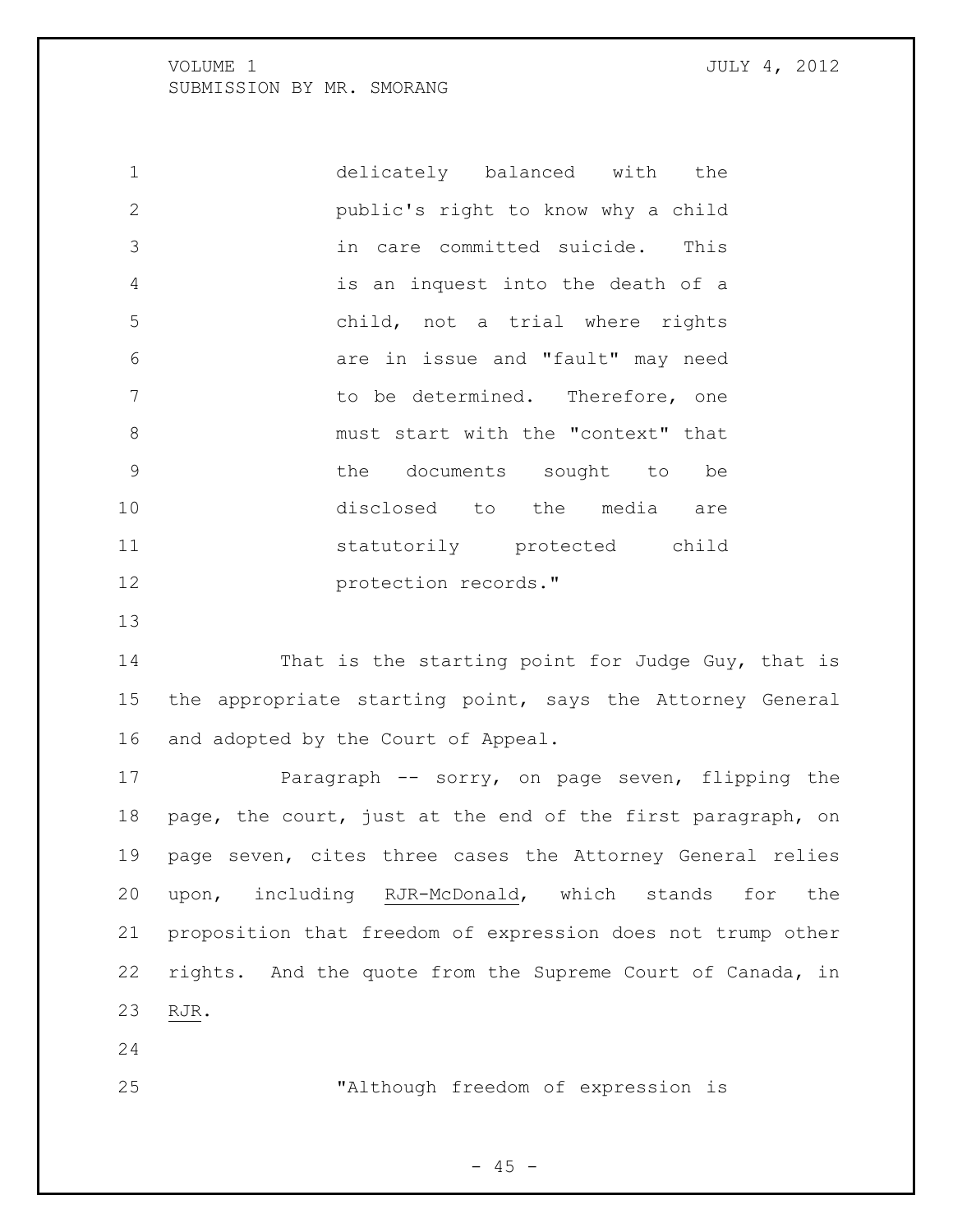> delicately balanced with the public's right to know why a child in care committed suicide. This is an inquest into the death of a child, not a trial where rights are in issue and "fault" may need to be determined. Therefore, one must start with the "context" that the documents sought to be disclosed to the media are statutorily protected child protection records."

That is the starting point for Judge Guy, that is the appropriate starting point, says the Attorney General and adopted by the Court of Appeal.

Paragraph -- sorry, on page seven, flipping the page, the court, just at the end of the first paragraph, on page seven, cites three cases the Attorney General relies upon, including RJR-McDonald, which stands for the proposition that freedom of expression does not trump other rights. And the quote from the Supreme Court of Canada, in RJR.

> "Although freedom of expression is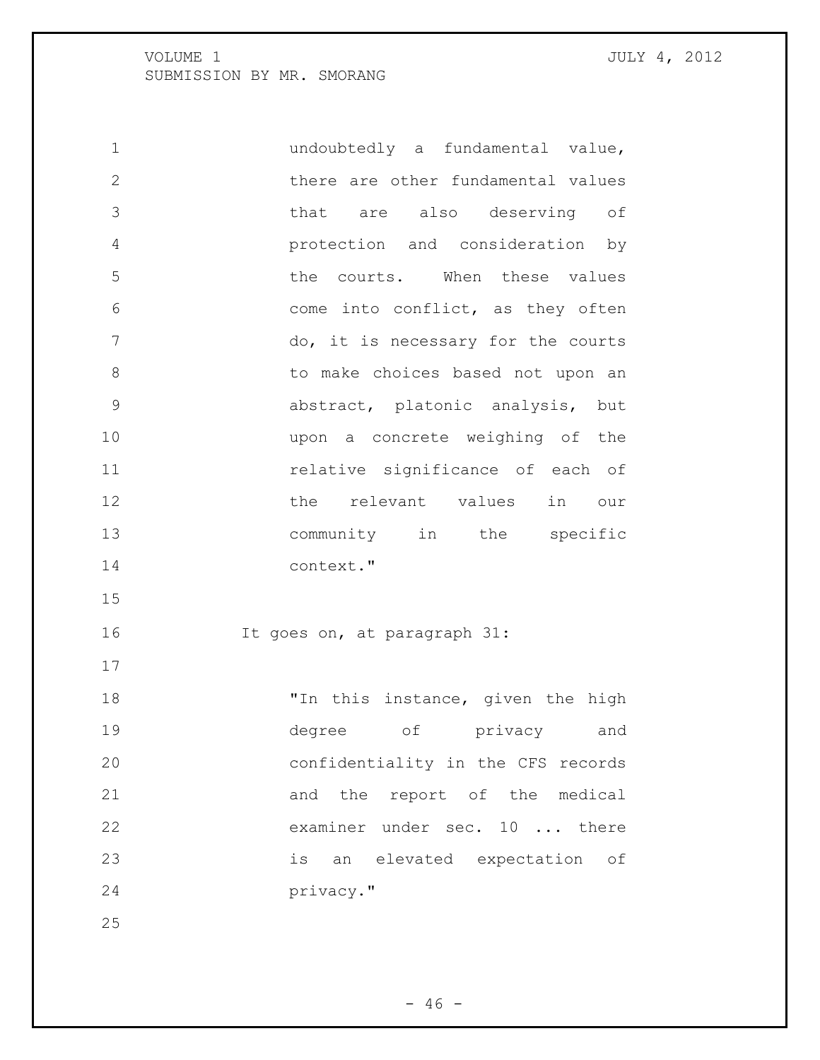> undoubtedly a fundamental value, there are other fundamental values that are also deserving of protection and consideration by the courts. When these values come into conflict, as they often do, it is necessary for the courts to make choices based not upon an abstract, platonic analysis, but upon a concrete weighing of the relative significance of each of the relevant values in our community in the specific context."

It goes on, at paragraph 31:

> "In this instance, given the high degree of privacy and confidentiality in the CFS records and the report of the medical examiner under sec. 10 ... there is an elevated expectation of privacy."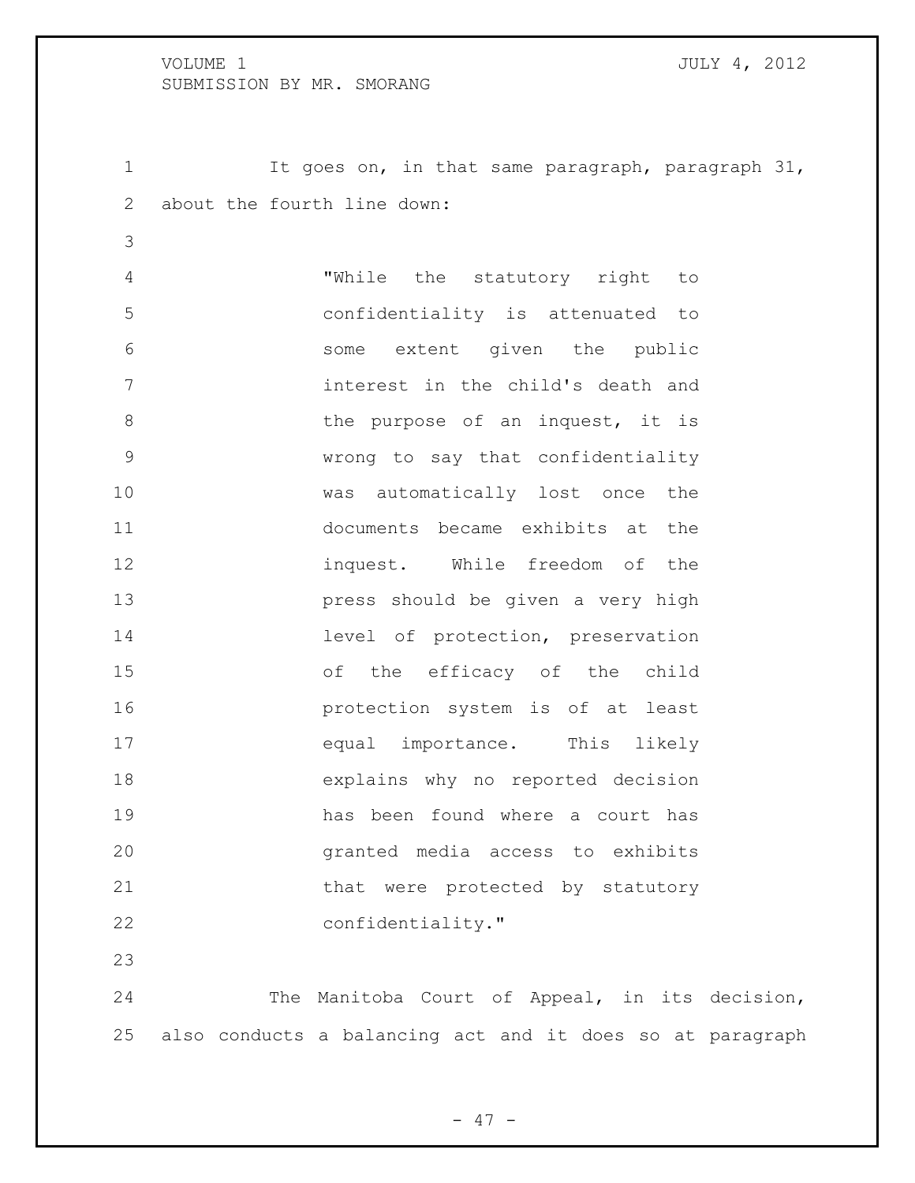It goes on, in that same paragraph, paragraph 31, about the fourth line down:

> "While the statutory right to confidentiality is attenuated to some extent given the public interest in the child's death and the purpose of an inquest, it is wrong to say that confidentiality was automatically lost once the documents became exhibits at the inquest. While freedom of the press should be given a very high level of protection, preservation of the efficacy of the child protection system is of at least equal importance. This likely explains why no reported decision has been found where a court has granted media access to exhibits that were protected by statutory confidentiality."

The Manitoba Court of Appeal, in its decision, also conducts a balancing act and it does so at paragraph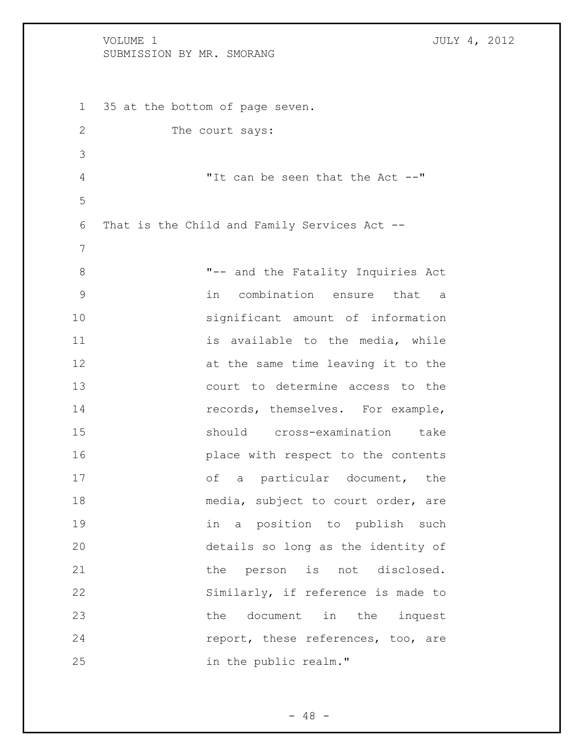35 at the bottom of page seven.

The court says:

> "It can be seen that the Act --"

That is the Child and Family Services Act --

> "-- and the Fatality Inquiries Act in combination ensure that a significant amount of information is available to the media, while at the same time leaving it to the court to determine access to the records, themselves. For example, should cross-examination take place with respect to the contents of a particular document, the media, subject to court order, are in a position to publish such details so long as the identity of the person is not disclosed. Similarly, if reference is made to the document in the inquest report, these references, too, are in the public realm."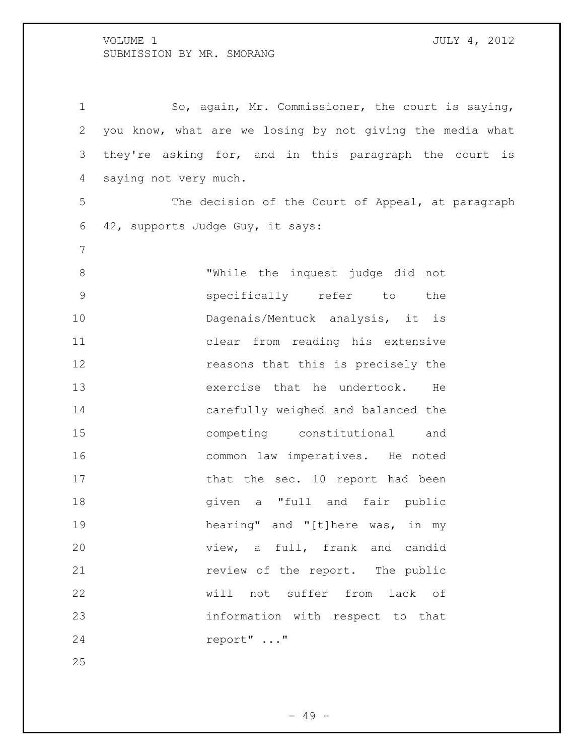So, again, Mr. Commissioner, the court is saying, you know, what are we losing by not giving the media what they're asking for, and in this paragraph the court is saying not very much.

The decision of the Court of Appeal, at paragraph 42, supports Judge Guy, it says:

> "While the inquest judge did not specifically refer to the Dagenais/Mentuck analysis, it is clear from reading his extensive reasons that this is precisely the exercise that he undertook. He carefully weighed and balanced the competing constitutional and common law imperatives. He noted that the sec. 10 report had been given a "full and fair public hearing" and "[t]here was, in my view, a full, frank and candid review of the report. The public will not suffer from lack of information with respect to that report" ..."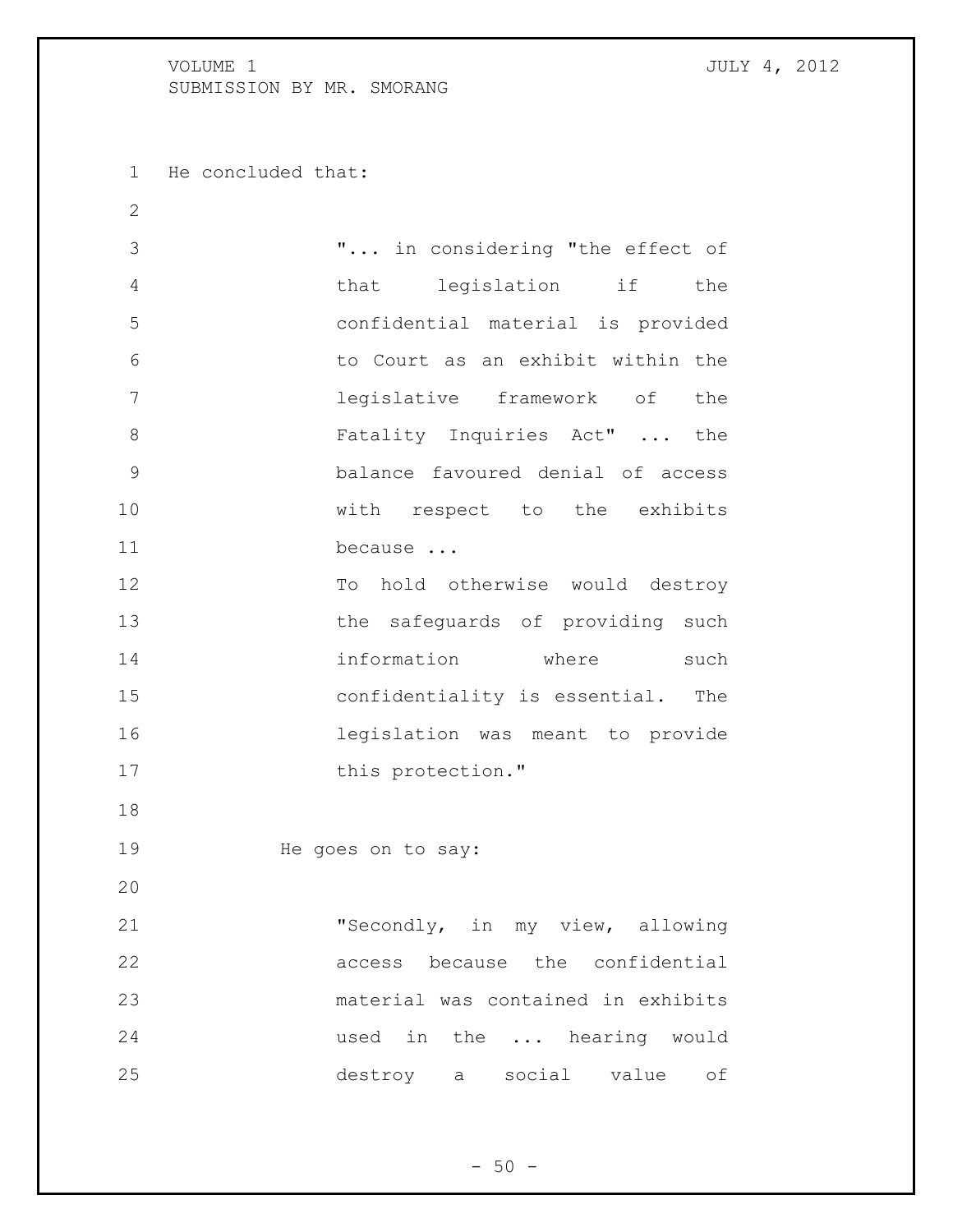He concluded that:

> "... in considering "the effect of that legislation if the confidential material is provided to Court as an exhibit within the legislative framework of the Fatality Inquiries Act" ... the balance favoured denial of access with respect to the exhibits because ...
>
> To hold otherwise would destroy the safeguards of providing such information where such confidentiality is essential. The legislation was meant to provide this protection."

He goes on to say:

> "Secondly, in my view, allowing access because the confidential material was contained in exhibits used in the ... hearing would destroy a social value of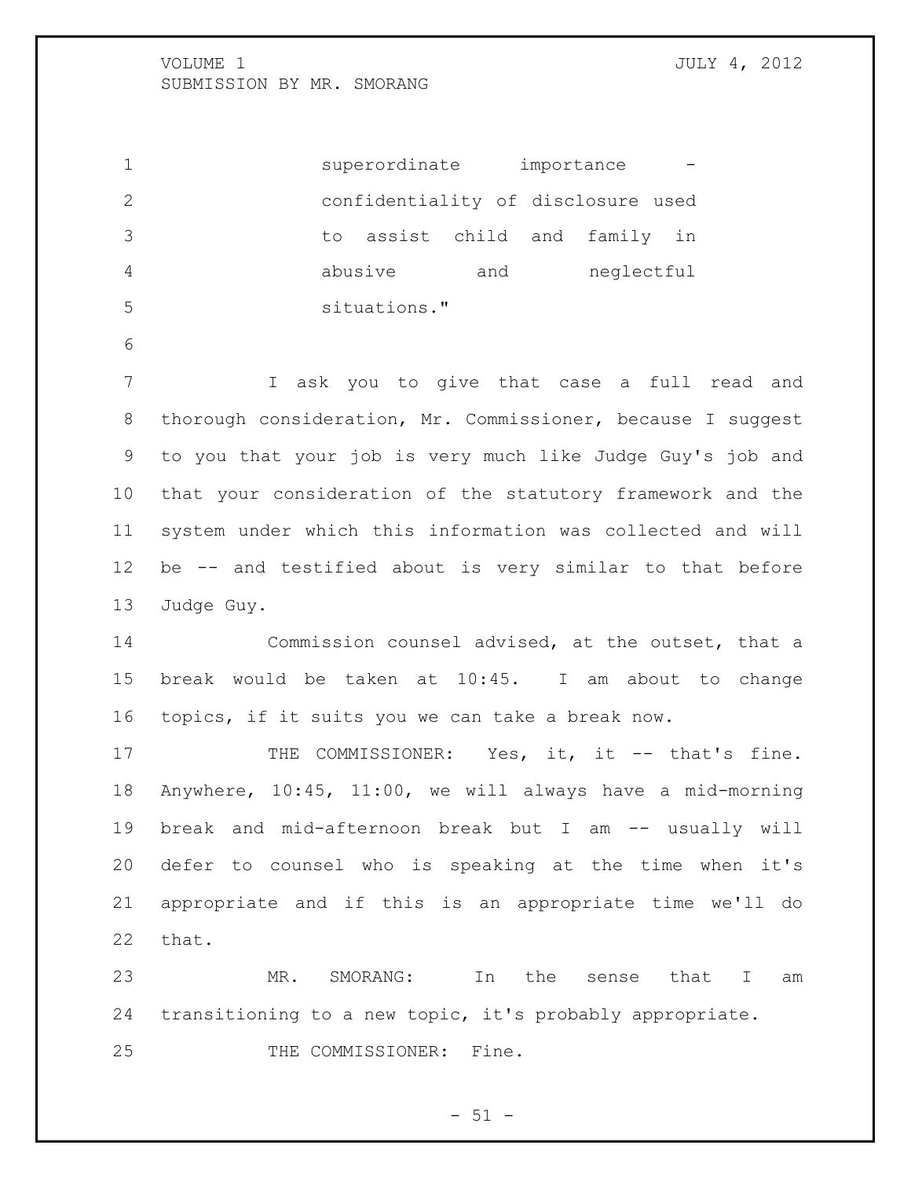superordinate importance - confidentiality of disclosure used to assist child and family in abusive and neglectful situations."

I ask you to give that case a full read and thorough consideration, Mr. Commissioner, because I suggest to you that your job is very much like Judge Guy's job and that your consideration of the statutory framework and the system under which this information was collected and will be -- and testified about is very similar to that before Judge Guy.

Commission counsel advised, at the outset, that a break would be taken at 10:45. I am about to change topics, if it suits you we can take a break now.

THE COMMISSIONER: Yes, it, it -- that's fine. Anywhere, 10:45, 11:00, we will always have a mid-morning break and mid-afternoon break but I am -- usually will defer to counsel who is speaking at the time when it's appropriate and if this is an appropriate time we'll do that.

MR. SMORANG: In the sense that I am transitioning to a new topic, it's probably appropriate.

THE COMMISSIONER: Fine.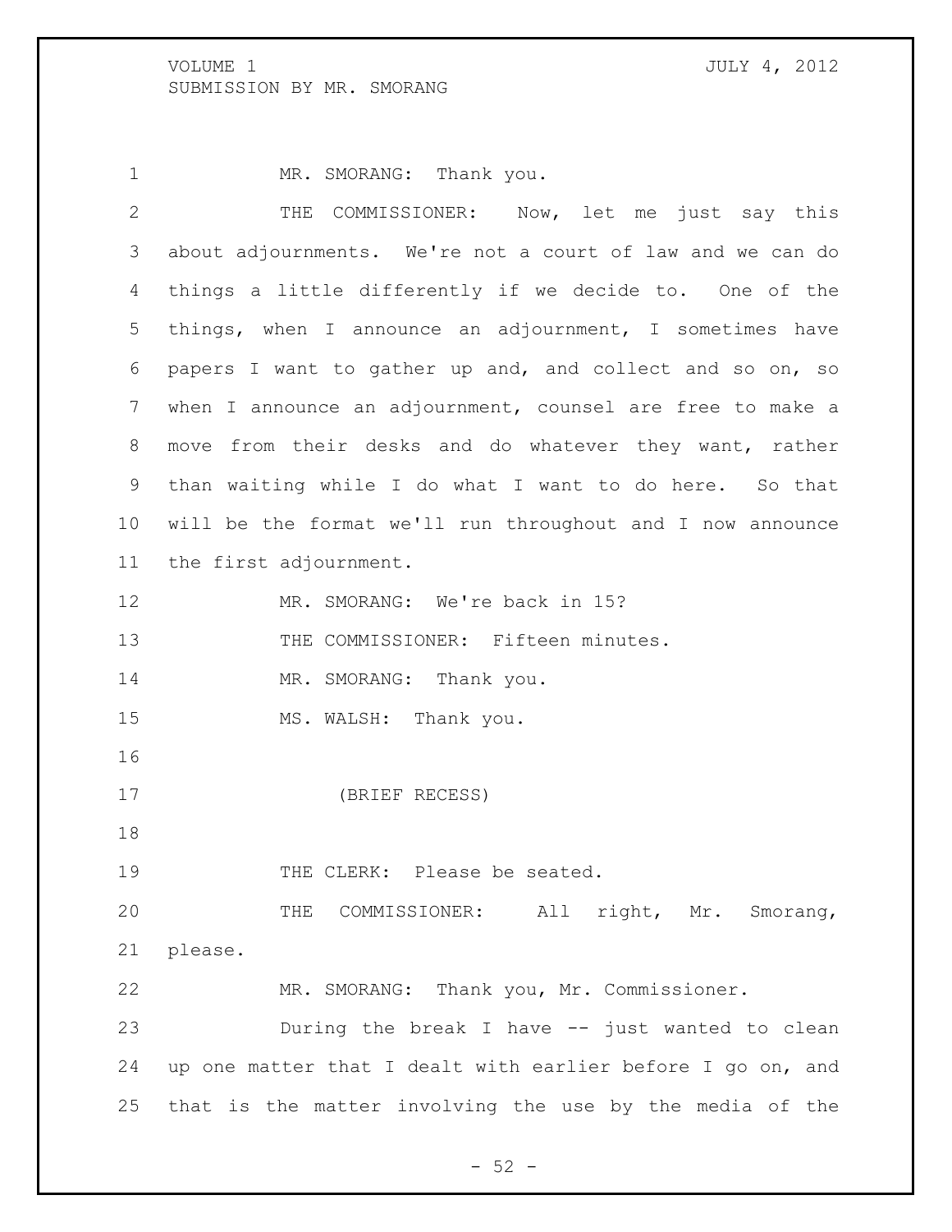MR. SMORANG: Thank you.

THE COMMISSIONER: Now, let me just say this about adjournments. We're not a court of law and we can do things a little differently if we decide to. One of the things, when I announce an adjournment, I sometimes have papers I want to gather up and, and collect and so on, so when I announce an adjournment, counsel are free to make a move from their desks and do whatever they want, rather than waiting while I do what I want to do here. So that will be the format we'll run throughout and I now announce the first adjournment.

MR. SMORANG: We're back in 15?

THE COMMISSIONER: Fifteen minutes.

MR. SMORANG: Thank you.

MS. WALSH: Thank you.

(BRIEF RECESS)

THE CLERK: Please be seated.

THE COMMISSIONER: All right, Mr. Smorang, please.

MR. SMORANG: Thank you, Mr. Commissioner.

During the break I have -- just wanted to clean up one matter that I dealt with earlier before I go on, and that is the matter involving the use by the media of the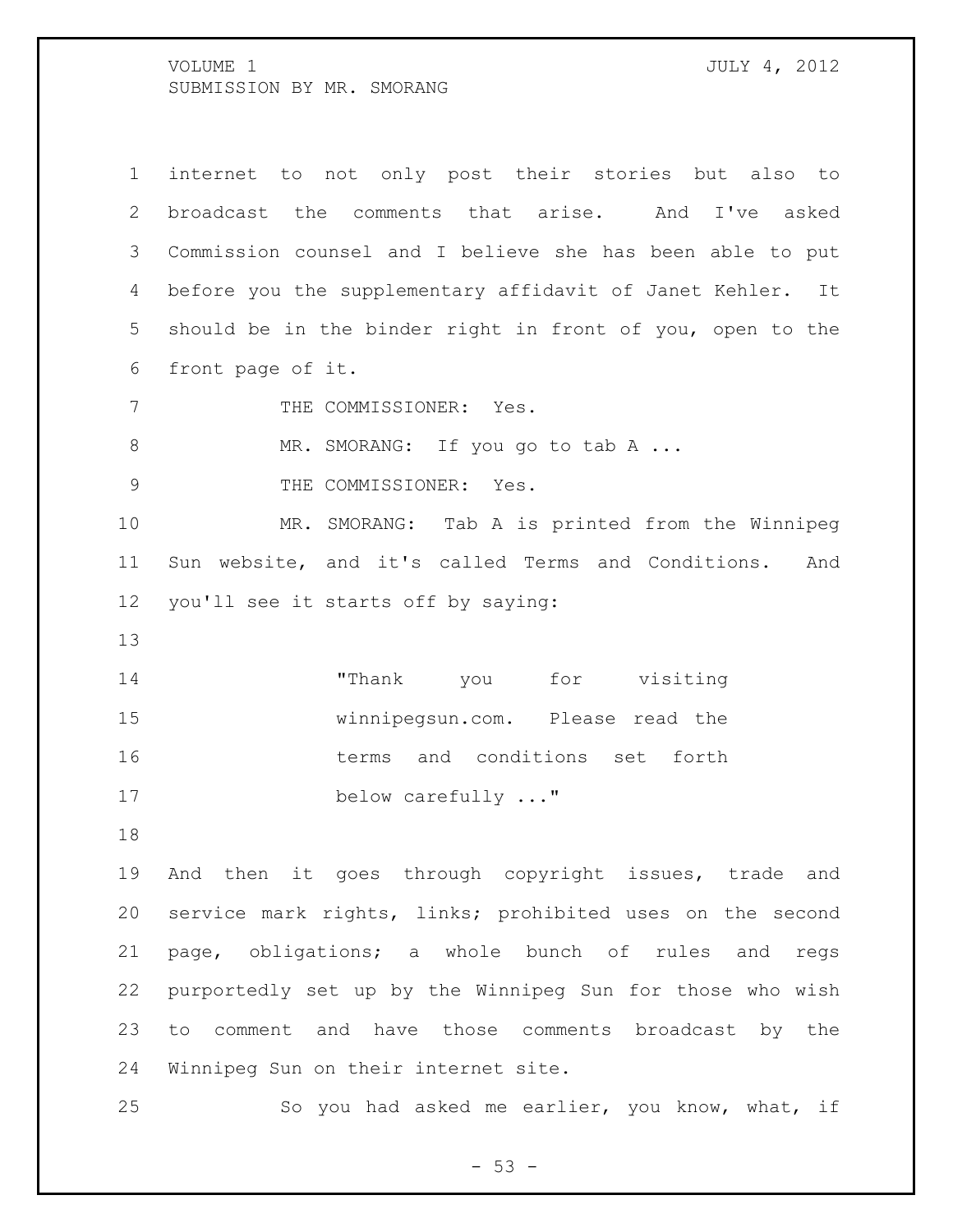internet to not only post their stories but also to broadcast the comments that arise. And I've asked Commission counsel and I believe she has been able to put before you the supplementary affidavit of Janet Kehler. It should be in the binder right in front of you, open to the front page of it.

THE COMMISSIONER: Yes.

MR. SMORANG: If you go to tab A ...

THE COMMISSIONER: Yes.

MR. SMORANG: Tab A is printed from the Winnipeg Sun website, and it's called Terms and Conditions. And you'll see it starts off by saying:

> "Thank you for visiting winnipegsun.com. Please read the terms and conditions set forth below carefully ..."

And then it goes through copyright issues, trade and service mark rights, links; prohibited uses on the second page, obligations; a whole bunch of rules and regs purportedly set up by the Winnipeg Sun for those who wish to comment and have those comments broadcast by the Winnipeg Sun on their internet site.

So you had asked me earlier, you know, what, if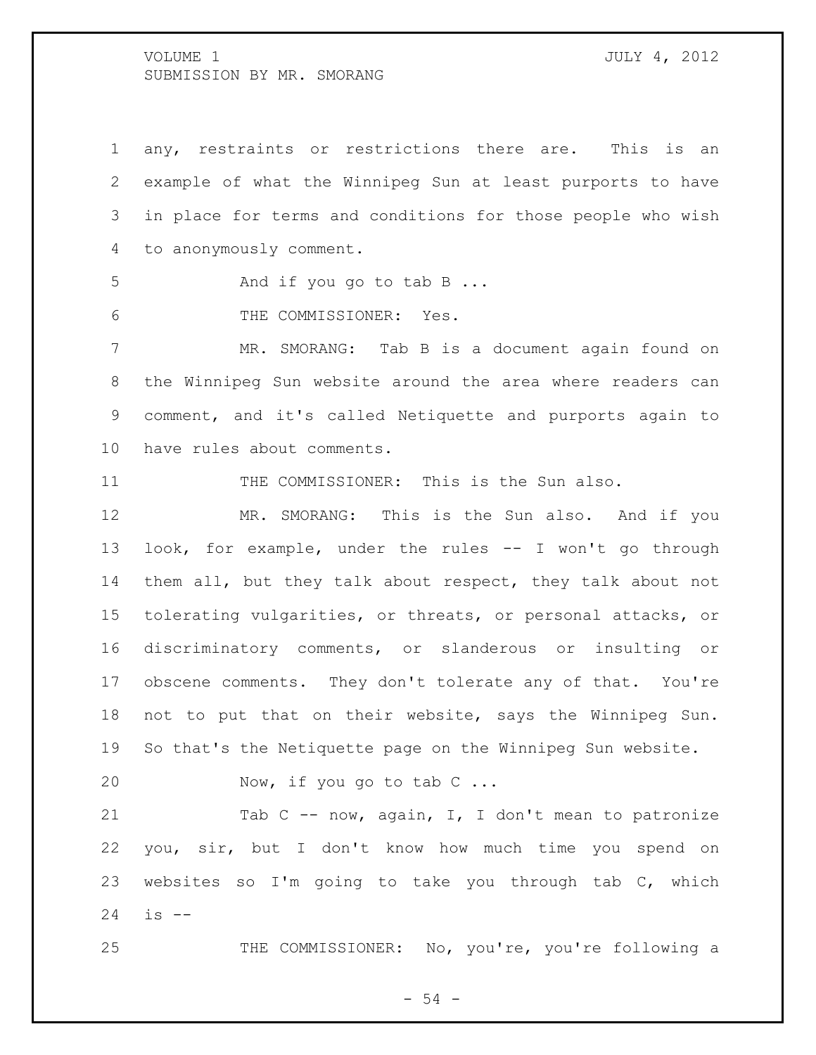any, restraints or restrictions there are. This is an example of what the Winnipeg Sun at least purports to have in place for terms and conditions for those people who wish to anonymously comment.

And if you go to tab B ...

THE COMMISSIONER: Yes.

MR. SMORANG: Tab B is a document again found on the Winnipeg Sun website around the area where readers can comment, and it's called Netiquette and purports again to have rules about comments.

THE COMMISSIONER: This is the Sun also.

MR. SMORANG: This is the Sun also. And if you look, for example, under the rules -- I won't go through them all, but they talk about respect, they talk about not tolerating vulgarities, or threats, or personal attacks, or discriminatory comments, or slanderous or insulting or obscene comments. They don't tolerate any of that. You're not to put that on their website, says the Winnipeg Sun. So that's the Netiquette page on the Winnipeg Sun website.

Now, if you go to tab C ...

Tab C -- now, again, I, I don't mean to patronize you, sir, but I don't know how much time you spend on websites so I'm going to take you through tab C, which is --

THE COMMISSIONER: No, you're, you're following a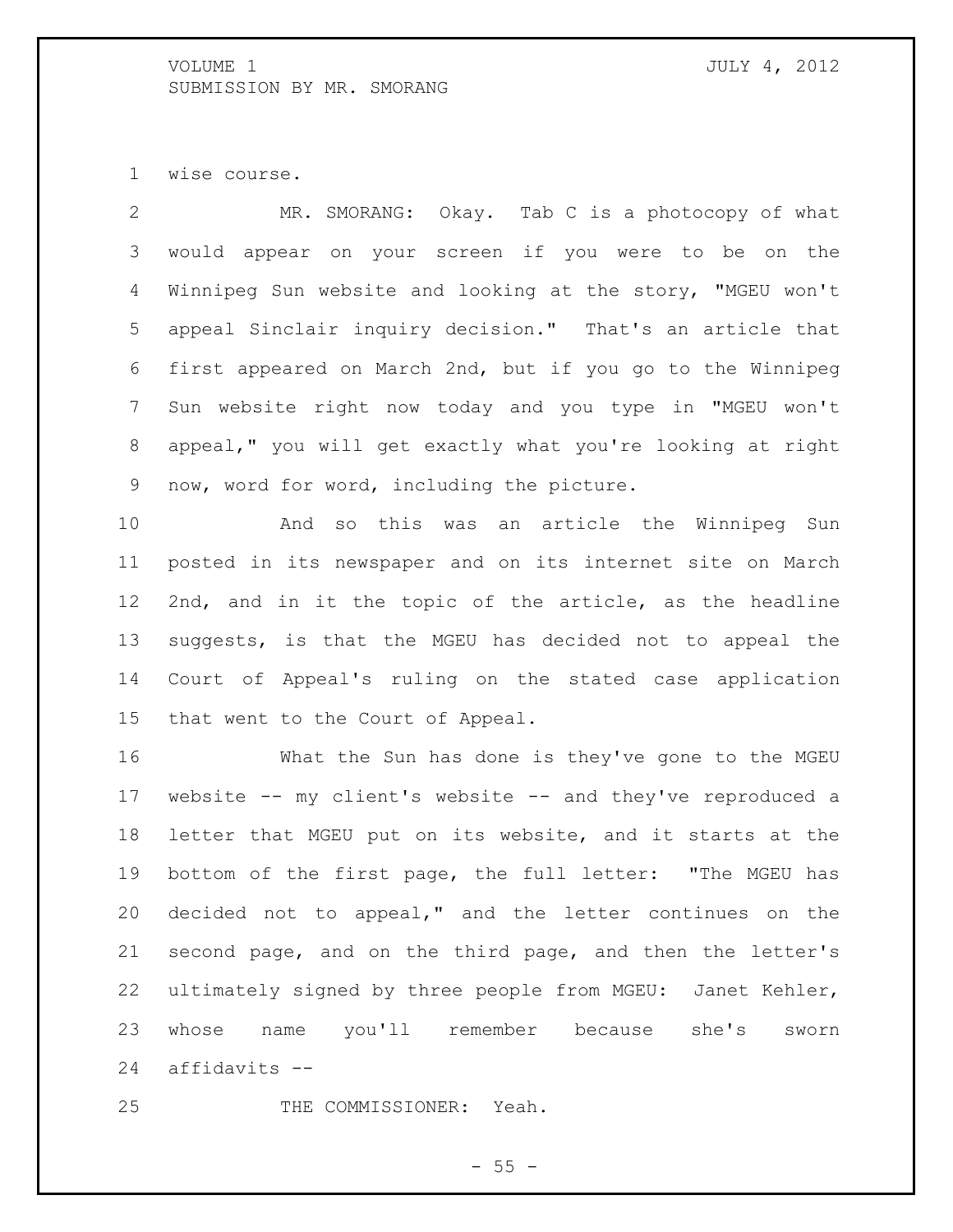wise course.

MR. SMORANG: Okay. Tab C is a photocopy of what would appear on your screen if you were to be on the Winnipeg Sun website and looking at the story, "MGEU won't appeal Sinclair inquiry decision." That's an article that first appeared on March 2nd, but if you go to the Winnipeg Sun website right now today and you type in "MGEU won't appeal," you will get exactly what you're looking at right now, word for word, including the picture.

And so this was an article the Winnipeg Sun posted in its newspaper and on its internet site on March 2nd, and in it the topic of the article, as the headline suggests, is that the MGEU has decided not to appeal the Court of Appeal's ruling on the stated case application that went to the Court of Appeal.

What the Sun has done is they've gone to the MGEU website -- my client's website -- and they've reproduced a letter that MGEU put on its website, and it starts at the bottom of the first page, the full letter: "The MGEU has decided not to appeal," and the letter continues on the second page, and on the third page, and then the letter's ultimately signed by three people from MGEU: Janet Kehler, whose name you'll remember because she's sworn affidavits --

THE COMMISSIONER: Yeah.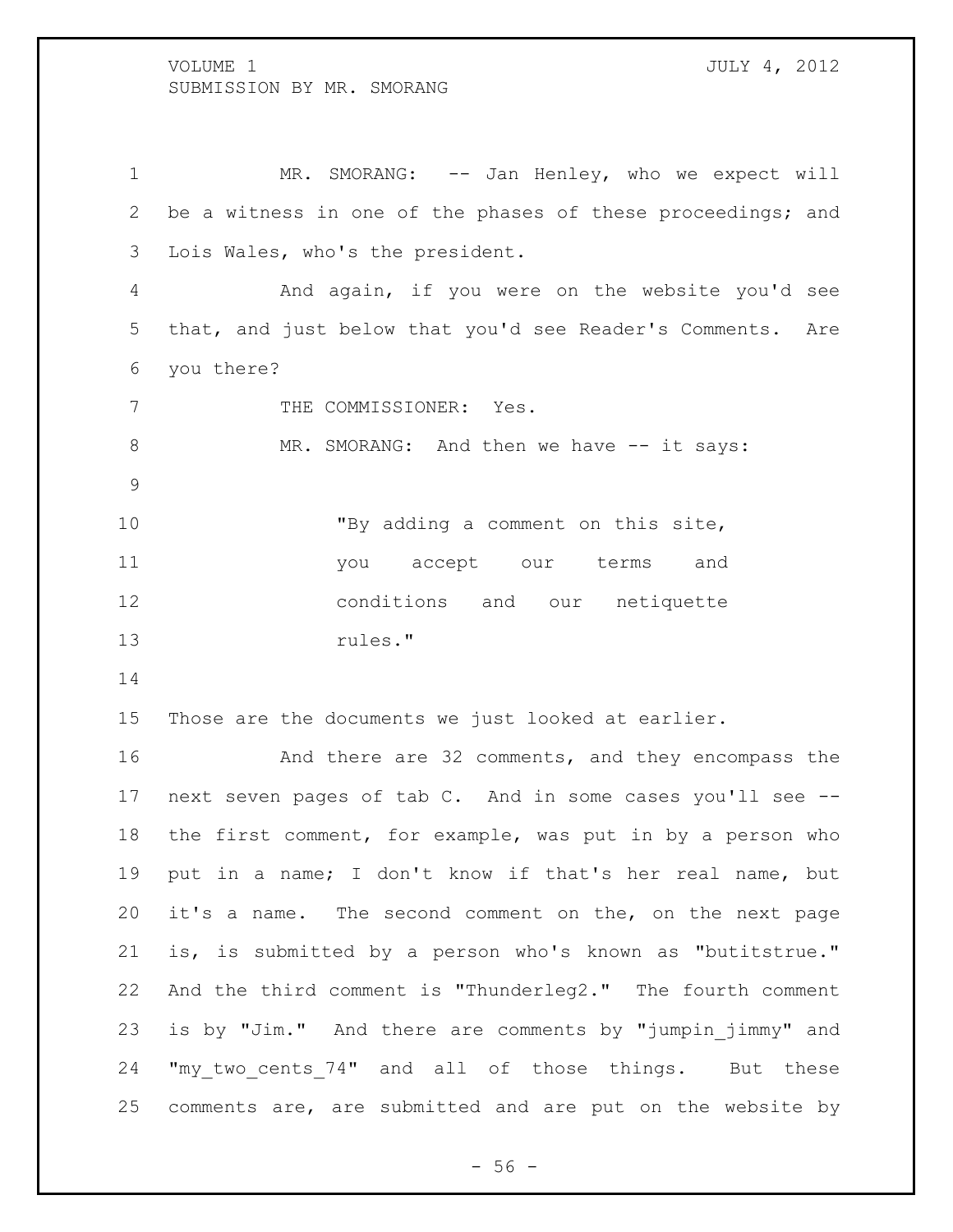MR. SMORANG: -- Jan Henley, who we expect will be a witness in one of the phases of these proceedings; and Lois Wales, who's the president.

And again, if you were on the website you'd see that, and just below that you'd see Reader's Comments. Are you there?

THE COMMISSIONER: Yes.

MR. SMORANG: And then we have -- it says:

> "By adding a comment on this site, you accept our terms and conditions and our netiquette rules."

Those are the documents we just looked at earlier.

And there are 32 comments, and they encompass the next seven pages of tab C. And in some cases you'll see -- the first comment, for example, was put in by a person who put in a name; I don't know if that's her real name, but it's a name. The second comment on the, on the next page is, is submitted by a person who's known as "butitstrue." And the third comment is "Thunderleg2." The fourth comment is by "Jim." And there are comments by "jumpin_jimmy" and "my_two_cents_74" and all of those things. But these comments are, are submitted and are put on the website by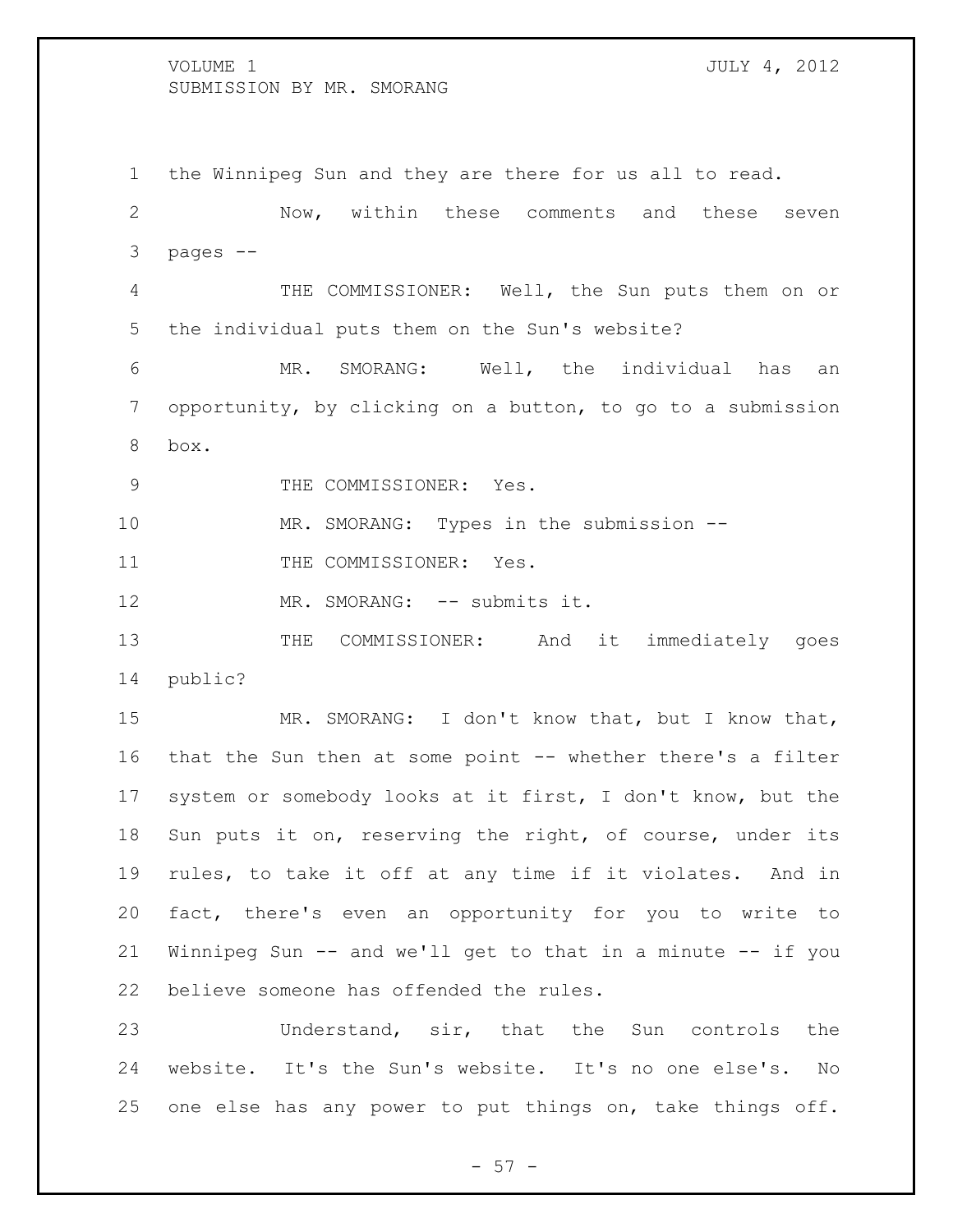the Winnipeg Sun and they are there for us all to read.

Now, within these comments and these seven pages --

THE COMMISSIONER: Well, the Sun puts them on or the individual puts them on the Sun's website?

MR. SMORANG: Well, the individual has an opportunity, by clicking on a button, to go to a submission box.

THE COMMISSIONER: Yes.

MR. SMORANG: Types in the submission --

THE COMMISSIONER: Yes.

MR. SMORANG: -- submits it.

THE COMMISSIONER: And it immediately goes public?

MR. SMORANG: I don't know that, but I know that, that the Sun then at some point -- whether there's a filter system or somebody looks at it first, I don't know, but the Sun puts it on, reserving the right, of course, under its rules, to take it off at any time if it violates. And in fact, there's even an opportunity for you to write to Winnipeg Sun -- and we'll get to that in a minute -- if you believe someone has offended the rules.

Understand, sir, that the Sun controls the website. It's the Sun's website. It's no one else's. No one else has any power to put things on, take things off.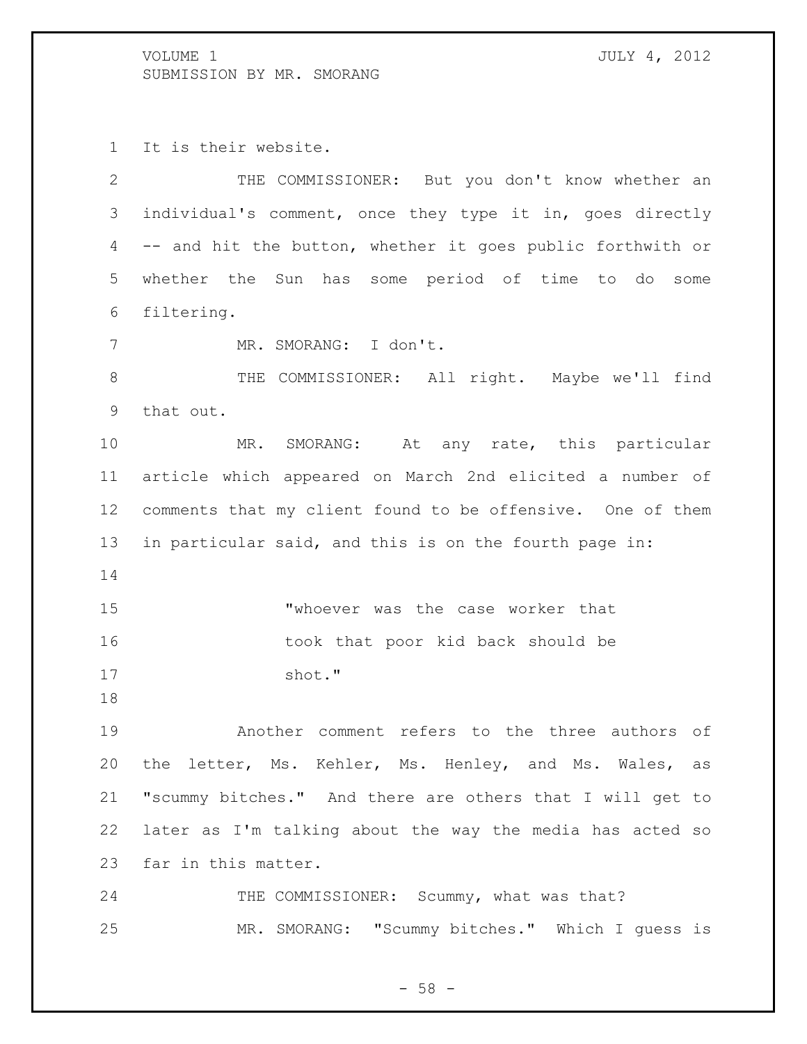It is their website.

THE COMMISSIONER: But you don't know whether an individual's comment, once they type it in, goes directly -- and hit the button, whether it goes public forthwith or whether the Sun has some period of time to do some filtering.

MR. SMORANG: I don't.

THE COMMISSIONER: All right. Maybe we'll find that out.

MR. SMORANG: At any rate, this particular article which appeared on March 2nd elicited a number of comments that my client found to be offensive. One of them in particular said, and this is on the fourth page in:

> "whoever was the case worker that took that poor kid back should be shot."

Another comment refers to the three authors of the letter, Ms. Kehler, Ms. Henley, and Ms. Wales, as "scummy bitches." And there are others that I will get to later as I'm talking about the way the media has acted so far in this matter.

THE COMMISSIONER: Scummy, what was that?

MR. SMORANG: "Scummy bitches." Which I guess is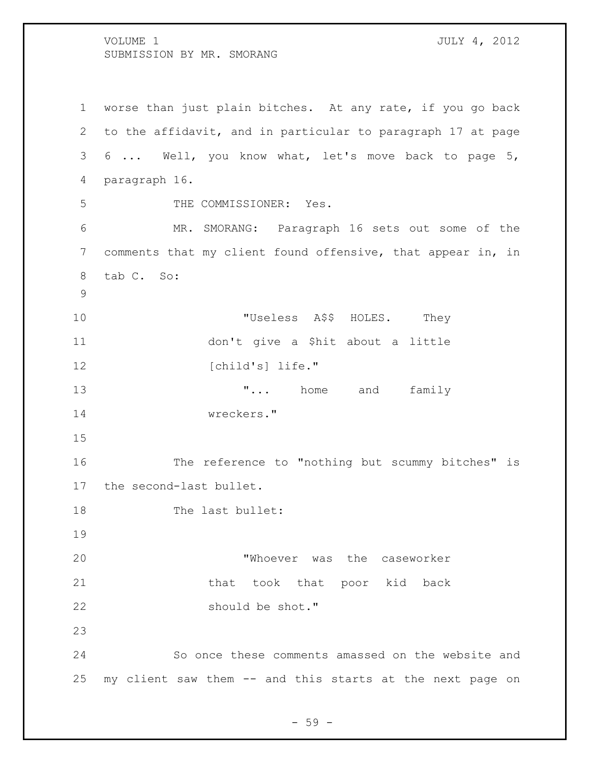worse than just plain bitches. At any rate, if you go back to the affidavit, and in particular to paragraph 17 at page 6 ... Well, you know what, let's move back to page 5, paragraph 16.

THE COMMISSIONER: Yes.

MR. SMORANG: Paragraph 16 sets out some of the comments that my client found offensive, that appear in, in tab C. So:

> "Useless A$$ HOLES. They don't give a $hit about a little [child's] life."
>
> "... home and family wreckers."

The reference to "nothing but scummy bitches" is the second-last bullet.

The last bullet:

> "Whoever was the caseworker that took that poor kid back should be shot."

So once these comments amassed on the website and my client saw them -- and this starts at the next page on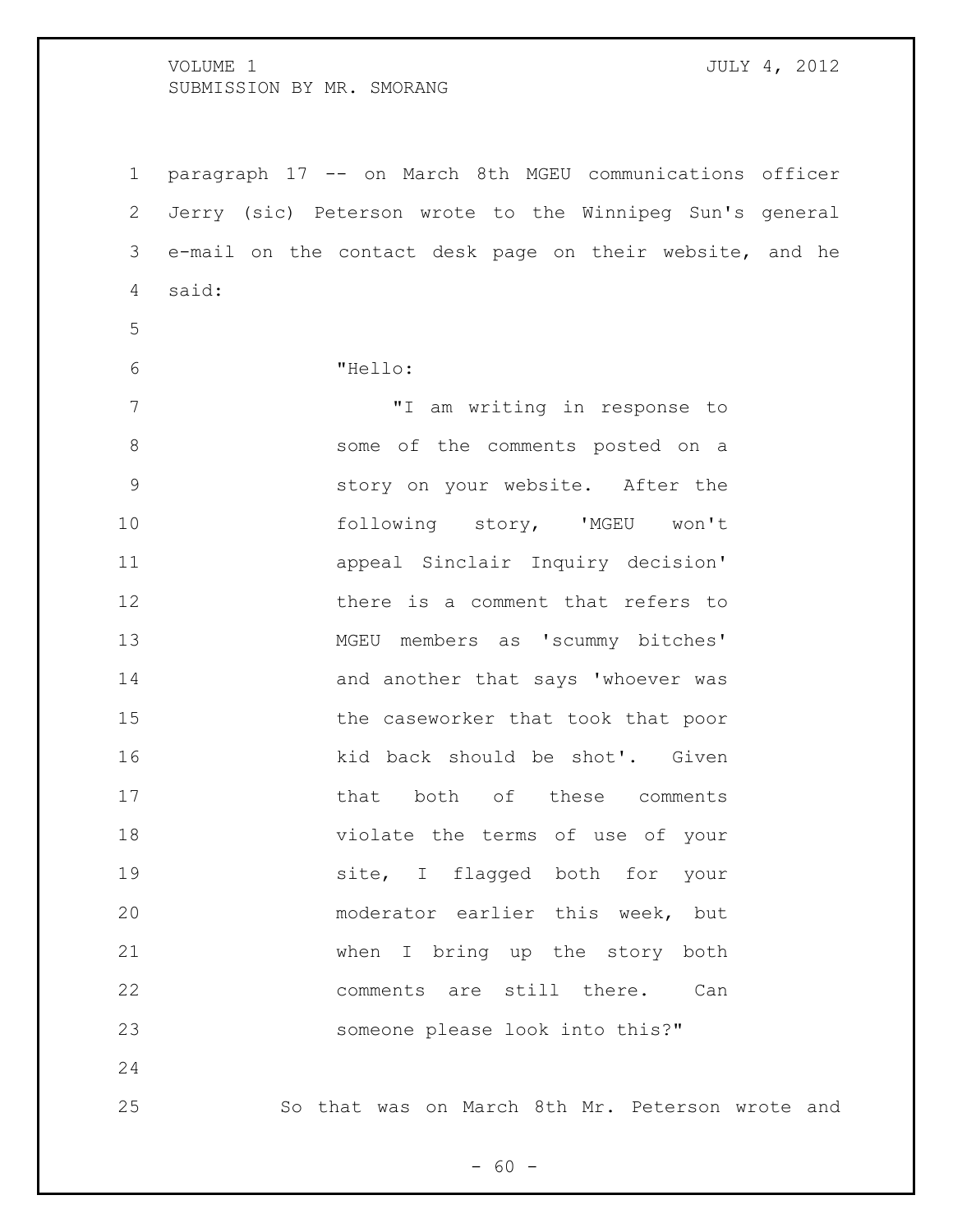paragraph 17 -- on March 8th MGEU communications officer Jerry (sic) Peterson wrote to the Winnipeg Sun's general e-mail on the contact desk page on their website, and he said:

> "Hello:
>
> "I am writing in response to some of the comments posted on a story on your website. After the following story, 'MGEU won't appeal Sinclair Inquiry decision' there is a comment that refers to MGEU members as 'scummy bitches' and another that says 'whoever was the caseworker that took that poor kid back should be shot'. Given that both of these comments violate the terms of use of your site, I flagged both for your moderator earlier this week, but when I bring up the story both comments are still there. Can someone please look into this?"

So that was on March 8th Mr. Peterson wrote and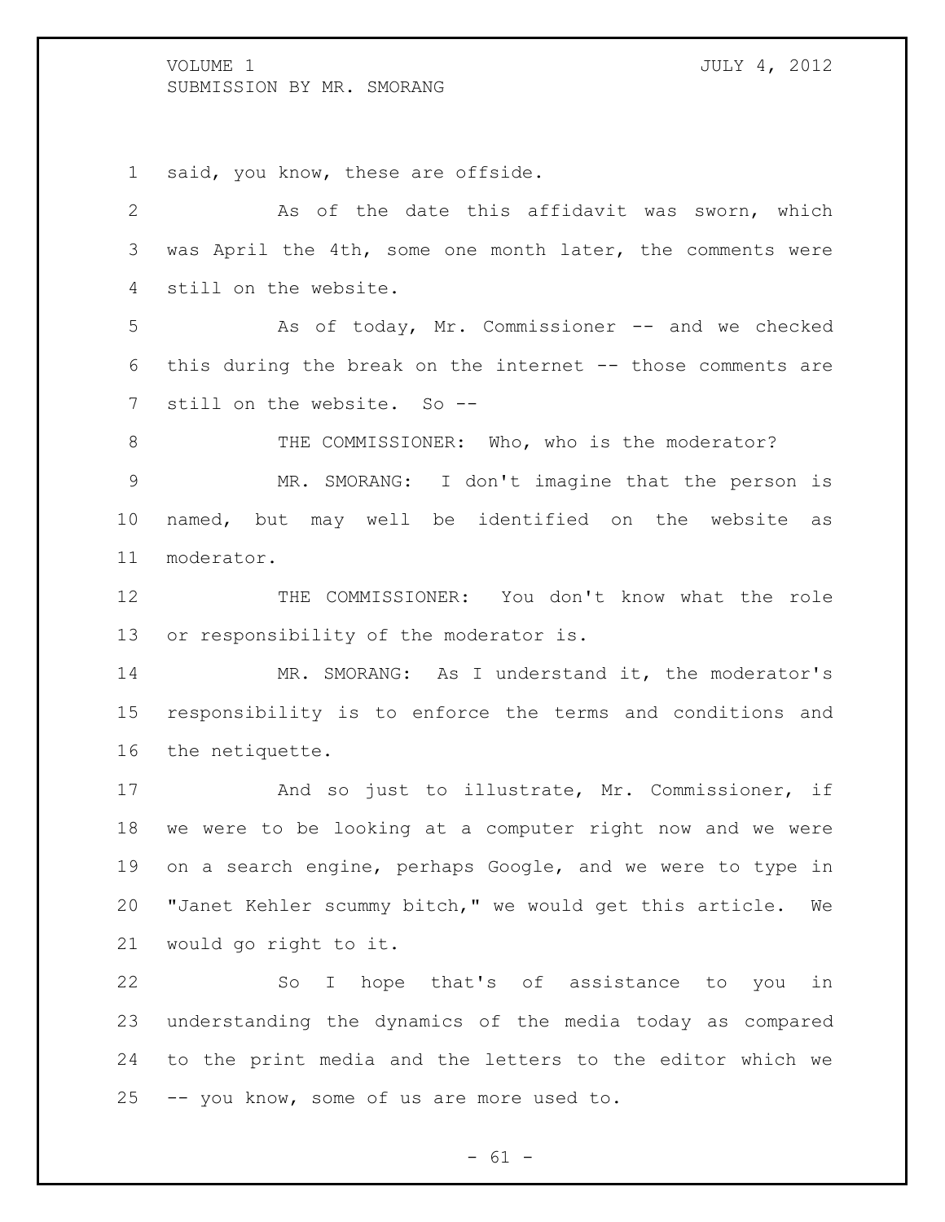said, you know, these are offside.

As of the date this affidavit was sworn, which was April the 4th, some one month later, the comments were still on the website.

As of today, Mr. Commissioner -- and we checked this during the break on the internet -- those comments are still on the website. So --

THE COMMISSIONER: Who, who is the moderator?

MR. SMORANG: I don't imagine that the person is named, but may well be identified on the website as moderator.

THE COMMISSIONER: You don't know what the role or responsibility of the moderator is.

MR. SMORANG: As I understand it, the moderator's responsibility is to enforce the terms and conditions and the netiquette.

And so just to illustrate, Mr. Commissioner, if we were to be looking at a computer right now and we were on a search engine, perhaps Google, and we were to type in "Janet Kehler scummy bitch," we would get this article. We would go right to it.

So I hope that's of assistance to you in understanding the dynamics of the media today as compared to the print media and the letters to the editor which we -- you know, some of us are more used to.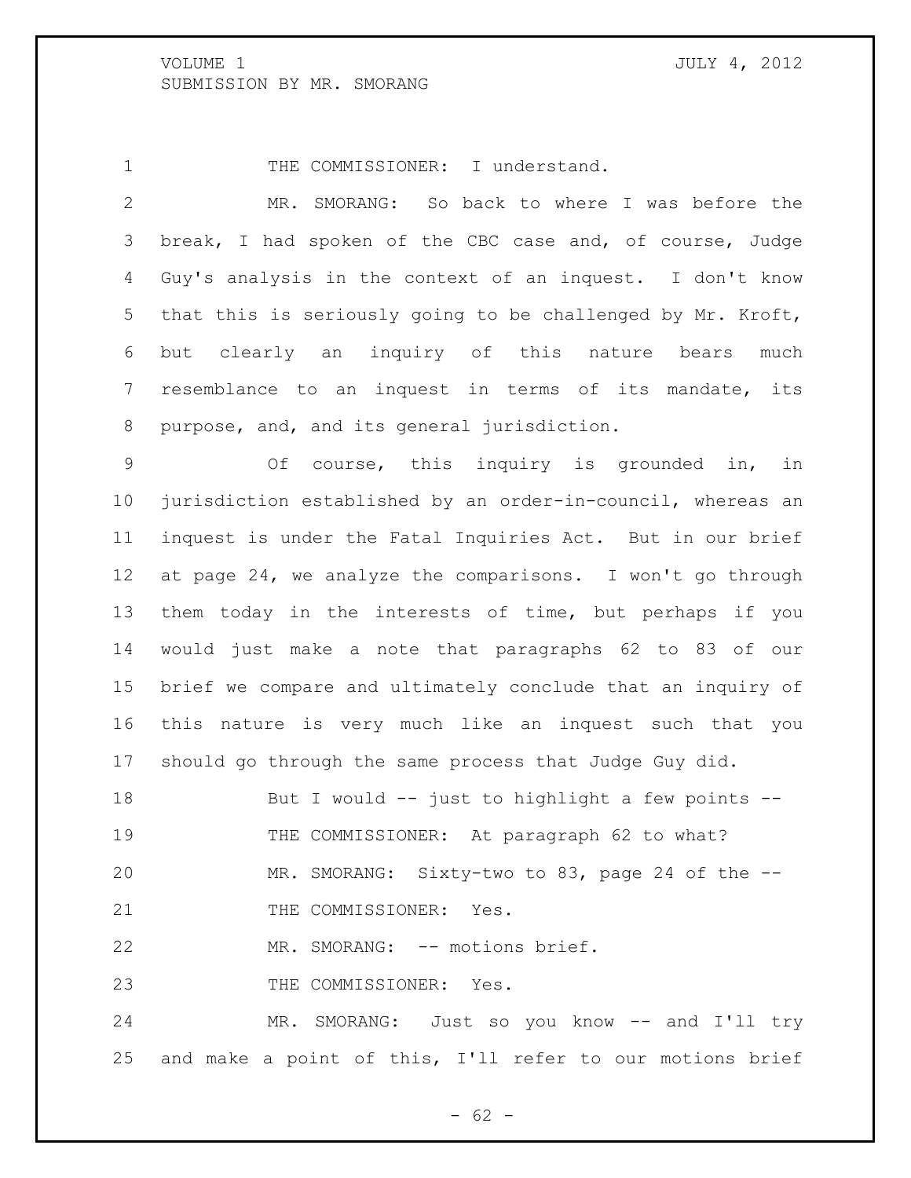THE COMMISSIONER: I understand.

MR. SMORANG: So back to where I was before the break, I had spoken of the CBC case and, of course, Judge Guy's analysis in the context of an inquest. I don't know that this is seriously going to be challenged by Mr. Kroft, but clearly an inquiry of this nature bears much resemblance to an inquest in terms of its mandate, its purpose, and, and its general jurisdiction.

Of course, this inquiry is grounded in, in jurisdiction established by an order-in-council, whereas an inquest is under the Fatal Inquiries Act. But in our brief at page 24, we analyze the comparisons. I won't go through them today in the interests of time, but perhaps if you would just make a note that paragraphs 62 to 83 of our brief we compare and ultimately conclude that an inquiry of this nature is very much like an inquest such that you should go through the same process that Judge Guy did.

But I would -- just to highlight a few points --

THE COMMISSIONER: At paragraph 62 to what?

MR. SMORANG: Sixty-two to 83, page 24 of the --

THE COMMISSIONER: Yes.

MR. SMORANG: -- motions brief.

THE COMMISSIONER: Yes.

MR. SMORANG: Just so you know -- and I'll try and make a point of this, I'll refer to our motions brief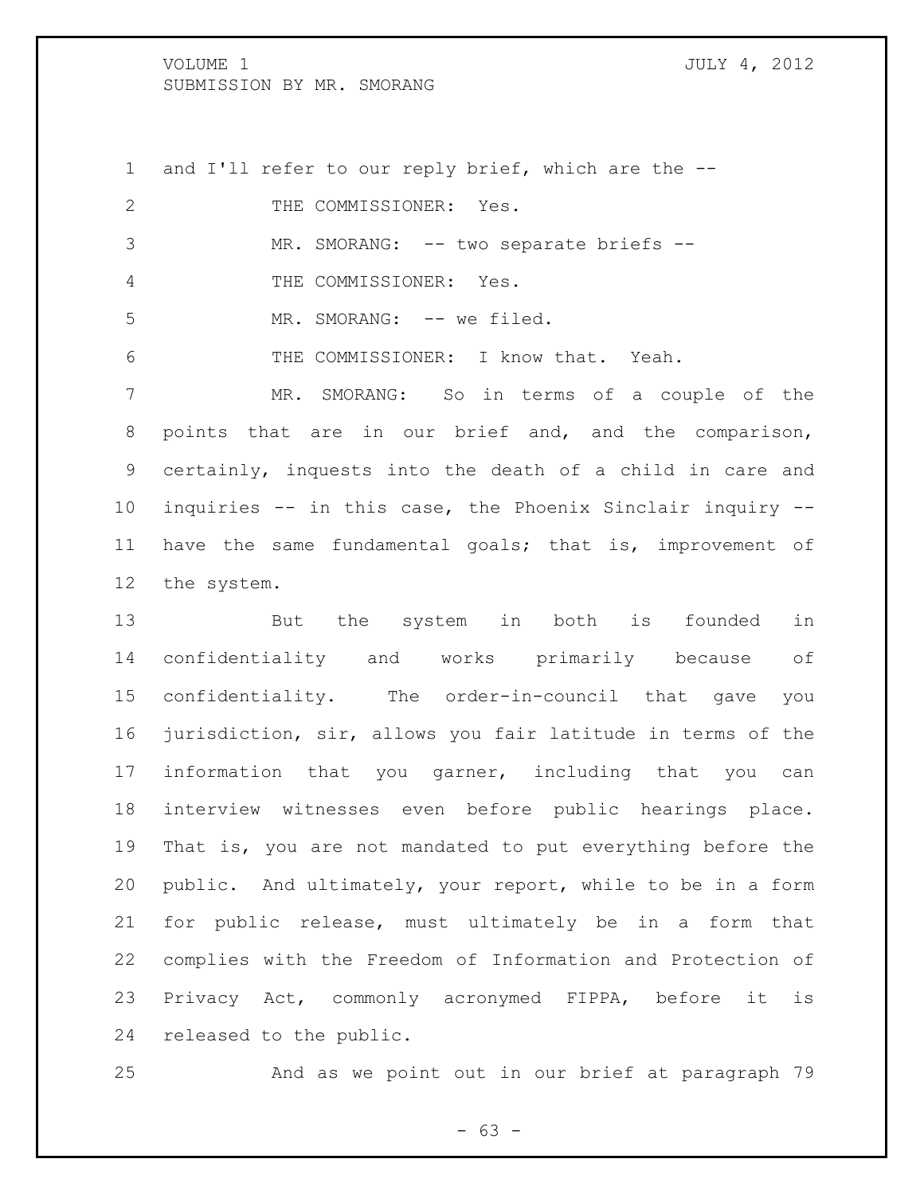and I'll refer to our reply brief, which are the --

THE COMMISSIONER: Yes.

MR. SMORANG: -- two separate briefs --

THE COMMISSIONER: Yes.

MR. SMORANG: -- we filed.

THE COMMISSIONER: I know that. Yeah.

MR. SMORANG: So in terms of a couple of the points that are in our brief and, and the comparison, certainly, inquests into the death of a child in care and inquiries -- in this case, the Phoenix Sinclair inquiry -- have the same fundamental goals; that is, improvement of the system.

But the system in both is founded in confidentiality and works primarily because of confidentiality. The order-in-council that gave you jurisdiction, sir, allows you fair latitude in terms of the information that you garner, including that you can interview witnesses even before public hearings place. That is, you are not mandated to put everything before the public. And ultimately, your report, while to be in a form for public release, must ultimately be in a form that complies with the Freedom of Information and Protection of Privacy Act, commonly acronymed FIPPA, before it is released to the public.

And as we point out in our brief at paragraph 79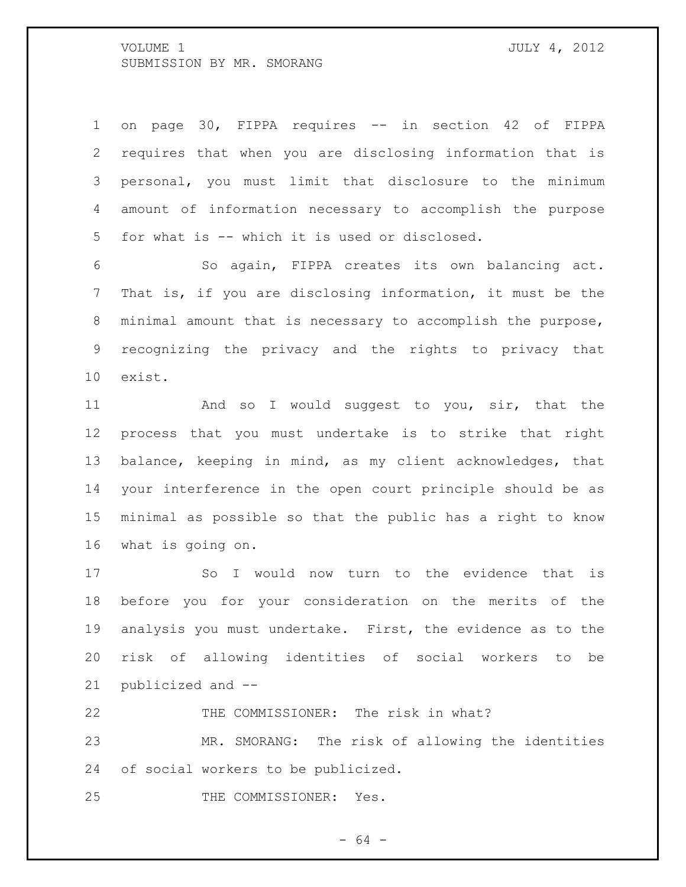on page 30, FIPPA requires -- in section 42 of FIPPA requires that when you are disclosing information that is personal, you must limit that disclosure to the minimum amount of information necessary to accomplish the purpose for what is -- which it is used or disclosed.

So again, FIPPA creates its own balancing act. That is, if you are disclosing information, it must be the minimal amount that is necessary to accomplish the purpose, recognizing the privacy and the rights to privacy that exist.

And so I would suggest to you, sir, that the process that you must undertake is to strike that right balance, keeping in mind, as my client acknowledges, that your interference in the open court principle should be as minimal as possible so that the public has a right to know what is going on.

So I would now turn to the evidence that is before you for your consideration on the merits of the analysis you must undertake. First, the evidence as to the risk of allowing identities of social workers to be publicized and --

THE COMMISSIONER: The risk in what?

MR. SMORANG: The risk of allowing the identities of social workers to be publicized.

THE COMMISSIONER: Yes.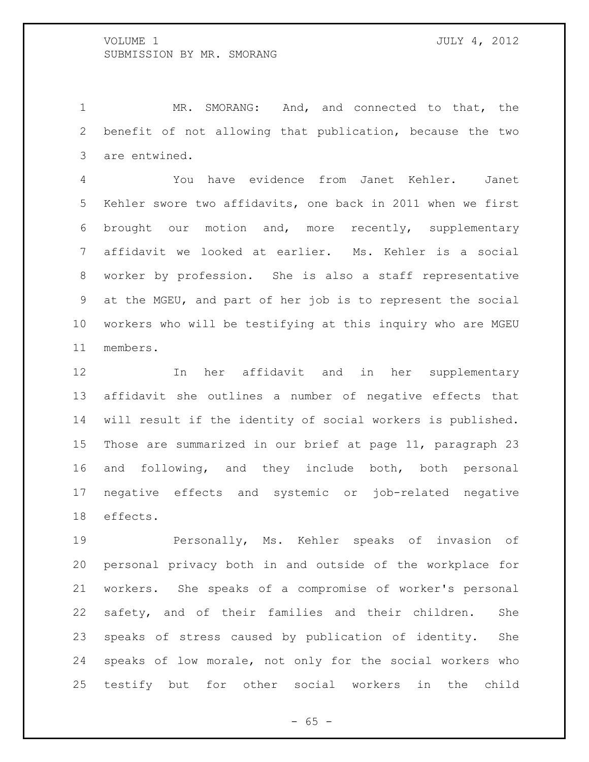MR. SMORANG: And, and connected to that, the benefit of not allowing that publication, because the two are entwined.

You have evidence from Janet Kehler. Janet Kehler swore two affidavits, one back in 2011 when we first brought our motion and, more recently, supplementary affidavit we looked at earlier. Ms. Kehler is a social worker by profession. She is also a staff representative at the MGEU, and part of her job is to represent the social workers who will be testifying at this inquiry who are MGEU members.

In her affidavit and in her supplementary affidavit she outlines a number of negative effects that will result if the identity of social workers is published. Those are summarized in our brief at page 11, paragraph 23 and following, and they include both, both personal negative effects and systemic or job-related negative effects.

Personally, Ms. Kehler speaks of invasion of personal privacy both in and outside of the workplace for workers. She speaks of a compromise of worker's personal safety, and of their families and their children. She speaks of stress caused by publication of identity. She speaks of low morale, not only for the social workers who testify but for other social workers in the child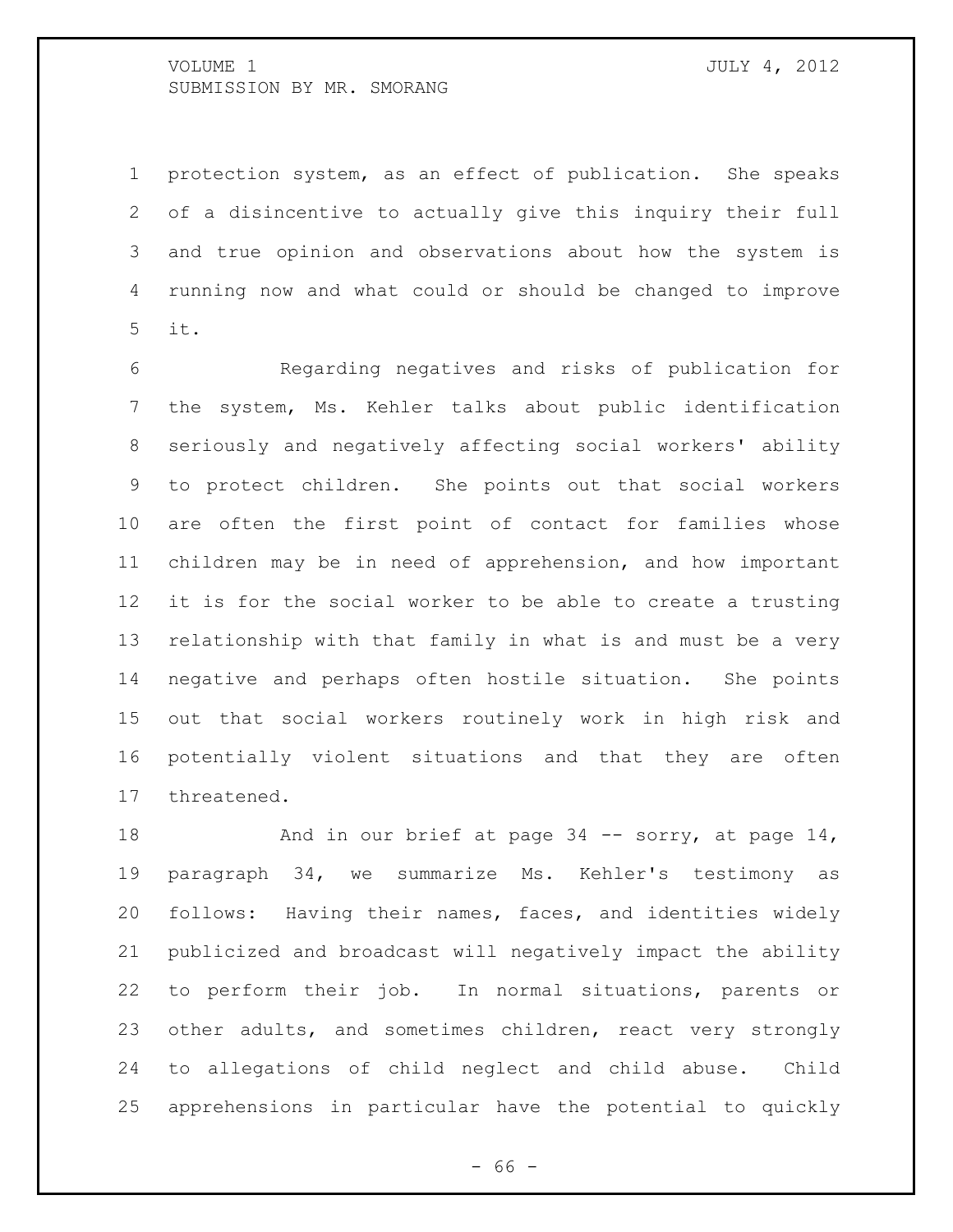protection system, as an effect of publication. She speaks of a disincentive to actually give this inquiry their full and true opinion and observations about how the system is running now and what could or should be changed to improve it.

Regarding negatives and risks of publication for the system, Ms. Kehler talks about public identification seriously and negatively affecting social workers' ability to protect children. She points out that social workers are often the first point of contact for families whose children may be in need of apprehension, and how important it is for the social worker to be able to create a trusting relationship with that family in what is and must be a very negative and perhaps often hostile situation. She points out that social workers routinely work in high risk and potentially violent situations and that they are often threatened.

And in our brief at page 34 -- sorry, at page 14, paragraph 34, we summarize Ms. Kehler's testimony as follows: Having their names, faces, and identities widely publicized and broadcast will negatively impact the ability to perform their job. In normal situations, parents or other adults, and sometimes children, react very strongly to allegations of child neglect and child abuse. Child apprehensions in particular have the potential to quickly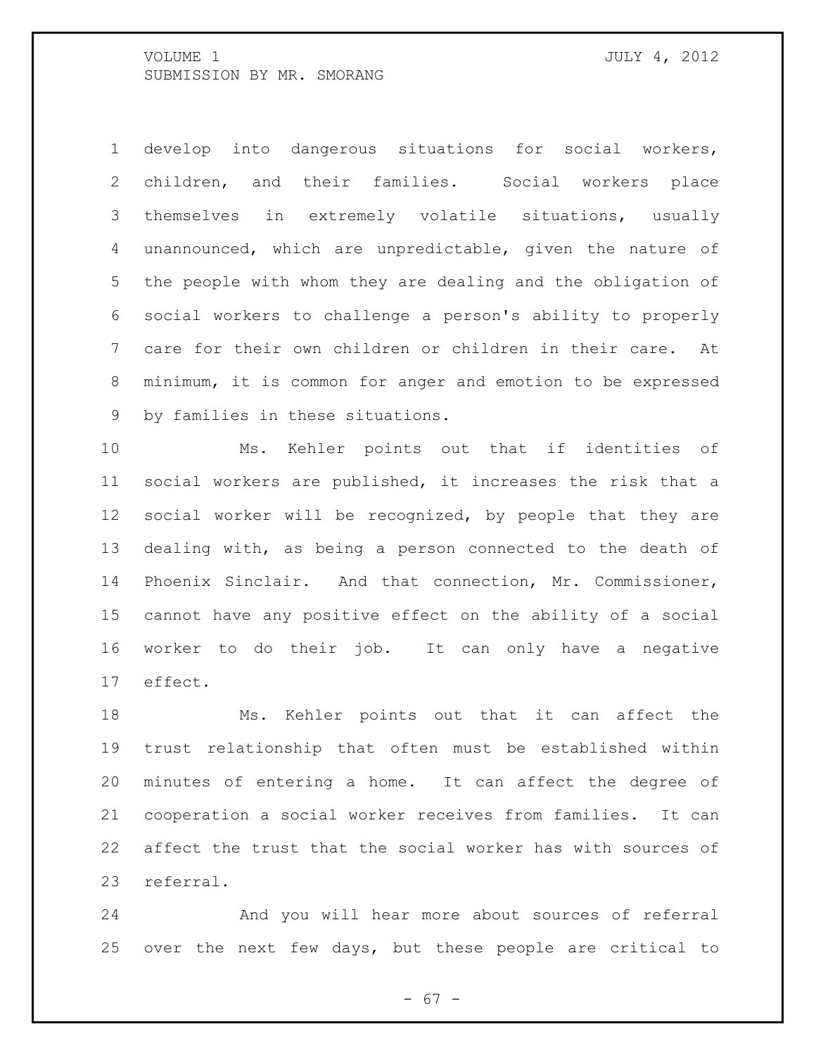develop into dangerous situations for social workers, children, and their families. Social workers place themselves in extremely volatile situations, usually unannounced, which are unpredictable, given the nature of the people with whom they are dealing and the obligation of social workers to challenge a person's ability to properly care for their own children or children in their care. At minimum, it is common for anger and emotion to be expressed by families in these situations.

Ms. Kehler points out that if identities of social workers are published, it increases the risk that a social worker will be recognized, by people that they are dealing with, as being a person connected to the death of Phoenix Sinclair. And that connection, Mr. Commissioner, cannot have any positive effect on the ability of a social worker to do their job. It can only have a negative effect.

Ms. Kehler points out that it can affect the trust relationship that often must be established within minutes of entering a home. It can affect the degree of cooperation a social worker receives from families. It can affect the trust that the social worker has with sources of referral.

And you will hear more about sources of referral over the next few days, but these people are critical to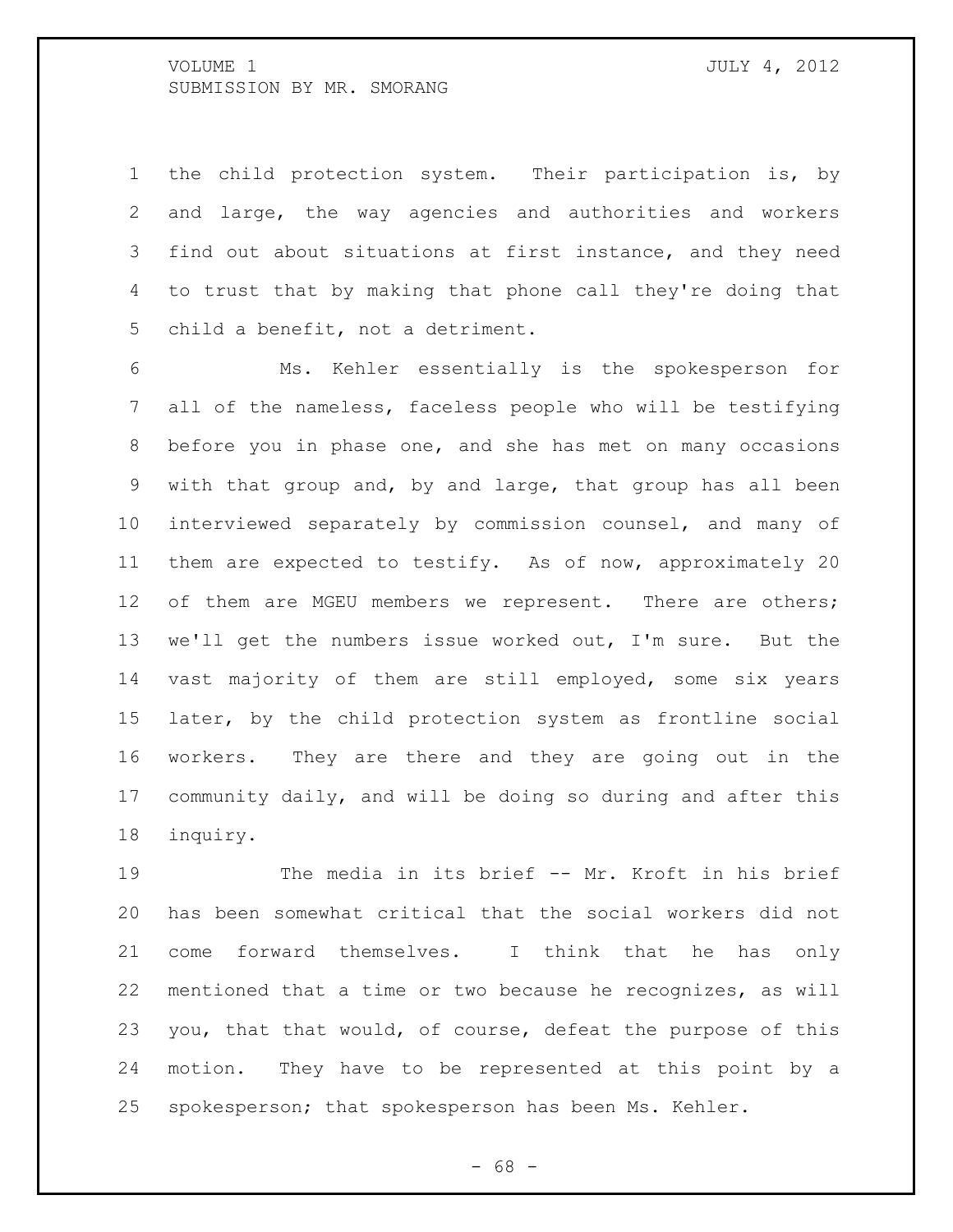the child protection system. Their participation is, by and large, the way agencies and authorities and workers find out about situations at first instance, and they need to trust that by making that phone call they're doing that child a benefit, not a detriment.

Ms. Kehler essentially is the spokesperson for all of the nameless, faceless people who will be testifying before you in phase one, and she has met on many occasions with that group and, by and large, that group has all been interviewed separately by commission counsel, and many of them are expected to testify. As of now, approximately 20 of them are MGEU members we represent. There are others; we'll get the numbers issue worked out, I'm sure. But the vast majority of them are still employed, some six years later, by the child protection system as frontline social workers. They are there and they are going out in the community daily, and will be doing so during and after this inquiry.

The media in its brief -- Mr. Kroft in his brief has been somewhat critical that the social workers did not come forward themselves. I think that he has only mentioned that a time or two because he recognizes, as will you, that that would, of course, defeat the purpose of this motion. They have to be represented at this point by a spokesperson; that spokesperson has been Ms. Kehler.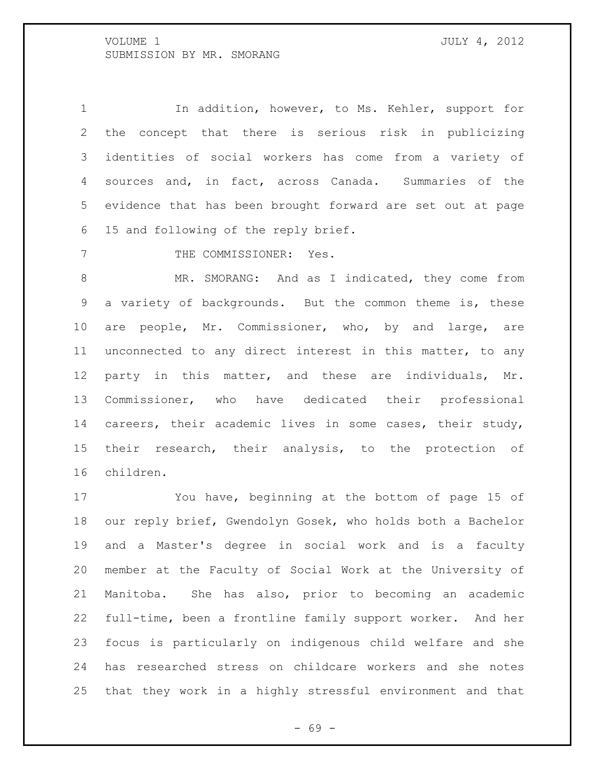In addition, however, to Ms. Kehler, support for the concept that there is serious risk in publicizing identities of social workers has come from a variety of sources and, in fact, across Canada. Summaries of the evidence that has been brought forward are set out at page 15 and following of the reply brief.

THE COMMISSIONER: Yes.

MR. SMORANG: And as I indicated, they come from a variety of backgrounds. But the common theme is, these are people, Mr. Commissioner, who, by and large, are unconnected to any direct interest in this matter, to any party in this matter, and these are individuals, Mr. Commissioner, who have dedicated their professional careers, their academic lives in some cases, their study, their research, their analysis, to the protection of children.

You have, beginning at the bottom of page 15 of our reply brief, Gwendolyn Gosek, who holds both a Bachelor and a Master's degree in social work and is a faculty member at the Faculty of Social Work at the University of Manitoba. She has also, prior to becoming an academic full-time, been a frontline family support worker. And her focus is particularly on indigenous child welfare and she has researched stress on childcare workers and she notes that they work in a highly stressful environment and that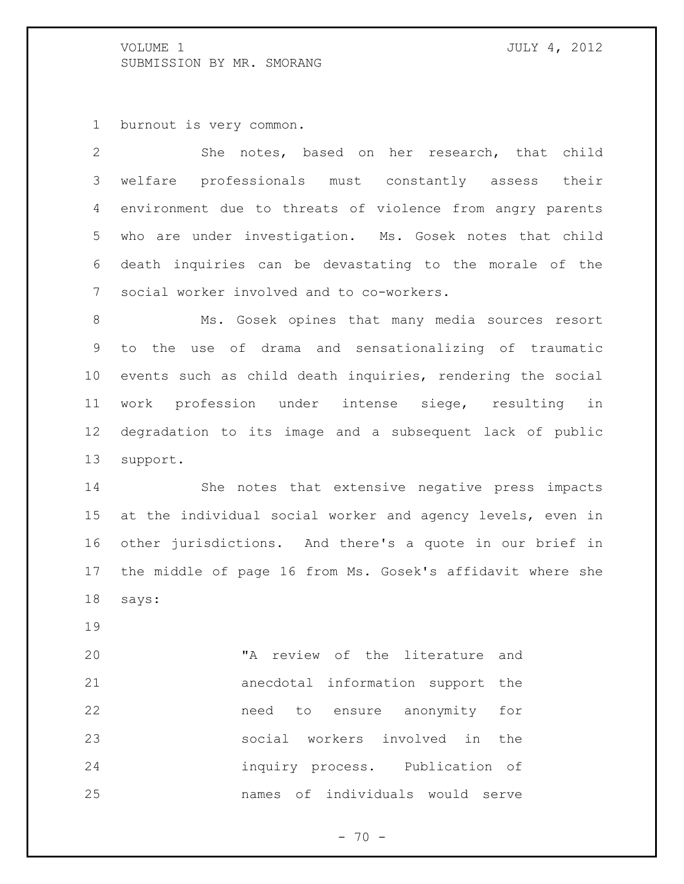burnout is very common.

She notes, based on her research, that child welfare professionals must constantly assess their environment due to threats of violence from angry parents who are under investigation. Ms. Gosek notes that child death inquiries can be devastating to the morale of the social worker involved and to co-workers.

Ms. Gosek opines that many media sources resort to the use of drama and sensationalizing of traumatic events such as child death inquiries, rendering the social work profession under intense siege, resulting in degradation to its image and a subsequent lack of public support.

She notes that extensive negative press impacts at the individual social worker and agency levels, even in other jurisdictions. And there's a quote in our brief in the middle of page 16 from Ms. Gosek's affidavit where she says:

> "A review of the literature and anecdotal information support the need to ensure anonymity for social workers involved in the inquiry process. Publication of names of individuals would serve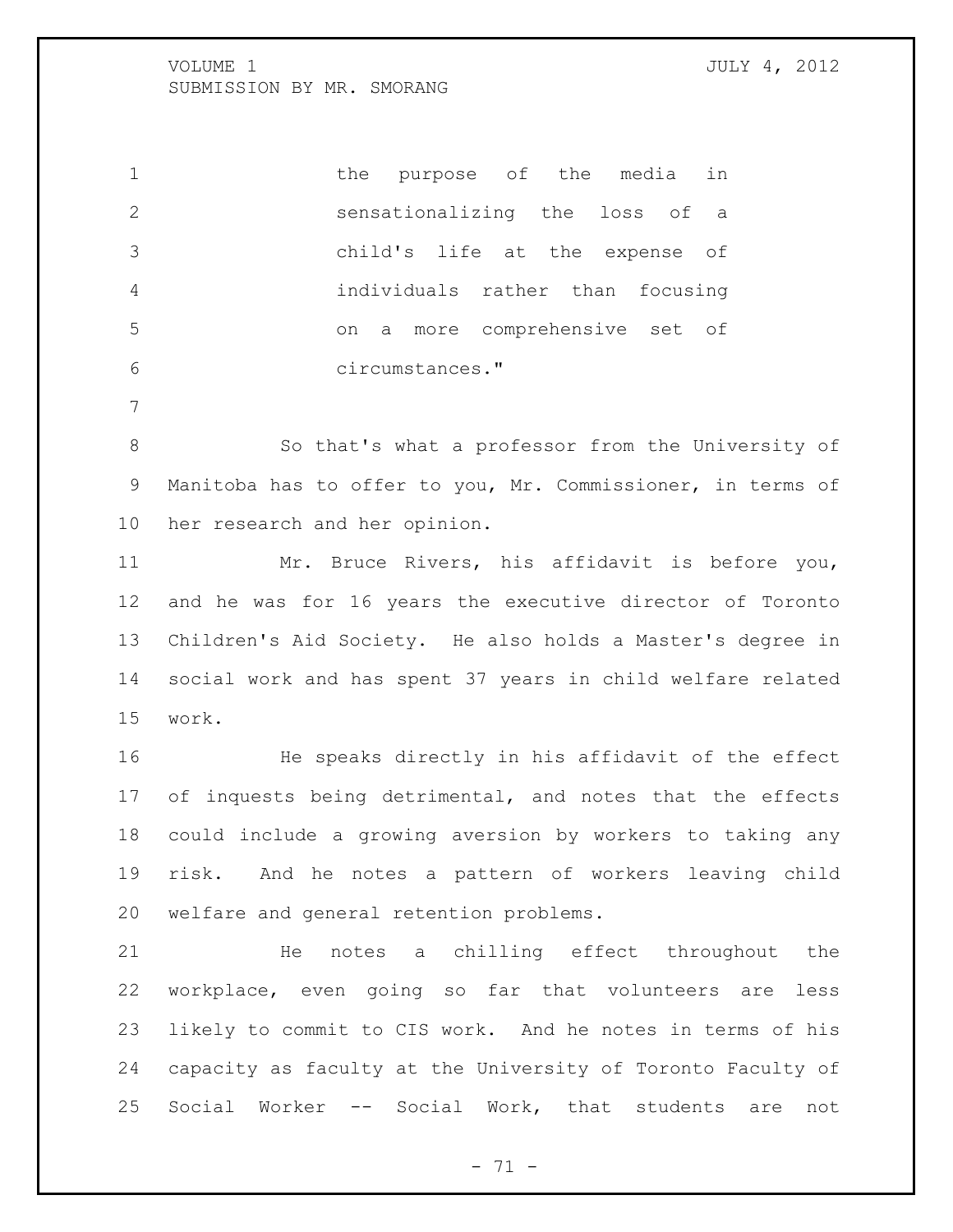the purpose of the media in sensationalizing the loss of a child's life at the expense of individuals rather than focusing on a more comprehensive set of circumstances."

So that's what a professor from the University of Manitoba has to offer to you, Mr. Commissioner, in terms of her research and her opinion.

Mr. Bruce Rivers, his affidavit is before you, and he was for 16 years the executive director of Toronto Children's Aid Society. He also holds a Master's degree in social work and has spent 37 years in child welfare related work.

He speaks directly in his affidavit of the effect of inquests being detrimental, and notes that the effects could include a growing aversion by workers to taking any risk. And he notes a pattern of workers leaving child welfare and general retention problems.

He notes a chilling effect throughout the workplace, even going so far that volunteers are less likely to commit to CIS work. And he notes in terms of his capacity as faculty at the University of Toronto Faculty of Social Worker -- Social Work, that students are not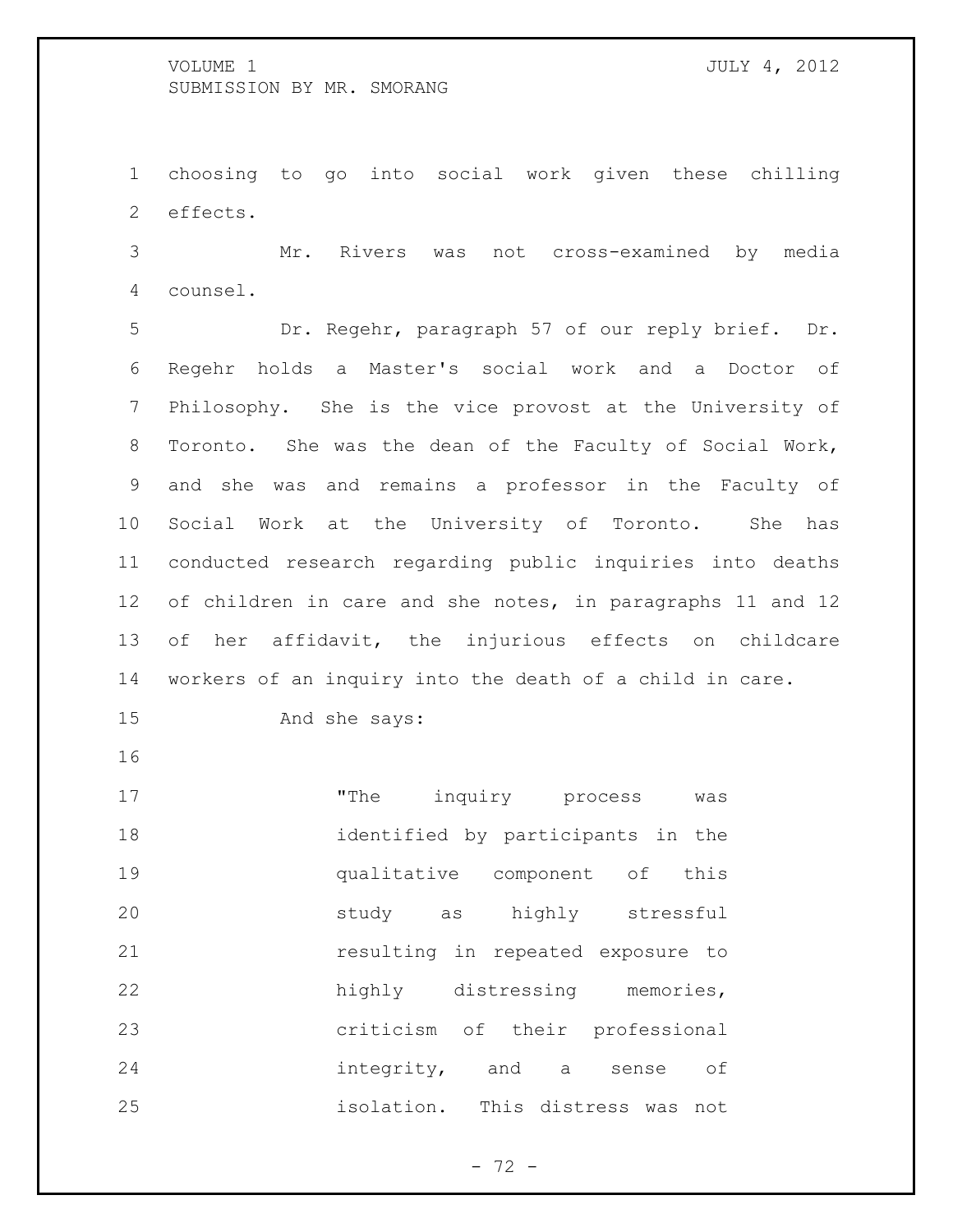choosing to go into social work given these chilling effects.

Mr. Rivers was not cross-examined by media counsel.

Dr. Regehr, paragraph 57 of our reply brief. Dr. Regehr holds a Master's social work and a Doctor of Philosophy. She is the vice provost at the University of Toronto. She was the dean of the Faculty of Social Work, and she was and remains a professor in the Faculty of Social Work at the University of Toronto. She has conducted research regarding public inquiries into deaths of children in care and she notes, in paragraphs 11 and 12 of her affidavit, the injurious effects on childcare workers of an inquiry into the death of a child in care.

And she says:

> "The inquiry process was identified by participants in the qualitative component of this study as highly stressful resulting in repeated exposure to highly distressing memories, criticism of their professional integrity, and a sense of isolation. This distress was not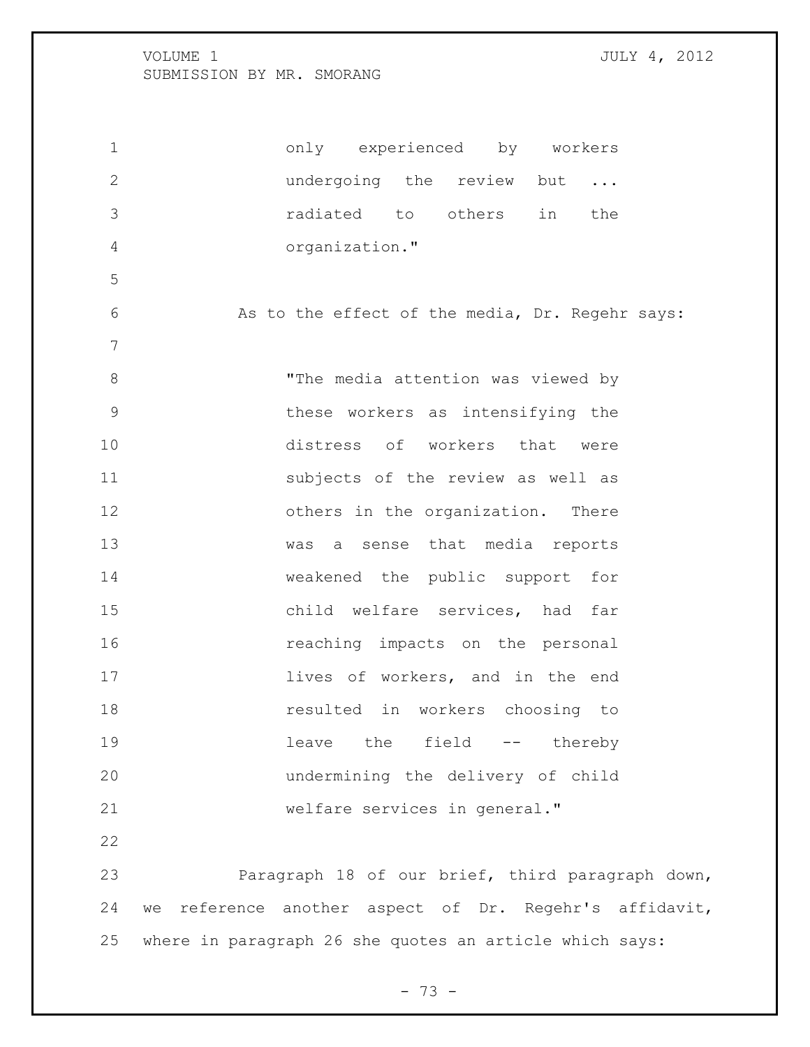only experienced by workers undergoing the review but ... radiated to others in the organization."

As to the effect of the media, Dr. Regehr says:

> "The media attention was viewed by these workers as intensifying the distress of workers that were subjects of the review as well as others in the organization. There was a sense that media reports weakened the public support for child welfare services, had far reaching impacts on the personal lives of workers, and in the end resulted in workers choosing to leave the field -- thereby undermining the delivery of child welfare services in general."

Paragraph 18 of our brief, third paragraph down, we reference another aspect of Dr. Regehr's affidavit, where in paragraph 26 she quotes an article which says: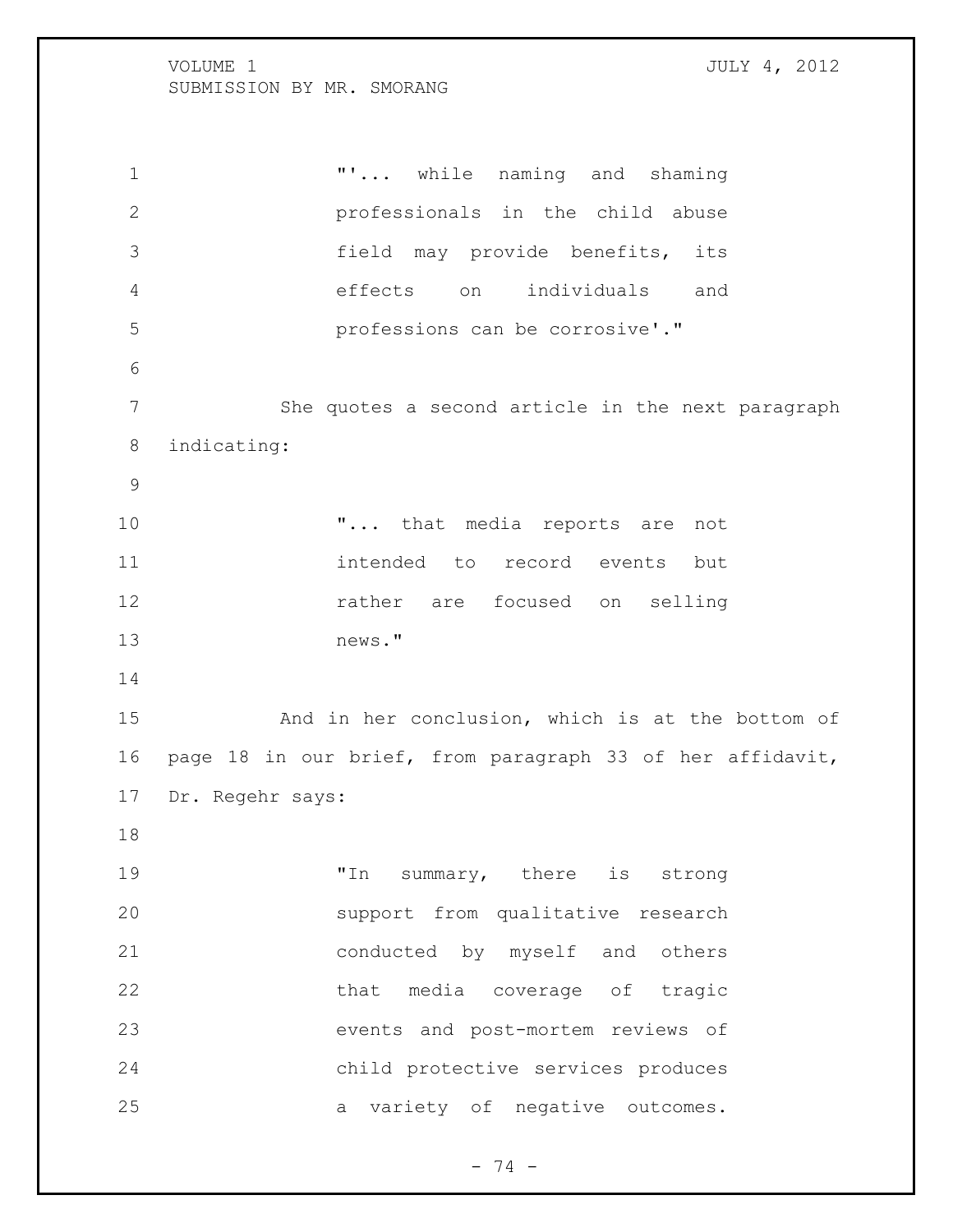> "'... while naming and shaming professionals in the child abuse field may provide benefits, its effects on individuals and professions can be corrosive'."

She quotes a second article in the next paragraph indicating:

> "... that media reports are not intended to record events but rather are focused on selling news."

And in her conclusion, which is at the bottom of page 18 in our brief, from paragraph 33 of her affidavit, Dr. Regehr says:

> "In summary, there is strong support from qualitative research conducted by myself and others that media coverage of tragic events and post-mortem reviews of child protective services produces a variety of negative outcomes.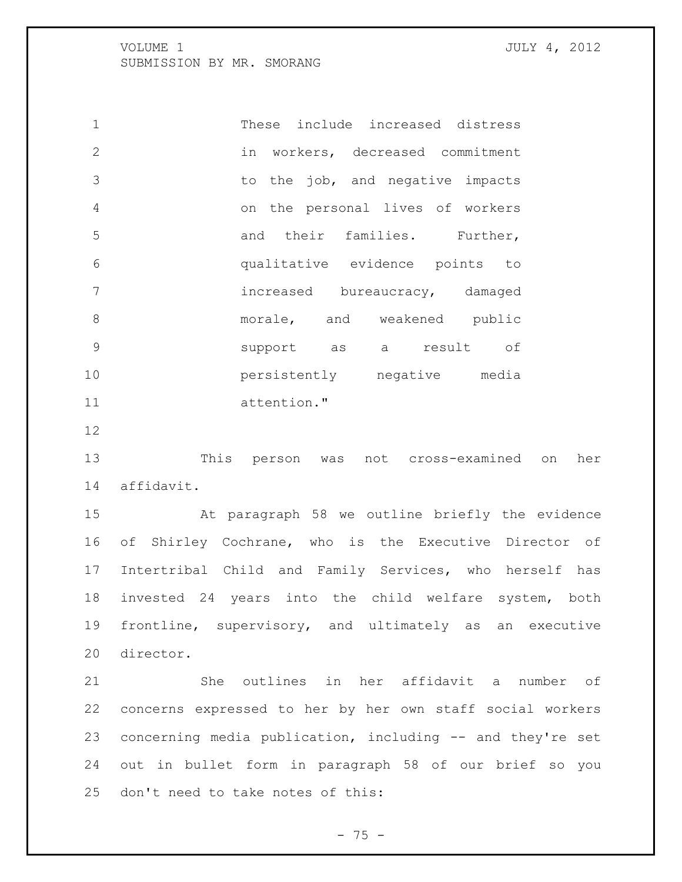> These include increased distress in workers, decreased commitment to the job, and negative impacts on the personal lives of workers and their families. Further, qualitative evidence points to increased bureaucracy, damaged morale, and weakened public support as a result of persistently negative media attention."

This person was not cross-examined on her affidavit.

At paragraph 58 we outline briefly the evidence of Shirley Cochrane, who is the Executive Director of Intertribal Child and Family Services, who herself has invested 24 years into the child welfare system, both frontline, supervisory, and ultimately as an executive director.

She outlines in her affidavit a number of concerns expressed to her by her own staff social workers concerning media publication, including -- and they're set out in bullet form in paragraph 58 of our brief so you don't need to take notes of this: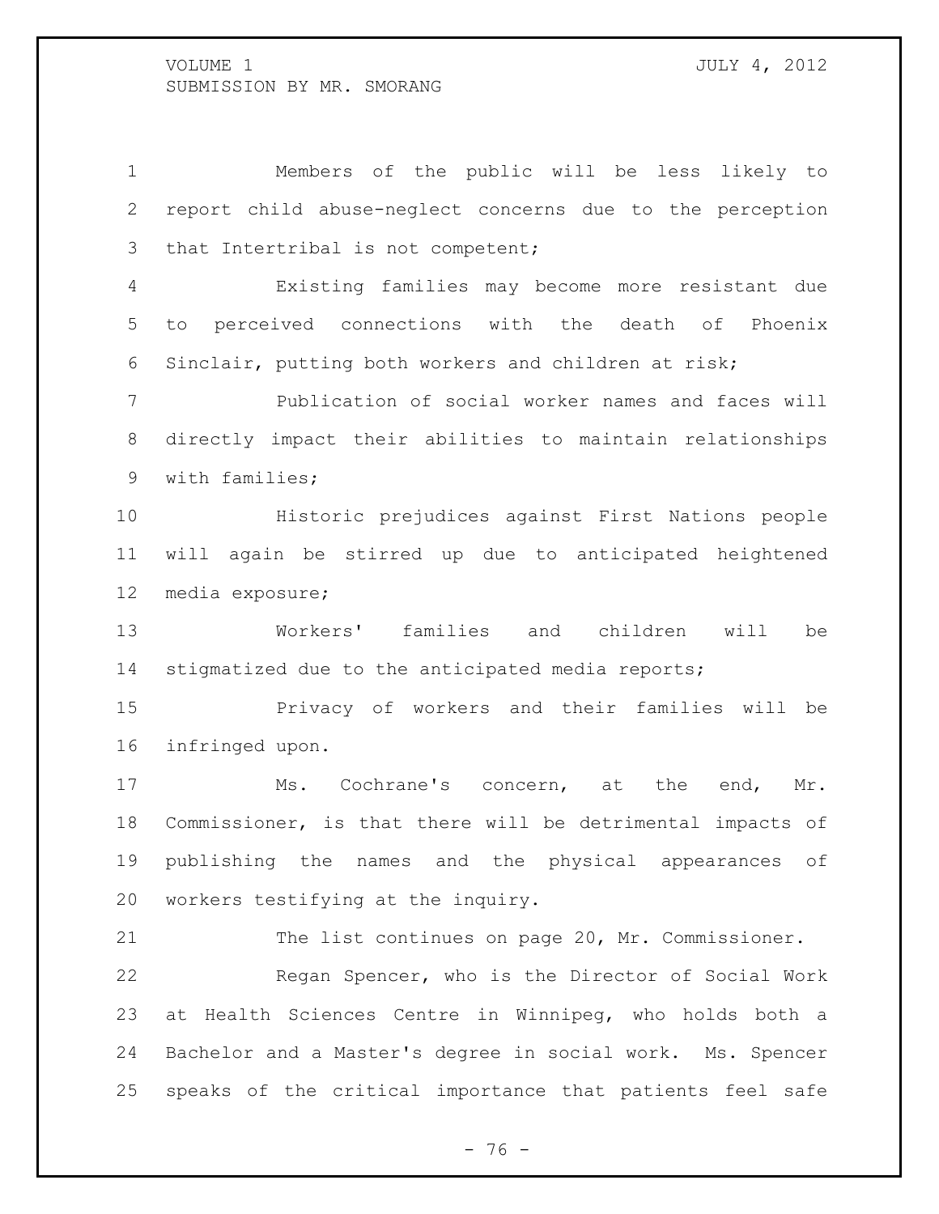Members of the public will be less likely to report child abuse-neglect concerns due to the perception that Intertribal is not competent;

Existing families may become more resistant due to perceived connections with the death of Phoenix Sinclair, putting both workers and children at risk;

Publication of social worker names and faces will directly impact their abilities to maintain relationships with families;

Historic prejudices against First Nations people will again be stirred up due to anticipated heightened media exposure;

Workers' families and children will be stigmatized due to the anticipated media reports;

Privacy of workers and their families will be infringed upon.

Ms. Cochrane's concern, at the end, Mr. Commissioner, is that there will be detrimental impacts of publishing the names and the physical appearances of workers testifying at the inquiry.

The list continues on page 20, Mr. Commissioner.

Regan Spencer, who is the Director of Social Work at Health Sciences Centre in Winnipeg, who holds both a Bachelor and a Master's degree in social work. Ms. Spencer speaks of the critical importance that patients feel safe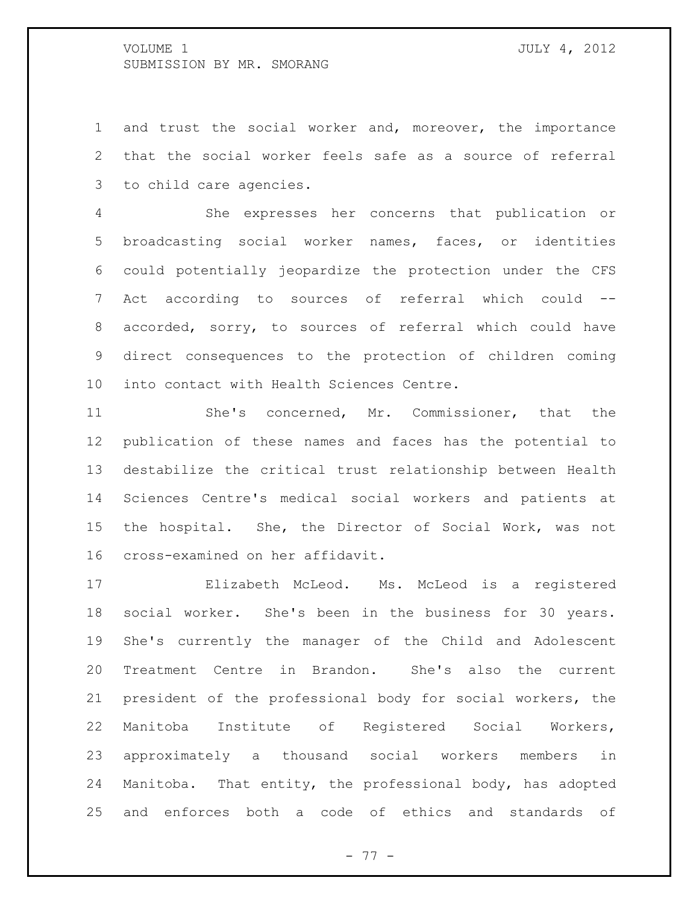and trust the social worker and, moreover, the importance that the social worker feels safe as a source of referral to child care agencies.

She expresses her concerns that publication or broadcasting social worker names, faces, or identities could potentially jeopardize the protection under the CFS Act according to sources of referral which could -- accorded, sorry, to sources of referral which could have direct consequences to the protection of children coming into contact with Health Sciences Centre.

She's concerned, Mr. Commissioner, that the publication of these names and faces has the potential to destabilize the critical trust relationship between Health Sciences Centre's medical social workers and patients at the hospital. She, the Director of Social Work, was not cross-examined on her affidavit.

Elizabeth McLeod. Ms. McLeod is a registered social worker. She's been in the business for 30 years. She's currently the manager of the Child and Adolescent Treatment Centre in Brandon. She's also the current president of the professional body for social workers, the Manitoba Institute of Registered Social Workers, approximately a thousand social workers members in Manitoba. That entity, the professional body, has adopted and enforces both a code of ethics and standards of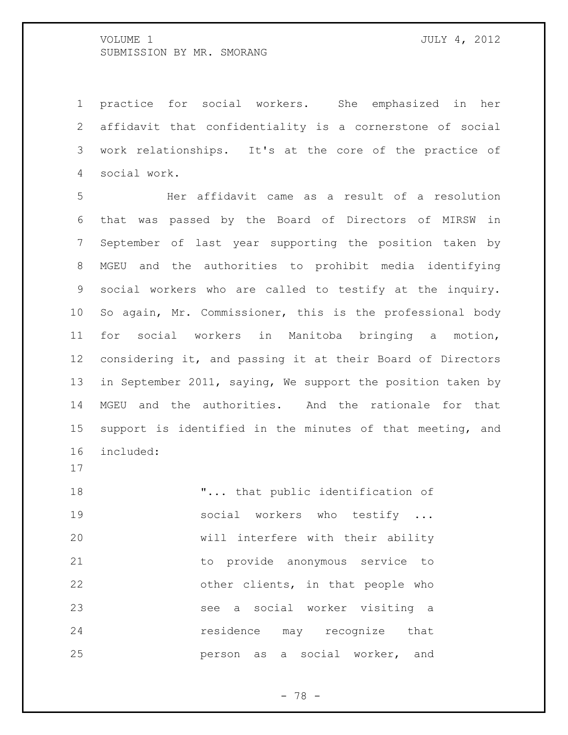practice for social workers. She emphasized in her affidavit that confidentiality is a cornerstone of social work relationships. It's at the core of the practice of social work.

Her affidavit came as a result of a resolution that was passed by the Board of Directors of MIRSW in September of last year supporting the position taken by MGEU and the authorities to prohibit media identifying social workers who are called to testify at the inquiry. So again, Mr. Commissioner, this is the professional body for social workers in Manitoba bringing a motion, considering it, and passing it at their Board of Directors in September 2011, saying, We support the position taken by MGEU and the authorities. And the rationale for that support is identified in the minutes of that meeting, and included:

> "... that public identification of social workers who testify ... will interfere with their ability to provide anonymous service to other clients, in that people who see a social worker visiting a residence may recognize that person as a social worker, and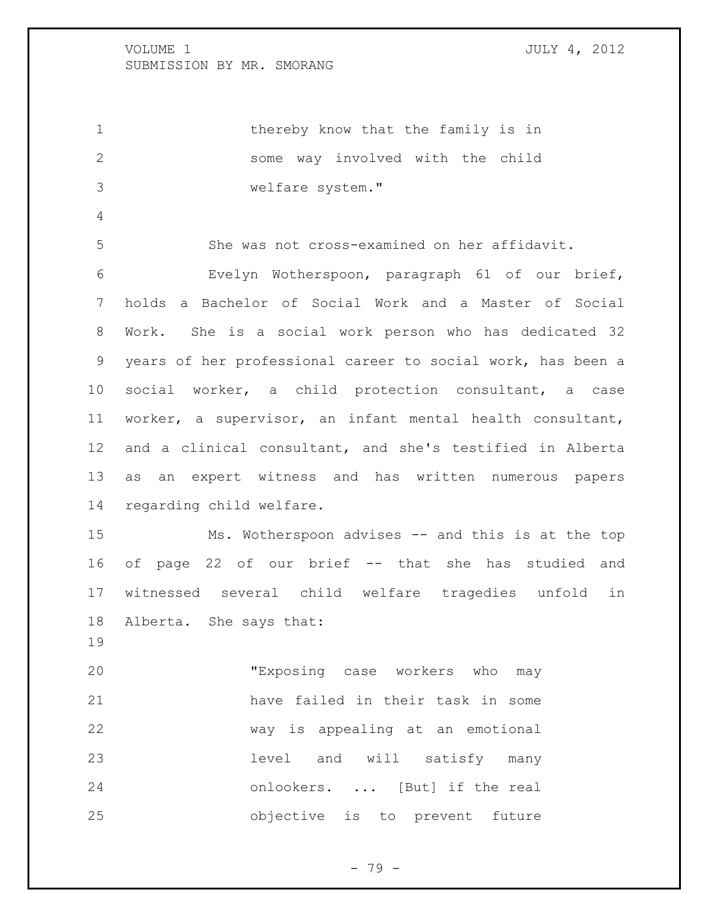> thereby know that the family is in some way involved with the child welfare system."

She was not cross-examined on her affidavit.

Evelyn Wotherspoon, paragraph 61 of our brief, holds a Bachelor of Social Work and a Master of Social Work. She is a social work person who has dedicated 32 years of her professional career to social work, has been a social worker, a child protection consultant, a case worker, a supervisor, an infant mental health consultant, and a clinical consultant, and she's testified in Alberta as an expert witness and has written numerous papers regarding child welfare.

Ms. Wotherspoon advises -- and this is at the top of page 22 of our brief -- that she has studied and witnessed several child welfare tragedies unfold in Alberta. She says that:

> "Exposing case workers who may have failed in their task in some way is appealing at an emotional level and will satisfy many onlookers. ... [But] if the real objective is to prevent future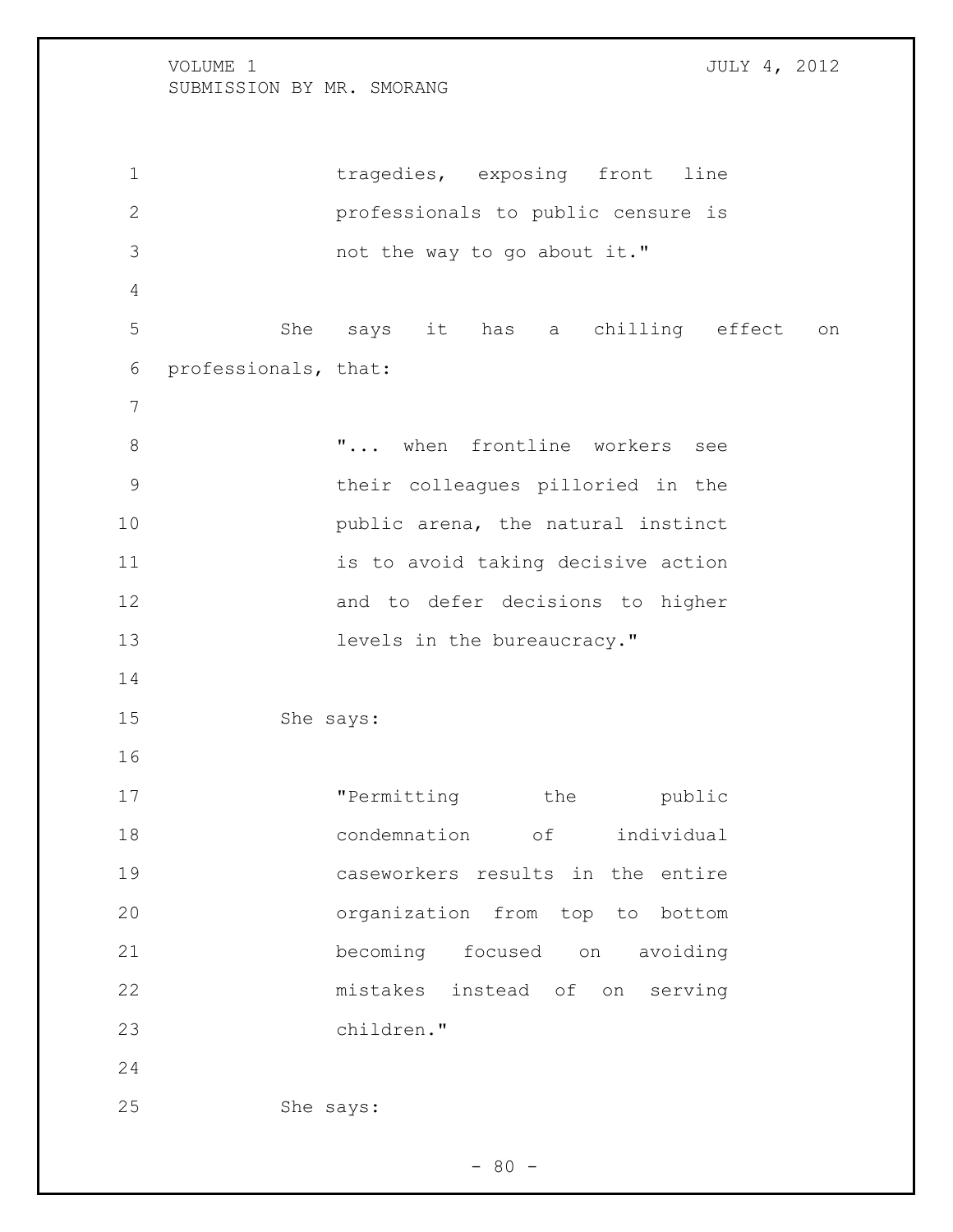> tragedies, exposing front line professionals to public censure is not the way to go about it."

She says it has a chilling effect on professionals, that:

> "... when frontline workers see their colleagues pilloried in the public arena, the natural instinct is to avoid taking decisive action and to defer decisions to higher levels in the bureaucracy."

She says:

> "Permitting the public condemnation of individual caseworkers results in the entire organization from top to bottom becoming focused on avoiding mistakes instead of on serving children."

She says: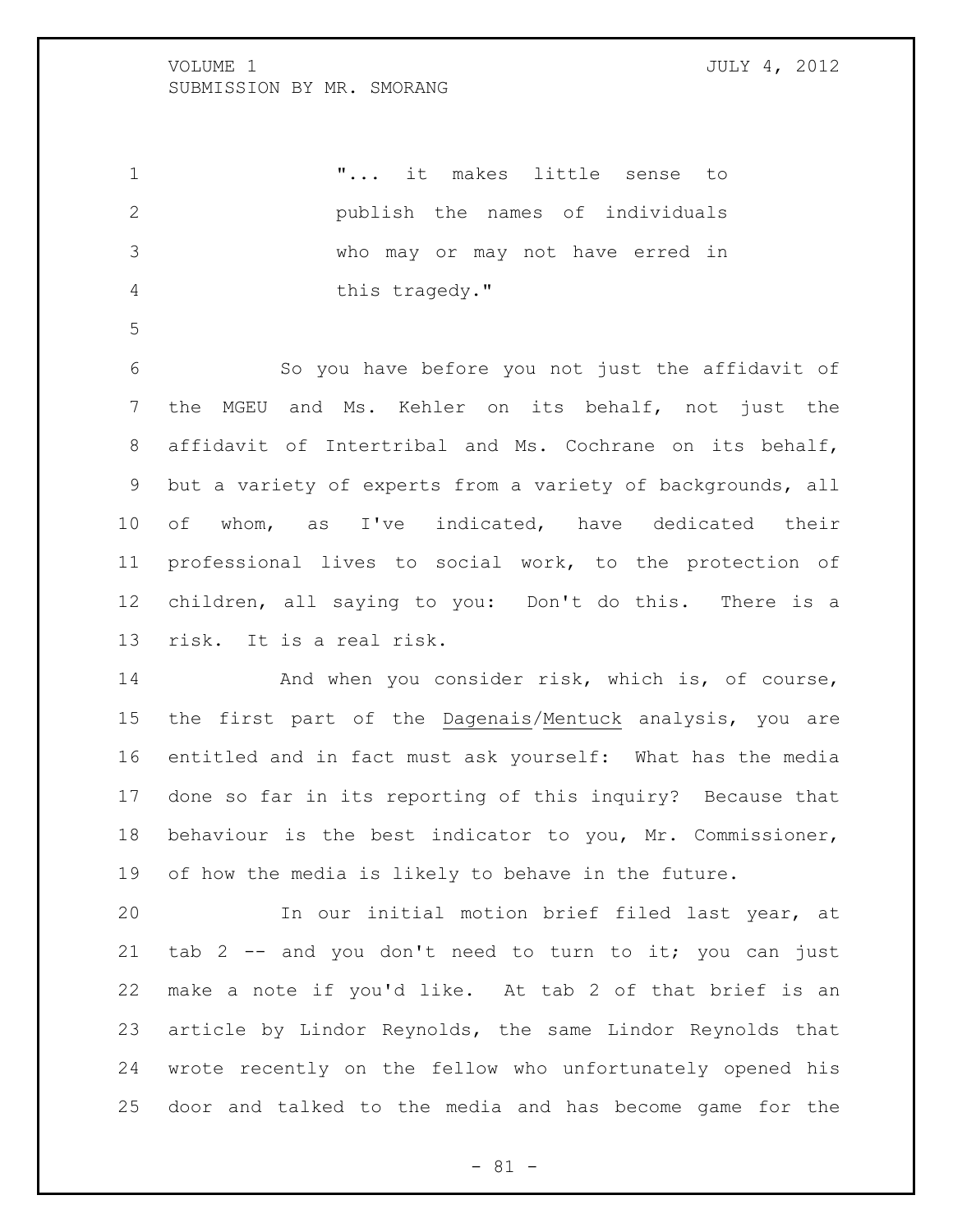"... it makes little sense to publish the names of individuals who may or may not have erred in this tragedy."

So you have before you not just the affidavit of the MGEU and Ms. Kehler on its behalf, not just the affidavit of Intertribal and Ms. Cochrane on its behalf, but a variety of experts from a variety of backgrounds, all of whom, as I've indicated, have dedicated their professional lives to social work, to the protection of children, all saying to you: Don't do this. There is a risk. It is a real risk.

And when you consider risk, which is, of course, the first part of the Dagenais/Mentuck analysis, you are entitled and in fact must ask yourself: What has the media done so far in its reporting of this inquiry? Because that behaviour is the best indicator to you, Mr. Commissioner, of how the media is likely to behave in the future.

In our initial motion brief filed last year, at tab 2 -- and you don't need to turn to it; you can just make a note if you'd like. At tab 2 of that brief is an article by Lindor Reynolds, the same Lindor Reynolds that wrote recently on the fellow who unfortunately opened his door and talked to the media and has become game for the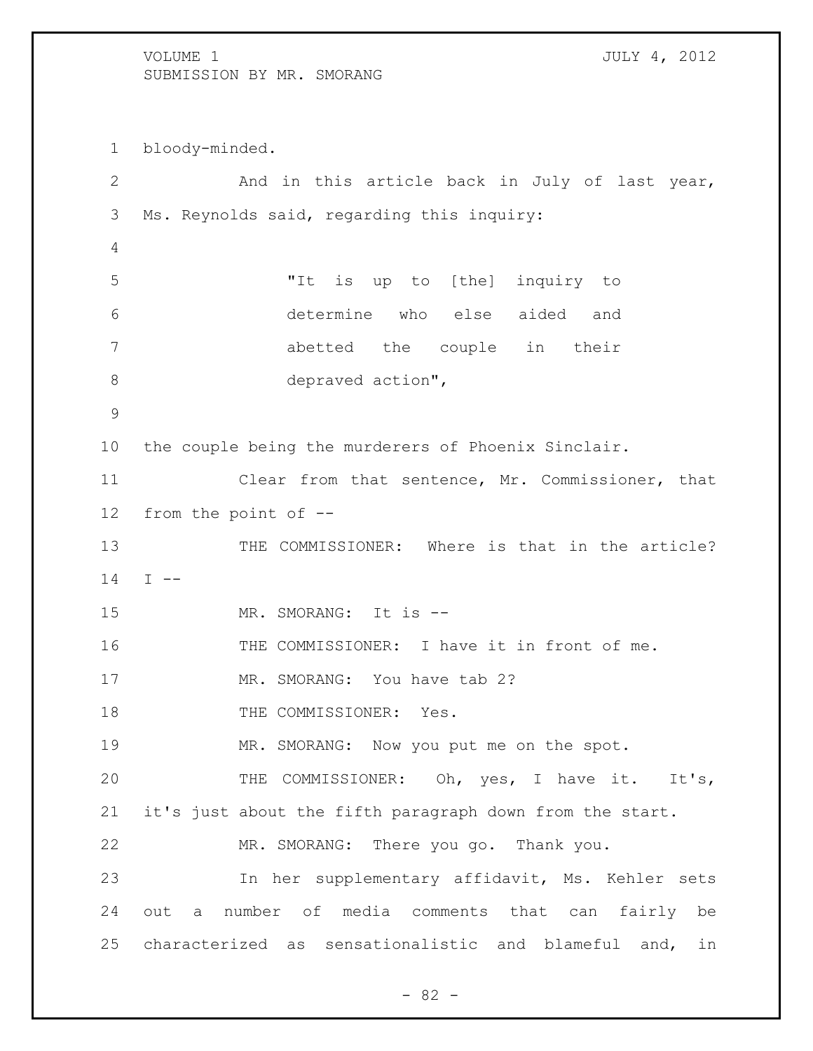bloody-minded.

And in this article back in July of last year, Ms. Reynolds said, regarding this inquiry:

> "It is up to [the] inquiry to determine who else aided and abetted the couple in their depraved action",

the couple being the murderers of Phoenix Sinclair.

Clear from that sentence, Mr. Commissioner, that from the point of --

THE COMMISSIONER: Where is that in the article? I --

MR. SMORANG: It is --

THE COMMISSIONER: I have it in front of me.

MR. SMORANG: You have tab 2?

THE COMMISSIONER: Yes.

MR. SMORANG: Now you put me on the spot.

THE COMMISSIONER: Oh, yes, I have it. It's, it's just about the fifth paragraph down from the start.

MR. SMORANG: There you go. Thank you.

In her supplementary affidavit, Ms. Kehler sets out a number of media comments that can fairly be characterized as sensationalistic and blameful and, in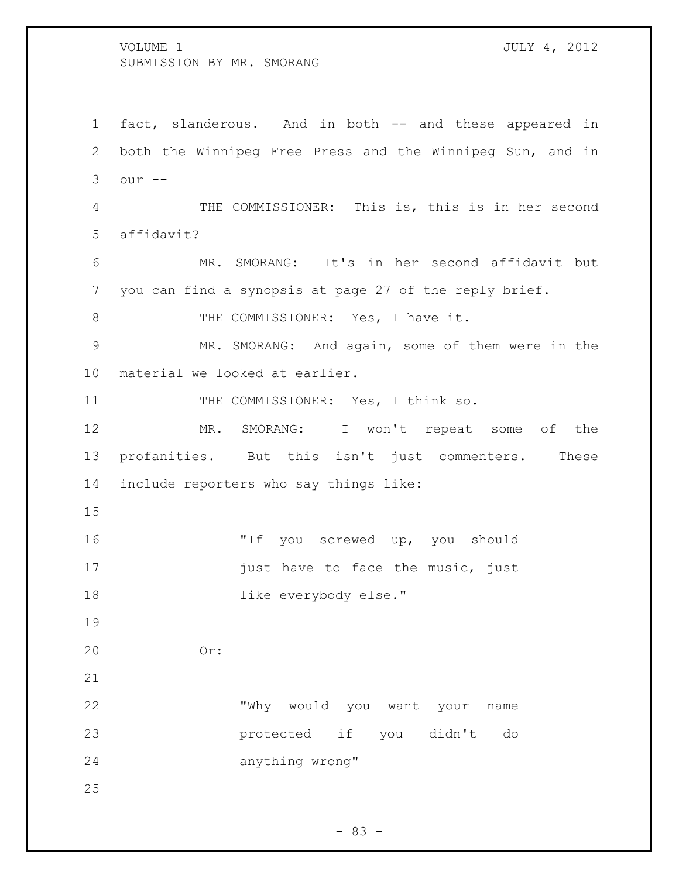fact, slanderous. And in both -- and these appeared in both the Winnipeg Free Press and the Winnipeg Sun, and in our --

THE COMMISSIONER: This is, this is in her second affidavit?

MR. SMORANG: It's in her second affidavit but you can find a synopsis at page 27 of the reply brief.

THE COMMISSIONER: Yes, I have it.

MR. SMORANG: And again, some of them were in the material we looked at earlier.

THE COMMISSIONER: Yes, I think so.

MR. SMORANG: I won't repeat some of the profanities. But this isn't just commenters. These include reporters who say things like:

> "If you screwed up, you should just have to face the music, just like everybody else."

Or:

> "Why would you want your name protected if you didn't do anything wrong"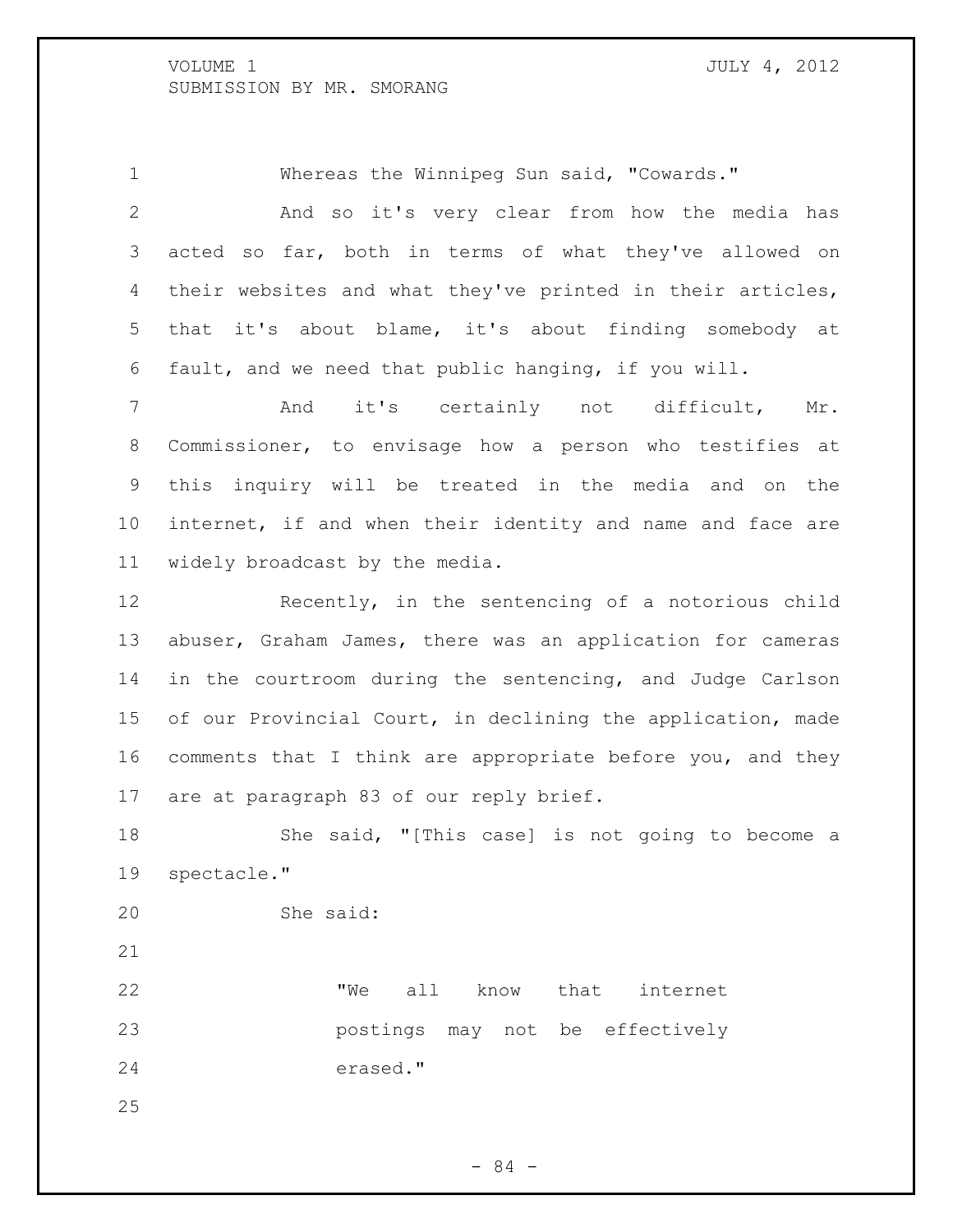Whereas the Winnipeg Sun said, "Cowards."

And so it's very clear from how the media has acted so far, both in terms of what they've allowed on their websites and what they've printed in their articles, that it's about blame, it's about finding somebody at fault, and we need that public hanging, if you will.

And it's certainly not difficult, Mr. Commissioner, to envisage how a person who testifies at this inquiry will be treated in the media and on the internet, if and when their identity and name and face are widely broadcast by the media.

Recently, in the sentencing of a notorious child abuser, Graham James, there was an application for cameras in the courtroom during the sentencing, and Judge Carlson of our Provincial Court, in declining the application, made comments that I think are appropriate before you, and they are at paragraph 83 of our reply brief.

She said, "[This case] is not going to become a spectacle."

She said:

> "We all know that internet postings may not be effectively erased."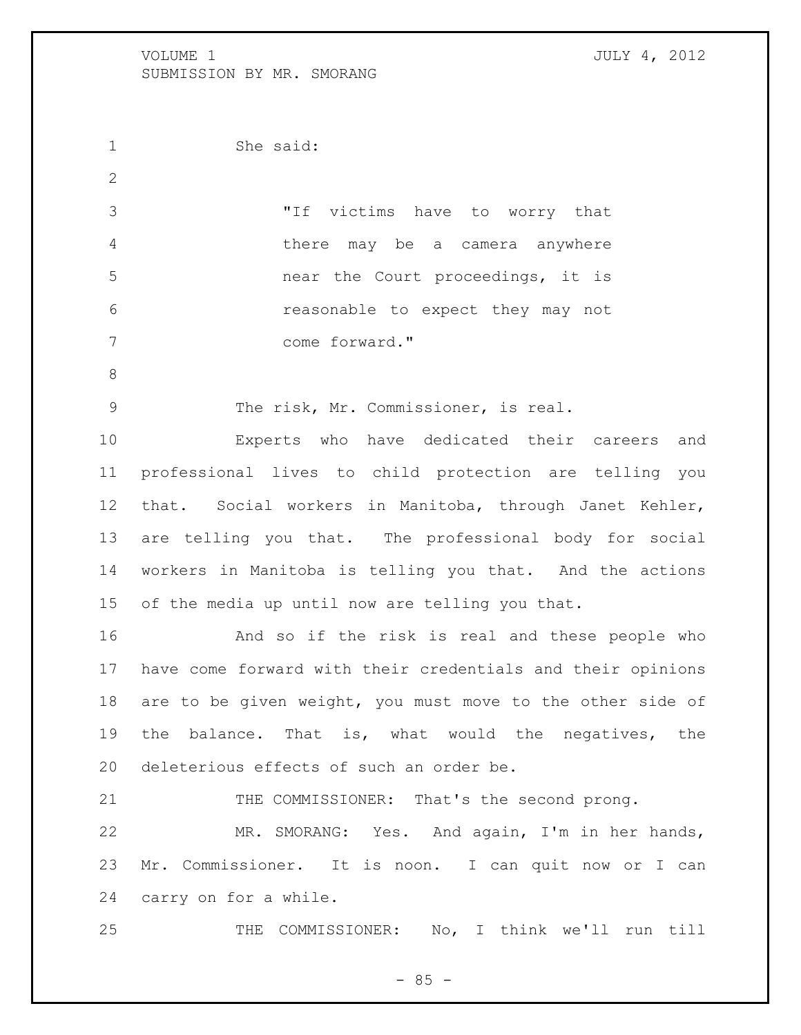She said:

> "If victims have to worry that there may be a camera anywhere near the Court proceedings, it is reasonable to expect they may not come forward."

The risk, Mr. Commissioner, is real.

Experts who have dedicated their careers and professional lives to child protection are telling you that. Social workers in Manitoba, through Janet Kehler, are telling you that. The professional body for social workers in Manitoba is telling you that. And the actions of the media up until now are telling you that.

And so if the risk is real and these people who have come forward with their credentials and their opinions are to be given weight, you must move to the other side of the balance. That is, what would the negatives, the deleterious effects of such an order be.

THE COMMISSIONER: That's the second prong.

MR. SMORANG: Yes. And again, I'm in her hands, Mr. Commissioner. It is noon. I can quit now or I can carry on for a while.

THE COMMISSIONER: No, I think we'll run till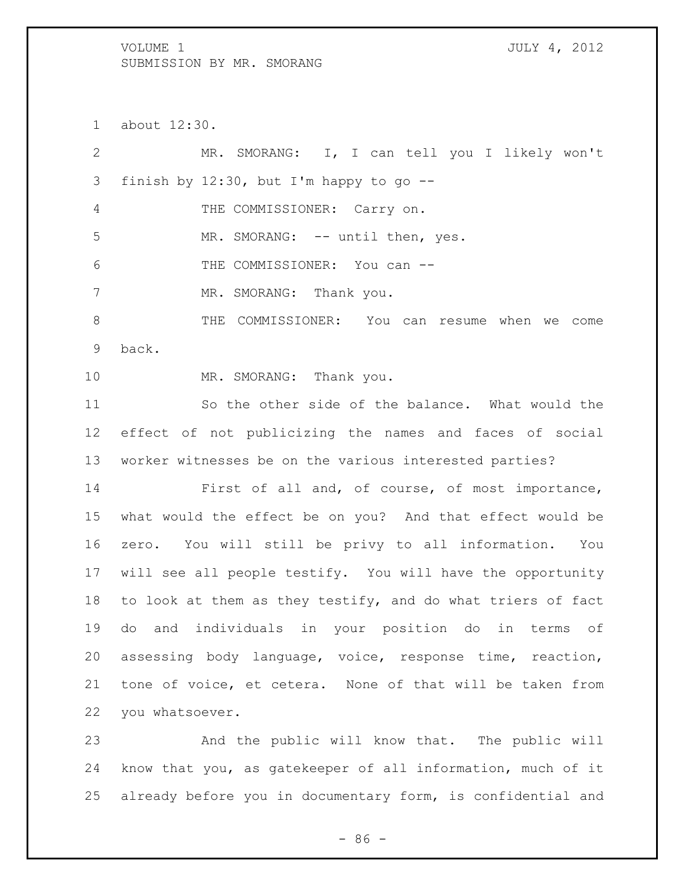about 12:30.

MR. SMORANG: I, I can tell you I likely won't finish by 12:30, but I'm happy to go --

THE COMMISSIONER: Carry on.

MR. SMORANG: -- until then, yes.

THE COMMISSIONER: You can --

MR. SMORANG: Thank you.

THE COMMISSIONER: You can resume when we come back.

MR. SMORANG: Thank you.

So the other side of the balance. What would the effect of not publicizing the names and faces of social worker witnesses be on the various interested parties?

First of all and, of course, of most importance, what would the effect be on you? And that effect would be zero. You will still be privy to all information. You will see all people testify. You will have the opportunity to look at them as they testify, and do what triers of fact do and individuals in your position do in terms of assessing body language, voice, response time, reaction, tone of voice, et cetera. None of that will be taken from you whatsoever.

And the public will know that. The public will know that you, as gatekeeper of all information, much of it already before you in documentary form, is confidential and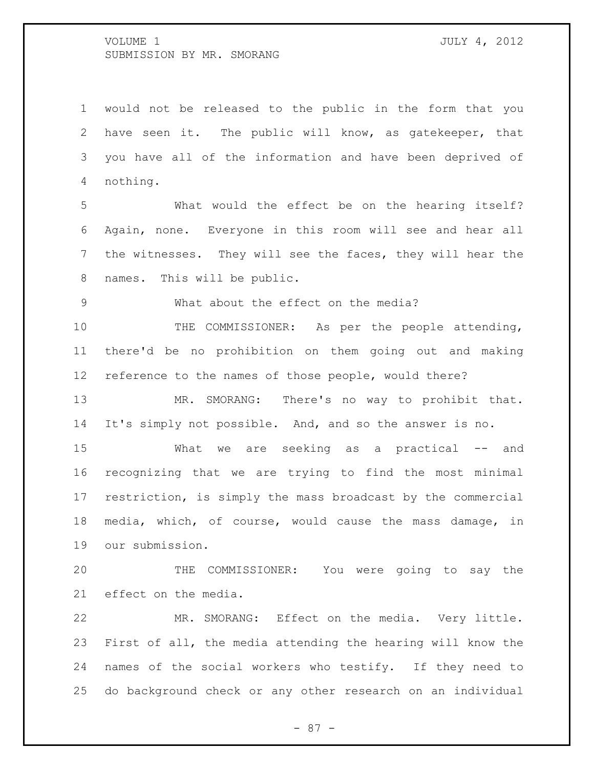would not be released to the public in the form that you have seen it. The public will know, as gatekeeper, that you have all of the information and have been deprived of nothing.

What would the effect be on the hearing itself? Again, none. Everyone in this room will see and hear all the witnesses. They will see the faces, they will hear the names. This will be public.

What about the effect on the media?

THE COMMISSIONER: As per the people attending, there'd be no prohibition on them going out and making reference to the names of those people, would there?

MR. SMORANG: There's no way to prohibit that. It's simply not possible. And, and so the answer is no.

What we are seeking as a practical -- and recognizing that we are trying to find the most minimal restriction, is simply the mass broadcast by the commercial media, which, of course, would cause the mass damage, in our submission.

THE COMMISSIONER: You were going to say the effect on the media.

MR. SMORANG: Effect on the media. Very little. First of all, the media attending the hearing will know the names of the social workers who testify. If they need to do background check or any other research on an individual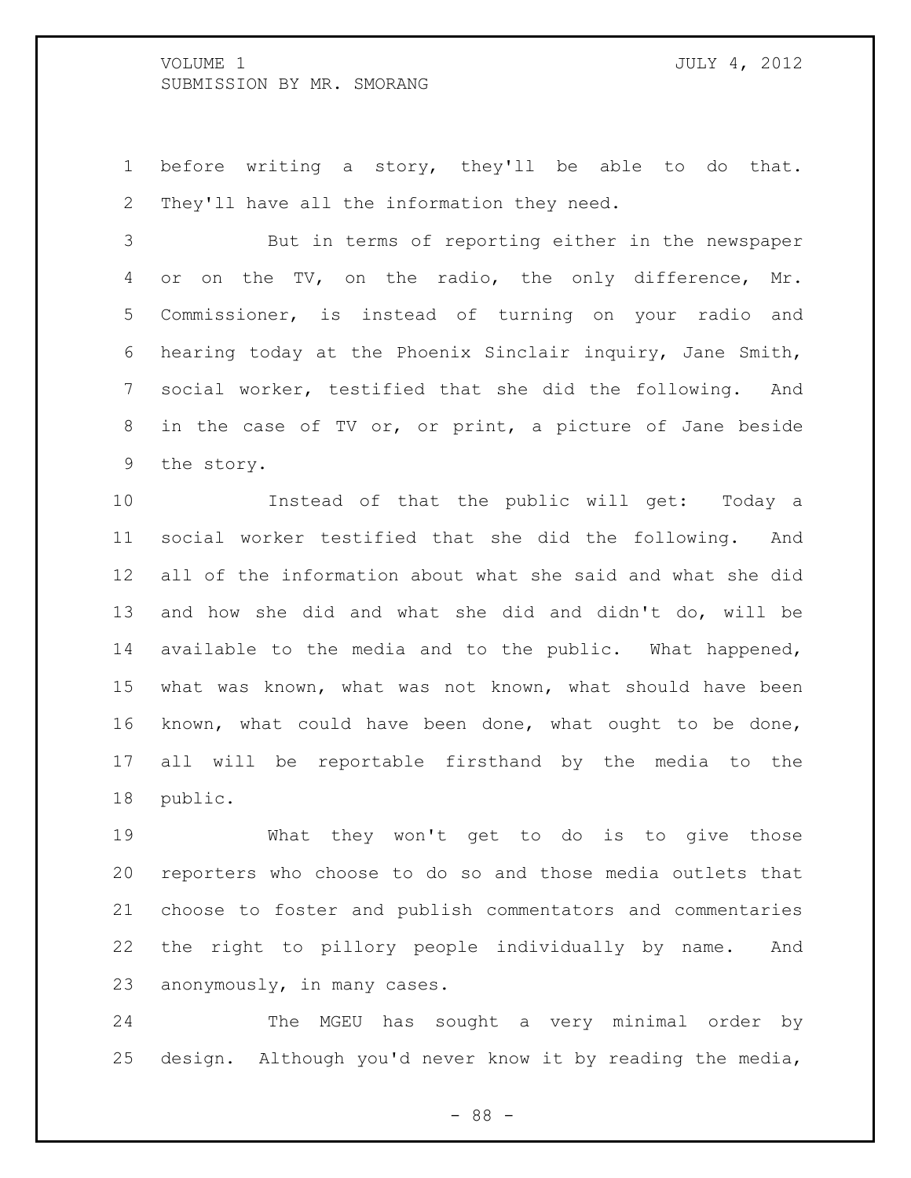before writing a story, they'll be able to do that. They'll have all the information they need.

But in terms of reporting either in the newspaper or on the TV, on the radio, the only difference, Mr. Commissioner, is instead of turning on your radio and hearing today at the Phoenix Sinclair inquiry, Jane Smith, social worker, testified that she did the following. And in the case of TV or, or print, a picture of Jane beside the story.

Instead of that the public will get: Today a social worker testified that she did the following. And all of the information about what she said and what she did and how she did and what she did and didn't do, will be available to the media and to the public. What happened, what was known, what was not known, what should have been known, what could have been done, what ought to be done, all will be reportable firsthand by the media to the public.

What they won't get to do is to give those reporters who choose to do so and those media outlets that choose to foster and publish commentators and commentaries the right to pillory people individually by name. And anonymously, in many cases.

The MGEU has sought a very minimal order by design. Although you'd never know it by reading the media,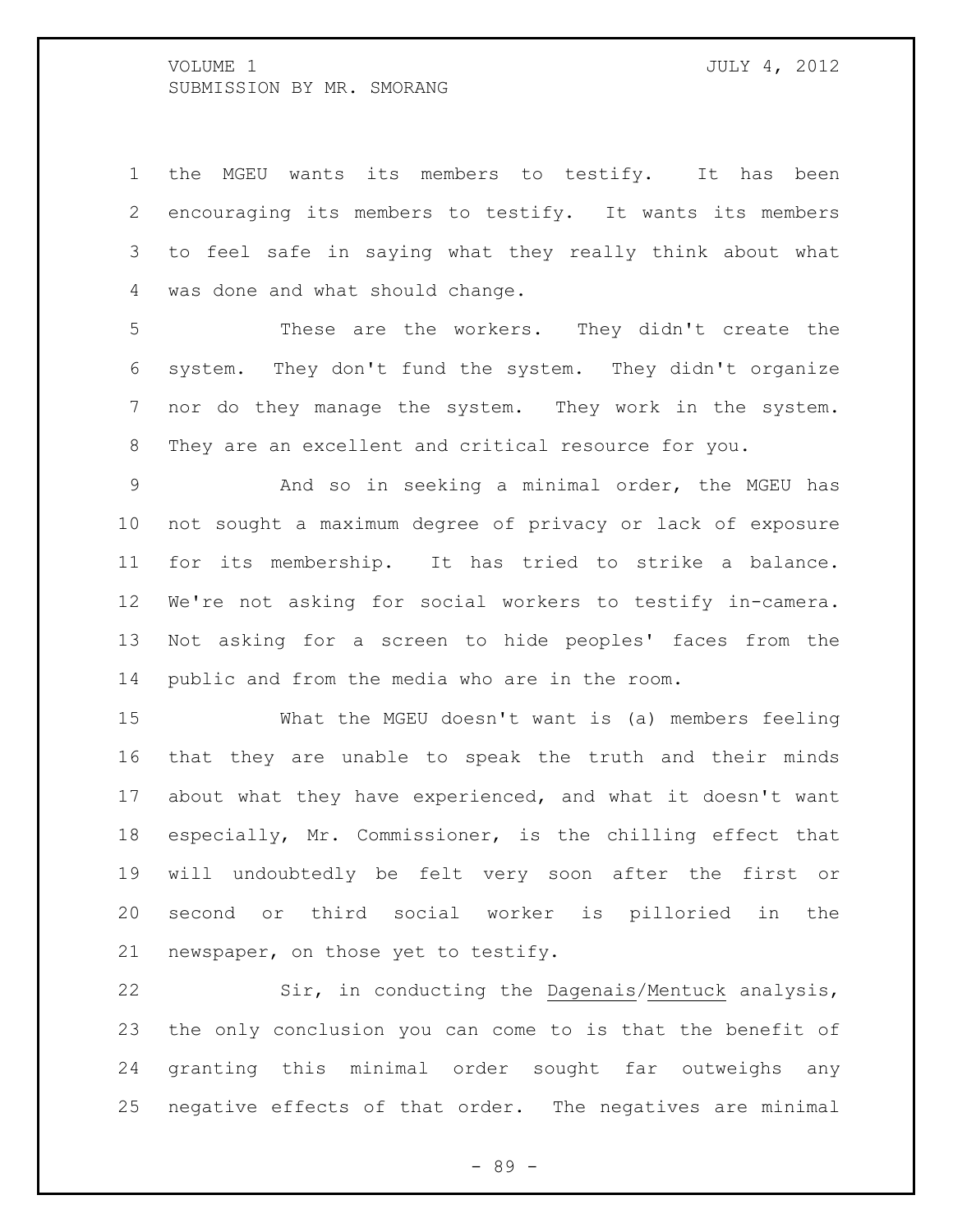the MGEU wants its members to testify. It has been encouraging its members to testify. It wants its members to feel safe in saying what they really think about what was done and what should change.

These are the workers. They didn't create the system. They don't fund the system. They didn't organize nor do they manage the system. They work in the system. They are an excellent and critical resource for you.

And so in seeking a minimal order, the MGEU has not sought a maximum degree of privacy or lack of exposure for its membership. It has tried to strike a balance. We're not asking for social workers to testify in-camera. Not asking for a screen to hide peoples' faces from the public and from the media who are in the room.

What the MGEU doesn't want is (a) members feeling that they are unable to speak the truth and their minds about what they have experienced, and what it doesn't want especially, Mr. Commissioner, is the chilling effect that will undoubtedly be felt very soon after the first or second or third social worker is pilloried in the newspaper, on those yet to testify.

Sir, in conducting the <u>Dagenais</u>/<u>Mentuck</u> analysis, the only conclusion you can come to is that the benefit of granting this minimal order sought far outweighs any negative effects of that order. The negatives are minimal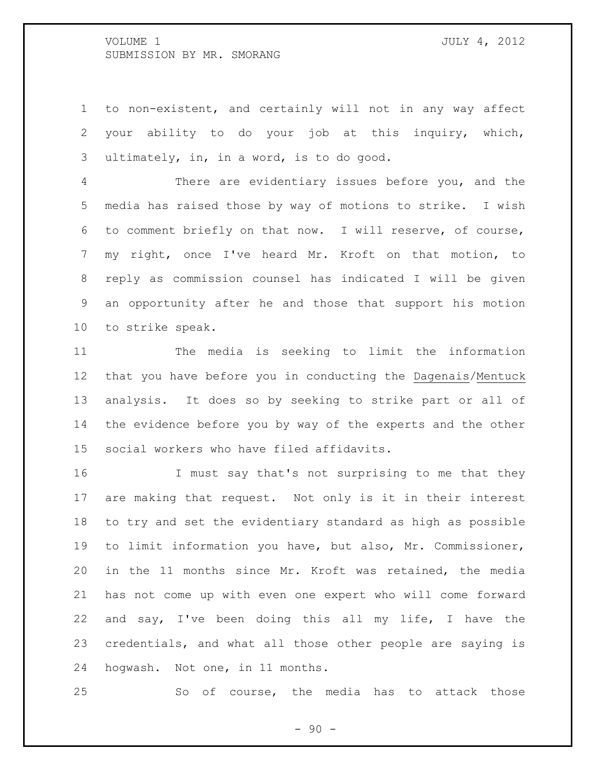to non-existent, and certainly will not in any way affect your ability to do your job at this inquiry, which, ultimately, in, in a word, is to do good.

There are evidentiary issues before you, and the media has raised those by way of motions to strike. I wish to comment briefly on that now. I will reserve, of course, my right, once I've heard Mr. Kroft on that motion, to reply as commission counsel has indicated I will be given an opportunity after he and those that support his motion to strike speak.

The media is seeking to limit the information that you have before you in conducting the Dagenais/Mentuck analysis. It does so by seeking to strike part or all of the evidence before you by way of the experts and the other social workers who have filed affidavits.

I must say that's not surprising to me that they are making that request. Not only is it in their interest to try and set the evidentiary standard as high as possible to limit information you have, but also, Mr. Commissioner, in the 11 months since Mr. Kroft was retained, the media has not come up with even one expert who will come forward and say, I've been doing this all my life, I have the credentials, and what all those other people are saying is hogwash. Not one, in 11 months.

So of course, the media has to attack those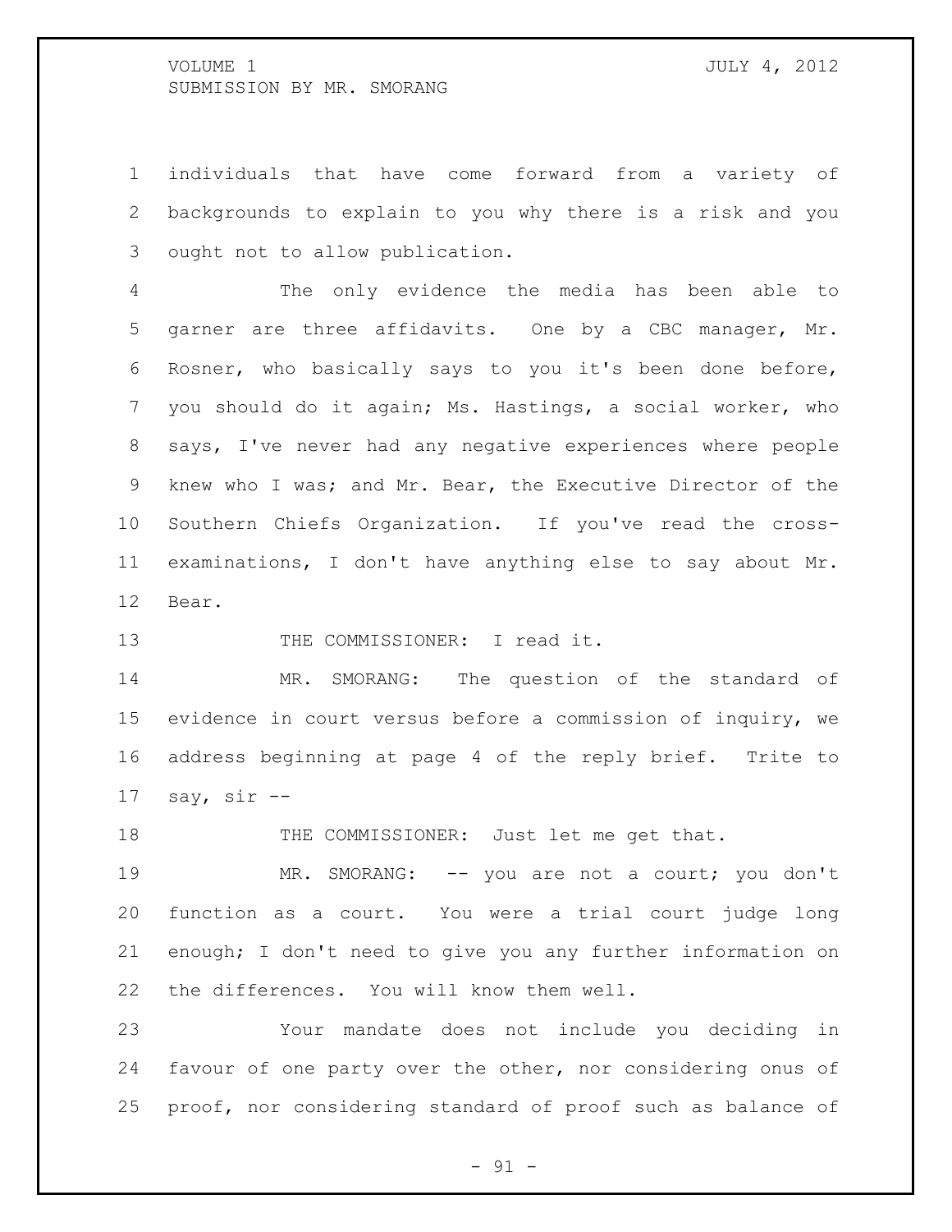individuals that have come forward from a variety of backgrounds to explain to you why there is a risk and you ought not to allow publication.

The only evidence the media has been able to garner are three affidavits. One by a CBC manager, Mr. Rosner, who basically says to you it's been done before, you should do it again; Ms. Hastings, a social worker, who says, I've never had any negative experiences where people knew who I was; and Mr. Bear, the Executive Director of the Southern Chiefs Organization. If you've read the cross-examinations, I don't have anything else to say about Mr. Bear.

THE COMMISSIONER: I read it.

MR. SMORANG: The question of the standard of evidence in court versus before a commission of inquiry, we address beginning at page 4 of the reply brief. Trite to say, sir --

THE COMMISSIONER: Just let me get that.

MR. SMORANG: -- you are not a court; you don't function as a court. You were a trial court judge long enough; I don't need to give you any further information on the differences. You will know them well.

Your mandate does not include you deciding in favour of one party over the other, nor considering onus of proof, nor considering standard of proof such as balance of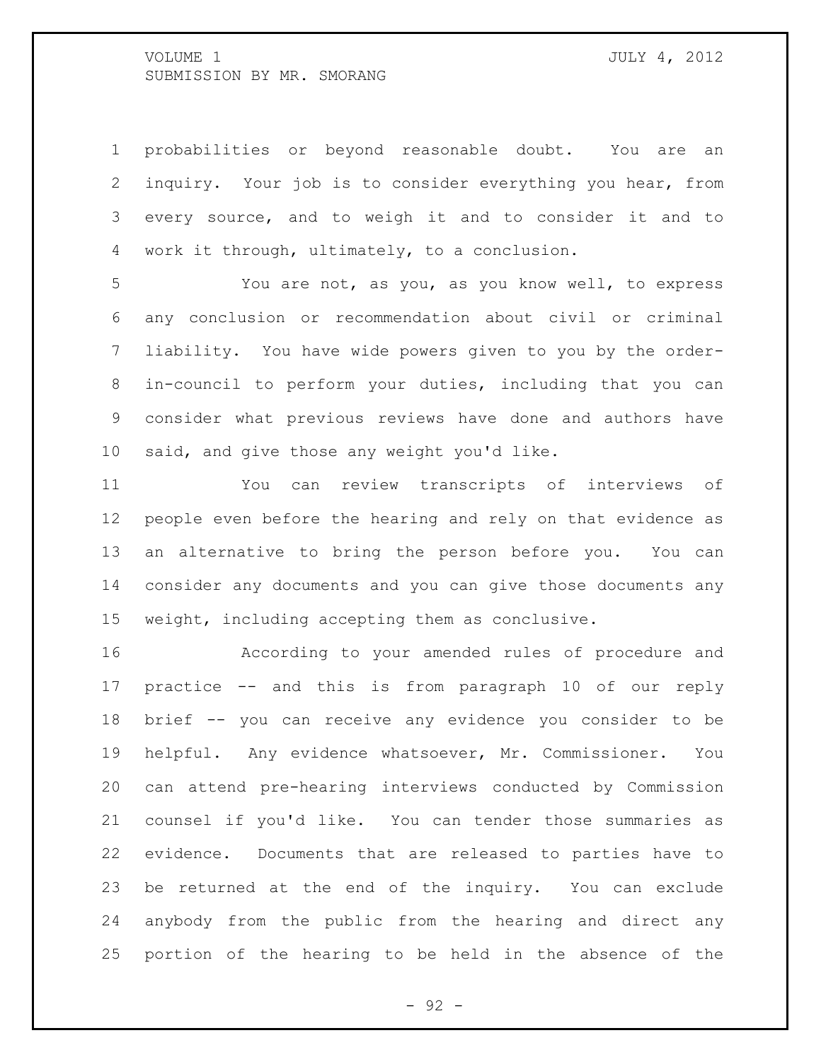probabilities or beyond reasonable doubt. You are an inquiry. Your job is to consider everything you hear, from every source, and to weigh it and to consider it and to work it through, ultimately, to a conclusion.

You are not, as you, as you know well, to express any conclusion or recommendation about civil or criminal liability. You have wide powers given to you by the order-in-council to perform your duties, including that you can consider what previous reviews have done and authors have said, and give those any weight you'd like.

You can review transcripts of interviews of people even before the hearing and rely on that evidence as an alternative to bring the person before you. You can consider any documents and you can give those documents any weight, including accepting them as conclusive.

According to your amended rules of procedure and practice -- and this is from paragraph 10 of our reply brief -- you can receive any evidence you consider to be helpful. Any evidence whatsoever, Mr. Commissioner. You can attend pre-hearing interviews conducted by Commission counsel if you'd like. You can tender those summaries as evidence. Documents that are released to parties have to be returned at the end of the inquiry. You can exclude anybody from the public from the hearing and direct any portion of the hearing to be held in the absence of the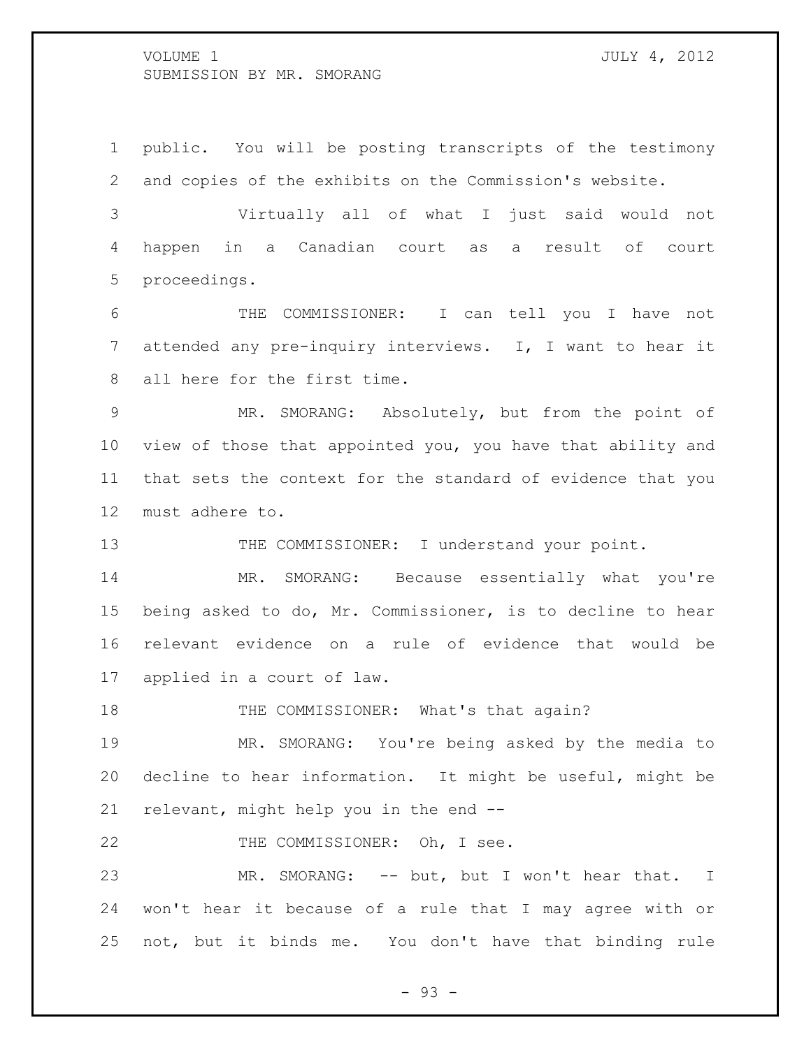public. You will be posting transcripts of the testimony and copies of the exhibits on the Commission's website.

Virtually all of what I just said would not happen in a Canadian court as a result of court proceedings.

THE COMMISSIONER: I can tell you I have not attended any pre-inquiry interviews. I, I want to hear it all here for the first time.

MR. SMORANG: Absolutely, but from the point of view of those that appointed you, you have that ability and that sets the context for the standard of evidence that you must adhere to.

THE COMMISSIONER: I understand your point.

MR. SMORANG: Because essentially what you're being asked to do, Mr. Commissioner, is to decline to hear relevant evidence on a rule of evidence that would be applied in a court of law.

THE COMMISSIONER: What's that again?

MR. SMORANG: You're being asked by the media to decline to hear information. It might be useful, might be relevant, might help you in the end --

THE COMMISSIONER: Oh, I see.

MR. SMORANG: -- but, but I won't hear that. I won't hear it because of a rule that I may agree with or not, but it binds me. You don't have that binding rule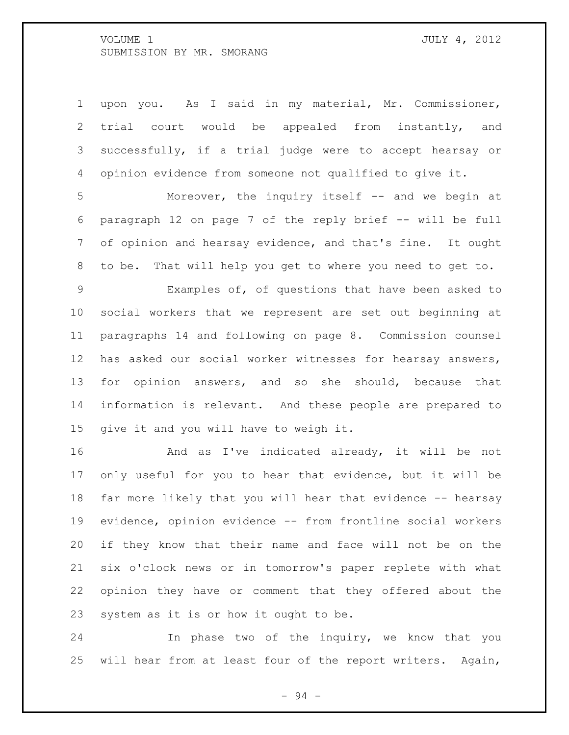upon you. As I said in my material, Mr. Commissioner, trial court would be appealed from instantly, and successfully, if a trial judge were to accept hearsay or opinion evidence from someone not qualified to give it.

Moreover, the inquiry itself -- and we begin at paragraph 12 on page 7 of the reply brief -- will be full of opinion and hearsay evidence, and that's fine. It ought to be. That will help you get to where you need to get to.

Examples of, of questions that have been asked to social workers that we represent are set out beginning at paragraphs 14 and following on page 8. Commission counsel has asked our social worker witnesses for hearsay answers, for opinion answers, and so she should, because that information is relevant. And these people are prepared to give it and you will have to weigh it.

And as I've indicated already, it will be not only useful for you to hear that evidence, but it will be far more likely that you will hear that evidence -- hearsay evidence, opinion evidence -- from frontline social workers if they know that their name and face will not be on the six o'clock news or in tomorrow's paper replete with what opinion they have or comment that they offered about the system as it is or how it ought to be.

In phase two of the inquiry, we know that you will hear from at least four of the report writers. Again,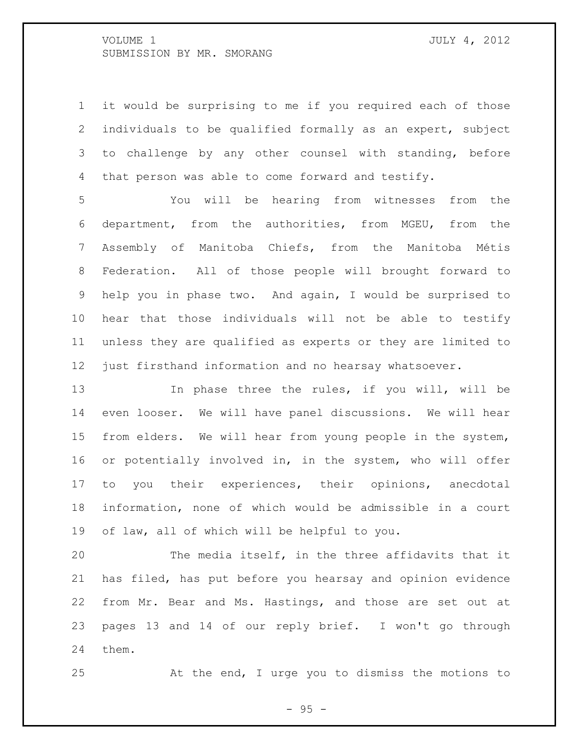it would be surprising to me if you required each of those individuals to be qualified formally as an expert, subject to challenge by any other counsel with standing, before that person was able to come forward and testify.

You will be hearing from witnesses from the department, from the authorities, from MGEU, from the Assembly of Manitoba Chiefs, from the Manitoba Métis Federation. All of those people will brought forward to help you in phase two. And again, I would be surprised to hear that those individuals will not be able to testify unless they are qualified as experts or they are limited to just firsthand information and no hearsay whatsoever.

In phase three the rules, if you will, will be even looser. We will have panel discussions. We will hear from elders. We will hear from young people in the system, or potentially involved in, in the system, who will offer to you their experiences, their opinions, anecdotal information, none of which would be admissible in a court of law, all of which will be helpful to you.

The media itself, in the three affidavits that it has filed, has put before you hearsay and opinion evidence from Mr. Bear and Ms. Hastings, and those are set out at pages 13 and 14 of our reply brief. I won't go through them.

At the end, I urge you to dismiss the motions to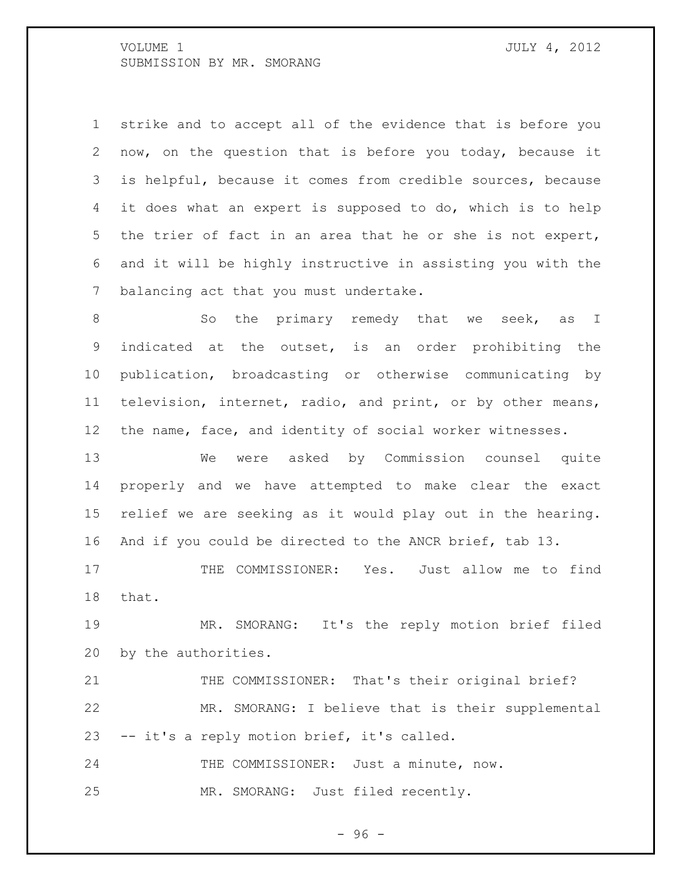strike and to accept all of the evidence that is before you now, on the question that is before you today, because it is helpful, because it comes from credible sources, because it does what an expert is supposed to do, which is to help the trier of fact in an area that he or she is not expert, and it will be highly instructive in assisting you with the balancing act that you must undertake.

So the primary remedy that we seek, as I indicated at the outset, is an order prohibiting the publication, broadcasting or otherwise communicating by television, internet, radio, and print, or by other means, the name, face, and identity of social worker witnesses.

We were asked by Commission counsel quite properly and we have attempted to make clear the exact relief we are seeking as it would play out in the hearing. And if you could be directed to the ANCR brief, tab 13.

THE COMMISSIONER: Yes. Just allow me to find that.

MR. SMORANG: It's the reply motion brief filed by the authorities.

THE COMMISSIONER: That's their original brief?

MR. SMORANG: I believe that is their supplemental -- it's a reply motion brief, it's called.

THE COMMISSIONER: Just a minute, now.

MR. SMORANG: Just filed recently.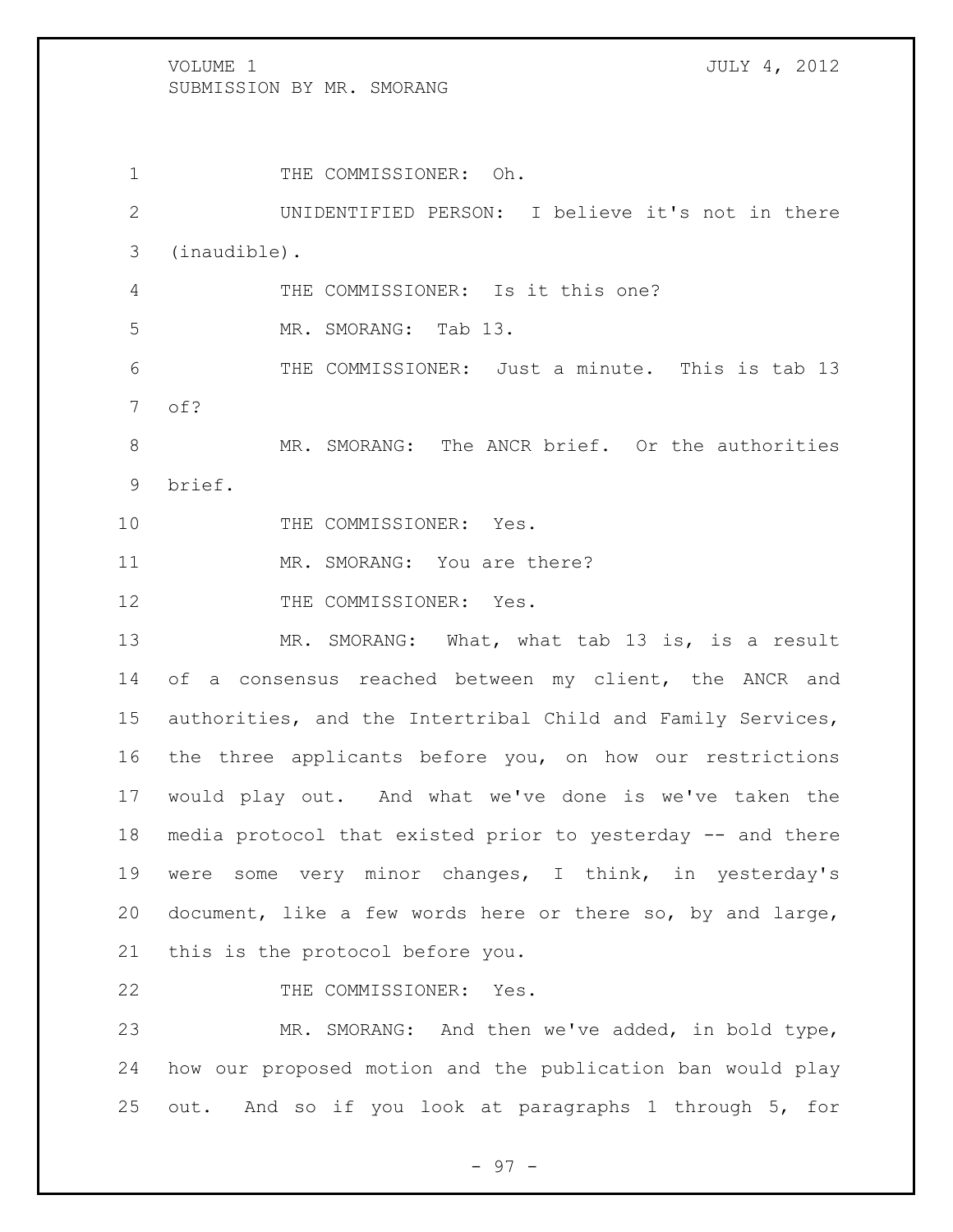THE COMMISSIONER: Oh.

UNIDENTIFIED PERSON: I believe it's not in there (inaudible).

THE COMMISSIONER: Is it this one?

MR. SMORANG: Tab 13.

THE COMMISSIONER: Just a minute. This is tab 13 of?

MR. SMORANG: The ANCR brief. Or the authorities brief.

THE COMMISSIONER: Yes.

MR. SMORANG: You are there?

THE COMMISSIONER: Yes.

MR. SMORANG: What, what tab 13 is, is a result of a consensus reached between my client, the ANCR and authorities, and the Intertribal Child and Family Services, the three applicants before you, on how our restrictions would play out. And what we've done is we've taken the media protocol that existed prior to yesterday -- and there were some very minor changes, I think, in yesterday's document, like a few words here or there so, by and large, this is the protocol before you.

THE COMMISSIONER: Yes.

MR. SMORANG: And then we've added, in bold type, how our proposed motion and the publication ban would play out. And so if you look at paragraphs 1 through 5, for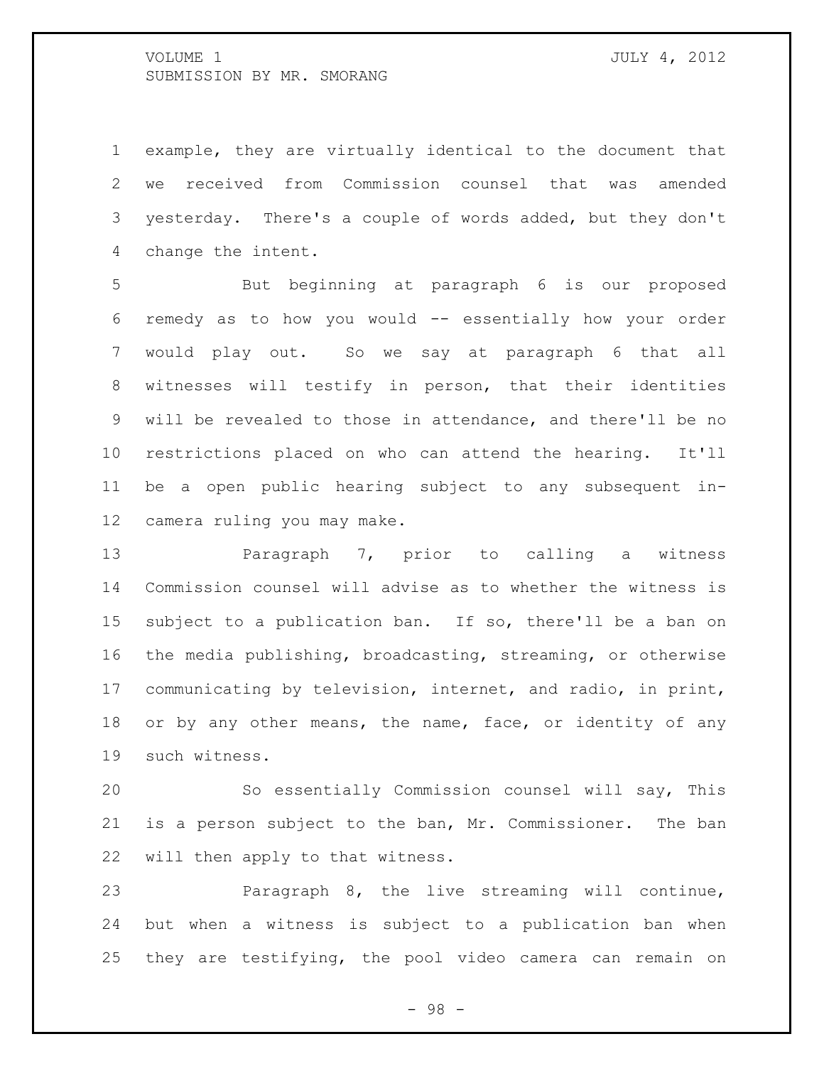example, they are virtually identical to the document that we received from Commission counsel that was amended yesterday. There's a couple of words added, but they don't change the intent.

But beginning at paragraph 6 is our proposed remedy as to how you would -- essentially how your order would play out. So we say at paragraph 6 that all witnesses will testify in person, that their identities will be revealed to those in attendance, and there'll be no restrictions placed on who can attend the hearing. It'll be a open public hearing subject to any subsequent in-camera ruling you may make.

Paragraph 7, prior to calling a witness Commission counsel will advise as to whether the witness is subject to a publication ban. If so, there'll be a ban on the media publishing, broadcasting, streaming, or otherwise communicating by television, internet, and radio, in print, or by any other means, the name, face, or identity of any such witness.

So essentially Commission counsel will say, This is a person subject to the ban, Mr. Commissioner. The ban will then apply to that witness.

Paragraph 8, the live streaming will continue, but when a witness is subject to a publication ban when they are testifying, the pool video camera can remain on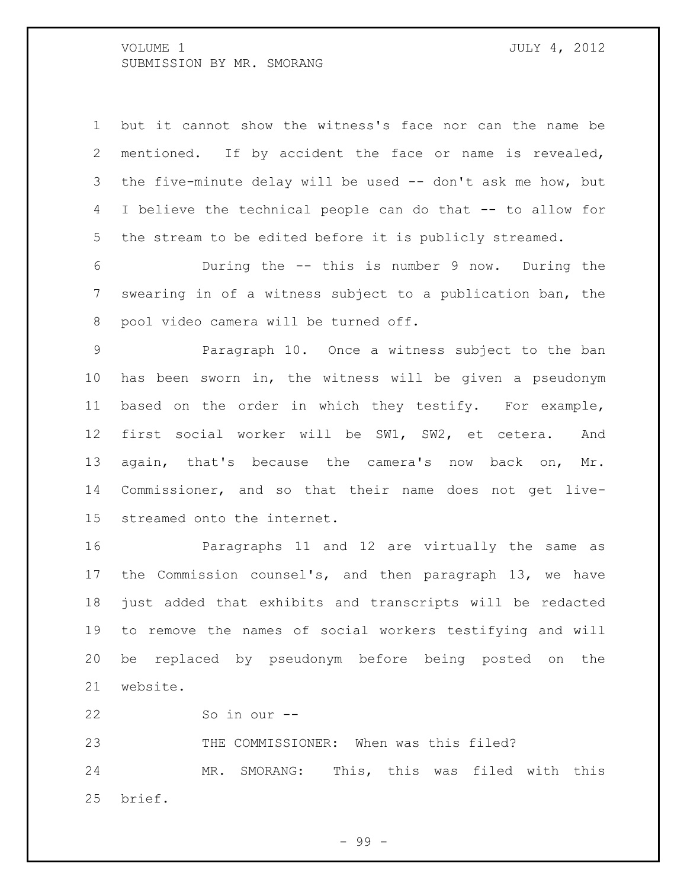but it cannot show the witness's face nor can the name be mentioned. If by accident the face or name is revealed, the five-minute delay will be used -- don't ask me how, but I believe the technical people can do that -- to allow for the stream to be edited before it is publicly streamed.

During the -- this is number 9 now. During the swearing in of a witness subject to a publication ban, the pool video camera will be turned off.

Paragraph 10. Once a witness subject to the ban has been sworn in, the witness will be given a pseudonym based on the order in which they testify. For example, first social worker will be SW1, SW2, et cetera. And again, that's because the camera's now back on, Mr. Commissioner, and so that their name does not get live-streamed onto the internet.

Paragraphs 11 and 12 are virtually the same as the Commission counsel's, and then paragraph 13, we have just added that exhibits and transcripts will be redacted to remove the names of social workers testifying and will be replaced by pseudonym before being posted on the website.

So in our --

THE COMMISSIONER: When was this filed?

MR. SMORANG: This, this was filed with this brief.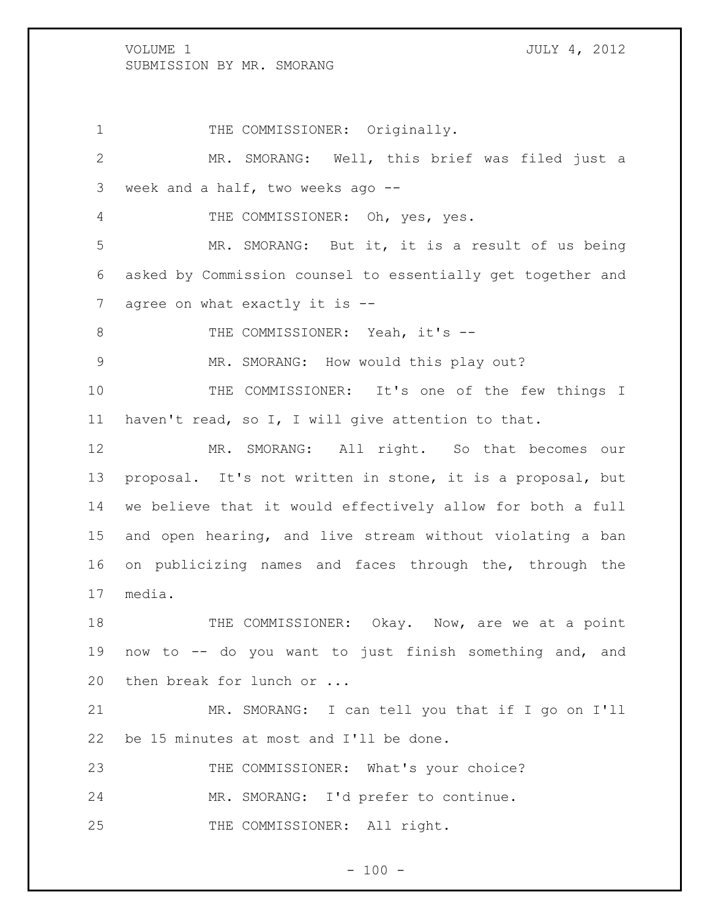THE COMMISSIONER: Originally.

MR. SMORANG: Well, this brief was filed just a week and a half, two weeks ago --

THE COMMISSIONER: Oh, yes, yes.

MR. SMORANG: But it, it is a result of us being asked by Commission counsel to essentially get together and agree on what exactly it is --

THE COMMISSIONER: Yeah, it's --

MR. SMORANG: How would this play out?

THE COMMISSIONER: It's one of the few things I haven't read, so I, I will give attention to that.

MR. SMORANG: All right. So that becomes our proposal. It's not written in stone, it is a proposal, but we believe that it would effectively allow for both a full and open hearing, and live stream without violating a ban on publicizing names and faces through the, through the media.

THE COMMISSIONER: Okay. Now, are we at a point now to -- do you want to just finish something and, and then break for lunch or ...

MR. SMORANG: I can tell you that if I go on I'll be 15 minutes at most and I'll be done.

THE COMMISSIONER: What's your choice?

MR. SMORANG: I'd prefer to continue.

THE COMMISSIONER: All right.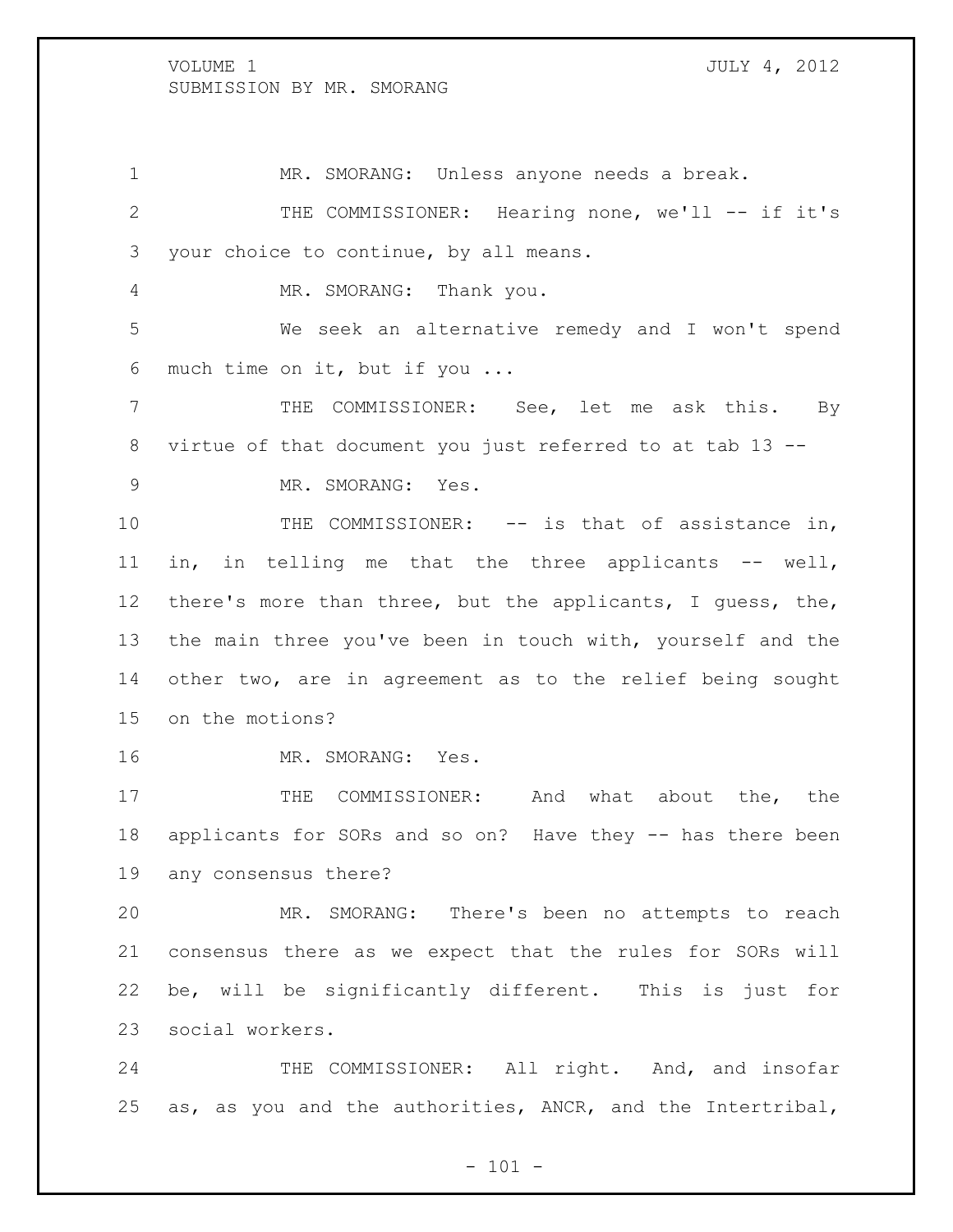1 MR. SMORANG: Unless anyone needs a break.

2 THE COMMISSIONER: Hearing none, we'll -- if it's

3 your choice to continue, by all means.

4 MR. SMORANG: Thank you.

5 We seek an alternative remedy and I won't spend

6 much time on it, but if you ...

7 THE COMMISSIONER: See, let me ask this. By

8 virtue of that document you just referred to at tab 13 --

9 MR. SMORANG: Yes.

10 THE COMMISSIONER: -- is that of assistance in,

11 in, in telling me that the three applicants -- well,

12 there's more than three, but the applicants, I guess, the,

13 the main three you've been in touch with, yourself and the

14 other two, are in agreement as to the relief being sought

15 on the motions?

16 MR. SMORANG: Yes.

17 THE COMMISSIONER: And what about the, the

18 applicants for SORs and so on? Have they -- has there been

19 any consensus there?

20 MR. SMORANG: There's been no attempts to reach

21 consensus there as we expect that the rules for SORs will

22 be, will be significantly different. This is just for

23 social workers.

24 THE COMMISSIONER: All right. And, and insofar

25 as, as you and the authorities, ANCR, and the Intertribal,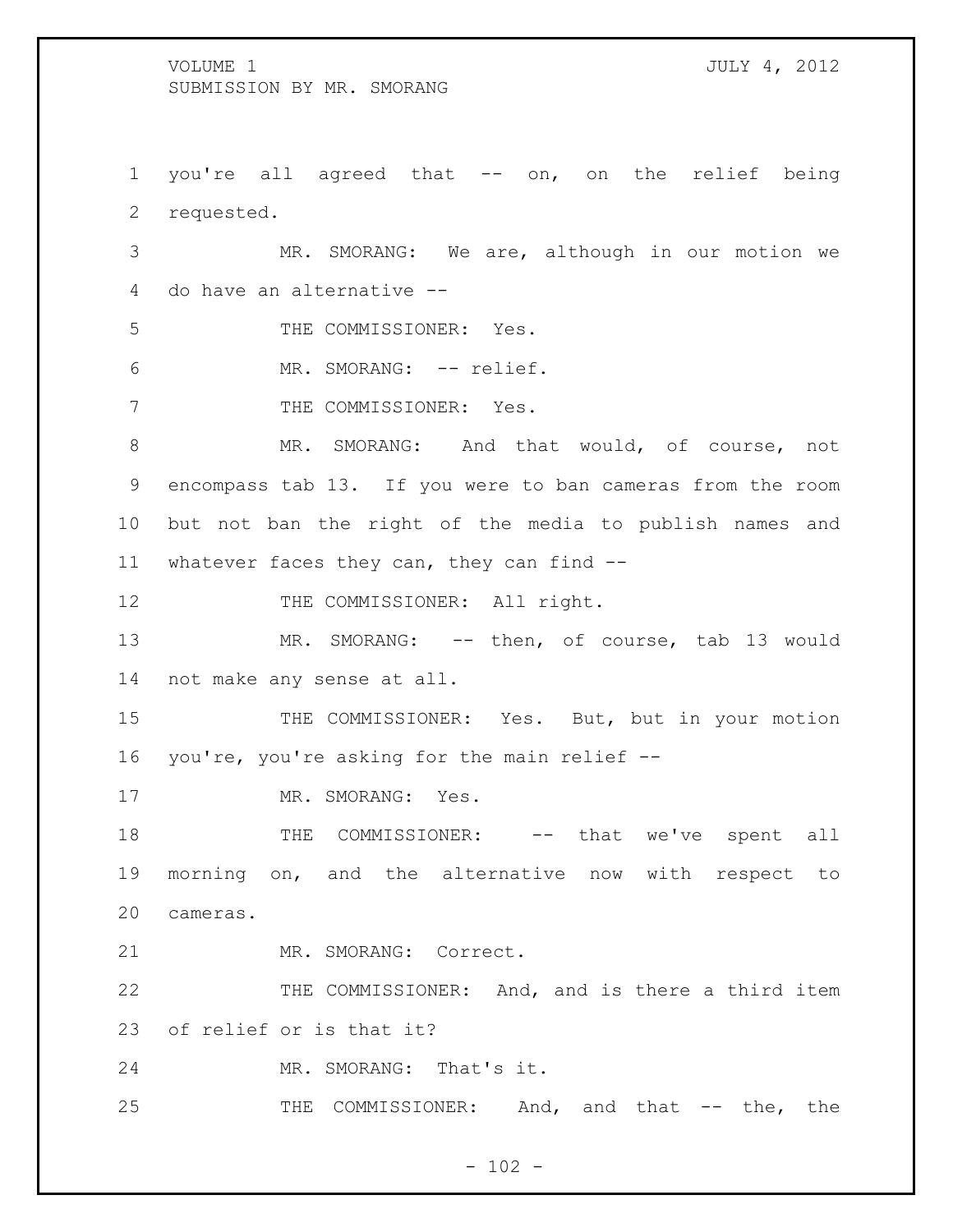you're all agreed that -- on, on the relief being requested.

MR. SMORANG: We are, although in our motion we do have an alternative --

THE COMMISSIONER: Yes.

MR. SMORANG: -- relief.

THE COMMISSIONER: Yes.

MR. SMORANG: And that would, of course, not encompass tab 13. If you were to ban cameras from the room but not ban the right of the media to publish names and whatever faces they can, they can find --

THE COMMISSIONER: All right.

MR. SMORANG: -- then, of course, tab 13 would not make any sense at all.

THE COMMISSIONER: Yes. But, but in your motion you're, you're asking for the main relief --

MR. SMORANG: Yes.

THE COMMISSIONER: -- that we've spent all morning on, and the alternative now with respect to cameras.

MR. SMORANG: Correct.

THE COMMISSIONER: And, and is there a third item of relief or is that it?

MR. SMORANG: That's it.

THE COMMISSIONER: And, and that -- the, the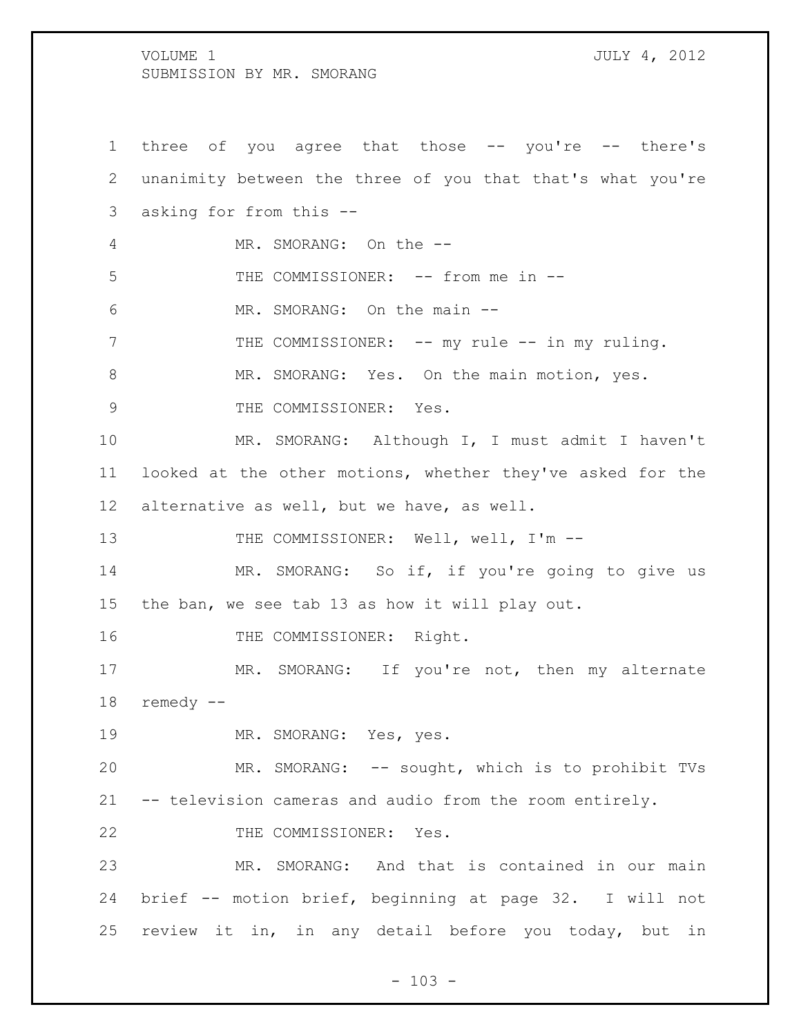three of you agree that those -- you're -- there's unanimity between the three of you that that's what you're asking for from this --

MR. SMORANG: On the --

THE COMMISSIONER: -- from me in --

MR. SMORANG: On the main --

THE COMMISSIONER: -- my rule -- in my ruling.

MR. SMORANG: Yes. On the main motion, yes.

THE COMMISSIONER: Yes.

MR. SMORANG: Although I, I must admit I haven't looked at the other motions, whether they've asked for the alternative as well, but we have, as well.

THE COMMISSIONER: Well, well, I'm --

MR. SMORANG: So if, if you're going to give us the ban, we see tab 13 as how it will play out.

THE COMMISSIONER: Right.

MR. SMORANG: If you're not, then my alternate remedy --

MR. SMORANG: Yes, yes.

MR. SMORANG: -- sought, which is to prohibit TVs -- television cameras and audio from the room entirely.

THE COMMISSIONER: Yes.

MR. SMORANG: And that is contained in our main brief -- motion brief, beginning at page 32. I will not review it in, in any detail before you today, but in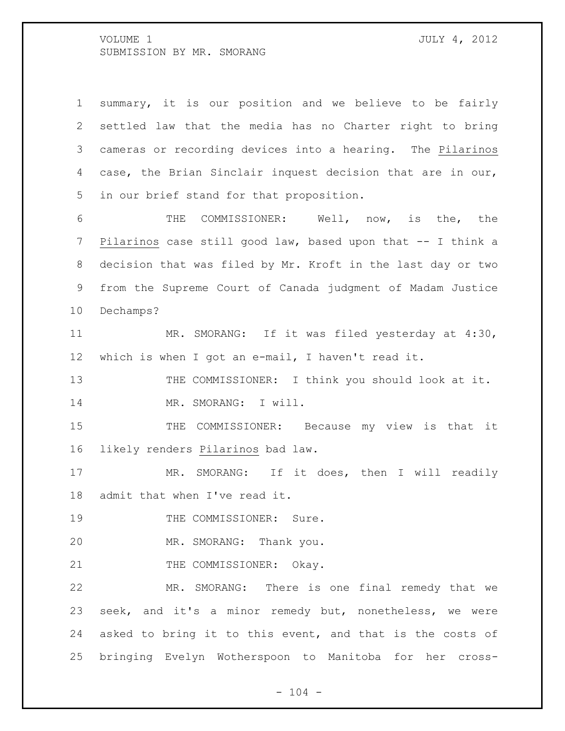summary, it is our position and we believe to be fairly settled law that the media has no Charter right to bring cameras or recording devices into a hearing. The Pilarinos case, the Brian Sinclair inquest decision that are in our, in our brief stand for that proposition.

THE COMMISSIONER: Well, now, is the, the Pilarinos case still good law, based upon that -- I think a decision that was filed by Mr. Kroft in the last day or two from the Supreme Court of Canada judgment of Madam Justice Dechamps?

MR. SMORANG: If it was filed yesterday at 4:30, which is when I got an e-mail, I haven't read it.

THE COMMISSIONER: I think you should look at it.

MR. SMORANG: I will.

THE COMMISSIONER: Because my view is that it likely renders Pilarinos bad law.

MR. SMORANG: If it does, then I will readily admit that when I've read it.

THE COMMISSIONER: Sure.

MR. SMORANG: Thank you.

THE COMMISSIONER: Okay.

MR. SMORANG: There is one final remedy that we seek, and it's a minor remedy but, nonetheless, we were asked to bring it to this event, and that is the costs of bringing Evelyn Wotherspoon to Manitoba for her cross-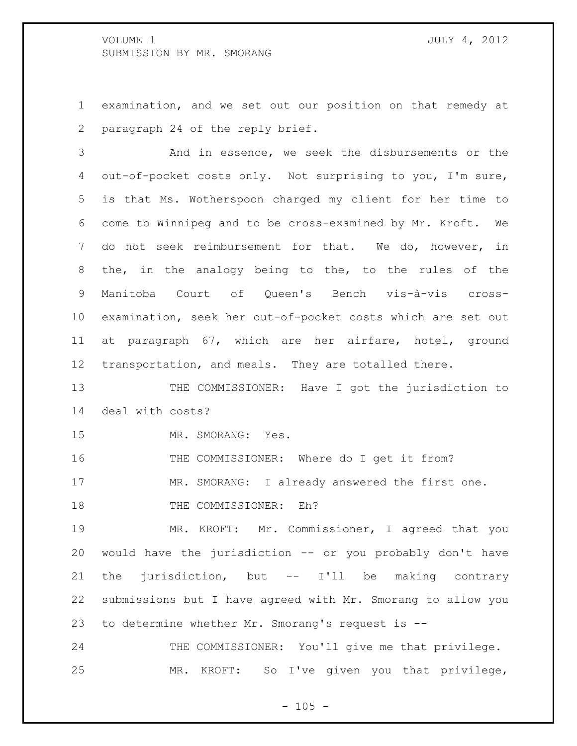examination, and we set out our position on that remedy at paragraph 24 of the reply brief.

And in essence, we seek the disbursements or the out-of-pocket costs only. Not surprising to you, I'm sure, is that Ms. Wotherspoon charged my client for her time to come to Winnipeg and to be cross-examined by Mr. Kroft. We do not seek reimbursement for that. We do, however, in the, in the analogy being to the, to the rules of the Manitoba Court of Queen's Bench vis-à-vis cross-examination, seek her out-of-pocket costs which are set out at paragraph 67, which are her airfare, hotel, ground transportation, and meals. They are totalled there.

THE COMMISSIONER: Have I got the jurisdiction to deal with costs?

MR. SMORANG: Yes.

THE COMMISSIONER: Where do I get it from?

MR. SMORANG: I already answered the first one.

THE COMMISSIONER: Eh?

MR. KROFT: Mr. Commissioner, I agreed that you would have the jurisdiction -- or you probably don't have the jurisdiction, but -- I'll be making contrary submissions but I have agreed with Mr. Smorang to allow you to determine whether Mr. Smorang's request is --

THE COMMISSIONER: You'll give me that privilege.

MR. KROFT: So I've given you that privilege,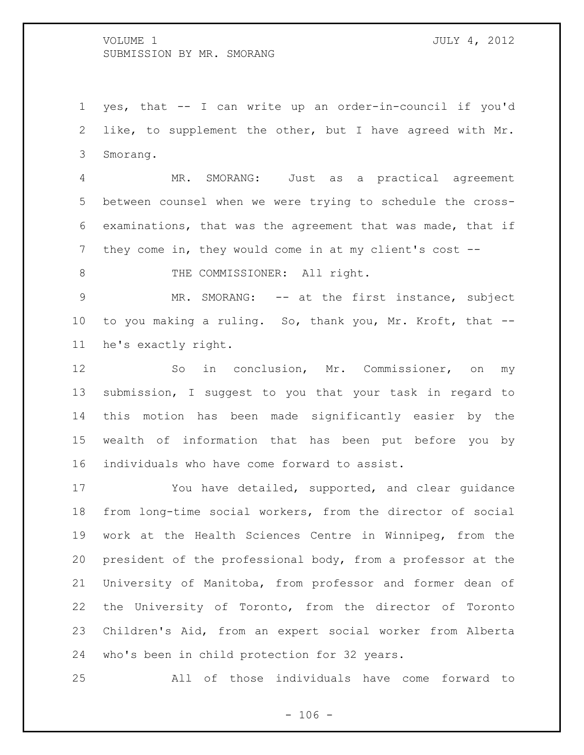yes, that -- I can write up an order-in-council if you'd like, to supplement the other, but I have agreed with Mr. Smorang.

MR. SMORANG: Just as a practical agreement between counsel when we were trying to schedule the cross-examinations, that was the agreement that was made, that if they come in, they would come in at my client's cost --

THE COMMISSIONER: All right.

MR. SMORANG: -- at the first instance, subject to you making a ruling. So, thank you, Mr. Kroft, that -- he's exactly right.

So in conclusion, Mr. Commissioner, on my submission, I suggest to you that your task in regard to this motion has been made significantly easier by the wealth of information that has been put before you by individuals who have come forward to assist.

You have detailed, supported, and clear guidance from long-time social workers, from the director of social work at the Health Sciences Centre in Winnipeg, from the president of the professional body, from a professor at the University of Manitoba, from professor and former dean of the University of Toronto, from the director of Toronto Children's Aid, from an expert social worker from Alberta who's been in child protection for 32 years.

All of those individuals have come forward to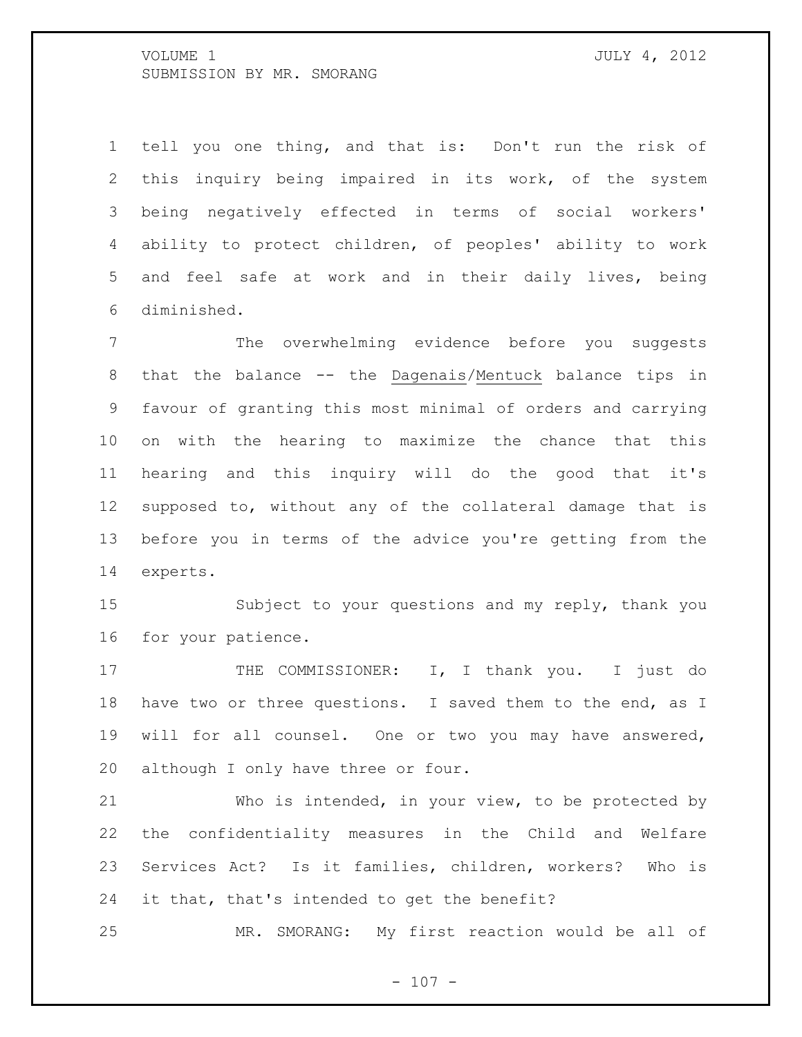tell you one thing, and that is: Don't run the risk of this inquiry being impaired in its work, of the system being negatively effected in terms of social workers' ability to protect children, of peoples' ability to work and feel safe at work and in their daily lives, being diminished.

The overwhelming evidence before you suggests that the balance -- the _Dagenais/Mentuck_ balance tips in favour of granting this most minimal of orders and carrying on with the hearing to maximize the chance that this hearing and this inquiry will do the good that it's supposed to, without any of the collateral damage that is before you in terms of the advice you're getting from the experts.

Subject to your questions and my reply, thank you for your patience.

THE COMMISSIONER: I, I thank you. I just do have two or three questions. I saved them to the end, as I will for all counsel. One or two you may have answered, although I only have three or four.

Who is intended, in your view, to be protected by the confidentiality measures in the Child and Welfare Services Act? Is it families, children, workers? Who is it that, that's intended to get the benefit?

MR. SMORANG: My first reaction would be all of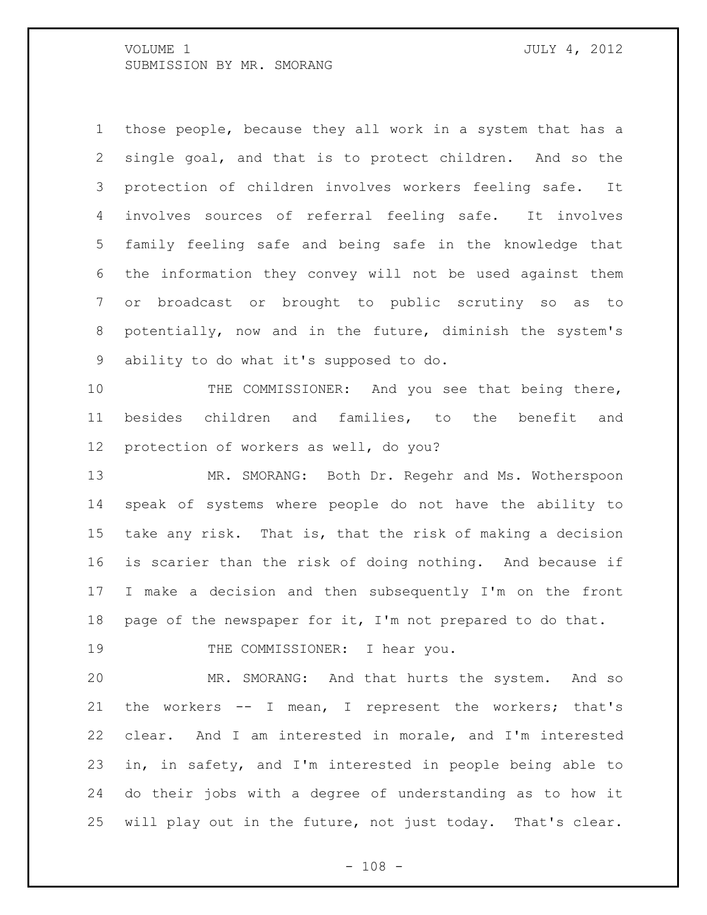those people, because they all work in a system that has a single goal, and that is to protect children. And so the protection of children involves workers feeling safe. It involves sources of referral feeling safe. It involves family feeling safe and being safe in the knowledge that the information they convey will not be used against them or broadcast or brought to public scrutiny so as to potentially, now and in the future, diminish the system's ability to do what it's supposed to do.

THE COMMISSIONER: And you see that being there, besides children and families, to the benefit and protection of workers as well, do you?

MR. SMORANG: Both Dr. Regehr and Ms. Wotherspoon speak of systems where people do not have the ability to take any risk. That is, that the risk of making a decision is scarier than the risk of doing nothing. And because if I make a decision and then subsequently I'm on the front page of the newspaper for it, I'm not prepared to do that.

THE COMMISSIONER: I hear you.

MR. SMORANG: And that hurts the system. And so the workers -- I mean, I represent the workers; that's clear. And I am interested in morale, and I'm interested in, in safety, and I'm interested in people being able to do their jobs with a degree of understanding as to how it will play out in the future, not just today. That's clear.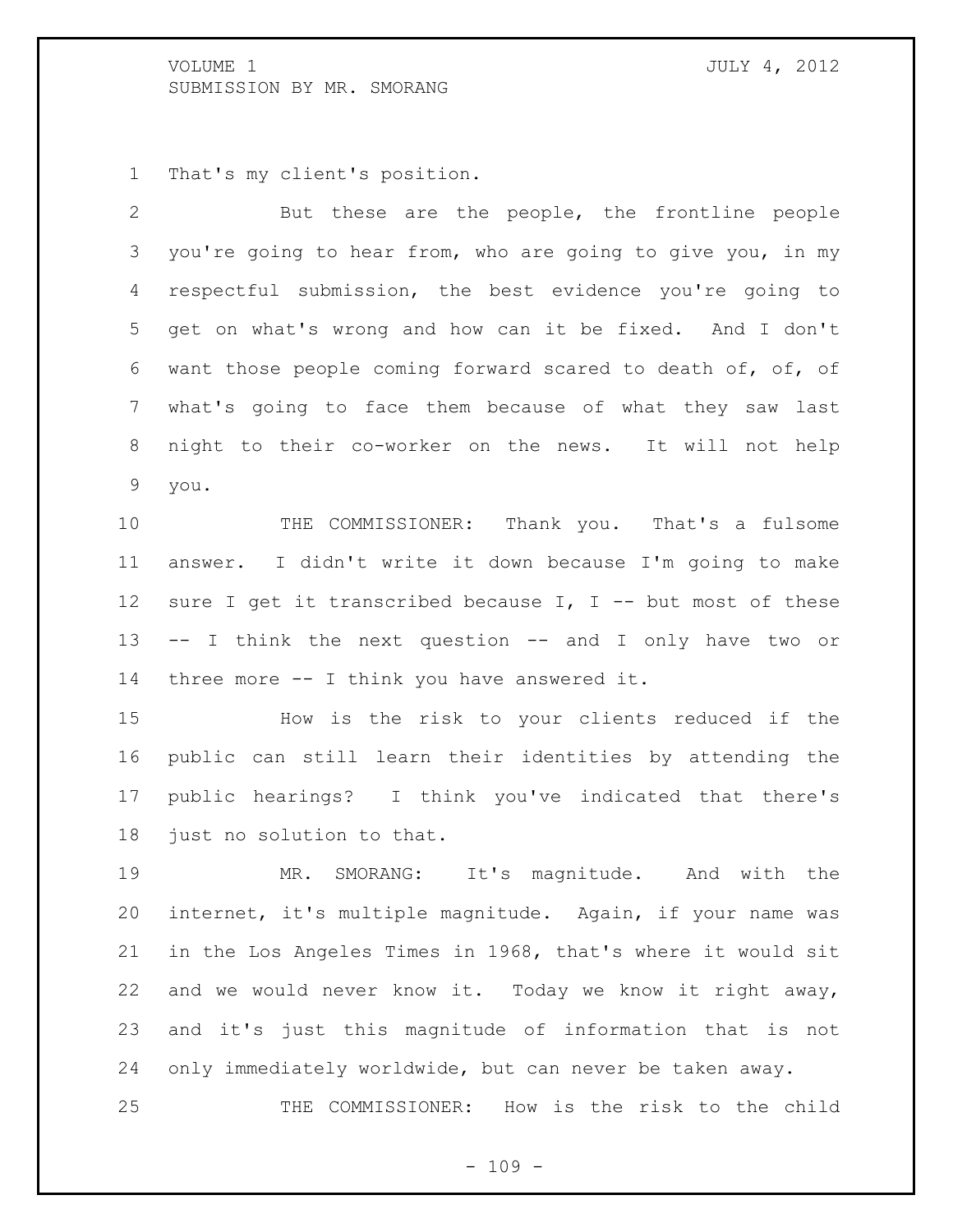That's my client's position.

But these are the people, the frontline people you're going to hear from, who are going to give you, in my respectful submission, the best evidence you're going to get on what's wrong and how can it be fixed. And I don't want those people coming forward scared to death of, of, of what's going to face them because of what they saw last night to their co-worker on the news. It will not help you.

THE COMMISSIONER: Thank you. That's a fulsome answer. I didn't write it down because I'm going to make sure I get it transcribed because I, I -- but most of these -- I think the next question -- and I only have two or three more -- I think you have answered it.

How is the risk to your clients reduced if the public can still learn their identities by attending the public hearings? I think you've indicated that there's just no solution to that.

MR. SMORANG: It's magnitude. And with the internet, it's multiple magnitude. Again, if your name was in the Los Angeles Times in 1968, that's where it would sit and we would never know it. Today we know it right away, and it's just this magnitude of information that is not only immediately worldwide, but can never be taken away.

THE COMMISSIONER: How is the risk to the child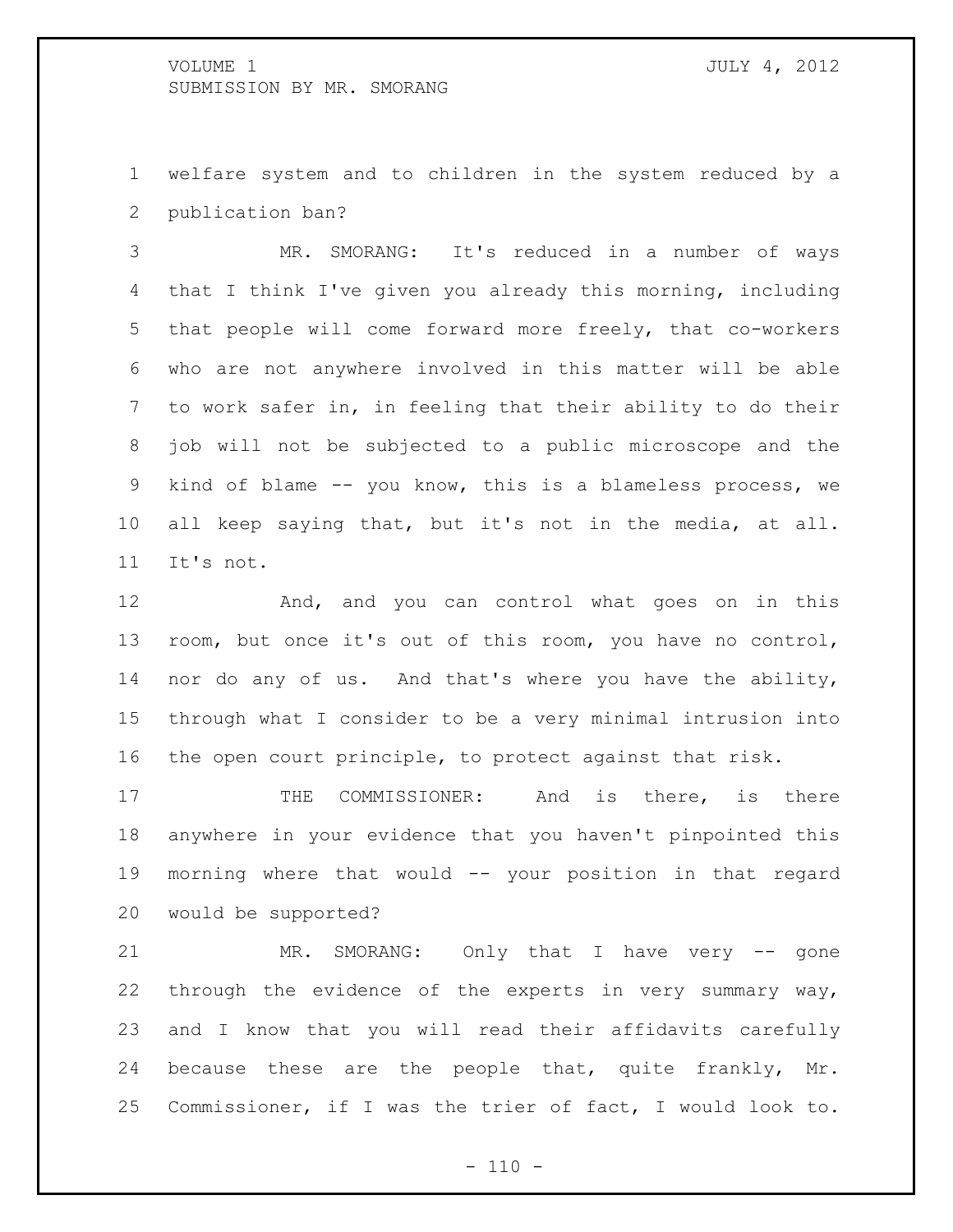welfare system and to children in the system reduced by a publication ban?

MR. SMORANG: It's reduced in a number of ways that I think I've given you already this morning, including that people will come forward more freely, that co-workers who are not anywhere involved in this matter will be able to work safer in, in feeling that their ability to do their job will not be subjected to a public microscope and the kind of blame -- you know, this is a blameless process, we all keep saying that, but it's not in the media, at all. It's not.

And, and you can control what goes on in this room, but once it's out of this room, you have no control, nor do any of us. And that's where you have the ability, through what I consider to be a very minimal intrusion into the open court principle, to protect against that risk.

THE COMMISSIONER: And is there, is there anywhere in your evidence that you haven't pinpointed this morning where that would -- your position in that regard would be supported?

MR. SMORANG: Only that I have very -- gone through the evidence of the experts in very summary way, and I know that you will read their affidavits carefully because these are the people that, quite frankly, Mr. Commissioner, if I was the trier of fact, I would look to.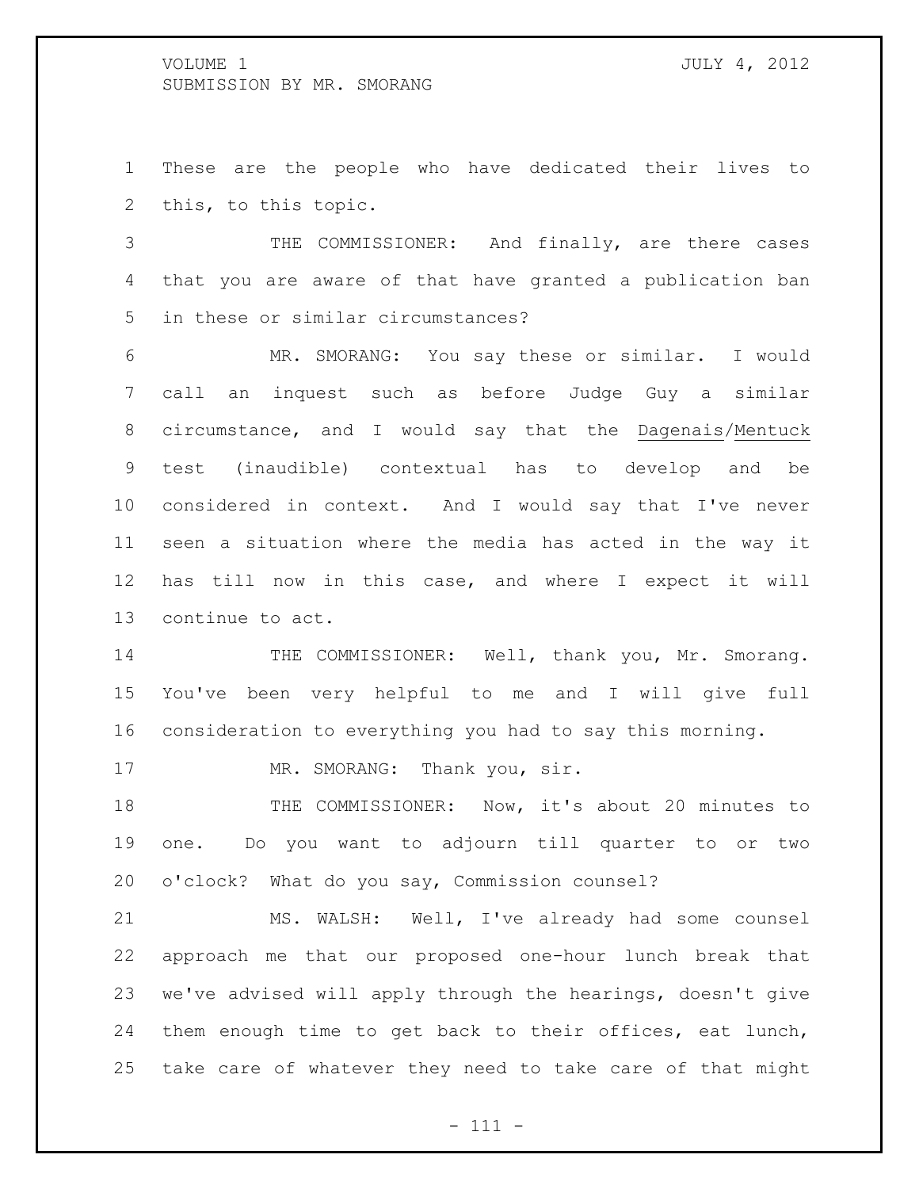These are the people who have dedicated their lives to this, to this topic.

THE COMMISSIONER: And finally, are there cases that you are aware of that have granted a publication ban in these or similar circumstances?

MR. SMORANG: You say these or similar. I would call an inquest such as before Judge Guy a similar circumstance, and I would say that the Dagenais/Mentuck test (inaudible) contextual has to develop and be considered in context. And I would say that I've never seen a situation where the media has acted in the way it has till now in this case, and where I expect it will continue to act.

THE COMMISSIONER: Well, thank you, Mr. Smorang. You've been very helpful to me and I will give full consideration to everything you had to say this morning.

MR. SMORANG: Thank you, sir.

THE COMMISSIONER: Now, it's about 20 minutes to one. Do you want to adjourn till quarter to or two o'clock? What do you say, Commission counsel?

MS. WALSH: Well, I've already had some counsel approach me that our proposed one-hour lunch break that we've advised will apply through the hearings, doesn't give them enough time to get back to their offices, eat lunch, take care of whatever they need to take care of that might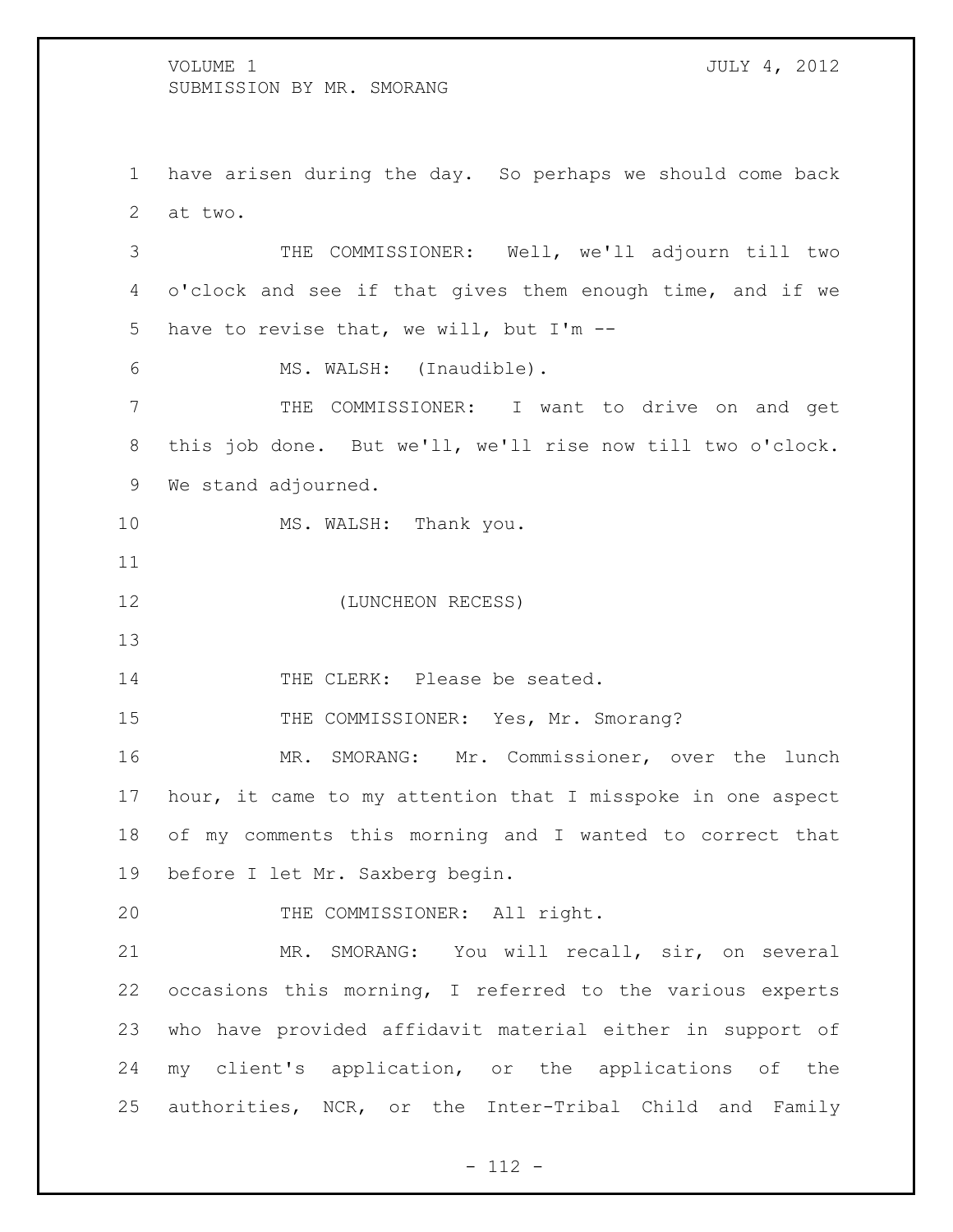have arisen during the day. So perhaps we should come back at two.

THE COMMISSIONER: Well, we'll adjourn till two o'clock and see if that gives them enough time, and if we have to revise that, we will, but I'm --

MS. WALSH: (Inaudible).

THE COMMISSIONER: I want to drive on and get this job done. But we'll, we'll rise now till two o'clock. We stand adjourned.

MS. WALSH: Thank you.

(LUNCHEON RECESS)

THE CLERK: Please be seated.

THE COMMISSIONER: Yes, Mr. Smorang?

MR. SMORANG: Mr. Commissioner, over the lunch hour, it came to my attention that I misspoke in one aspect of my comments this morning and I wanted to correct that before I let Mr. Saxberg begin.

THE COMMISSIONER: All right.

MR. SMORANG: You will recall, sir, on several occasions this morning, I referred to the various experts who have provided affidavit material either in support of my client's application, or the applications of the authorities, NCR, or the Inter-Tribal Child and Family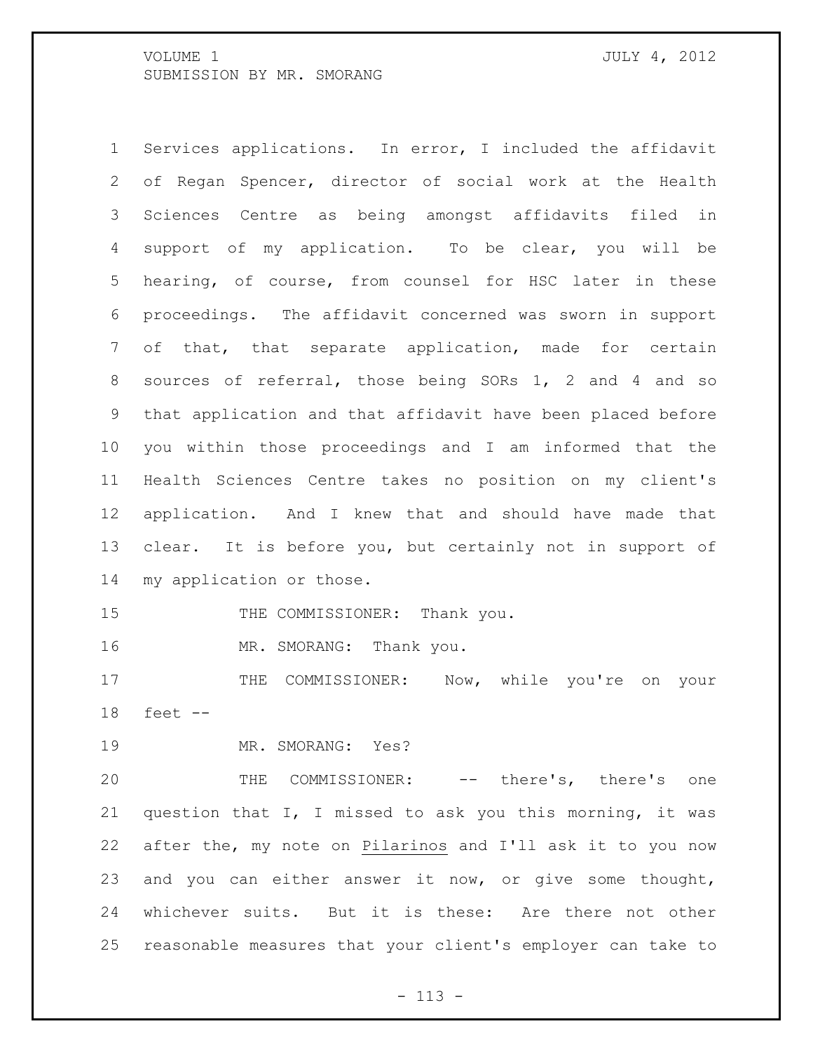Services applications. In error, I included the affidavit of Regan Spencer, director of social work at the Health Sciences Centre as being amongst affidavits filed in support of my application. To be clear, you will be hearing, of course, from counsel for HSC later in these proceedings. The affidavit concerned was sworn in support of that, that separate application, made for certain sources of referral, those being SORs 1, 2 and 4 and so that application and that affidavit have been placed before you within those proceedings and I am informed that the Health Sciences Centre takes no position on my client's application. And I knew that and should have made that clear. It is before you, but certainly not in support of my application or those.

THE COMMISSIONER: Thank you.

MR. SMORANG: Thank you.

THE COMMISSIONER: Now, while you're on your feet --

MR. SMORANG: Yes?

THE COMMISSIONER: -- there's, there's one question that I, I missed to ask you this morning, it was after the, my note on Pilarinos and I'll ask it to you now and you can either answer it now, or give some thought, whichever suits. But it is these: Are there not other reasonable measures that your client's employer can take to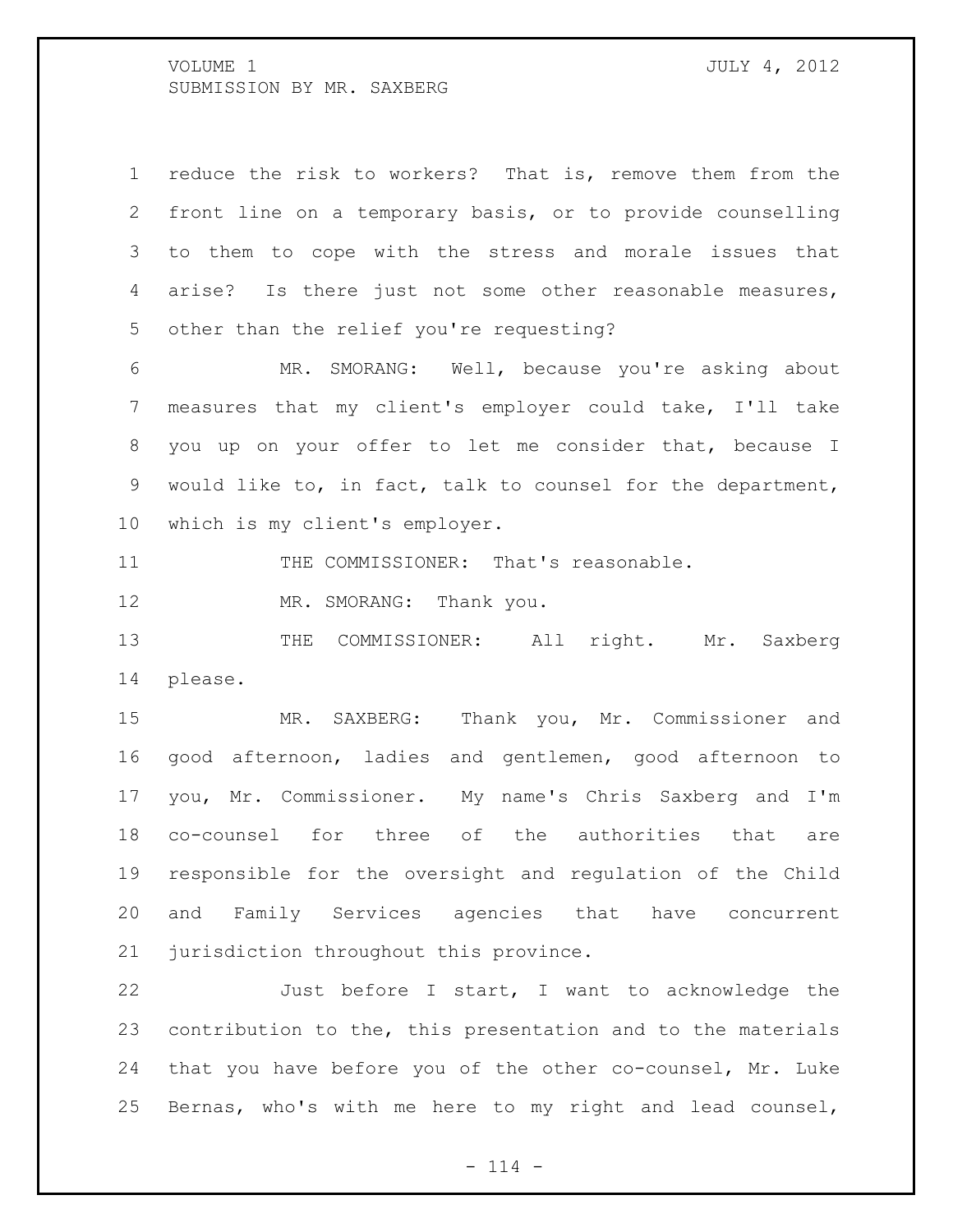reduce the risk to workers? That is, remove them from the front line on a temporary basis, or to provide counselling to them to cope with the stress and morale issues that arise? Is there just not some other reasonable measures, other than the relief you're requesting?

MR. SMORANG: Well, because you're asking about measures that my client's employer could take, I'll take you up on your offer to let me consider that, because I would like to, in fact, talk to counsel for the department, which is my client's employer.

THE COMMISSIONER: That's reasonable.

MR. SMORANG: Thank you.

THE COMMISSIONER: All right. Mr. Saxberg please.

MR. SAXBERG: Thank you, Mr. Commissioner and good afternoon, ladies and gentlemen, good afternoon to you, Mr. Commissioner. My name's Chris Saxberg and I'm co-counsel for three of the authorities that are responsible for the oversight and regulation of the Child and Family Services agencies that have concurrent jurisdiction throughout this province.

Just before I start, I want to acknowledge the contribution to the, this presentation and to the materials that you have before you of the other co-counsel, Mr. Luke Bernas, who's with me here to my right and lead counsel,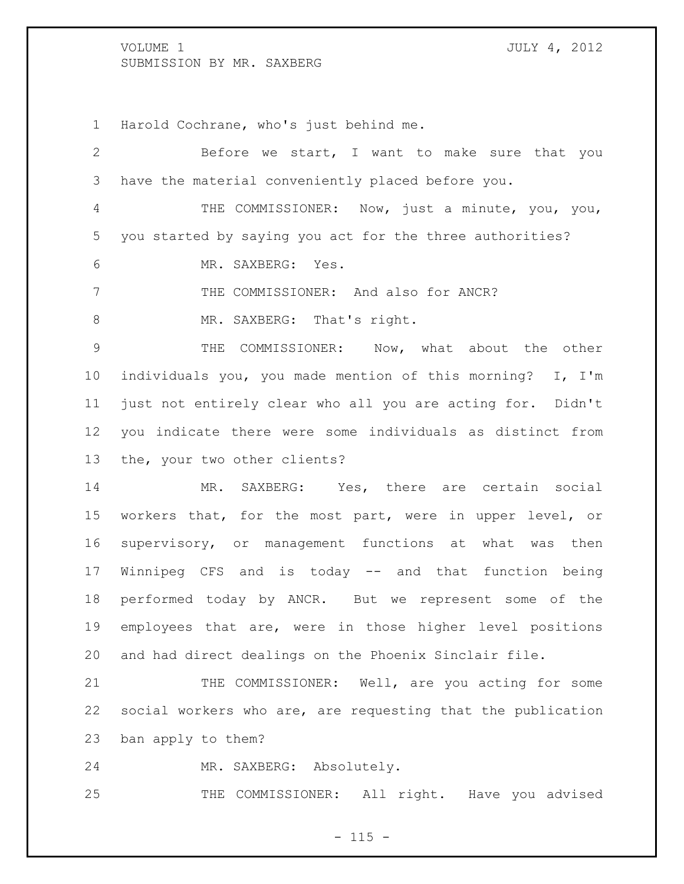Harold Cochrane, who's just behind me.

Before we start, I want to make sure that you have the material conveniently placed before you.

THE COMMISSIONER: Now, just a minute, you, you, you started by saying you act for the three authorities?

MR. SAXBERG: Yes.

THE COMMISSIONER: And also for ANCR?

MR. SAXBERG: That's right.

THE COMMISSIONER: Now, what about the other individuals you, you made mention of this morning? I, I'm just not entirely clear who all you are acting for. Didn't you indicate there were some individuals as distinct from the, your two other clients?

MR. SAXBERG: Yes, there are certain social workers that, for the most part, were in upper level, or supervisory, or management functions at what was then Winnipeg CFS and is today -- and that function being performed today by ANCR. But we represent some of the employees that are, were in those higher level positions and had direct dealings on the Phoenix Sinclair file.

THE COMMISSIONER: Well, are you acting for some social workers who are, are requesting that the publication ban apply to them?

MR. SAXBERG: Absolutely.

THE COMMISSIONER: All right. Have you advised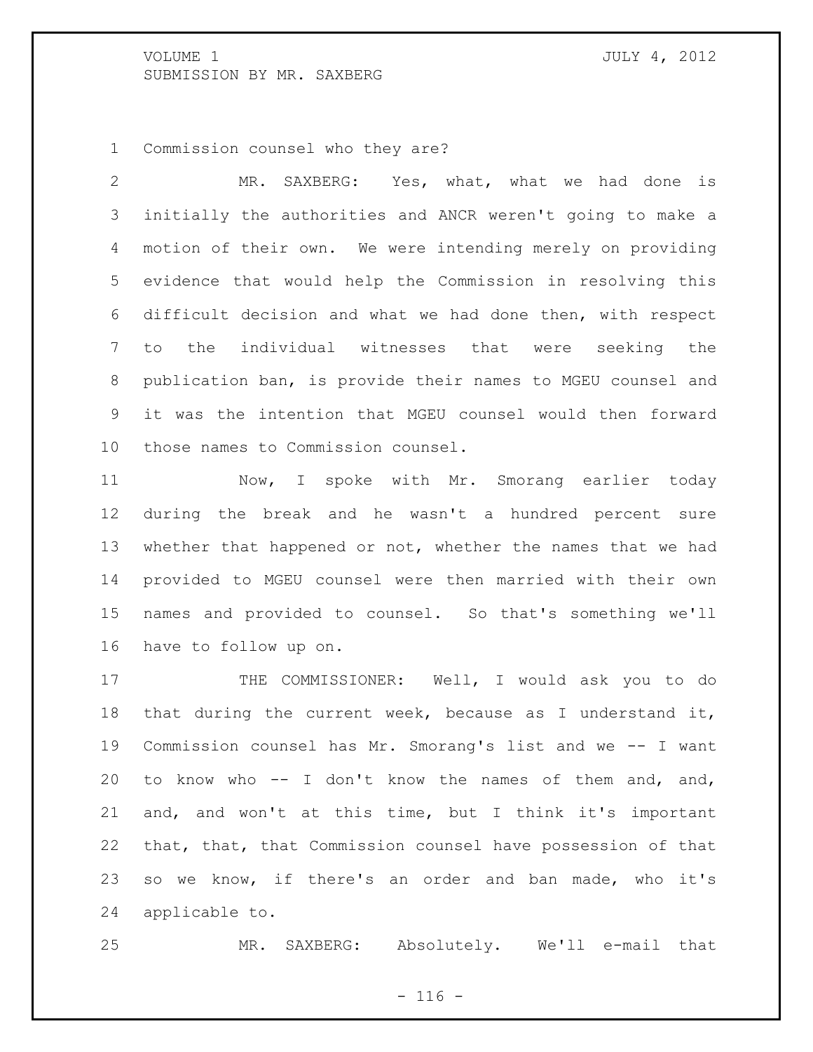Commission counsel who they are?

MR. SAXBERG: Yes, what, what we had done is initially the authorities and ANCR weren't going to make a motion of their own. We were intending merely on providing evidence that would help the Commission in resolving this difficult decision and what we had done then, with respect to the individual witnesses that were seeking the publication ban, is provide their names to MGEU counsel and it was the intention that MGEU counsel would then forward those names to Commission counsel.

Now, I spoke with Mr. Smorang earlier today during the break and he wasn't a hundred percent sure whether that happened or not, whether the names that we had provided to MGEU counsel were then married with their own names and provided to counsel. So that's something we'll have to follow up on.

THE COMMISSIONER: Well, I would ask you to do that during the current week, because as I understand it, Commission counsel has Mr. Smorang's list and we -- I want to know who -- I don't know the names of them and, and, and, and won't at this time, but I think it's important that, that, that Commission counsel have possession of that so we know, if there's an order and ban made, who it's applicable to.

MR. SAXBERG: Absolutely. We'll e-mail that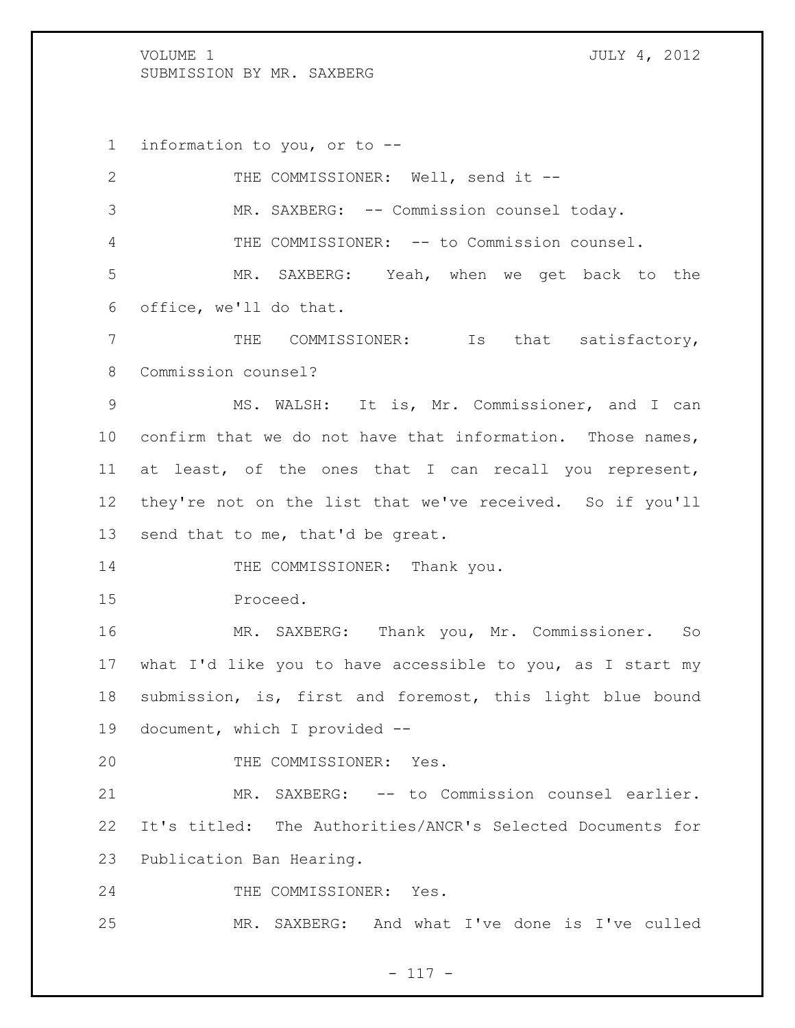information to you, or to --

THE COMMISSIONER: Well, send it --

MR. SAXBERG: -- Commission counsel today.

THE COMMISSIONER: -- to Commission counsel.

MR. SAXBERG: Yeah, when we get back to the office, we'll do that.

THE COMMISSIONER: Is that satisfactory, Commission counsel?

MS. WALSH: It is, Mr. Commissioner, and I can confirm that we do not have that information. Those names, at least, of the ones that I can recall you represent, they're not on the list that we've received. So if you'll send that to me, that'd be great.

THE COMMISSIONER: Thank you.

Proceed.

MR. SAXBERG: Thank you, Mr. Commissioner. So what I'd like you to have accessible to you, as I start my submission, is, first and foremost, this light blue bound document, which I provided --

THE COMMISSIONER: Yes.

MR. SAXBERG: -- to Commission counsel earlier. It's titled: The Authorities/ANCR's Selected Documents for Publication Ban Hearing.

THE COMMISSIONER: Yes.

MR. SAXBERG: And what I've done is I've culled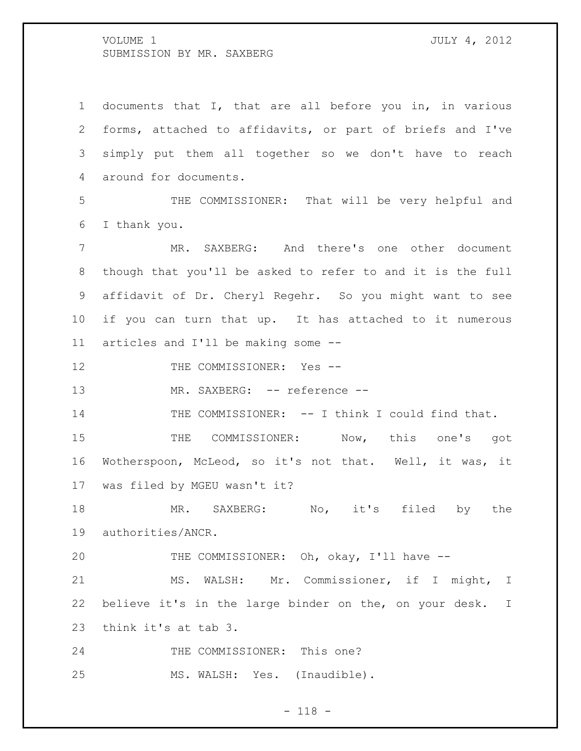documents that I, that are all before you in, in various forms, attached to affidavits, or part of briefs and I've simply put them all together so we don't have to reach around for documents.

THE COMMISSIONER: That will be very helpful and I thank you.

MR. SAXBERG: And there's one other document though that you'll be asked to refer to and it is the full affidavit of Dr. Cheryl Regehr. So you might want to see if you can turn that up. It has attached to it numerous articles and I'll be making some --

THE COMMISSIONER: Yes --

MR. SAXBERG: -- reference --

THE COMMISSIONER: -- I think I could find that.

THE COMMISSIONER: Now, this one's got Wotherspoon, McLeod, so it's not that. Well, it was, it was filed by MGEU wasn't it?

MR. SAXBERG: No, it's filed by the authorities/ANCR.

THE COMMISSIONER: Oh, okay, I'll have --

MS. WALSH: Mr. Commissioner, if I might, I believe it's in the large binder on the, on your desk. I think it's at tab 3.

THE COMMISSIONER: This one?

MS. WALSH: Yes. (Inaudible).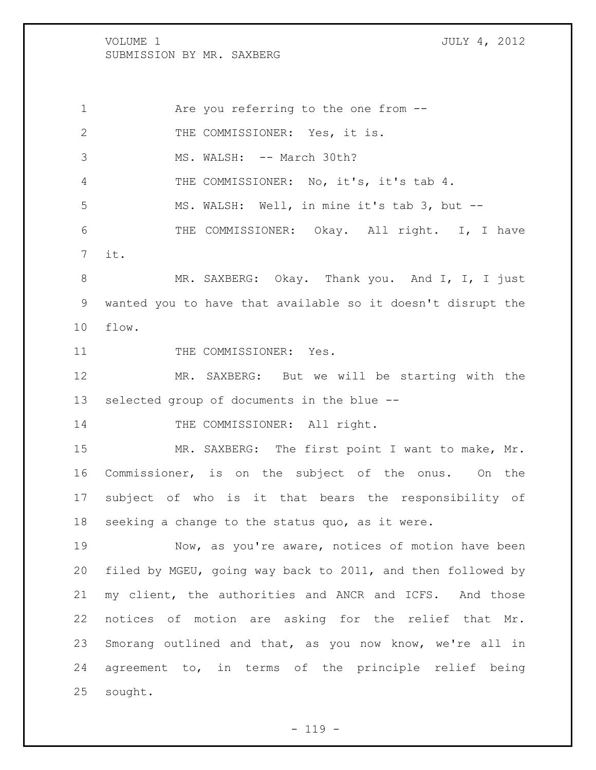Are you referring to the one from --

THE COMMISSIONER: Yes, it is.

MS. WALSH: -- March 30th?

THE COMMISSIONER: No, it's, it's tab 4.

MS. WALSH: Well, in mine it's tab 3, but --

THE COMMISSIONER: Okay. All right. I, I have it.

MR. SAXBERG: Okay. Thank you. And I, I, I just wanted you to have that available so it doesn't disrupt the flow.

THE COMMISSIONER: Yes.

MR. SAXBERG: But we will be starting with the selected group of documents in the blue --

THE COMMISSIONER: All right.

MR. SAXBERG: The first point I want to make, Mr. Commissioner, is on the subject of the onus. On the subject of who is it that bears the responsibility of seeking a change to the status quo, as it were.

Now, as you're aware, notices of motion have been filed by MGEU, going way back to 2011, and then followed by my client, the authorities and ANCR and ICFS. And those notices of motion are asking for the relief that Mr. Smorang outlined and that, as you now know, we're all in agreement to, in terms of the principle relief being sought.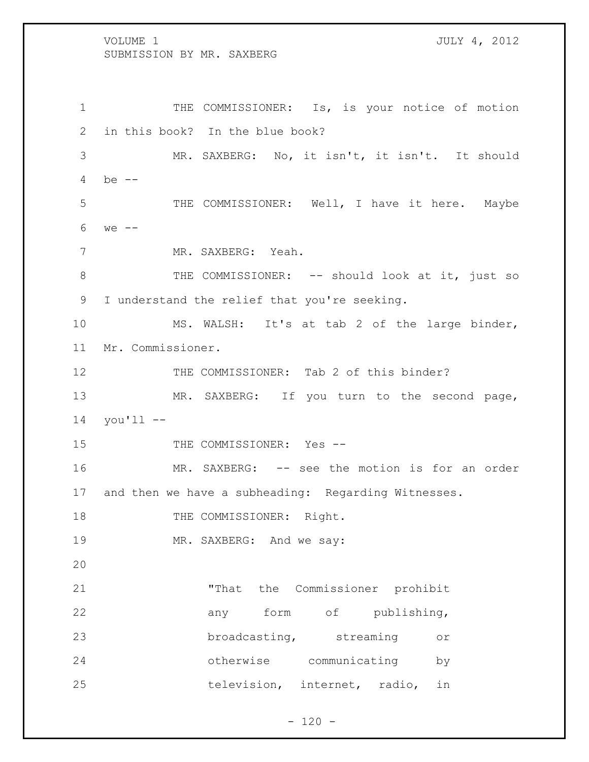THE COMMISSIONER: Is, is your notice of motion in this book? In the blue book?

MR. SAXBERG: No, it isn't, it isn't. It should be --

THE COMMISSIONER: Well, I have it here. Maybe we --

MR. SAXBERG: Yeah.

THE COMMISSIONER: -- should look at it, just so I understand the relief that you're seeking.

MS. WALSH: It's at tab 2 of the large binder, Mr. Commissioner.

THE COMMISSIONER: Tab 2 of this binder?

MR. SAXBERG: If you turn to the second page, you'll --

THE COMMISSIONER: Yes --

MR. SAXBERG: -- see the motion is for an order and then we have a subheading: Regarding Witnesses.

THE COMMISSIONER: Right.

MR. SAXBERG: And we say:

> "That the Commissioner prohibit any form of publishing, broadcasting, streaming or otherwise communicating by television, internet, radio, in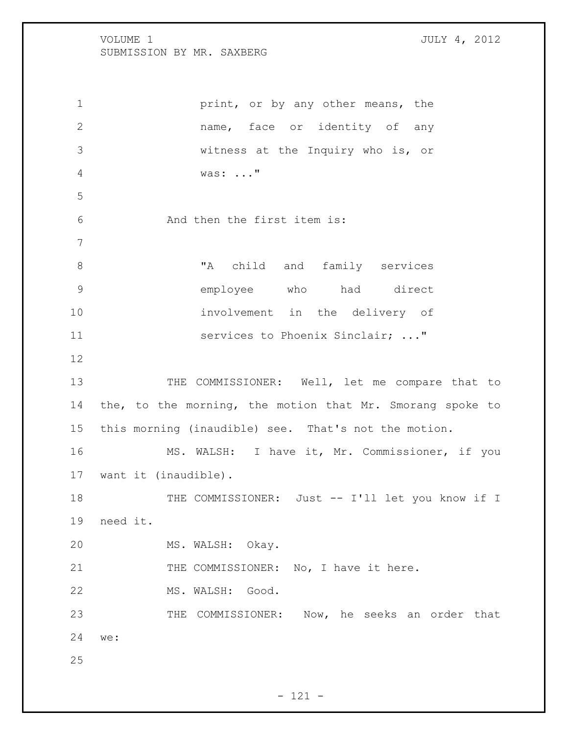print, or by any other means, the name, face or identity of any witness at the Inquiry who is, or was: ..."

And then the first item is:

"A child and family services employee who had direct involvement in the delivery of services to Phoenix Sinclair; ..."

THE COMMISSIONER: Well, let me compare that to the, to the morning, the motion that Mr. Smorang spoke to this morning (inaudible) see. That's not the motion.

MS. WALSH: I have it, Mr. Commissioner, if you want it (inaudible).

THE COMMISSIONER: Just -- I'll let you know if I need it.

MS. WALSH: Okay.

THE COMMISSIONER: No, I have it here.

MS. WALSH: Good.

THE COMMISSIONER: Now, he seeks an order that we: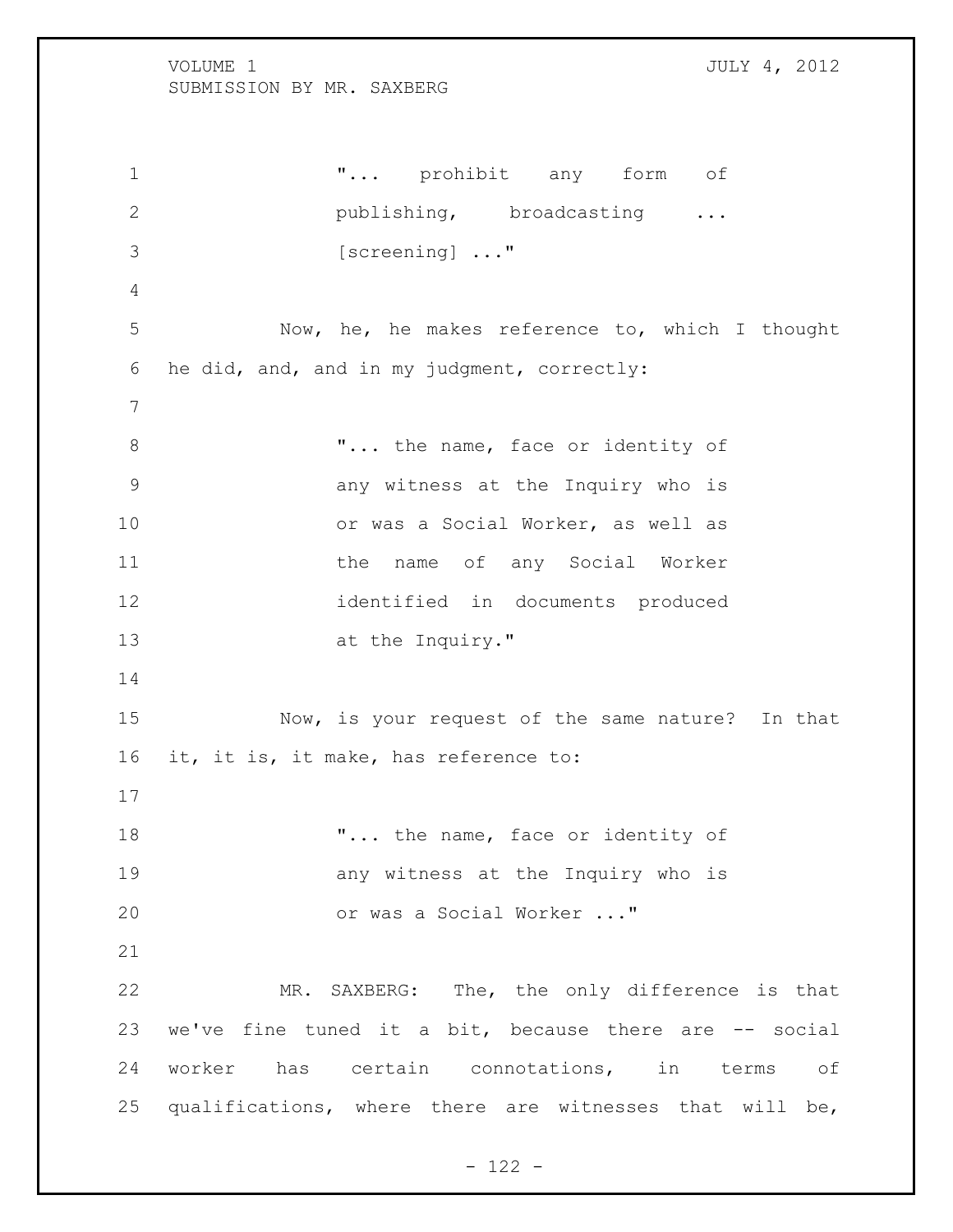"... prohibit any form of publishing, broadcasting ... [screening] ..."

Now, he, he makes reference to, which I thought he did, and, and in my judgment, correctly:

"... the name, face or identity of any witness at the Inquiry who is or was a Social Worker, as well as the name of any Social Worker identified in documents produced at the Inquiry."

Now, is your request of the same nature? In that it, it is, it make, has reference to:

"... the name, face or identity of any witness at the Inquiry who is or was a Social Worker ..."

MR. SAXBERG: The, the only difference is that we've fine tuned it a bit, because there are -- social worker has certain connotations, in terms of qualifications, where there are witnesses that will be,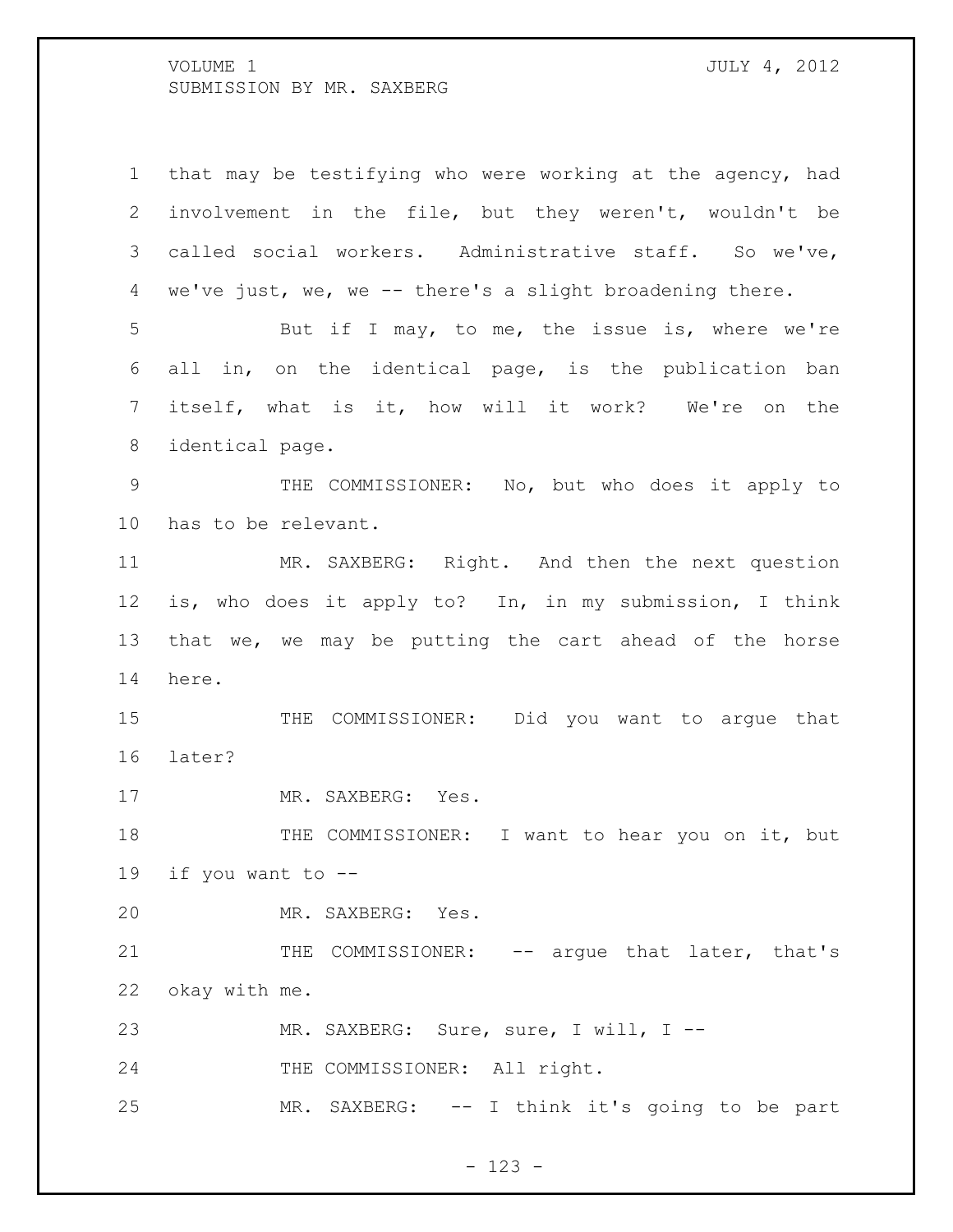that may be testifying who were working at the agency, had involvement in the file, but they weren't, wouldn't be called social workers. Administrative staff. So we've, we've just, we, we -- there's a slight broadening there.

But if I may, to me, the issue is, where we're all in, on the identical page, is the publication ban itself, what is it, how will it work? We're on the identical page.

THE COMMISSIONER: No, but who does it apply to has to be relevant.

MR. SAXBERG: Right. And then the next question is, who does it apply to? In, in my submission, I think that we, we may be putting the cart ahead of the horse here.

THE COMMISSIONER: Did you want to argue that later?

MR. SAXBERG: Yes.

THE COMMISSIONER: I want to hear you on it, but if you want to --

MR. SAXBERG: Yes.

THE COMMISSIONER: -- argue that later, that's okay with me.

MR. SAXBERG: Sure, sure, I will, I --

THE COMMISSIONER: All right.

MR. SAXBERG: -- I think it's going to be part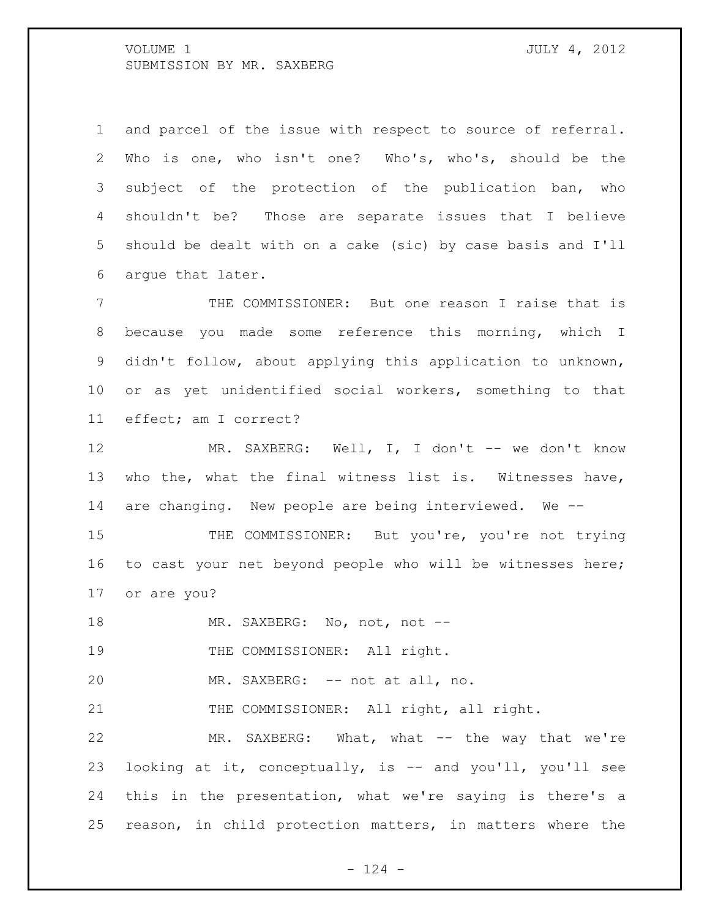and parcel of the issue with respect to source of referral. Who is one, who isn't one? Who's, who's, should be the subject of the protection of the publication ban, who shouldn't be? Those are separate issues that I believe should be dealt with on a cake (sic) by case basis and I'll argue that later.

THE COMMISSIONER: But one reason I raise that is because you made some reference this morning, which I didn't follow, about applying this application to unknown, or as yet unidentified social workers, something to that effect; am I correct?

MR. SAXBERG: Well, I, I don't -- we don't know who the, what the final witness list is. Witnesses have, are changing. New people are being interviewed. We --

THE COMMISSIONER: But you're, you're not trying to cast your net beyond people who will be witnesses here; or are you?

MR. SAXBERG: No, not, not --

THE COMMISSIONER: All right.

MR. SAXBERG: -- not at all, no.

THE COMMISSIONER: All right, all right.

MR. SAXBERG: What, what -- the way that we're looking at it, conceptually, is -- and you'll, you'll see this in the presentation, what we're saying is there's a reason, in child protection matters, in matters where the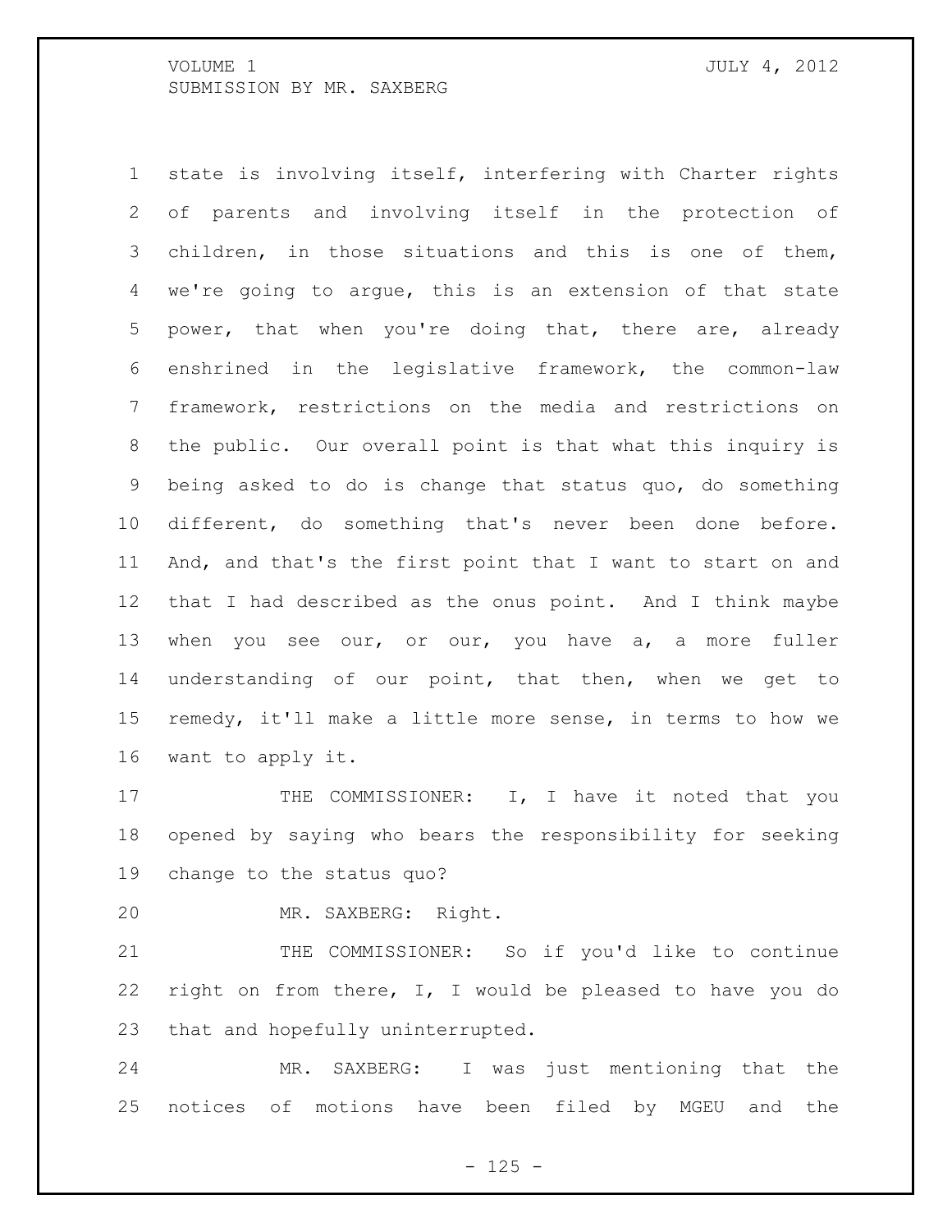state is involving itself, interfering with Charter rights of parents and involving itself in the protection of children, in those situations and this is one of them, we're going to argue, this is an extension of that state power, that when you're doing that, there are, already enshrined in the legislative framework, the common-law framework, restrictions on the media and restrictions on the public. Our overall point is that what this inquiry is being asked to do is change that status quo, do something different, do something that's never been done before. And, and that's the first point that I want to start on and that I had described as the onus point. And I think maybe when you see our, or our, you have a, a more fuller understanding of our point, that then, when we get to remedy, it'll make a little more sense, in terms to how we want to apply it.

THE COMMISSIONER: I, I have it noted that you opened by saying who bears the responsibility for seeking change to the status quo?

MR. SAXBERG: Right.

THE COMMISSIONER: So if you'd like to continue right on from there, I, I would be pleased to have you do that and hopefully uninterrupted.

MR. SAXBERG: I was just mentioning that the notices of motions have been filed by MGEU and the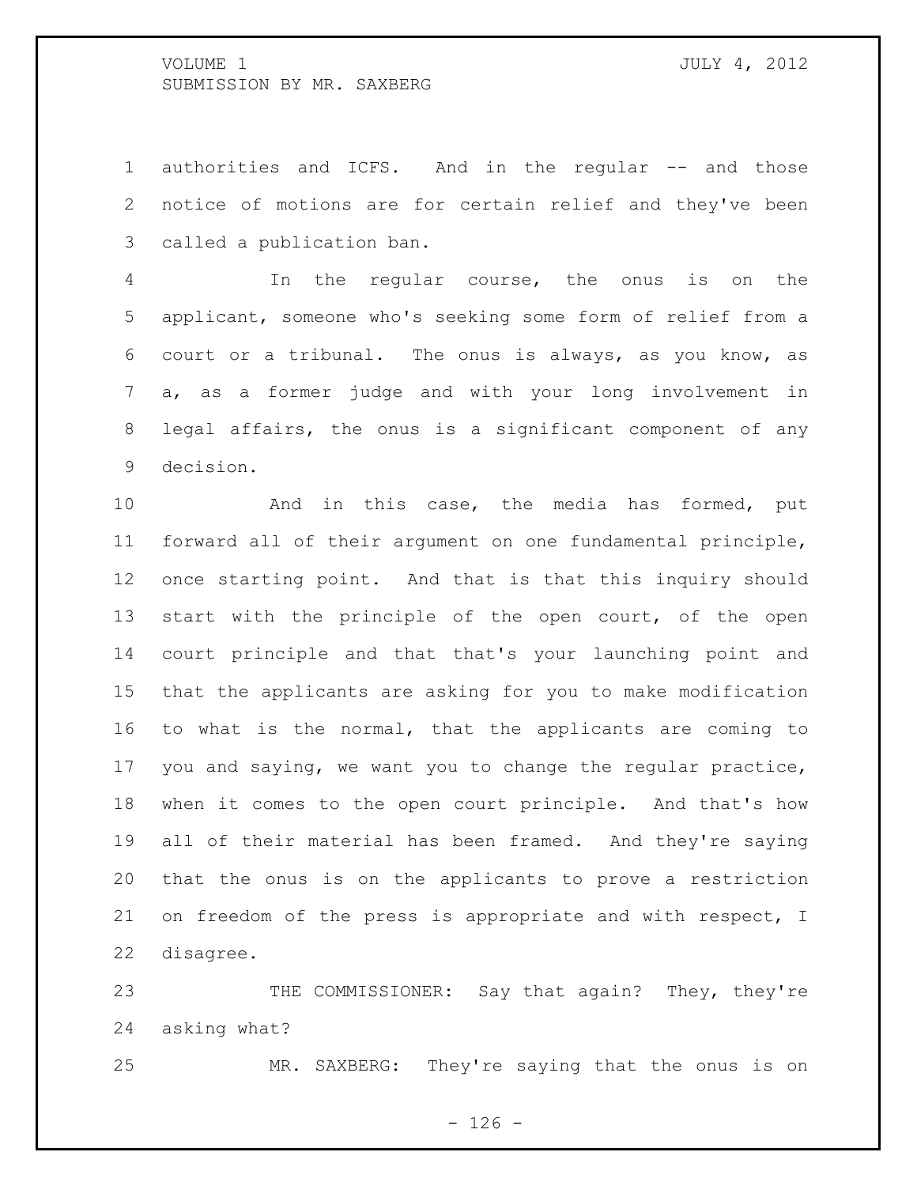authorities and ICFS. And in the regular -- and those notice of motions are for certain relief and they've been called a publication ban.

In the regular course, the onus is on the applicant, someone who's seeking some form of relief from a court or a tribunal. The onus is always, as you know, as a, as a former judge and with your long involvement in legal affairs, the onus is a significant component of any decision.

And in this case, the media has formed, put forward all of their argument on one fundamental principle, once starting point. And that is that this inquiry should start with the principle of the open court, of the open court principle and that that's your launching point and that the applicants are asking for you to make modification to what is the normal, that the applicants are coming to you and saying, we want you to change the regular practice, when it comes to the open court principle. And that's how all of their material has been framed. And they're saying that the onus is on the applicants to prove a restriction on freedom of the press is appropriate and with respect, I disagree.

THE COMMISSIONER: Say that again? They, they're asking what?

MR. SAXBERG: They're saying that the onus is on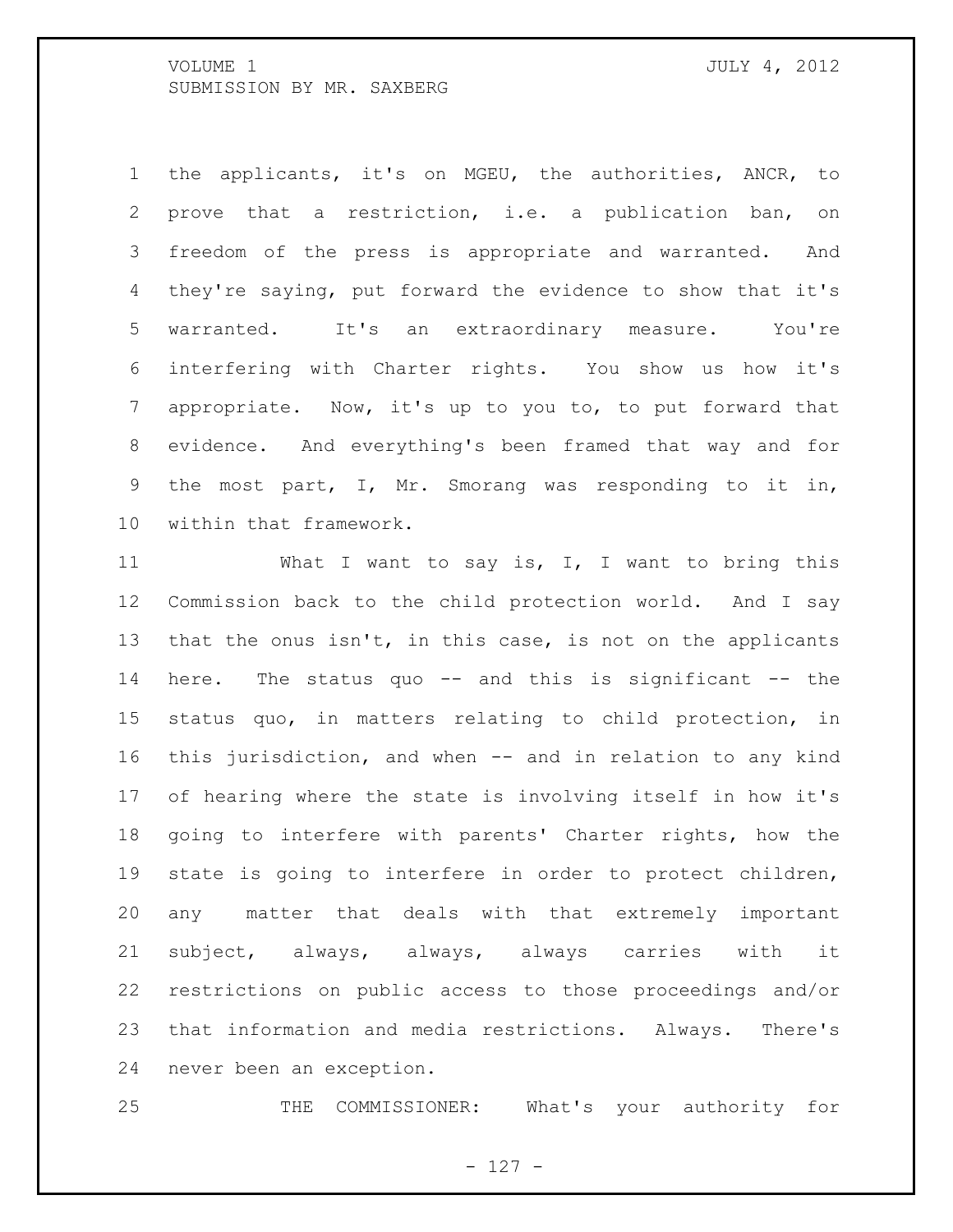the applicants, it's on MGEU, the authorities, ANCR, to prove that a restriction, i.e. a publication ban, on freedom of the press is appropriate and warranted. And they're saying, put forward the evidence to show that it's warranted. It's an extraordinary measure. You're interfering with Charter rights. You show us how it's appropriate. Now, it's up to you to, to put forward that evidence. And everything's been framed that way and for the most part, I, Mr. Smorang was responding to it in, within that framework.

What I want to say is, I, I want to bring this Commission back to the child protection world. And I say that the onus isn't, in this case, is not on the applicants here. The status quo -- and this is significant -- the status quo, in matters relating to child protection, in this jurisdiction, and when -- and in relation to any kind of hearing where the state is involving itself in how it's going to interfere with parents' Charter rights, how the state is going to interfere in order to protect children, any matter that deals with that extremely important subject, always, always, always carries with it restrictions on public access to those proceedings and/or that information and media restrictions. Always. There's never been an exception.

THE COMMISSIONER: What's your authority for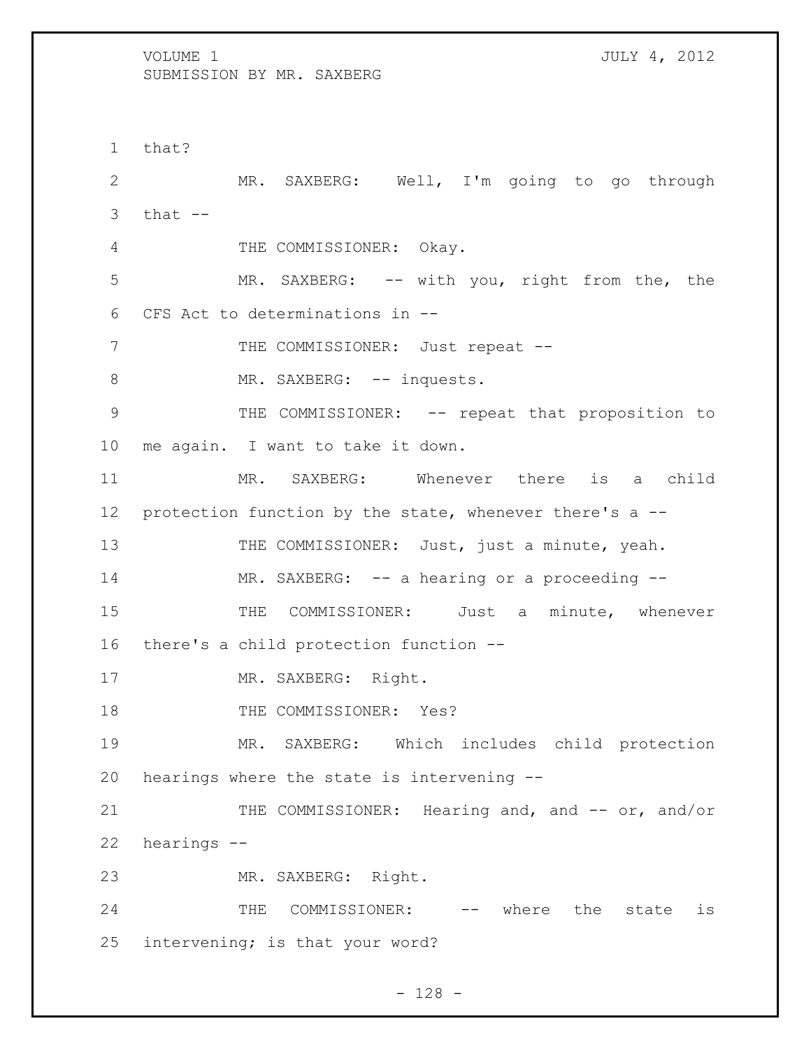that?

MR. SAXBERG: Well, I'm going to go through that --

THE COMMISSIONER: Okay.

MR. SAXBERG: -- with you, right from the, the CFS Act to determinations in --

THE COMMISSIONER: Just repeat --

MR. SAXBERG: -- inquests.

THE COMMISSIONER: -- repeat that proposition to me again. I want to take it down.

MR. SAXBERG: Whenever there is a child protection function by the state, whenever there's a --

THE COMMISSIONER: Just, just a minute, yeah.

MR. SAXBERG: -- a hearing or a proceeding --

THE COMMISSIONER: Just a minute, whenever there's a child protection function --

MR. SAXBERG: Right.

THE COMMISSIONER: Yes?

MR. SAXBERG: Which includes child protection hearings where the state is intervening --

THE COMMISSIONER: Hearing and, and -- or, and/or hearings --

MR. SAXBERG: Right.

THE COMMISSIONER: -- where the state is intervening; is that your word?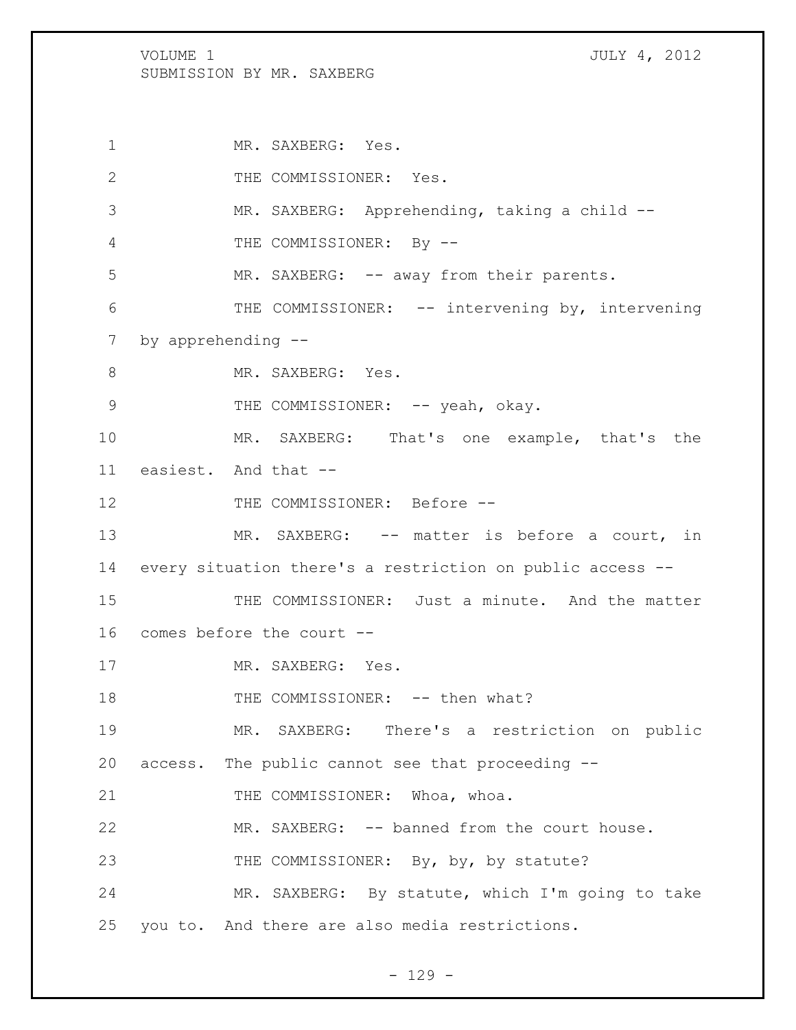MR. SAXBERG: Yes.

THE COMMISSIONER: Yes.

MR. SAXBERG: Apprehending, taking a child --

THE COMMISSIONER: By --

MR. SAXBERG: -- away from their parents.

THE COMMISSIONER: -- intervening by, intervening by apprehending --

MR. SAXBERG: Yes.

THE COMMISSIONER: -- yeah, okay.

MR. SAXBERG: That's one example, that's the easiest. And that --

THE COMMISSIONER: Before --

MR. SAXBERG: -- matter is before a court, in every situation there's a restriction on public access --

THE COMMISSIONER: Just a minute. And the matter comes before the court --

MR. SAXBERG: Yes.

THE COMMISSIONER: -- then what?

MR. SAXBERG: There's a restriction on public access. The public cannot see that proceeding --

THE COMMISSIONER: Whoa, whoa.

MR. SAXBERG: -- banned from the court house.

THE COMMISSIONER: By, by, by statute?

MR. SAXBERG: By statute, which I'm going to take you to. And there are also media restrictions.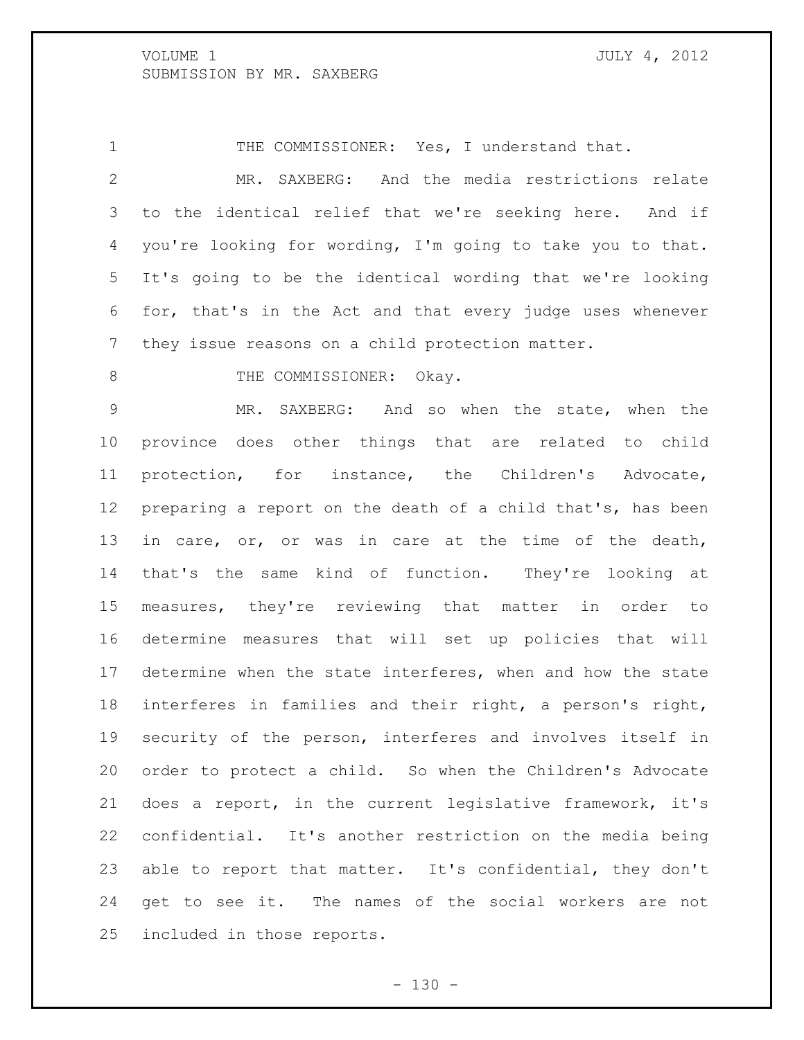THE COMMISSIONER: Yes, I understand that.

MR. SAXBERG: And the media restrictions relate to the identical relief that we're seeking here. And if you're looking for wording, I'm going to take you to that. It's going to be the identical wording that we're looking for, that's in the Act and that every judge uses whenever they issue reasons on a child protection matter.

THE COMMISSIONER: Okay.

MR. SAXBERG: And so when the state, when the province does other things that are related to child protection, for instance, the Children's Advocate, preparing a report on the death of a child that's, has been in care, or, or was in care at the time of the death, that's the same kind of function. They're looking at measures, they're reviewing that matter in order to determine measures that will set up policies that will determine when the state interferes, when and how the state interferes in families and their right, a person's right, security of the person, interferes and involves itself in order to protect a child. So when the Children's Advocate does a report, in the current legislative framework, it's confidential. It's another restriction on the media being able to report that matter. It's confidential, they don't get to see it. The names of the social workers are not included in those reports.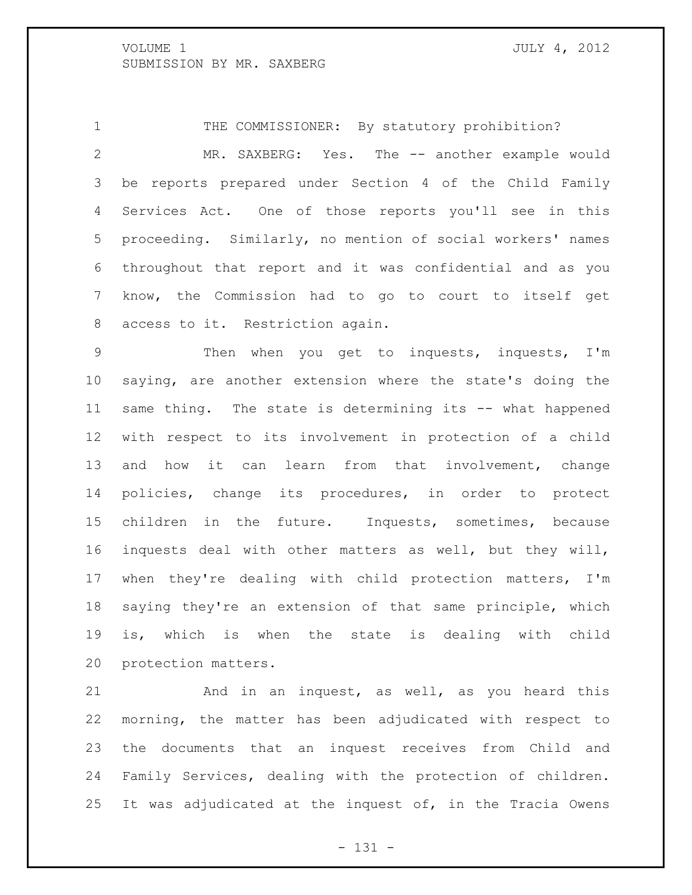THE COMMISSIONER: By statutory prohibition?

MR. SAXBERG: Yes. The -- another example would be reports prepared under Section 4 of the Child Family Services Act. One of those reports you'll see in this proceeding. Similarly, no mention of social workers' names throughout that report and it was confidential and as you know, the Commission had to go to court to itself get access to it. Restriction again.

Then when you get to inquests, inquests, I'm saying, are another extension where the state's doing the same thing. The state is determining its -- what happened with respect to its involvement in protection of a child and how it can learn from that involvement, change policies, change its procedures, in order to protect children in the future. Inquests, sometimes, because inquests deal with other matters as well, but they will, when they're dealing with child protection matters, I'm saying they're an extension of that same principle, which is, which is when the state is dealing with child protection matters.

And in an inquest, as well, as you heard this morning, the matter has been adjudicated with respect to the documents that an inquest receives from Child and Family Services, dealing with the protection of children. It was adjudicated at the inquest of, in the Tracia Owens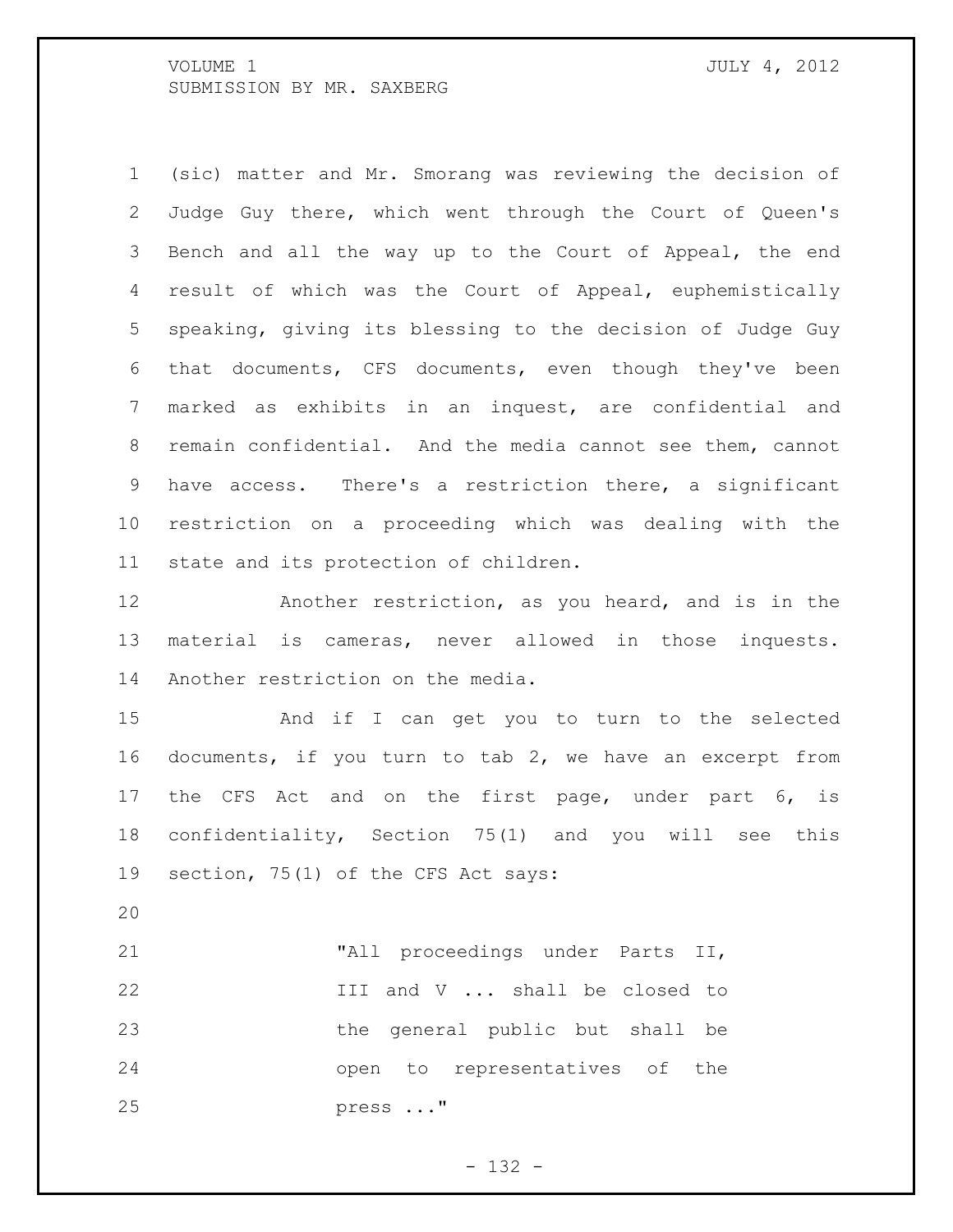(sic) matter and Mr. Smorang was reviewing the decision of Judge Guy there, which went through the Court of Queen's Bench and all the way up to the Court of Appeal, the end result of which was the Court of Appeal, euphemistically speaking, giving its blessing to the decision of Judge Guy that documents, CFS documents, even though they've been marked as exhibits in an inquest, are confidential and remain confidential. And the media cannot see them, cannot have access. There's a restriction there, a significant restriction on a proceeding which was dealing with the state and its protection of children.

Another restriction, as you heard, and is in the material is cameras, never allowed in those inquests. Another restriction on the media.

And if I can get you to turn to the selected documents, if you turn to tab 2, we have an excerpt from the CFS Act and on the first page, under part 6, is confidentiality, Section 75(1) and you will see this section, 75(1) of the CFS Act says:

> "All proceedings under Parts II, III and V ... shall be closed to the general public but shall be open to representatives of the press ..."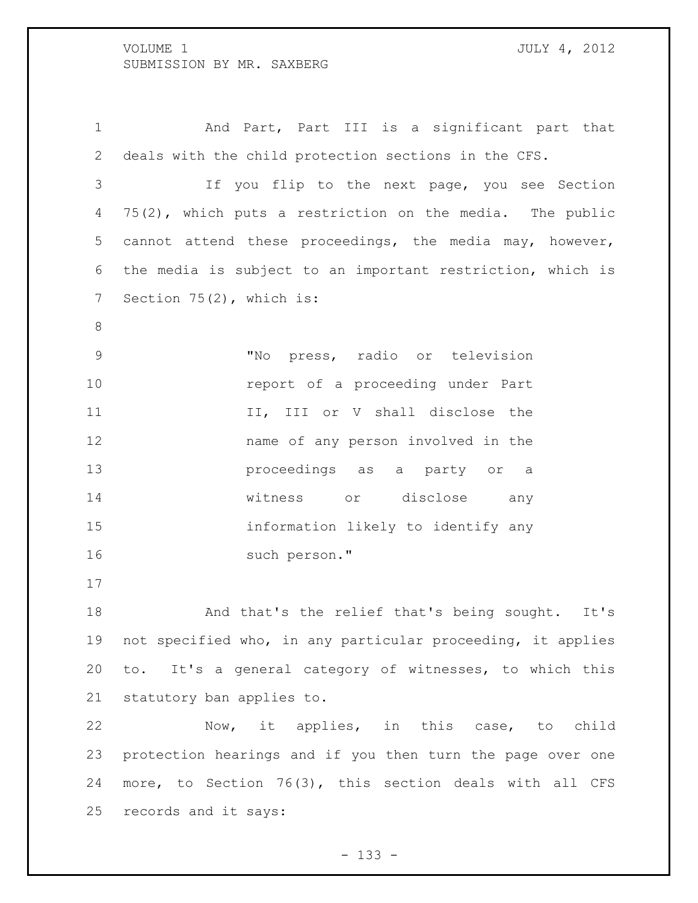And Part, Part III is a significant part that deals with the child protection sections in the CFS.

If you flip to the next page, you see Section 75(2), which puts a restriction on the media. The public cannot attend these proceedings, the media may, however, the media is subject to an important restriction, which is Section 75(2), which is:

> "No press, radio or television report of a proceeding under Part II, III or V shall disclose the name of any person involved in the proceedings as a party or a witness or disclose any information likely to identify any such person."

And that's the relief that's being sought. It's not specified who, in any particular proceeding, it applies to. It's a general category of witnesses, to which this statutory ban applies to.

Now, it applies, in this case, to child protection hearings and if you then turn the page over one more, to Section 76(3), this section deals with all CFS records and it says: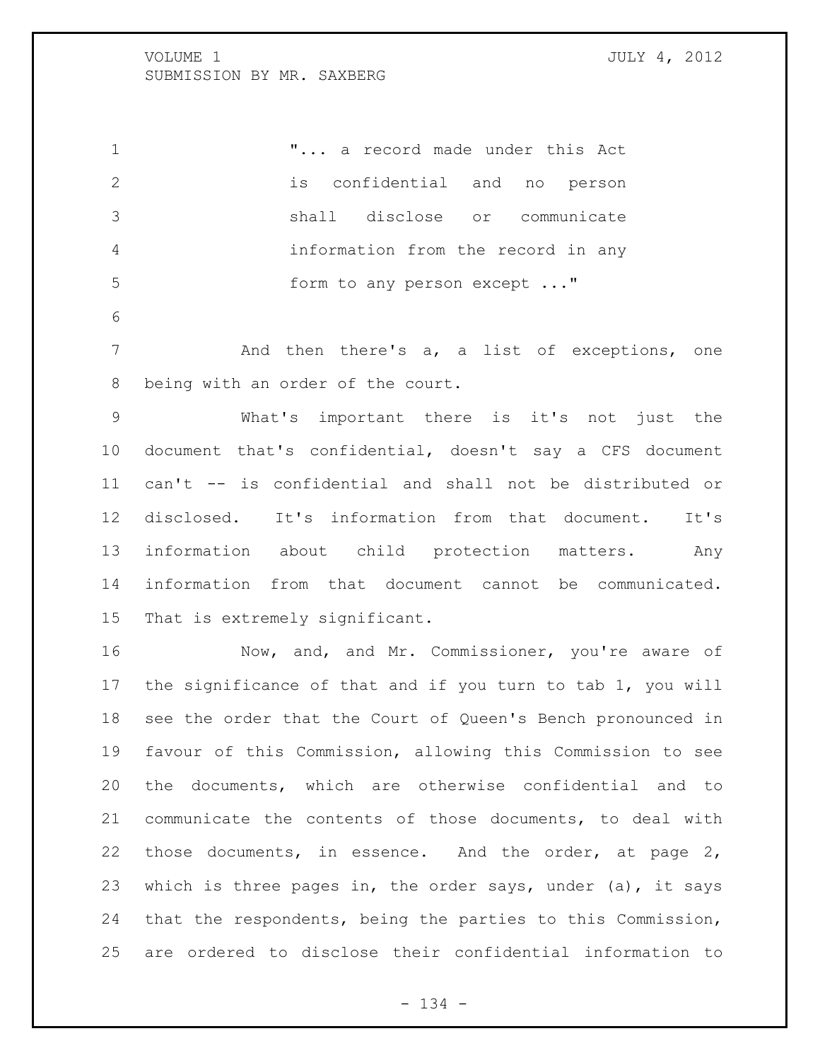> "... a record made under this Act is confidential and no person shall disclose or communicate information from the record in any form to any person except ..."

And then there's a, a list of exceptions, one being with an order of the court.

What's important there is it's not just the document that's confidential, doesn't say a CFS document can't -- is confidential and shall not be distributed or disclosed. It's information from that document. It's information about child protection matters. Any information from that document cannot be communicated. That is extremely significant.

Now, and, and Mr. Commissioner, you're aware of the significance of that and if you turn to tab 1, you will see the order that the Court of Queen's Bench pronounced in favour of this Commission, allowing this Commission to see the documents, which are otherwise confidential and to communicate the contents of those documents, to deal with those documents, in essence. And the order, at page 2, which is three pages in, the order says, under (a), it says that the respondents, being the parties to this Commission, are ordered to disclose their confidential information to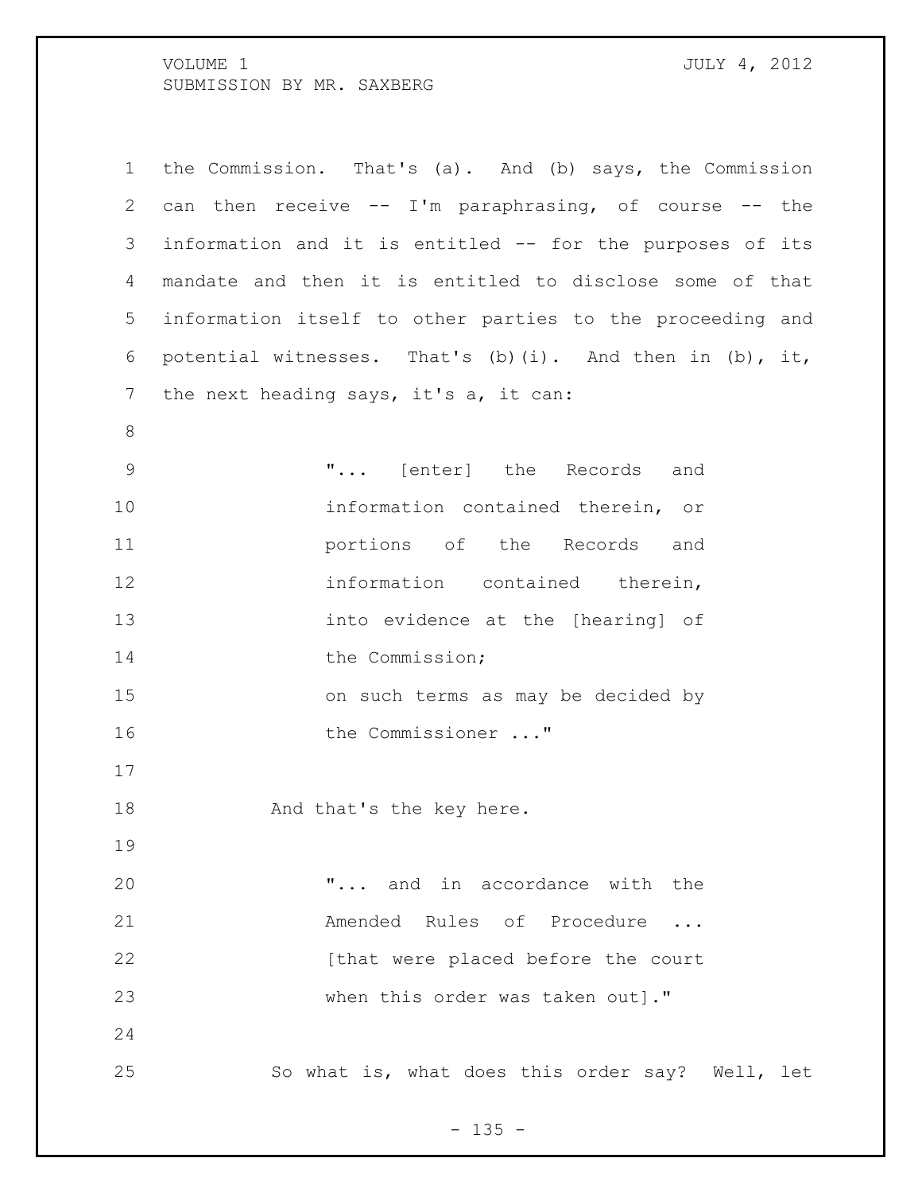the Commission. That's (a). And (b) says, the Commission can then receive -- I'm paraphrasing, of course -- the information and it is entitled -- for the purposes of its mandate and then it is entitled to disclose some of that information itself to other parties to the proceeding and potential witnesses. That's (b)(i). And then in (b), it, the next heading says, it's a, it can:

> "... [enter] the Records and information contained therein, or portions of the Records and information contained therein, into evidence at the [hearing] of the Commission;
> on such terms as may be decided by the Commissioner ..."

And that's the key here.

> "... and in accordance with the Amended Rules of Procedure ... [that were placed before the court when this order was taken out]."

So what is, what does this order say? Well, let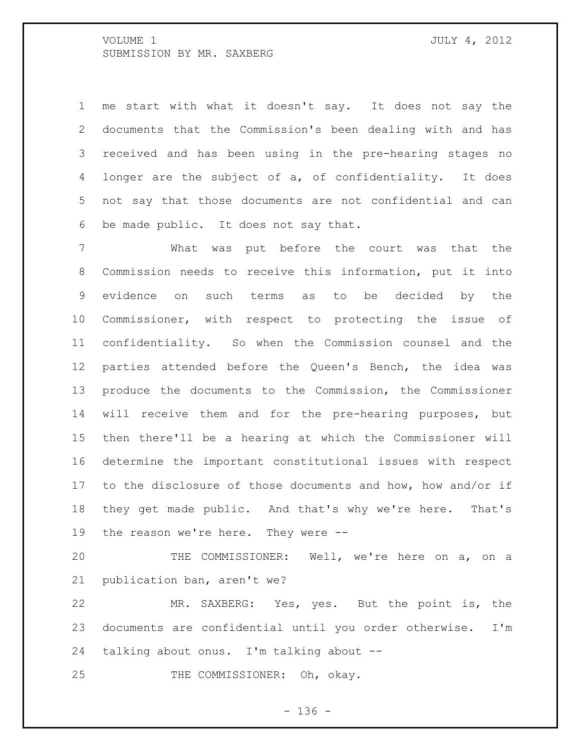me start with what it doesn't say. It does not say the documents that the Commission's been dealing with and has received and has been using in the pre-hearing stages no longer are the subject of a, of confidentiality. It does not say that those documents are not confidential and can be made public. It does not say that.

What was put before the court was that the Commission needs to receive this information, put it into evidence on such terms as to be decided by the Commissioner, with respect to protecting the issue of confidentiality. So when the Commission counsel and the parties attended before the Queen's Bench, the idea was produce the documents to the Commission, the Commissioner will receive them and for the pre-hearing purposes, but then there'll be a hearing at which the Commissioner will determine the important constitutional issues with respect to the disclosure of those documents and how, how and/or if they get made public. And that's why we're here. That's the reason we're here. They were --

THE COMMISSIONER: Well, we're here on a, on a publication ban, aren't we?

MR. SAXBERG: Yes, yes. But the point is, the documents are confidential until you order otherwise. I'm talking about onus. I'm talking about --

THE COMMISSIONER: Oh, okay.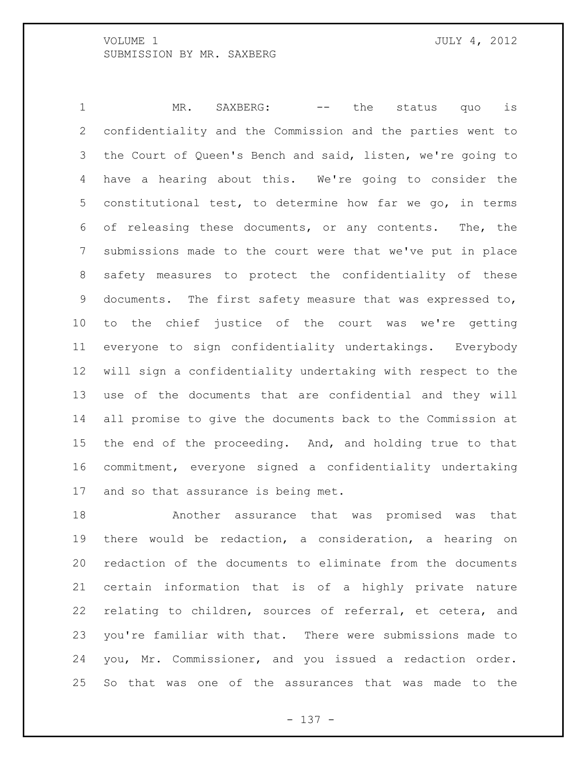MR. SAXBERG: -- the status quo is confidentiality and the Commission and the parties went to the Court of Queen's Bench and said, listen, we're going to have a hearing about this. We're going to consider the constitutional test, to determine how far we go, in terms of releasing these documents, or any contents. The, the submissions made to the court were that we've put in place safety measures to protect the confidentiality of these documents. The first safety measure that was expressed to, to the chief justice of the court was we're getting everyone to sign confidentiality undertakings. Everybody will sign a confidentiality undertaking with respect to the use of the documents that are confidential and they will all promise to give the documents back to the Commission at the end of the proceeding. And, and holding true to that commitment, everyone signed a confidentiality undertaking and so that assurance is being met.

Another assurance that was promised was that there would be redaction, a consideration, a hearing on redaction of the documents to eliminate from the documents certain information that is of a highly private nature relating to children, sources of referral, et cetera, and you're familiar with that. There were submissions made to you, Mr. Commissioner, and you issued a redaction order. So that was one of the assurances that was made to the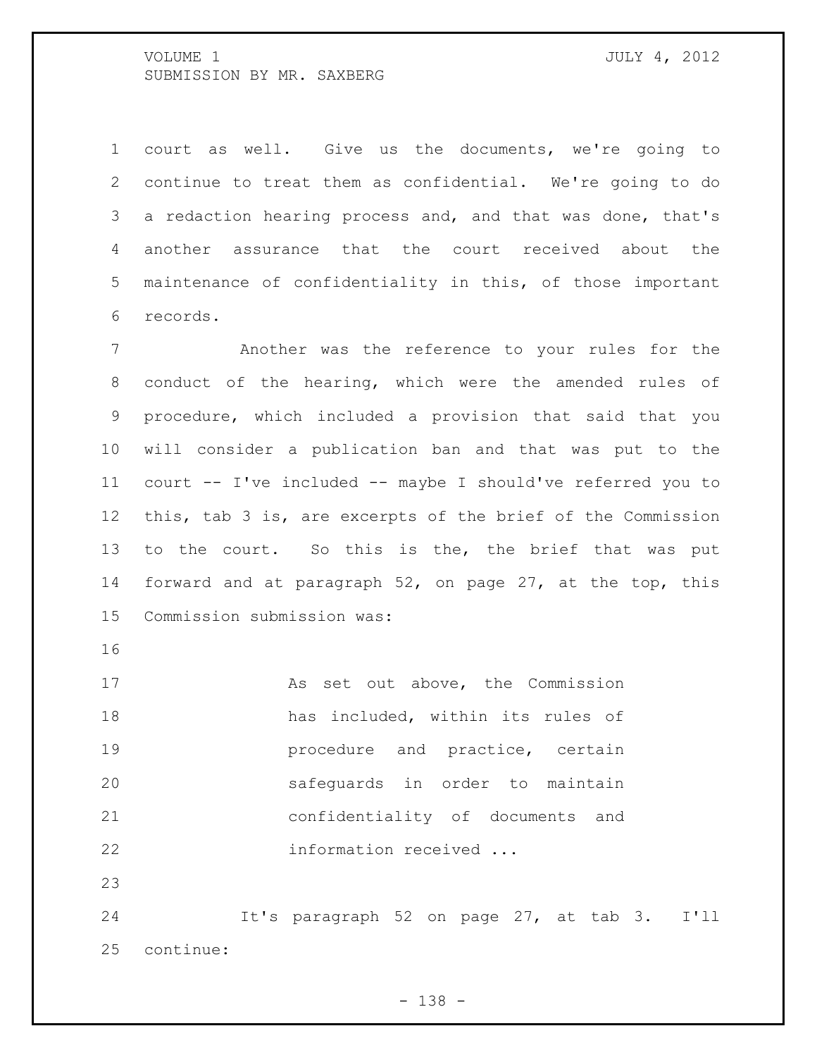court as well. Give us the documents, we're going to continue to treat them as confidential. We're going to do a redaction hearing process and, and that was done, that's another assurance that the court received about the maintenance of confidentiality in this, of those important records.

Another was the reference to your rules for the conduct of the hearing, which were the amended rules of procedure, which included a provision that said that you will consider a publication ban and that was put to the court -- I've included -- maybe I should've referred you to this, tab 3 is, are excerpts of the brief of the Commission to the court. So this is the, the brief that was put forward and at paragraph 52, on page 27, at the top, this Commission submission was:

> As set out above, the Commission has included, within its rules of procedure and practice, certain safeguards in order to maintain confidentiality of documents and information received ...

It's paragraph 52 on page 27, at tab 3. I'll continue: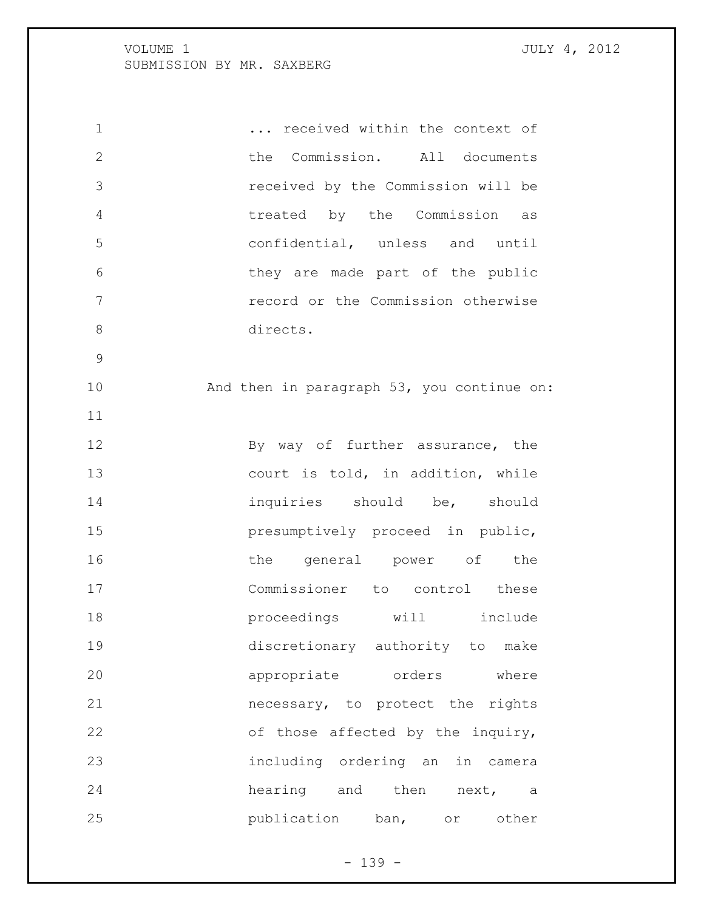> ... received within the context of the Commission. All documents received by the Commission will be treated by the Commission as confidential, unless and until they are made part of the public record or the Commission otherwise directs.

And then in paragraph 53, you continue on:

> By way of further assurance, the court is told, in addition, while inquiries should be, should presumptively proceed in public, the general power of the Commissioner to control these proceedings will include discretionary authority to make appropriate orders where necessary, to protect the rights of those affected by the inquiry, including ordering an in camera hearing and then next, a publication ban, or other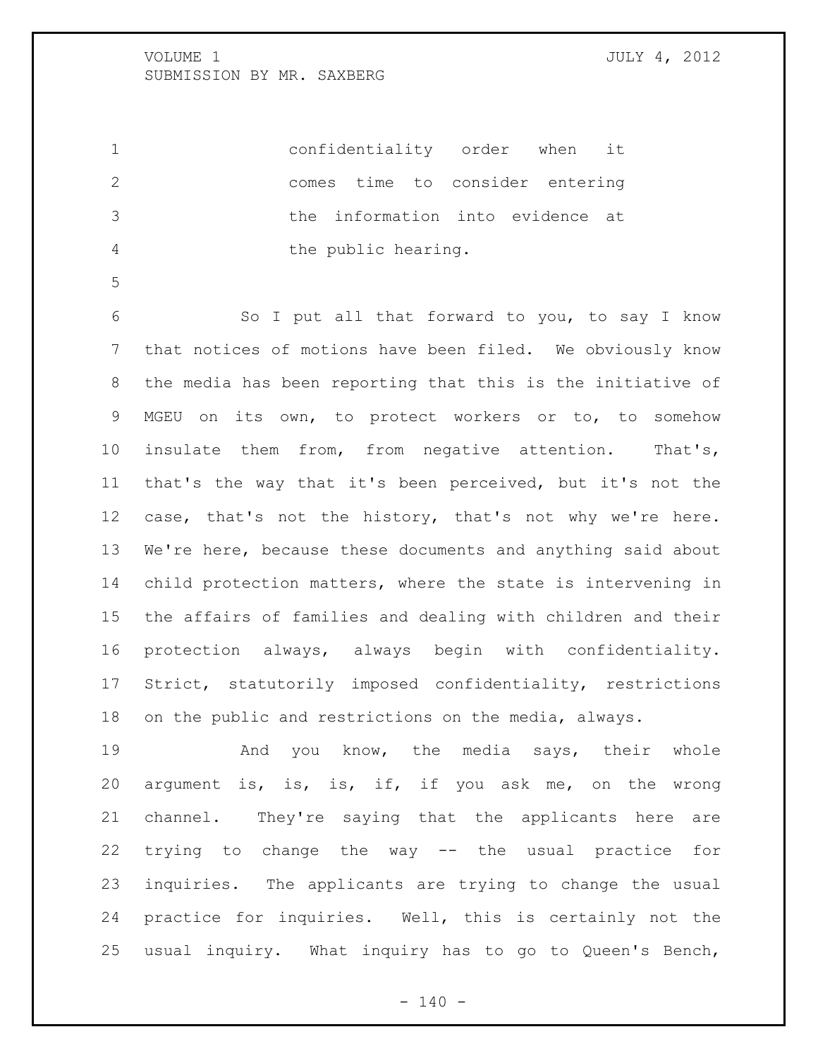confidentiality order when it comes time to consider entering the information into evidence at the public hearing.

So I put all that forward to you, to say I know that notices of motions have been filed. We obviously know the media has been reporting that this is the initiative of MGEU on its own, to protect workers or to, to somehow insulate them from, from negative attention. That's, that's the way that it's been perceived, but it's not the case, that's not the history, that's not why we're here. We're here, because these documents and anything said about child protection matters, where the state is intervening in the affairs of families and dealing with children and their protection always, always begin with confidentiality. Strict, statutorily imposed confidentiality, restrictions on the public and restrictions on the media, always.

And you know, the media says, their whole argument is, is, is, if, if you ask me, on the wrong channel. They're saying that the applicants here are trying to change the way -- the usual practice for inquiries. The applicants are trying to change the usual practice for inquiries. Well, this is certainly not the usual inquiry. What inquiry has to go to Queen's Bench,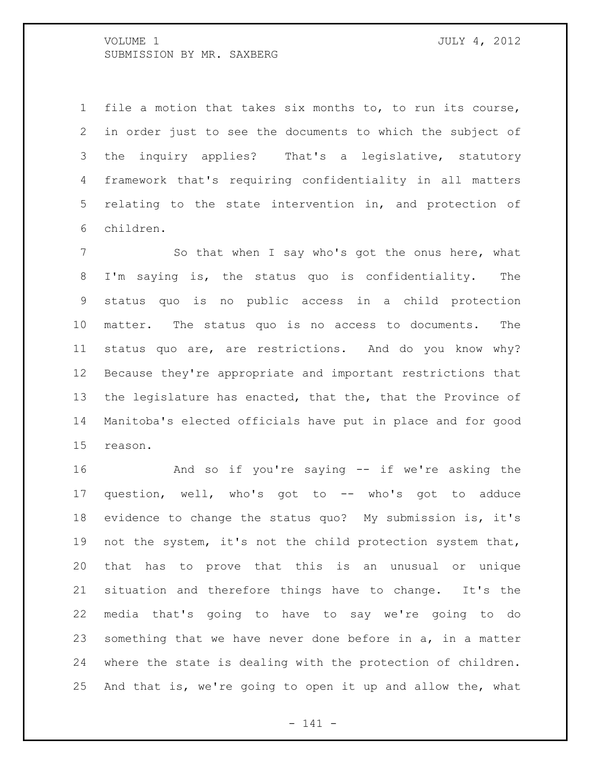file a motion that takes six months to, to run its course, in order just to see the documents to which the subject of the inquiry applies? That's a legislative, statutory framework that's requiring confidentiality in all matters relating to the state intervention in, and protection of children.

So that when I say who's got the onus here, what I'm saying is, the status quo is confidentiality. The status quo is no public access in a child protection matter. The status quo is no access to documents. The status quo are, are restrictions. And do you know why? Because they're appropriate and important restrictions that the legislature has enacted, that the, that the Province of Manitoba's elected officials have put in place and for good reason.

And so if you're saying -- if we're asking the question, well, who's got to -- who's got to adduce evidence to change the status quo? My submission is, it's not the system, it's not the child protection system that, that has to prove that this is an unusual or unique situation and therefore things have to change. It's the media that's going to have to say we're going to do something that we have never done before in a, in a matter where the state is dealing with the protection of children. And that is, we're going to open it up and allow the, what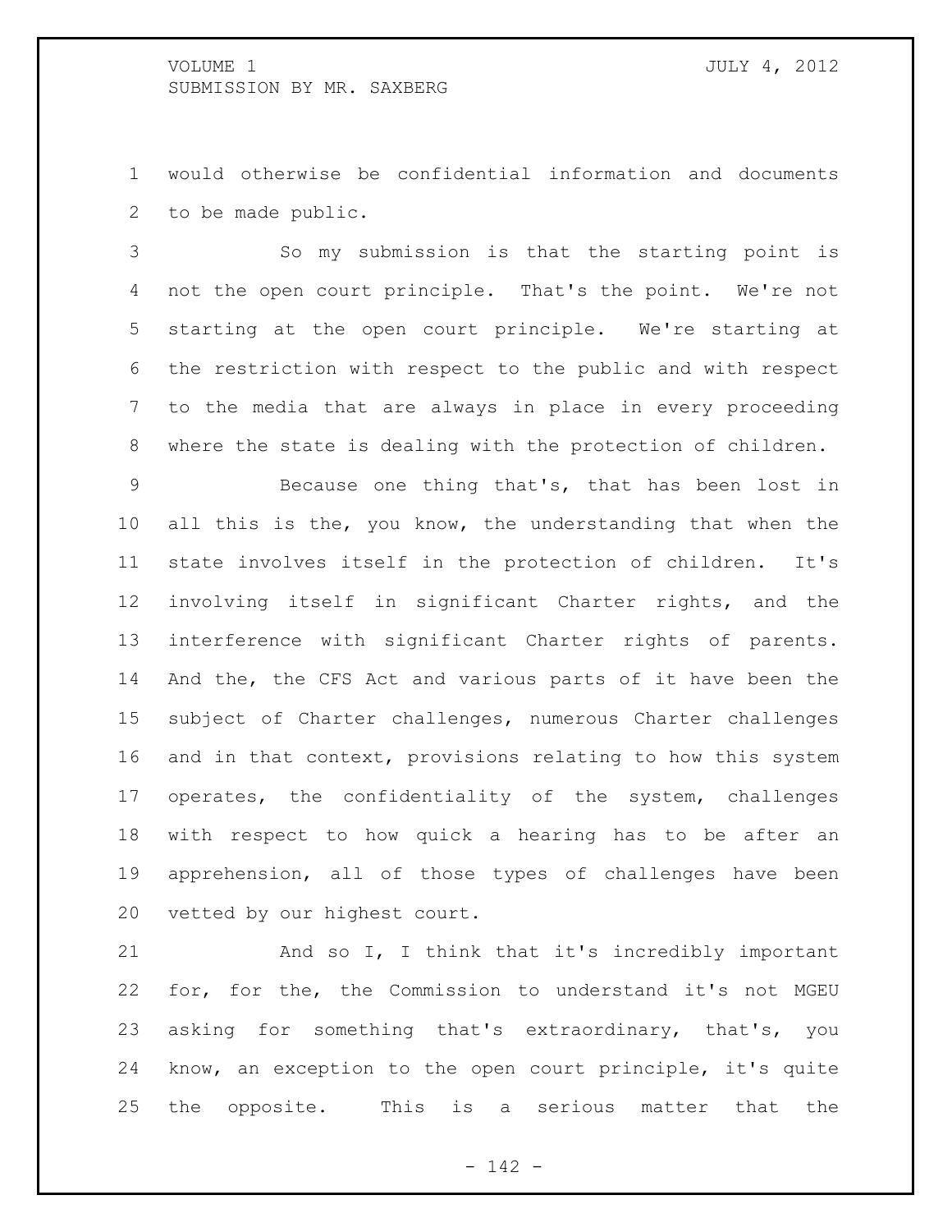would otherwise be confidential information and documents to be made public.

So my submission is that the starting point is not the open court principle. That's the point. We're not starting at the open court principle. We're starting at the restriction with respect to the public and with respect to the media that are always in place in every proceeding where the state is dealing with the protection of children.

Because one thing that's, that has been lost in all this is the, you know, the understanding that when the state involves itself in the protection of children. It's involving itself in significant Charter rights, and the interference with significant Charter rights of parents. And the, the CFS Act and various parts of it have been the subject of Charter challenges, numerous Charter challenges and in that context, provisions relating to how this system operates, the confidentiality of the system, challenges with respect to how quick a hearing has to be after an apprehension, all of those types of challenges have been vetted by our highest court.

And so I, I think that it's incredibly important for, for the, the Commission to understand it's not MGEU asking for something that's extraordinary, that's, you know, an exception to the open court principle, it's quite the opposite. This is a serious matter that the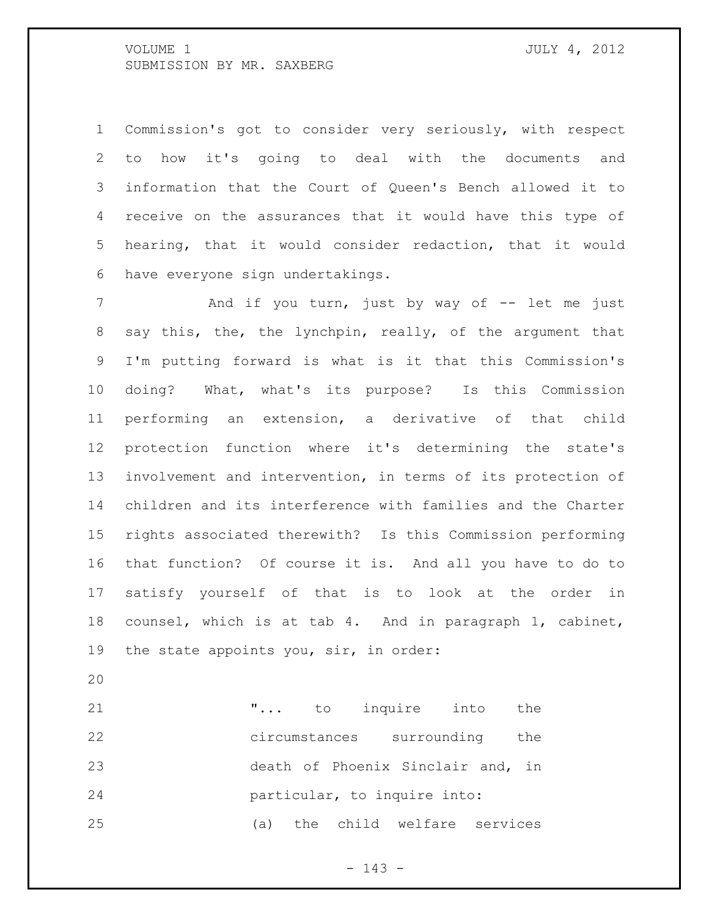Commission's got to consider very seriously, with respect to how it's going to deal with the documents and information that the Court of Queen's Bench allowed it to receive on the assurances that it would have this type of hearing, that it would consider redaction, that it would have everyone sign undertakings.

And if you turn, just by way of -- let me just say this, the, the lynchpin, really, of the argument that I'm putting forward is what is it that this Commission's doing? What, what's its purpose? Is this Commission performing an extension, a derivative of that child protection function where it's determining the state's involvement and intervention, in terms of its protection of children and its interference with families and the Charter rights associated therewith? Is this Commission performing that function? Of course it is. And all you have to do to satisfy yourself of that is to look at the order in counsel, which is at tab 4. And in paragraph 1, cabinet, the state appoints you, sir, in order:

> "... to inquire into the circumstances surrounding the death of Phoenix Sinclair and, in particular, to inquire into:
>
> (a) the child welfare services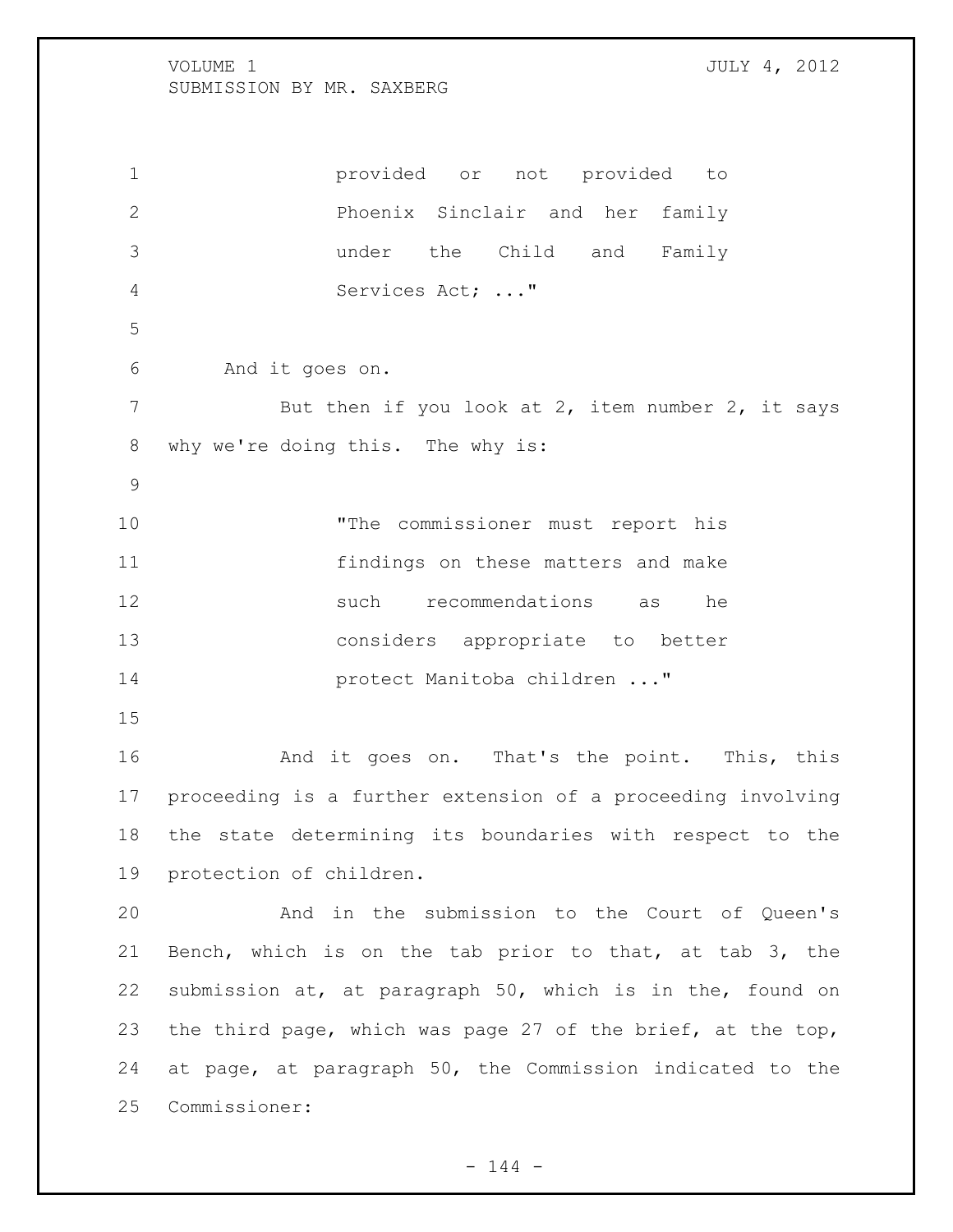provided or not provided to Phoenix Sinclair and her family under the Child and Family Services Act; ..."

And it goes on.

But then if you look at 2, item number 2, it says why we're doing this. The why is:

> "The commissioner must report his findings on these matters and make such recommendations as he considers appropriate to better protect Manitoba children ..."

And it goes on. That's the point. This, this proceeding is a further extension of a proceeding involving the state determining its boundaries with respect to the protection of children.

And in the submission to the Court of Queen's Bench, which is on the tab prior to that, at tab 3, the submission at, at paragraph 50, which is in the, found on the third page, which was page 27 of the brief, at the top, at page, at paragraph 50, the Commission indicated to the Commissioner: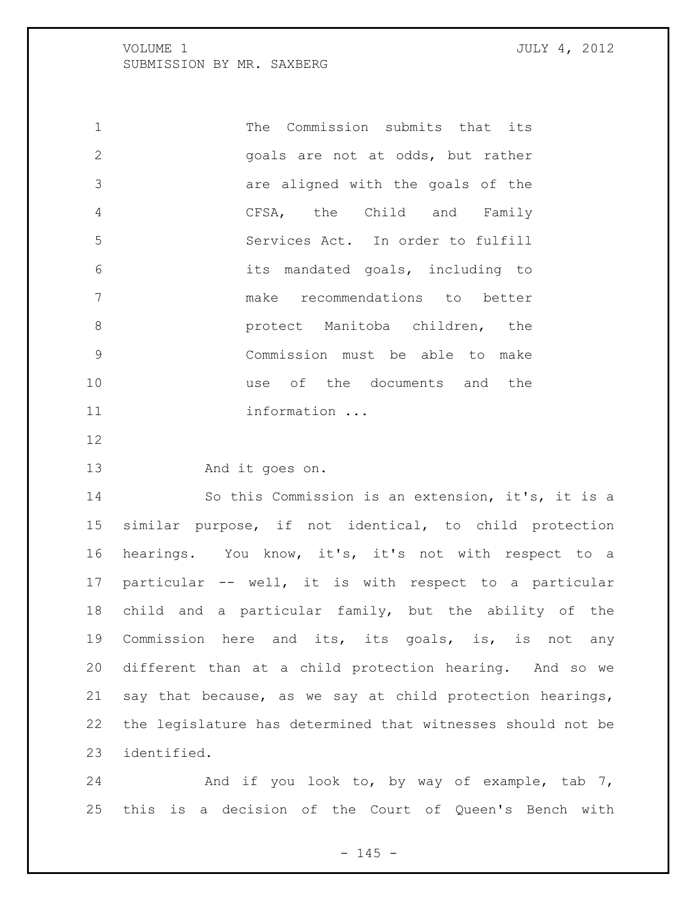> The Commission submits that its goals are not at odds, but rather are aligned with the goals of the CFSA, the Child and Family Services Act. In order to fulfill its mandated goals, including to make recommendations to better protect Manitoba children, the Commission must be able to make use of the documents and the information ...

And it goes on.

So this Commission is an extension, it's, it is a similar purpose, if not identical, to child protection hearings. You know, it's, it's not with respect to a particular -- well, it is with respect to a particular child and a particular family, but the ability of the Commission here and its, its goals, is, is not any different than at a child protection hearing. And so we say that because, as we say at child protection hearings, the legislature has determined that witnesses should not be identified.

And if you look to, by way of example, tab 7, this is a decision of the Court of Queen's Bench with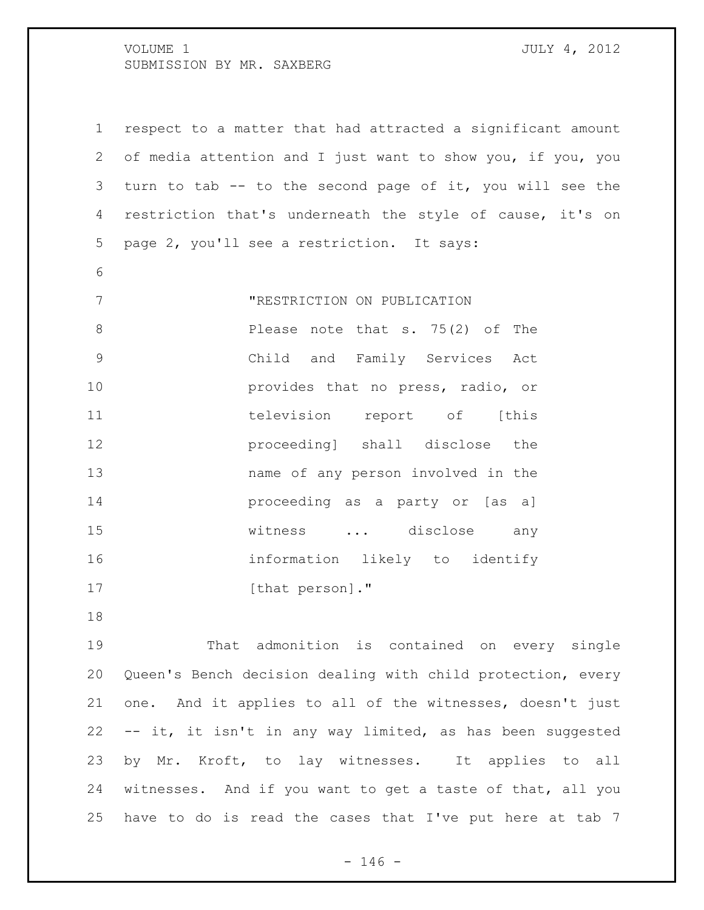respect to a matter that had attracted a significant amount of media attention and I just want to show you, if you, you turn to tab -- to the second page of it, you will see the restriction that's underneath the style of cause, it's on page 2, you'll see a restriction. It says:

> "RESTRICTION ON PUBLICATION
> Please note that s. 75(2) of The Child and Family Services Act provides that no press, radio, or television report of [this proceeding] shall disclose the name of any person involved in the proceeding as a party or [as a] witness ... disclose any information likely to identify [that person]."

That admonition is contained on every single Queen's Bench decision dealing with child protection, every one. And it applies to all of the witnesses, doesn't just -- it, it isn't in any way limited, as has been suggested by Mr. Kroft, to lay witnesses. It applies to all witnesses. And if you want to get a taste of that, all you have to do is read the cases that I've put here at tab 7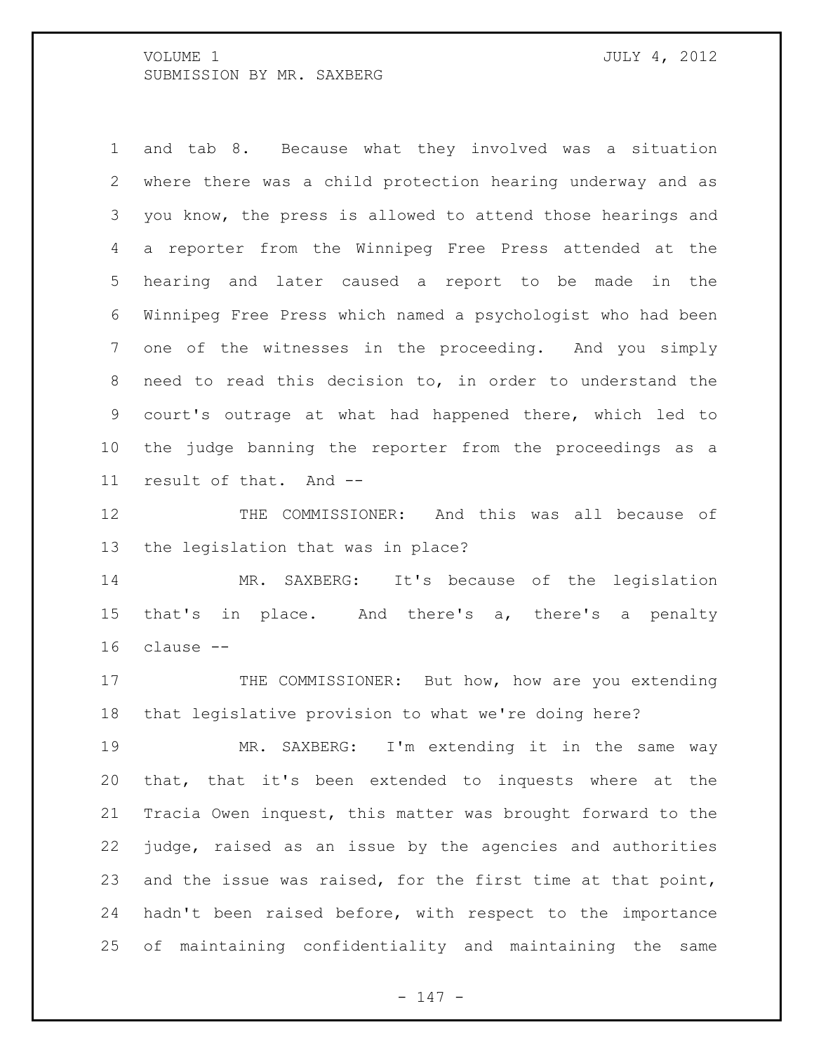and tab 8. Because what they involved was a situation where there was a child protection hearing underway and as you know, the press is allowed to attend those hearings and a reporter from the Winnipeg Free Press attended at the hearing and later caused a report to be made in the Winnipeg Free Press which named a psychologist who had been one of the witnesses in the proceeding. And you simply need to read this decision to, in order to understand the court's outrage at what had happened there, which led to the judge banning the reporter from the proceedings as a result of that. And --

THE COMMISSIONER: And this was all because of the legislation that was in place?

MR. SAXBERG: It's because of the legislation that's in place. And there's a, there's a penalty clause --

THE COMMISSIONER: But how, how are you extending that legislative provision to what we're doing here?

MR. SAXBERG: I'm extending it in the same way that, that it's been extended to inquests where at the Tracia Owen inquest, this matter was brought forward to the judge, raised as an issue by the agencies and authorities and the issue was raised, for the first time at that point, hadn't been raised before, with respect to the importance of maintaining confidentiality and maintaining the same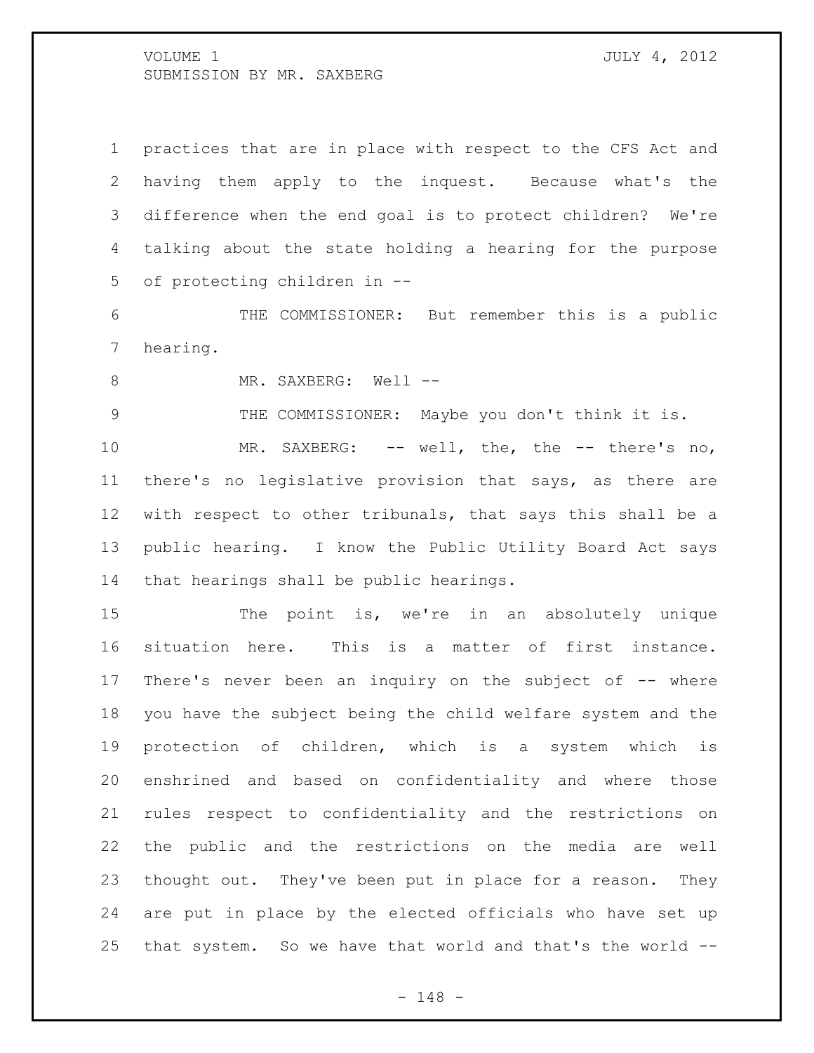practices that are in place with respect to the CFS Act and having them apply to the inquest. Because what's the difference when the end goal is to protect children? We're talking about the state holding a hearing for the purpose of protecting children in --

THE COMMISSIONER: But remember this is a public hearing.

MR. SAXBERG: Well --

THE COMMISSIONER: Maybe you don't think it is.

MR. SAXBERG: -- well, the, the -- there's no, there's no legislative provision that says, as there are with respect to other tribunals, that says this shall be a public hearing. I know the Public Utility Board Act says that hearings shall be public hearings.

The point is, we're in an absolutely unique situation here. This is a matter of first instance. There's never been an inquiry on the subject of -- where you have the subject being the child welfare system and the protection of children, which is a system which is enshrined and based on confidentiality and where those rules respect to confidentiality and the restrictions on the public and the restrictions on the media are well thought out. They've been put in place for a reason. They are put in place by the elected officials who have set up that system. So we have that world and that's the world --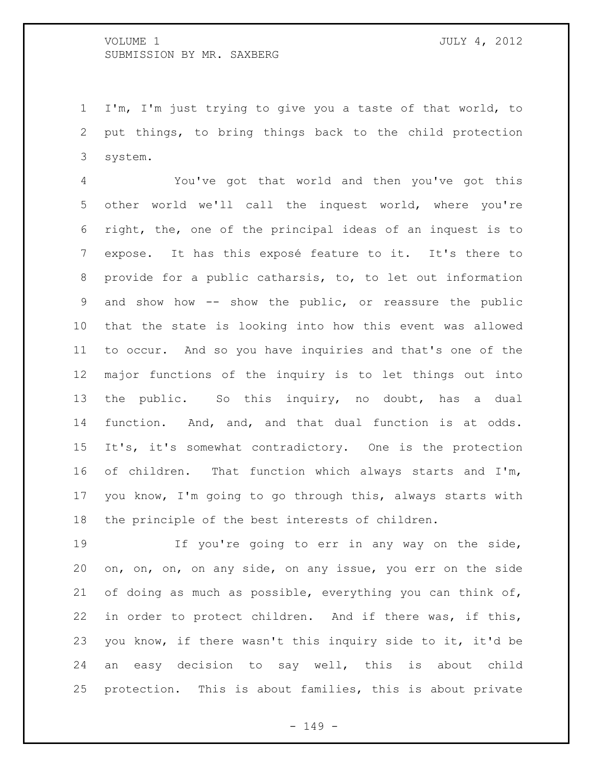I'm, I'm just trying to give you a taste of that world, to put things, to bring things back to the child protection system.

You've got that world and then you've got this other world we'll call the inquest world, where you're right, the, one of the principal ideas of an inquest is to expose. It has this exposé feature to it. It's there to provide for a public catharsis, to, to let out information and show how -- show the public, or reassure the public that the state is looking into how this event was allowed to occur. And so you have inquiries and that's one of the major functions of the inquiry is to let things out into the public. So this inquiry, no doubt, has a dual function. And, and, and that dual function is at odds. It's, it's somewhat contradictory. One is the protection of children. That function which always starts and I'm, you know, I'm going to go through this, always starts with the principle of the best interests of children.

If you're going to err in any way on the side, on, on, on, on any side, on any issue, you err on the side of doing as much as possible, everything you can think of, in order to protect children. And if there was, if this, you know, if there wasn't this inquiry side to it, it'd be an easy decision to say well, this is about child protection. This is about families, this is about private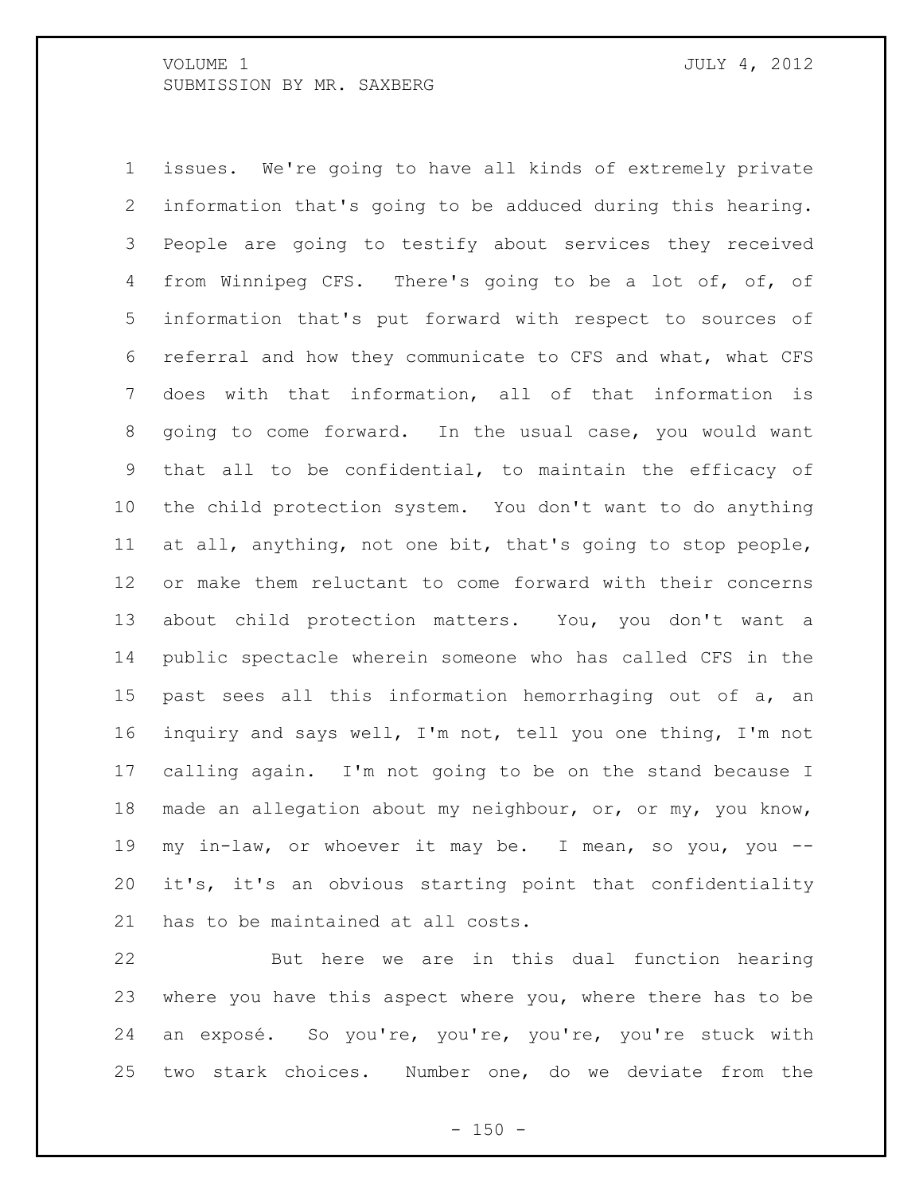issues. We're going to have all kinds of extremely private information that's going to be adduced during this hearing. People are going to testify about services they received from Winnipeg CFS. There's going to be a lot of, of, of information that's put forward with respect to sources of referral and how they communicate to CFS and what, what CFS does with that information, all of that information is going to come forward. In the usual case, you would want that all to be confidential, to maintain the efficacy of the child protection system. You don't want to do anything at all, anything, not one bit, that's going to stop people, or make them reluctant to come forward with their concerns about child protection matters. You, you don't want a public spectacle wherein someone who has called CFS in the past sees all this information hemorrhaging out of a, an inquiry and says well, I'm not, tell you one thing, I'm not calling again. I'm not going to be on the stand because I made an allegation about my neighbour, or, or my, you know, my in-law, or whoever it may be. I mean, so you, you -- it's, it's an obvious starting point that confidentiality has to be maintained at all costs.

But here we are in this dual function hearing where you have this aspect where you, where there has to be an exposé. So you're, you're, you're, you're stuck with two stark choices. Number one, do we deviate from the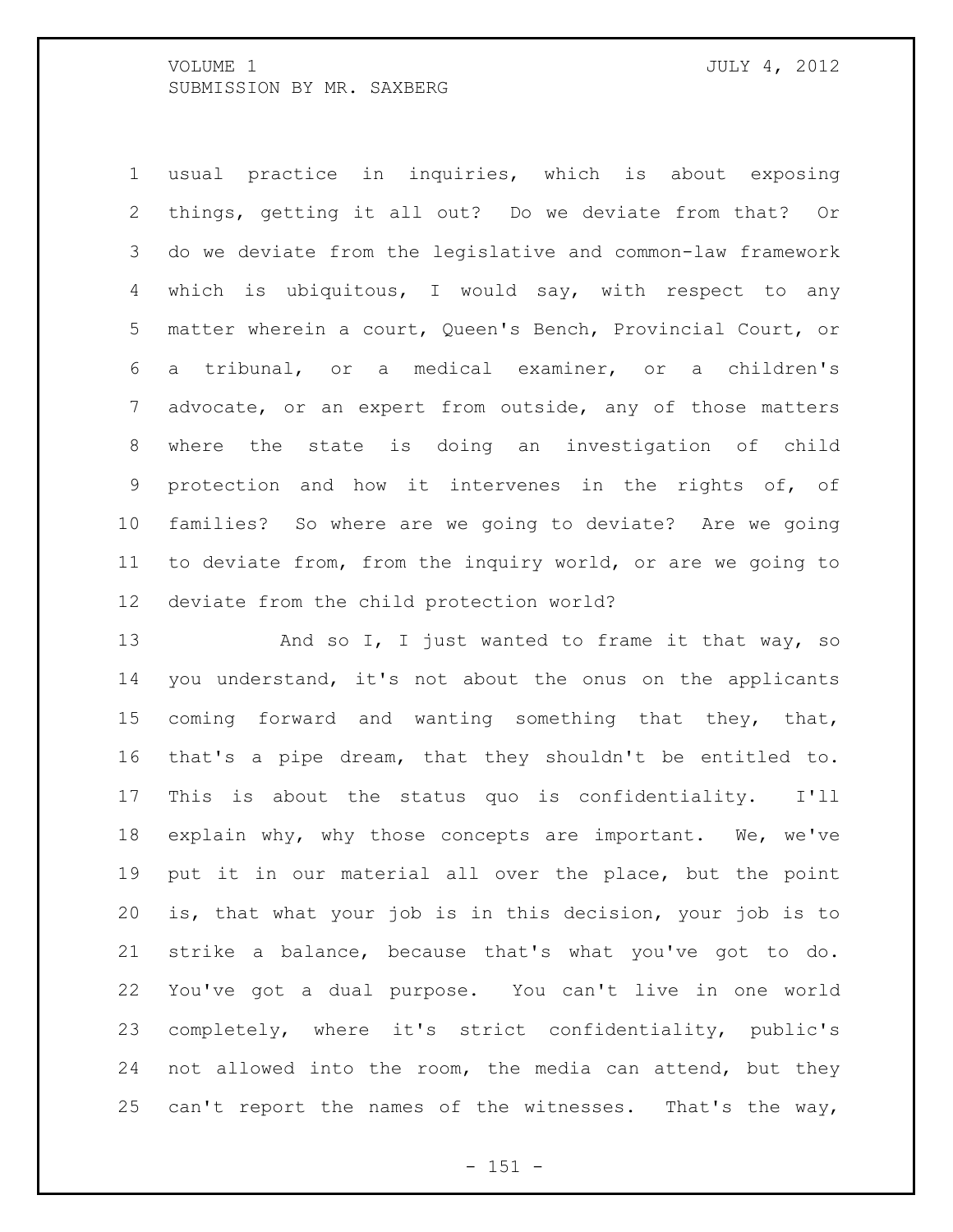usual practice in inquiries, which is about exposing things, getting it all out? Do we deviate from that? Or do we deviate from the legislative and common-law framework which is ubiquitous, I would say, with respect to any matter wherein a court, Queen's Bench, Provincial Court, or a tribunal, or a medical examiner, or a children's advocate, or an expert from outside, any of those matters where the state is doing an investigation of child protection and how it intervenes in the rights of, of families? So where are we going to deviate? Are we going to deviate from, from the inquiry world, or are we going to deviate from the child protection world?

And so I, I just wanted to frame it that way, so you understand, it's not about the onus on the applicants coming forward and wanting something that they, that, that's a pipe dream, that they shouldn't be entitled to. This is about the status quo is confidentiality. I'll explain why, why those concepts are important. We, we've put it in our material all over the place, but the point is, that what your job is in this decision, your job is to strike a balance, because that's what you've got to do. You've got a dual purpose. You can't live in one world completely, where it's strict confidentiality, public's not allowed into the room, the media can attend, but they can't report the names of the witnesses. That's the way,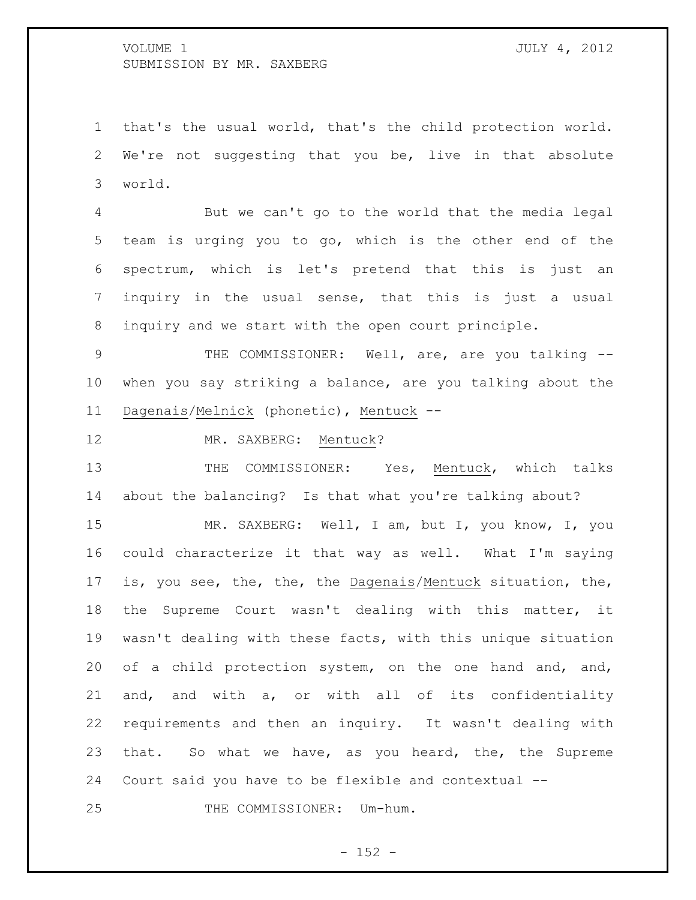that's the usual world, that's the child protection world. We're not suggesting that you be, live in that absolute world.

But we can't go to the world that the media legal team is urging you to go, which is the other end of the spectrum, which is let's pretend that this is just an inquiry in the usual sense, that this is just a usual inquiry and we start with the open court principle.

THE COMMISSIONER: Well, are, are you talking -- when you say striking a balance, are you talking about the _Dagenais_/_Melnick_ (phonetic), _Mentuck_ --

MR. SAXBERG: _Mentuck_?

THE COMMISSIONER: Yes, _Mentuck_, which talks about the balancing? Is that what you're talking about?

MR. SAXBERG: Well, I am, but I, you know, I, you could characterize it that way as well. What I'm saying is, you see, the, the, the _Dagenais_/_Mentuck_ situation, the, the Supreme Court wasn't dealing with this matter, it wasn't dealing with these facts, with this unique situation of a child protection system, on the one hand and, and, and, and with a, or with all of its confidentiality requirements and then an inquiry. It wasn't dealing with that. So what we have, as you heard, the, the Supreme Court said you have to be flexible and contextual --

THE COMMISSIONER: Um-hum.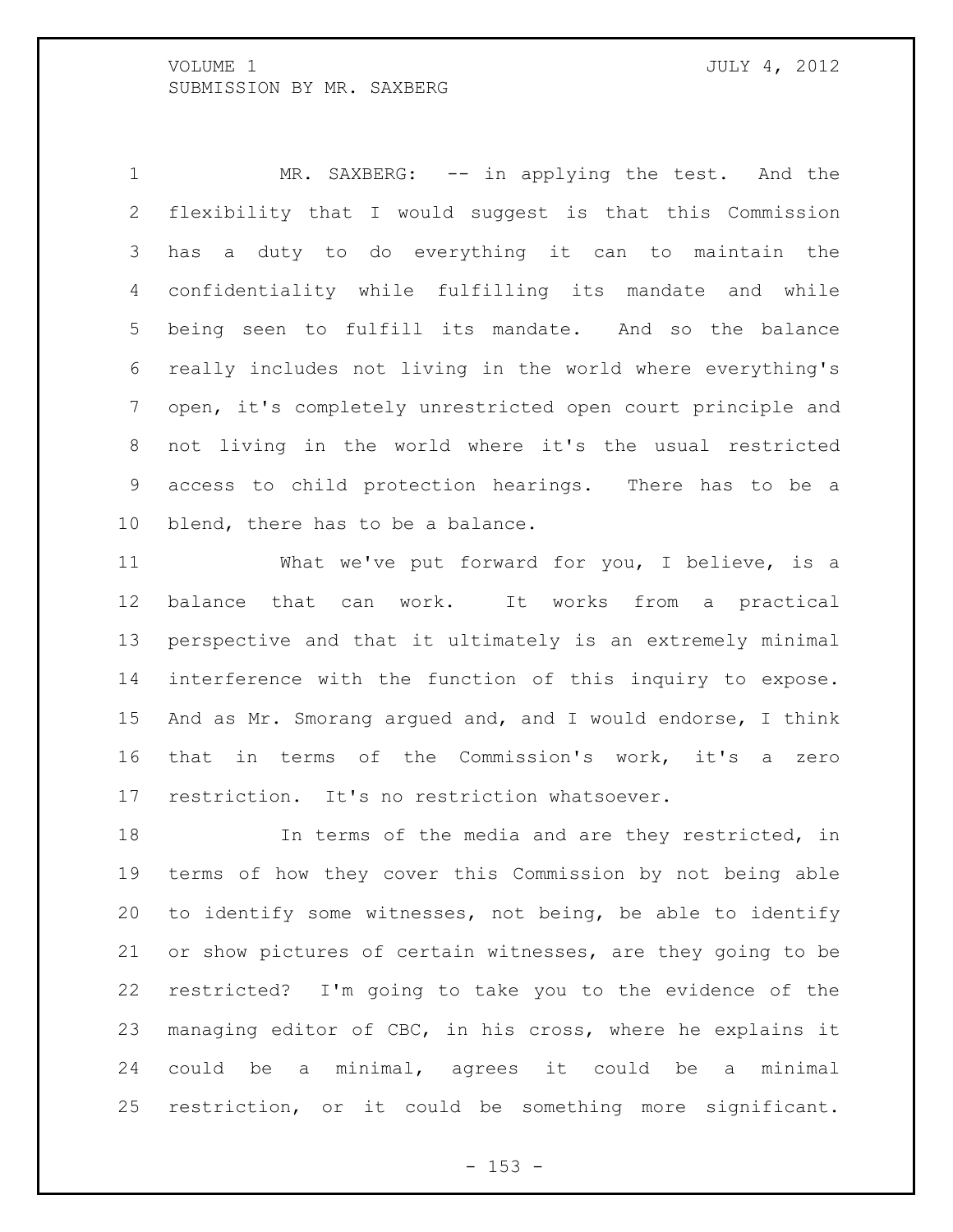MR. SAXBERG: -- in applying the test. And the flexibility that I would suggest is that this Commission has a duty to do everything it can to maintain the confidentiality while fulfilling its mandate and while being seen to fulfill its mandate. And so the balance really includes not living in the world where everything's open, it's completely unrestricted open court principle and not living in the world where it's the usual restricted access to child protection hearings. There has to be a blend, there has to be a balance.

What we've put forward for you, I believe, is a balance that can work. It works from a practical perspective and that it ultimately is an extremely minimal interference with the function of this inquiry to expose. And as Mr. Smorang argued and, and I would endorse, I think that in terms of the Commission's work, it's a zero restriction. It's no restriction whatsoever.

In terms of the media and are they restricted, in terms of how they cover this Commission by not being able to identify some witnesses, not being, be able to identify or show pictures of certain witnesses, are they going to be restricted? I'm going to take you to the evidence of the managing editor of CBC, in his cross, where he explains it could be a minimal, agrees it could be a minimal restriction, or it could be something more significant.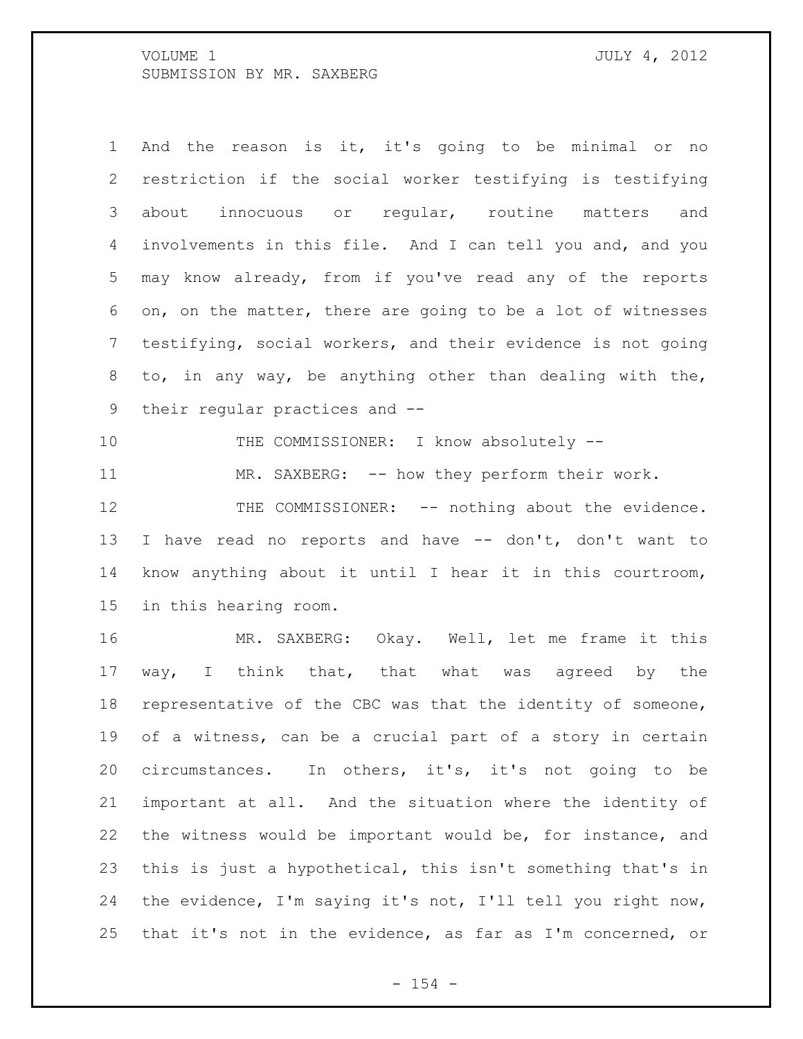And the reason is it, it's going to be minimal or no restriction if the social worker testifying is testifying about innocuous or regular, routine matters and involvements in this file. And I can tell you and, and you may know already, from if you've read any of the reports on, on the matter, there are going to be a lot of witnesses testifying, social workers, and their evidence is not going to, in any way, be anything other than dealing with the, their regular practices and --

THE COMMISSIONER: I know absolutely --

MR. SAXBERG: -- how they perform their work.

THE COMMISSIONER: -- nothing about the evidence. I have read no reports and have -- don't, don't want to know anything about it until I hear it in this courtroom, in this hearing room.

MR. SAXBERG: Okay. Well, let me frame it this way, I think that, that what was agreed by the representative of the CBC was that the identity of someone, of a witness, can be a crucial part of a story in certain circumstances. In others, it's, it's not going to be important at all. And the situation where the identity of the witness would be important would be, for instance, and this is just a hypothetical, this isn't something that's in the evidence, I'm saying it's not, I'll tell you right now, that it's not in the evidence, as far as I'm concerned, or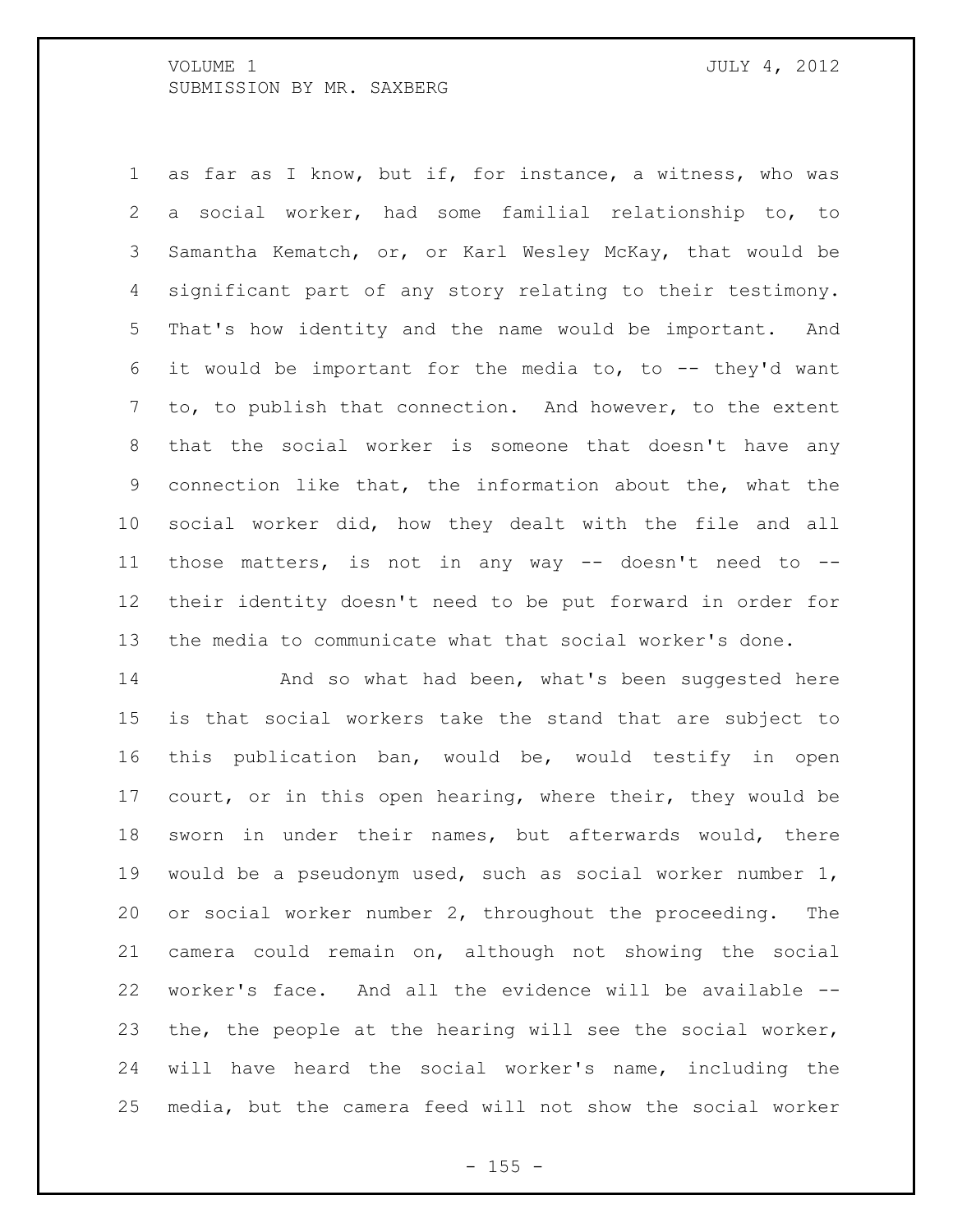as far as I know, but if, for instance, a witness, who was a social worker, had some familial relationship to, to Samantha Kematch, or, or Karl Wesley McKay, that would be significant part of any story relating to their testimony. That's how identity and the name would be important. And it would be important for the media to, to -- they'd want to, to publish that connection. And however, to the extent that the social worker is someone that doesn't have any connection like that, the information about the, what the social worker did, how they dealt with the file and all those matters, is not in any way -- doesn't need to -- their identity doesn't need to be put forward in order for the media to communicate what that social worker's done.

And so what had been, what's been suggested here is that social workers take the stand that are subject to this publication ban, would be, would testify in open court, or in this open hearing, where their, they would be sworn in under their names, but afterwards would, there would be a pseudonym used, such as social worker number 1, or social worker number 2, throughout the proceeding. The camera could remain on, although not showing the social worker's face. And all the evidence will be available -- the, the people at the hearing will see the social worker, will have heard the social worker's name, including the media, but the camera feed will not show the social worker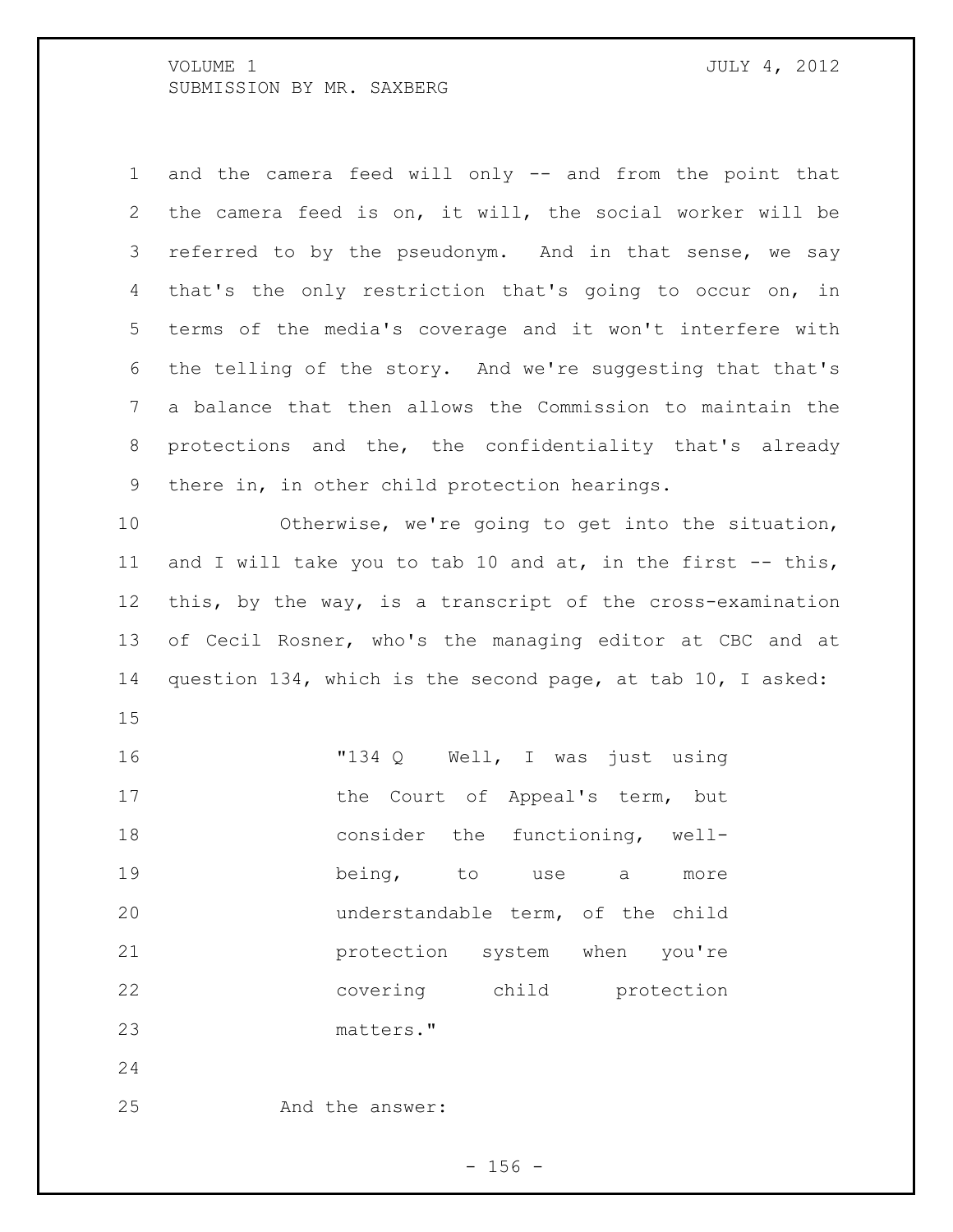and the camera feed will only -- and from the point that the camera feed is on, it will, the social worker will be referred to by the pseudonym. And in that sense, we say that's the only restriction that's going to occur on, in terms of the media's coverage and it won't interfere with the telling of the story. And we're suggesting that that's a balance that then allows the Commission to maintain the protections and the, the confidentiality that's already there in, in other child protection hearings.

Otherwise, we're going to get into the situation, and I will take you to tab 10 and at, in the first -- this, this, by the way, is a transcript of the cross-examination of Cecil Rosner, who's the managing editor at CBC and at question 134, which is the second page, at tab 10, I asked:

> "134 Q Well, I was just using the Court of Appeal's term, but consider the functioning, well-being, to use a more understandable term, of the child protection system when you're covering child protection matters."

And the answer: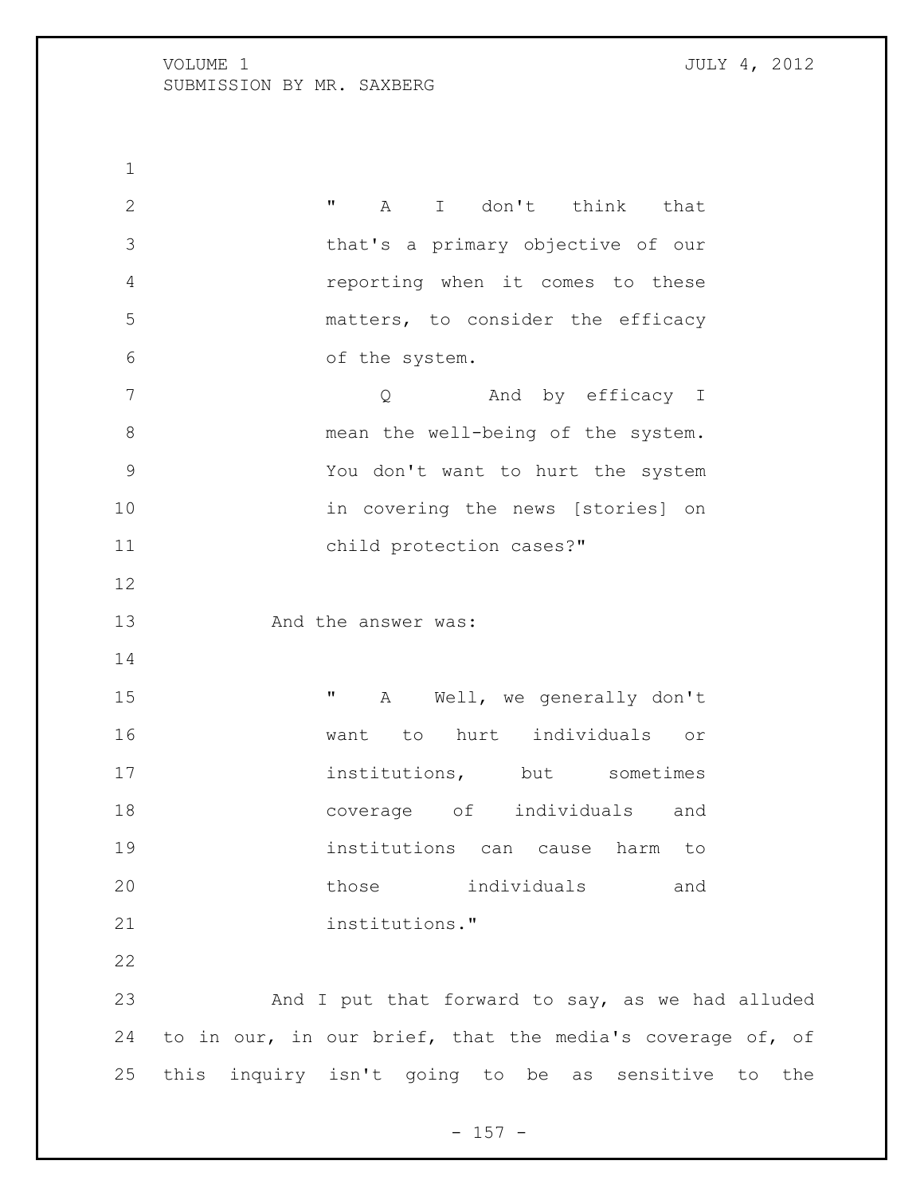"A I don't think that that's a primary objective of our reporting when it comes to these matters, to consider the efficacy of the system.

Q And by efficacy I mean the well-being of the system. You don't want to hurt the system in covering the news [stories] on child protection cases?"

And the answer was:

"A Well, we generally don't want to hurt individuals or institutions, but sometimes coverage of individuals and institutions can cause harm to those individuals and institutions."

And I put that forward to say, as we had alluded to in our, in our brief, that the media's coverage of, of this inquiry isn't going to be as sensitive to the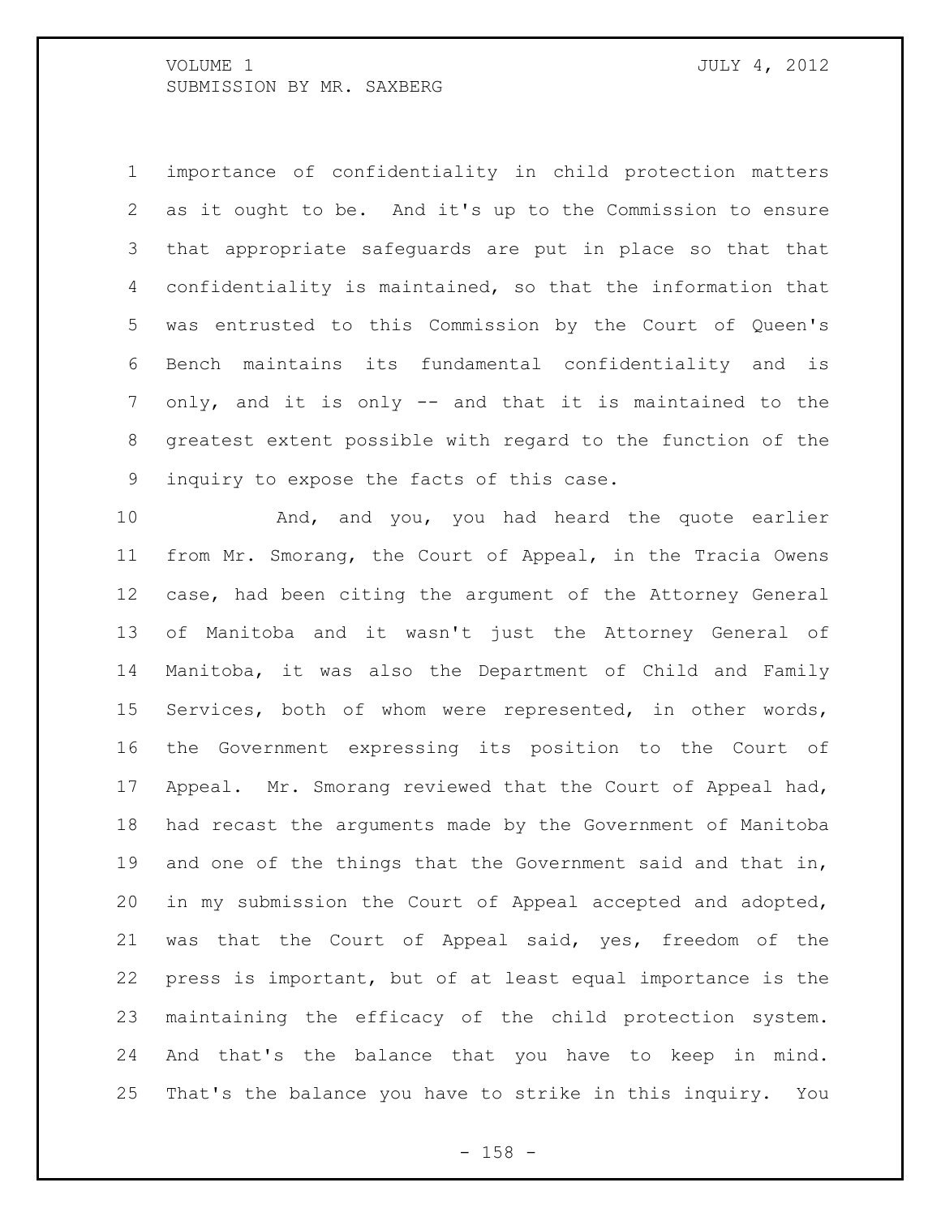importance of confidentiality in child protection matters as it ought to be. And it's up to the Commission to ensure that appropriate safeguards are put in place so that that confidentiality is maintained, so that the information that was entrusted to this Commission by the Court of Queen's Bench maintains its fundamental confidentiality and is only, and it is only -- and that it is maintained to the greatest extent possible with regard to the function of the inquiry to expose the facts of this case.

And, and you, you had heard the quote earlier from Mr. Smorang, the Court of Appeal, in the Tracia Owens case, had been citing the argument of the Attorney General of Manitoba and it wasn't just the Attorney General of Manitoba, it was also the Department of Child and Family Services, both of whom were represented, in other words, the Government expressing its position to the Court of Appeal. Mr. Smorang reviewed that the Court of Appeal had, had recast the arguments made by the Government of Manitoba and one of the things that the Government said and that in, in my submission the Court of Appeal accepted and adopted, was that the Court of Appeal said, yes, freedom of the press is important, but of at least equal importance is the maintaining the efficacy of the child protection system. And that's the balance that you have to keep in mind. That's the balance you have to strike in this inquiry. You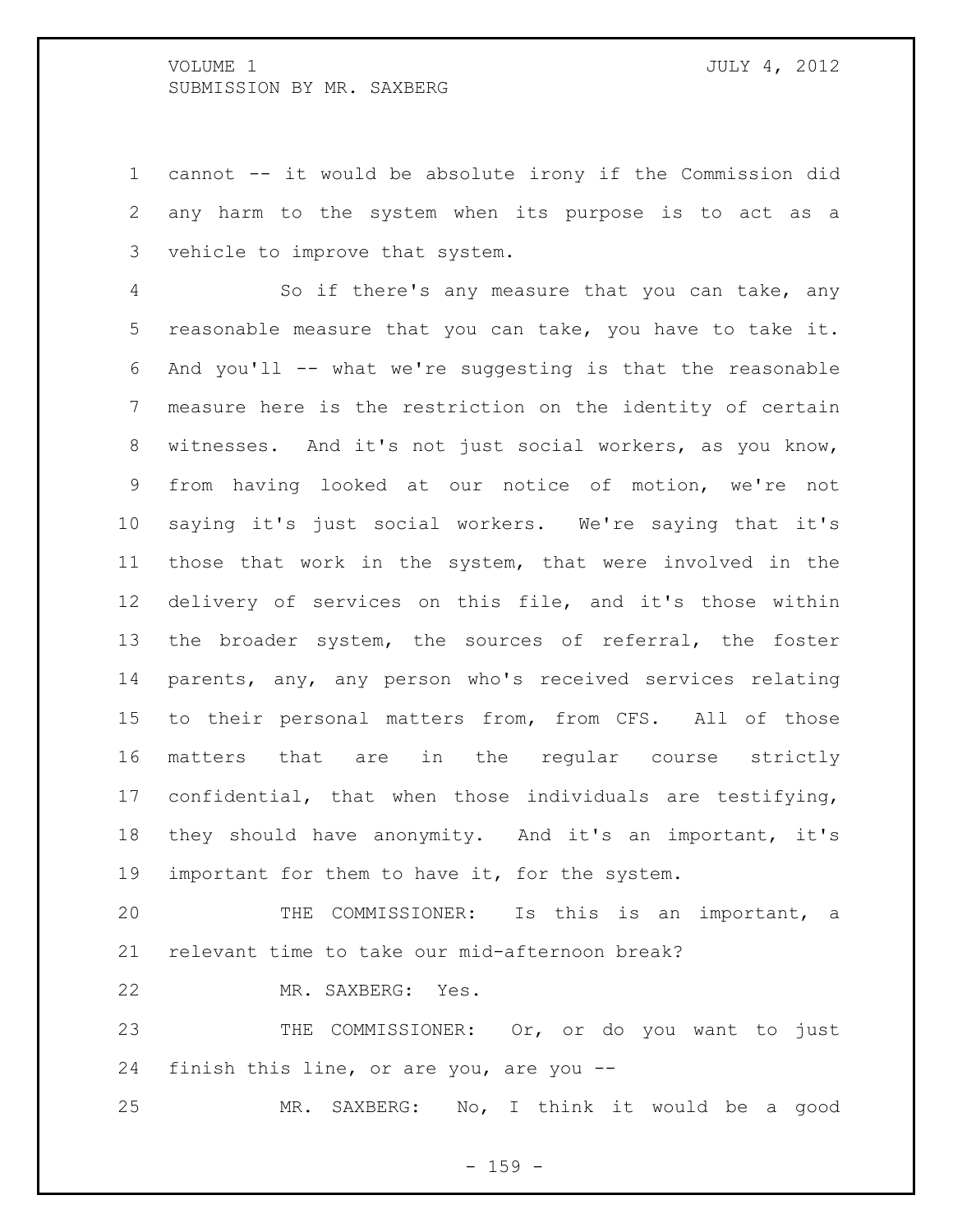cannot -- it would be absolute irony if the Commission did any harm to the system when its purpose is to act as a vehicle to improve that system.

So if there's any measure that you can take, any reasonable measure that you can take, you have to take it. And you'll -- what we're suggesting is that the reasonable measure here is the restriction on the identity of certain witnesses. And it's not just social workers, as you know, from having looked at our notice of motion, we're not saying it's just social workers. We're saying that it's those that work in the system, that were involved in the delivery of services on this file, and it's those within the broader system, the sources of referral, the foster parents, any, any person who's received services relating to their personal matters from, from CFS. All of those matters that are in the regular course strictly confidential, that when those individuals are testifying, they should have anonymity. And it's an important, it's important for them to have it, for the system.

THE COMMISSIONER: Is this is an important, a relevant time to take our mid-afternoon break?

MR. SAXBERG: Yes.

THE COMMISSIONER: Or, or do you want to just finish this line, or are you, are you --

MR. SAXBERG: No, I think it would be a good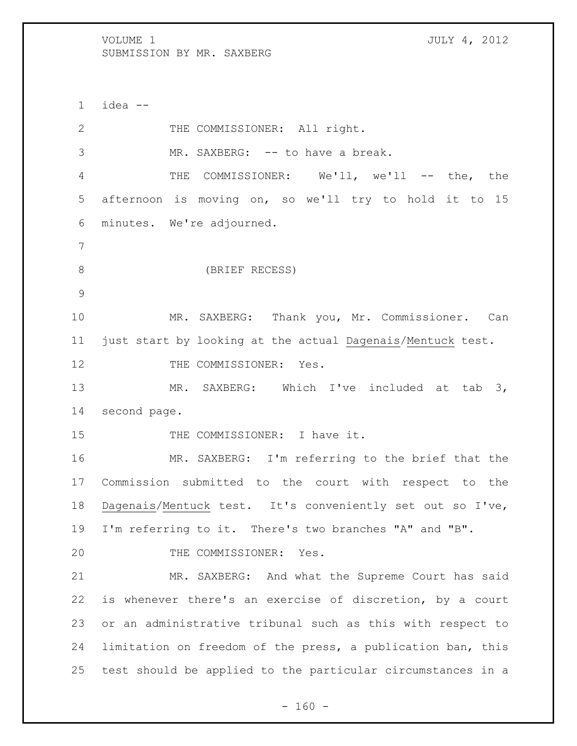idea --

THE COMMISSIONER: All right.

MR. SAXBERG: -- to have a break.

THE COMMISSIONER: We'll, we'll -- the, the afternoon is moving on, so we'll try to hold it to 15 minutes. We're adjourned.

(BRIEF RECESS)

MR. SAXBERG: Thank you, Mr. Commissioner. Can just start by looking at the actual Dagenais/Mentuck test.

THE COMMISSIONER: Yes.

MR. SAXBERG: Which I've included at tab 3, second page.

THE COMMISSIONER: I have it.

MR. SAXBERG: I'm referring to the brief that the Commission submitted to the court with respect to the Dagenais/Mentuck test. It's conveniently set out so I've, I'm referring to it. There's two branches "A" and "B".

THE COMMISSIONER: Yes.

MR. SAXBERG: And what the Supreme Court has said is whenever there's an exercise of discretion, by a court or an administrative tribunal such as this with respect to limitation on freedom of the press, a publication ban, this test should be applied to the particular circumstances in a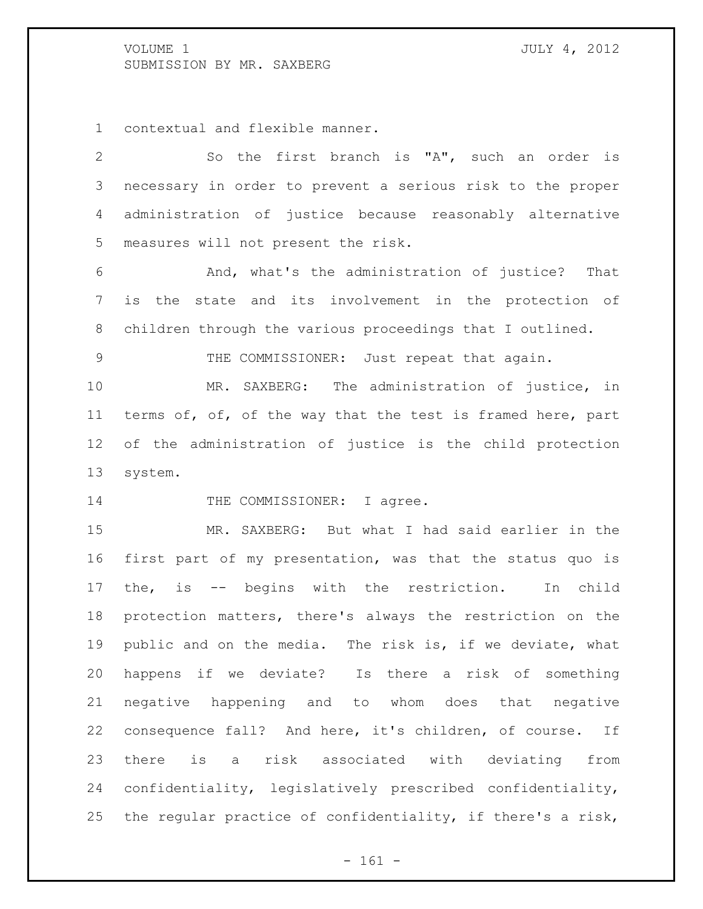contextual and flexible manner.

So the first branch is "A", such an order is necessary in order to prevent a serious risk to the proper administration of justice because reasonably alternative measures will not present the risk.

And, what's the administration of justice? That is the state and its involvement in the protection of children through the various proceedings that I outlined.

THE COMMISSIONER: Just repeat that again.

MR. SAXBERG: The administration of justice, in terms of, of, of the way that the test is framed here, part of the administration of justice is the child protection system.

THE COMMISSIONER: I agree.

MR. SAXBERG: But what I had said earlier in the first part of my presentation, was that the status quo is the, is -- begins with the restriction. In child protection matters, there's always the restriction on the public and on the media. The risk is, if we deviate, what happens if we deviate? Is there a risk of something negative happening and to whom does that negative consequence fall? And here, it's children, of course. If there is a risk associated with deviating from confidentiality, legislatively prescribed confidentiality, the regular practice of confidentiality, if there's a risk,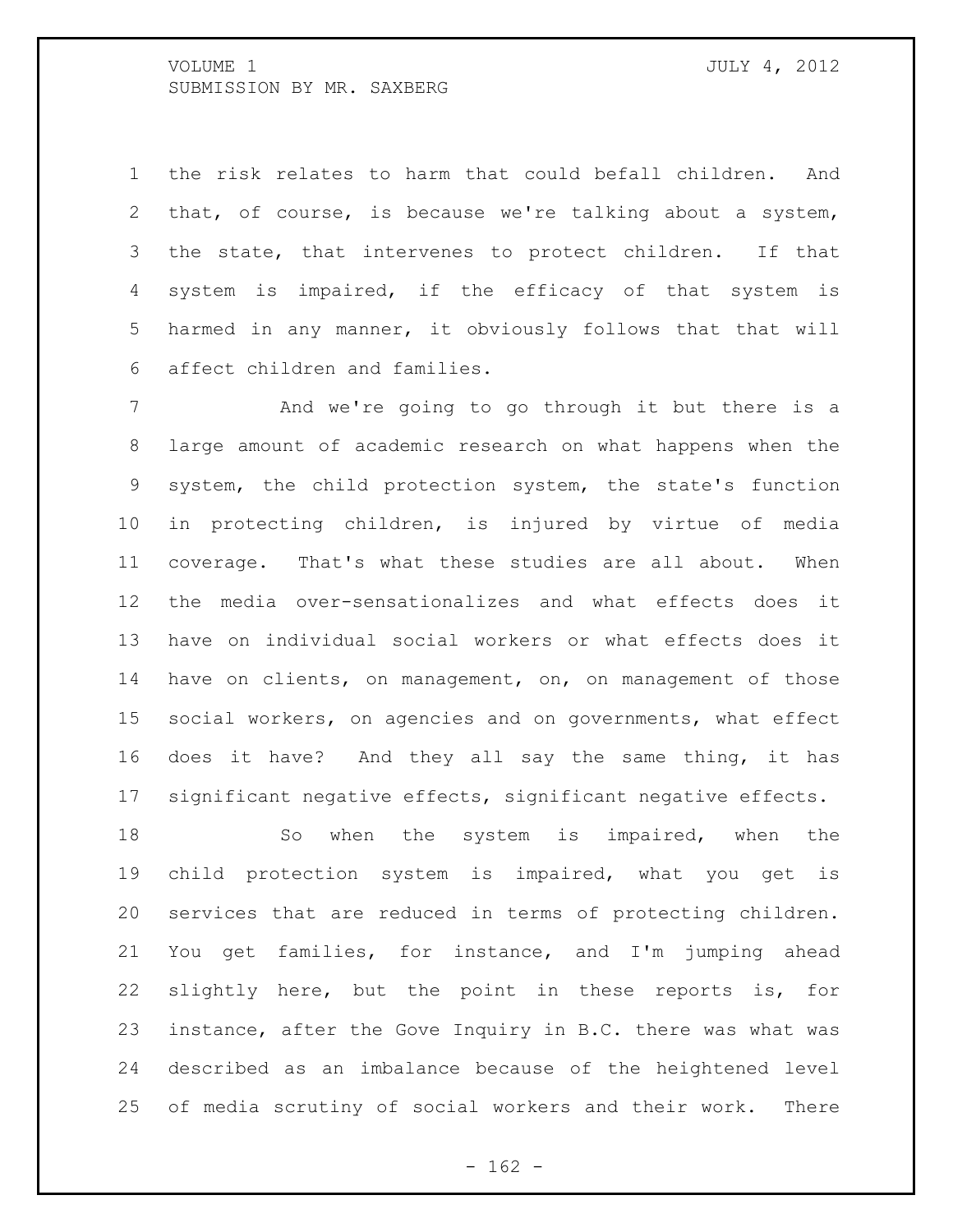the risk relates to harm that could befall children. And that, of course, is because we're talking about a system, the state, that intervenes to protect children. If that system is impaired, if the efficacy of that system is harmed in any manner, it obviously follows that that will affect children and families.

And we're going to go through it but there is a large amount of academic research on what happens when the system, the child protection system, the state's function in protecting children, is injured by virtue of media coverage. That's what these studies are all about. When the media over-sensationalizes and what effects does it have on individual social workers or what effects does it have on clients, on management, on, on management of those social workers, on agencies and on governments, what effect does it have? And they all say the same thing, it has significant negative effects, significant negative effects.

So when the system is impaired, when the child protection system is impaired, what you get is services that are reduced in terms of protecting children. You get families, for instance, and I'm jumping ahead slightly here, but the point in these reports is, for instance, after the Gove Inquiry in B.C. there was what was described as an imbalance because of the heightened level of media scrutiny of social workers and their work. There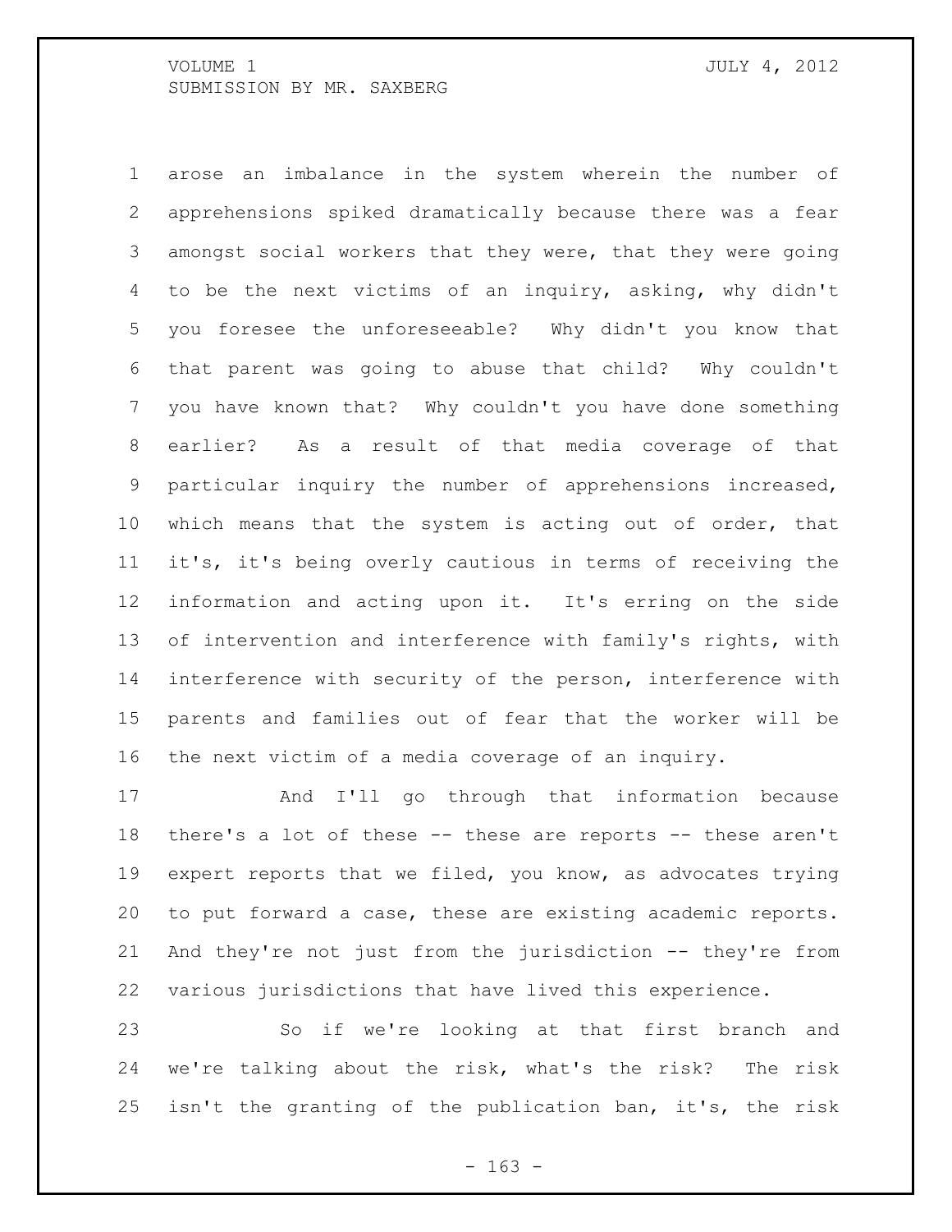arose an imbalance in the system wherein the number of apprehensions spiked dramatically because there was a fear amongst social workers that they were, that they were going to be the next victims of an inquiry, asking, why didn't you foresee the unforeseeable? Why didn't you know that that parent was going to abuse that child? Why couldn't you have known that? Why couldn't you have done something earlier? As a result of that media coverage of that particular inquiry the number of apprehensions increased, which means that the system is acting out of order, that it's, it's being overly cautious in terms of receiving the information and acting upon it. It's erring on the side of intervention and interference with family's rights, with interference with security of the person, interference with parents and families out of fear that the worker will be the next victim of a media coverage of an inquiry.

And I'll go through that information because there's a lot of these -- these are reports -- these aren't expert reports that we filed, you know, as advocates trying to put forward a case, these are existing academic reports. And they're not just from the jurisdiction -- they're from various jurisdictions that have lived this experience.

So if we're looking at that first branch and we're talking about the risk, what's the risk? The risk isn't the granting of the publication ban, it's, the risk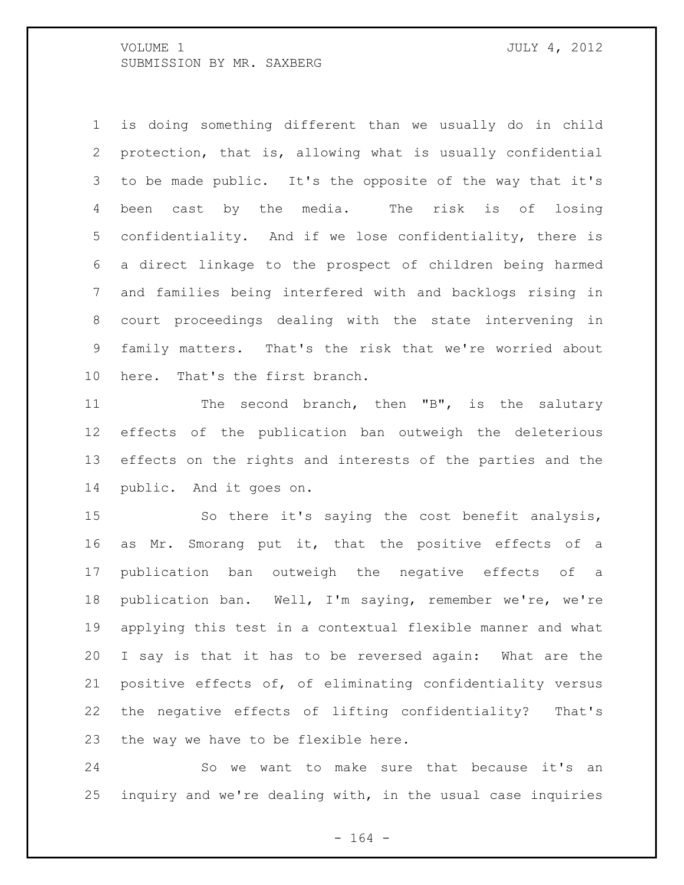is doing something different than we usually do in child protection, that is, allowing what is usually confidential to be made public. It's the opposite of the way that it's been cast by the media. The risk is of losing confidentiality. And if we lose confidentiality, there is a direct linkage to the prospect of children being harmed and families being interfered with and backlogs rising in court proceedings dealing with the state intervening in family matters. That's the risk that we're worried about here. That's the first branch.

The second branch, then "B", is the salutary effects of the publication ban outweigh the deleterious effects on the rights and interests of the parties and the public. And it goes on.

So there it's saying the cost benefit analysis, as Mr. Smorang put it, that the positive effects of a publication ban outweigh the negative effects of a publication ban. Well, I'm saying, remember we're, we're applying this test in a contextual flexible manner and what I say is that it has to be reversed again: What are the positive effects of, of eliminating confidentiality versus the negative effects of lifting confidentiality? That's the way we have to be flexible here.

So we want to make sure that because it's an inquiry and we're dealing with, in the usual case inquiries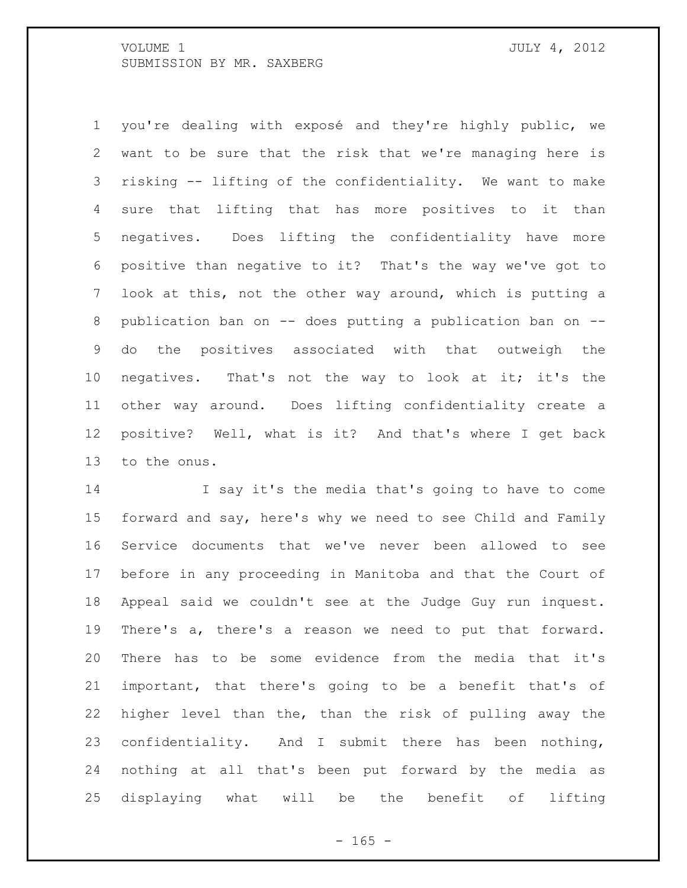you're dealing with exposé and they're highly public, we want to be sure that the risk that we're managing here is risking -- lifting of the confidentiality. We want to make sure that lifting that has more positives to it than negatives. Does lifting the confidentiality have more positive than negative to it? That's the way we've got to look at this, not the other way around, which is putting a publication ban on -- does putting a publication ban on -- do the positives associated with that outweigh the negatives. That's not the way to look at it; it's the other way around. Does lifting confidentiality create a positive? Well, what is it? And that's where I get back to the onus.

I say it's the media that's going to have to come forward and say, here's why we need to see Child and Family Service documents that we've never been allowed to see before in any proceeding in Manitoba and that the Court of Appeal said we couldn't see at the Judge Guy run inquest. There's a, there's a reason we need to put that forward. There has to be some evidence from the media that it's important, that there's going to be a benefit that's of higher level than the, than the risk of pulling away the confidentiality. And I submit there has been nothing, nothing at all that's been put forward by the media as displaying what will be the benefit of lifting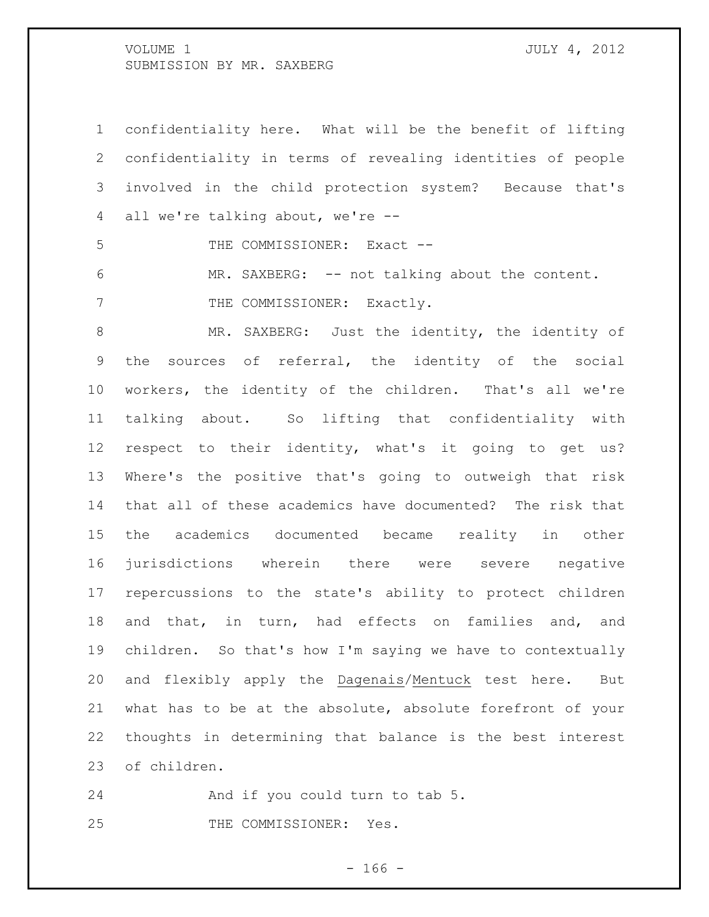confidentiality here. What will be the benefit of lifting confidentiality in terms of revealing identities of people involved in the child protection system? Because that's all we're talking about, we're --

THE COMMISSIONER: Exact --

MR. SAXBERG: -- not talking about the content.

THE COMMISSIONER: Exactly.

MR. SAXBERG: Just the identity, the identity of the sources of referral, the identity of the social workers, the identity of the children. That's all we're talking about. So lifting that confidentiality with respect to their identity, what's it going to get us? Where's the positive that's going to outweigh that risk that all of these academics have documented? The risk that the academics documented became reality in other jurisdictions wherein there were severe negative repercussions to the state's ability to protect children and that, in turn, had effects on families and, and children. So that's how I'm saying we have to contextually and flexibly apply the Dagenais/Mentuck test here. But what has to be at the absolute, absolute forefront of your thoughts in determining that balance is the best interest of children.

And if you could turn to tab 5.

THE COMMISSIONER: Yes.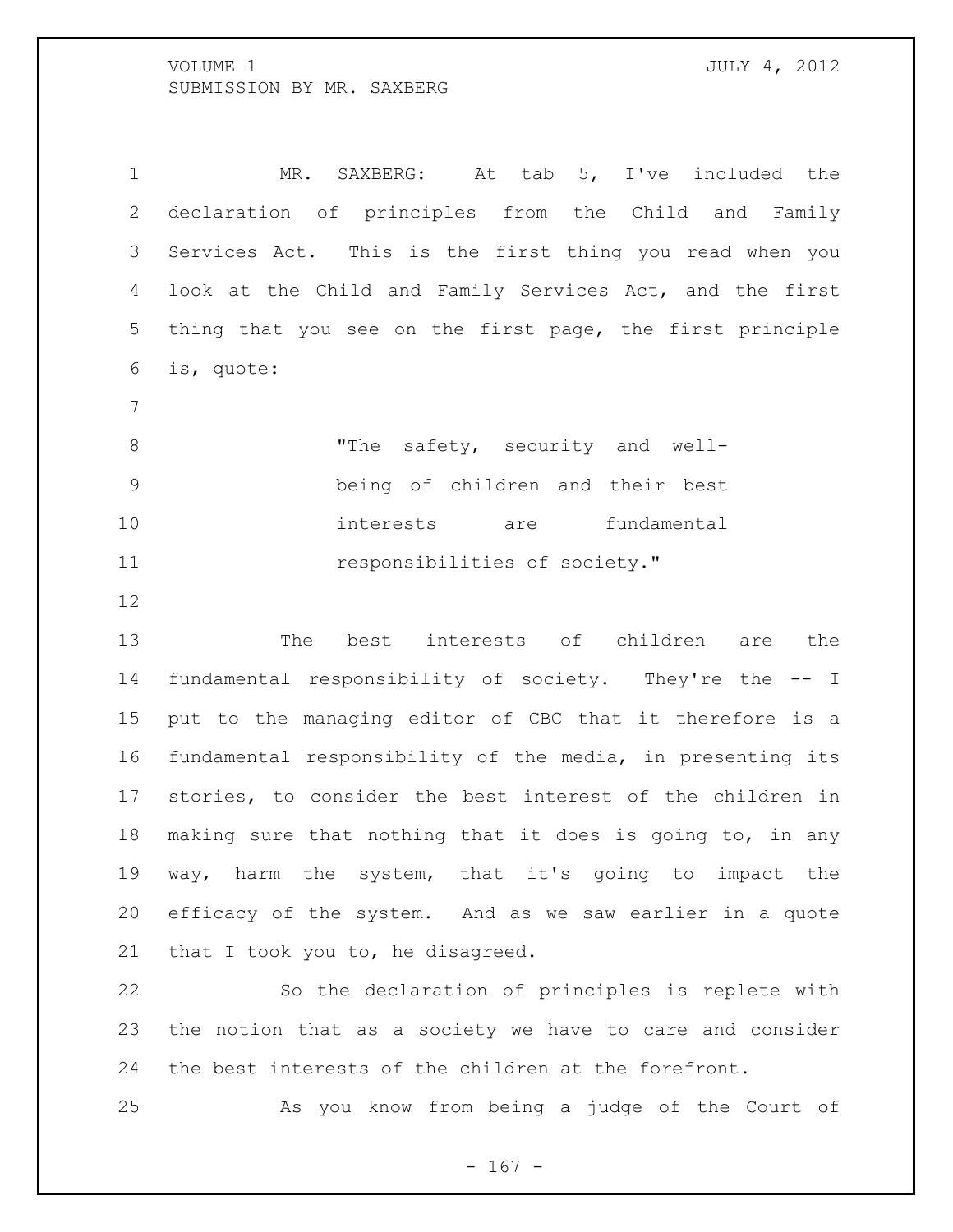MR. SAXBERG: At tab 5, I've included the declaration of principles from the Child and Family Services Act. This is the first thing you read when you look at the Child and Family Services Act, and the first thing that you see on the first page, the first principle is, quote:

> "The safety, security and well-being of children and their best interests are fundamental responsibilities of society."

The best interests of children are the fundamental responsibility of society. They're the -- I put to the managing editor of CBC that it therefore is a fundamental responsibility of the media, in presenting its stories, to consider the best interest of the children in making sure that nothing that it does is going to, in any way, harm the system, that it's going to impact the efficacy of the system. And as we saw earlier in a quote that I took you to, he disagreed.

So the declaration of principles is replete with the notion that as a society we have to care and consider the best interests of the children at the forefront.

As you know from being a judge of the Court of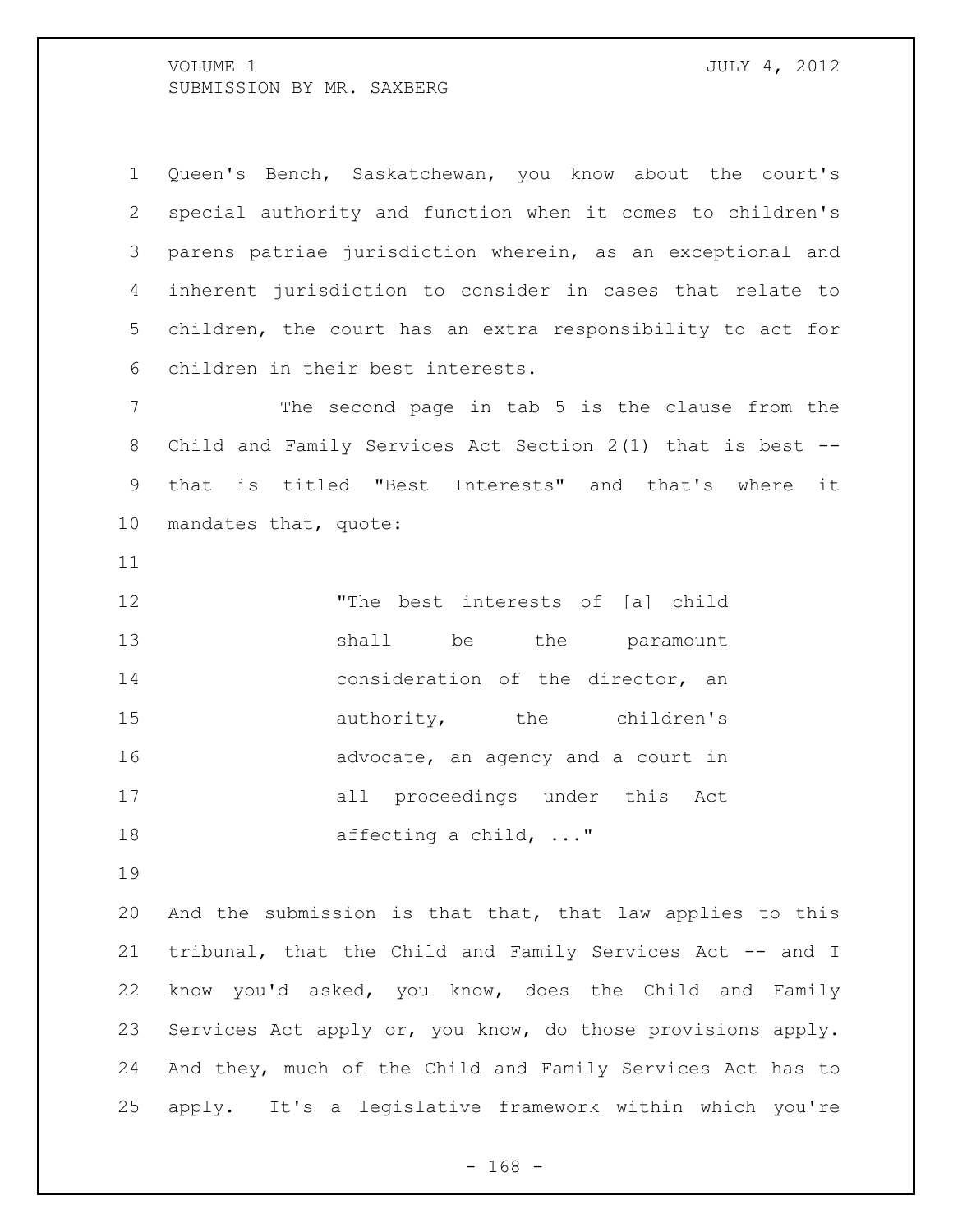Queen's Bench, Saskatchewan, you know about the court's special authority and function when it comes to children's parens patriae jurisdiction wherein, as an exceptional and inherent jurisdiction to consider in cases that relate to children, the court has an extra responsibility to act for children in their best interests.

The second page in tab 5 is the clause from the Child and Family Services Act Section 2(1) that is best -- that is titled "Best Interests" and that's where it mandates that, quote:

> "The best interests of [a] child shall be the paramount consideration of the director, an authority, the children's advocate, an agency and a court in all proceedings under this Act affecting a child, ..."

And the submission is that that, that law applies to this tribunal, that the Child and Family Services Act -- and I know you'd asked, you know, does the Child and Family Services Act apply or, you know, do those provisions apply. And they, much of the Child and Family Services Act has to apply. It's a legislative framework within which you're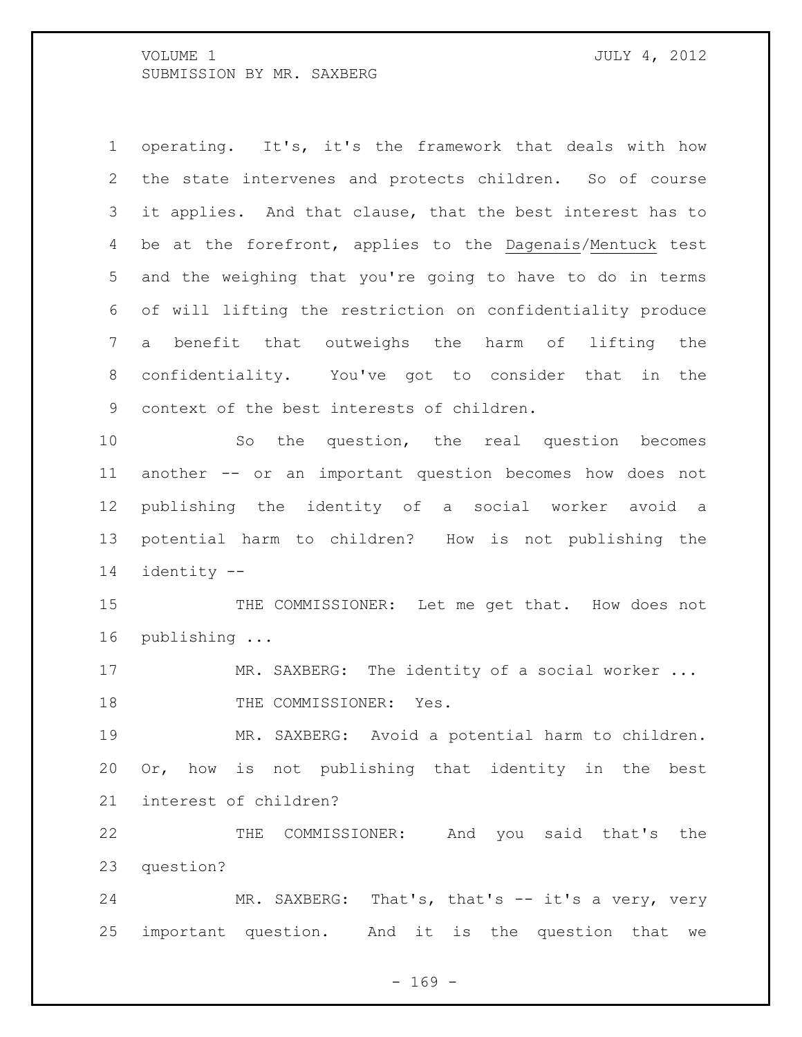operating. It's, it's the framework that deals with how the state intervenes and protects children. So of course it applies. And that clause, that the best interest has to be at the forefront, applies to the Dagenais/Mentuck test and the weighing that you're going to have to do in terms of will lifting the restriction on confidentiality produce a benefit that outweighs the harm of lifting the confidentiality. You've got to consider that in the context of the best interests of children.

So the question, the real question becomes another -- or an important question becomes how does not publishing the identity of a social worker avoid a potential harm to children? How is not publishing the identity --

THE COMMISSIONER: Let me get that. How does not publishing ...

MR. SAXBERG: The identity of a social worker ...

THE COMMISSIONER: Yes.

MR. SAXBERG: Avoid a potential harm to children. Or, how is not publishing that identity in the best interest of children?

THE COMMISSIONER: And you said that's the question?

MR. SAXBERG: That's, that's -- it's a very, very important question. And it is the question that we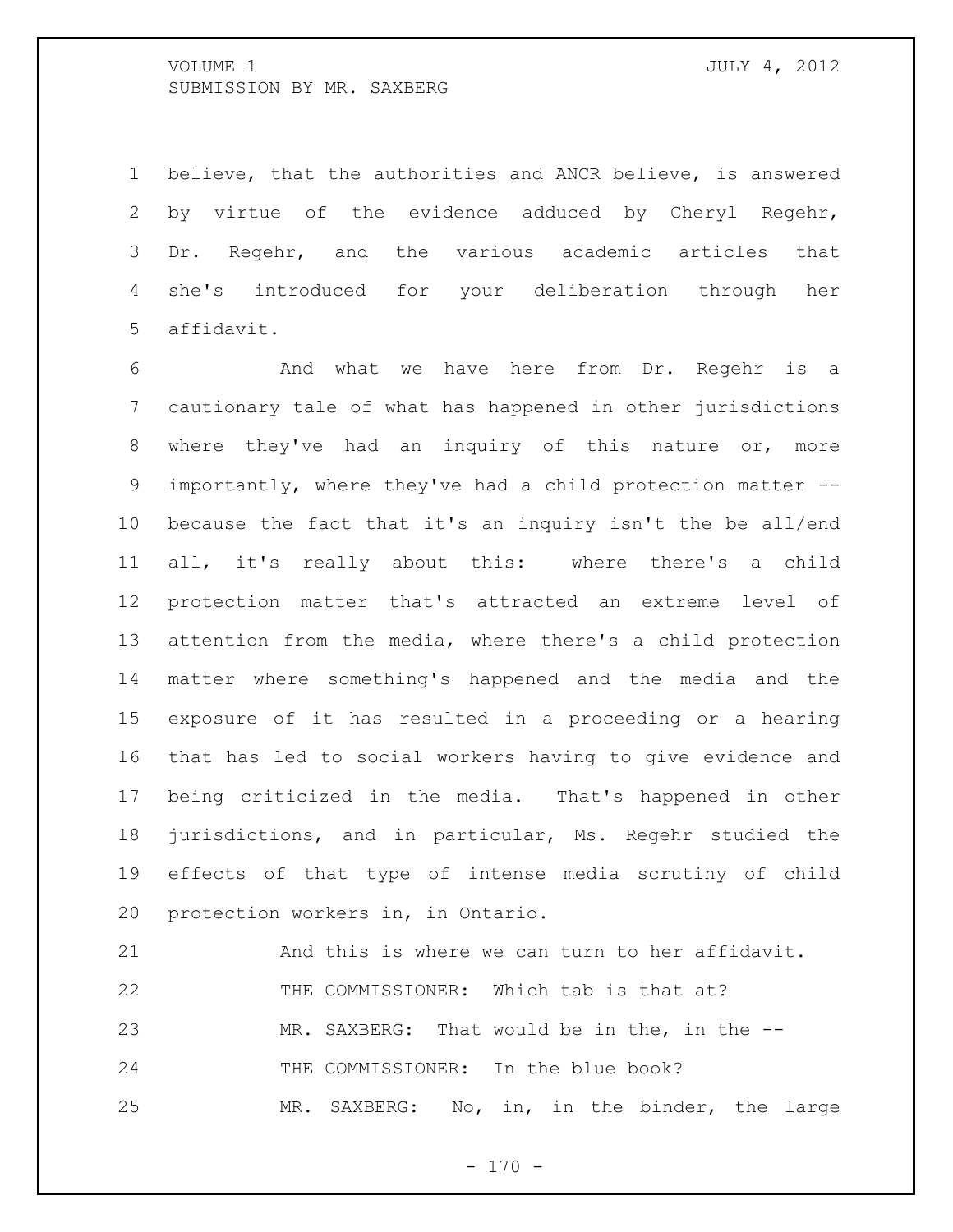believe, that the authorities and ANCR believe, is answered by virtue of the evidence adduced by Cheryl Regehr, Dr. Regehr, and the various academic articles that she's introduced for your deliberation through her affidavit.

And what we have here from Dr. Regehr is a cautionary tale of what has happened in other jurisdictions where they've had an inquiry of this nature or, more importantly, where they've had a child protection matter -- because the fact that it's an inquiry isn't the be all/end all, it's really about this: where there's a child protection matter that's attracted an extreme level of attention from the media, where there's a child protection matter where something's happened and the media and the exposure of it has resulted in a proceeding or a hearing that has led to social workers having to give evidence and being criticized in the media. That's happened in other jurisdictions, and in particular, Ms. Regehr studied the effects of that type of intense media scrutiny of child protection workers in, in Ontario.

And this is where we can turn to her affidavit.

THE COMMISSIONER: Which tab is that at?

MR. SAXBERG: That would be in the, in the --

THE COMMISSIONER: In the blue book?

MR. SAXBERG: No, in, in the binder, the large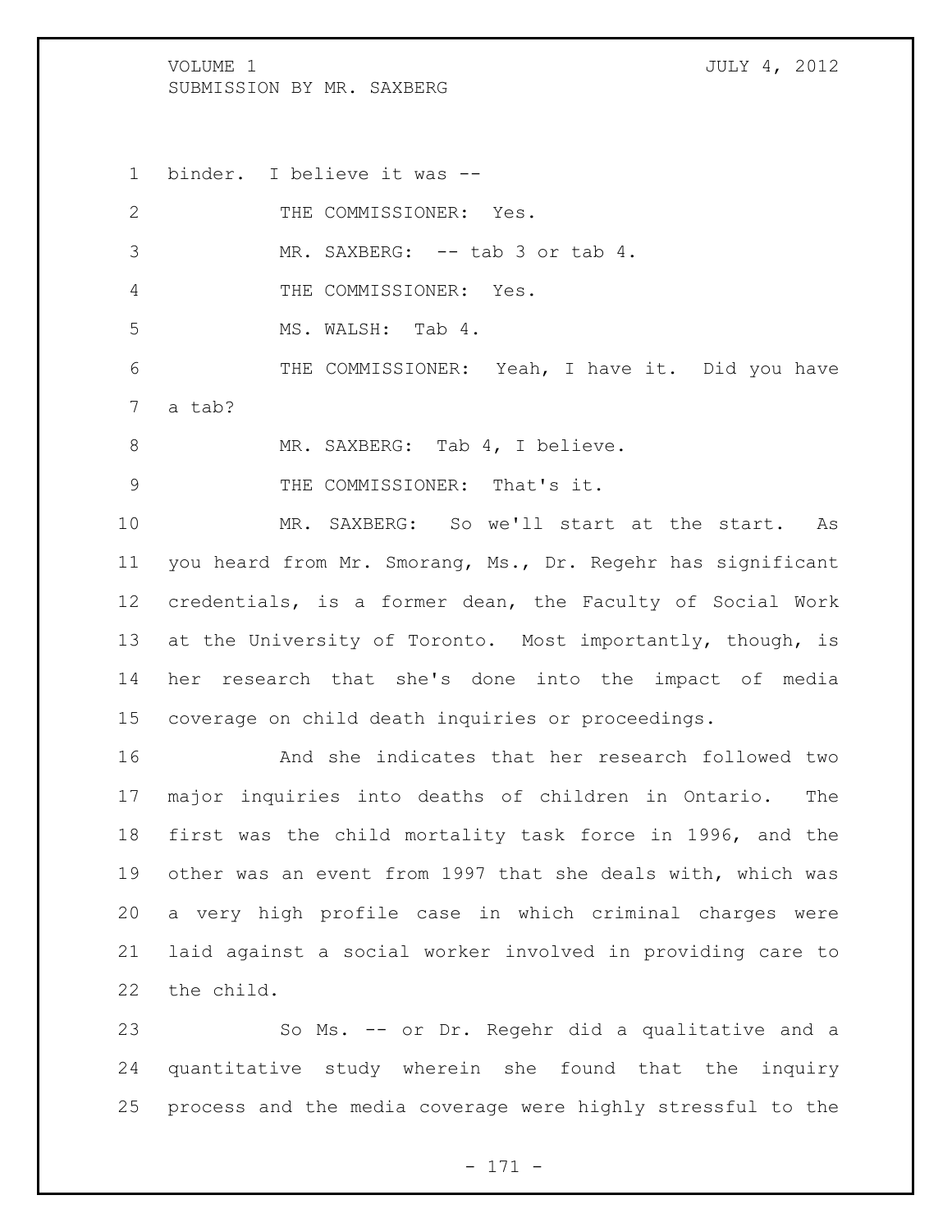binder. I believe it was --

THE COMMISSIONER: Yes.

MR. SAXBERG: -- tab 3 or tab 4.

THE COMMISSIONER: Yes.

MS. WALSH: Tab 4.

THE COMMISSIONER: Yeah, I have it. Did you have a tab?

MR. SAXBERG: Tab 4, I believe.

THE COMMISSIONER: That's it.

MR. SAXBERG: So we'll start at the start. As you heard from Mr. Smorang, Ms., Dr. Regehr has significant credentials, is a former dean, the Faculty of Social Work at the University of Toronto. Most importantly, though, is her research that she's done into the impact of media coverage on child death inquiries or proceedings.

And she indicates that her research followed two major inquiries into deaths of children in Ontario. The first was the child mortality task force in 1996, and the other was an event from 1997 that she deals with, which was a very high profile case in which criminal charges were laid against a social worker involved in providing care to the child.

So Ms. -- or Dr. Regehr did a qualitative and a quantitative study wherein she found that the inquiry process and the media coverage were highly stressful to the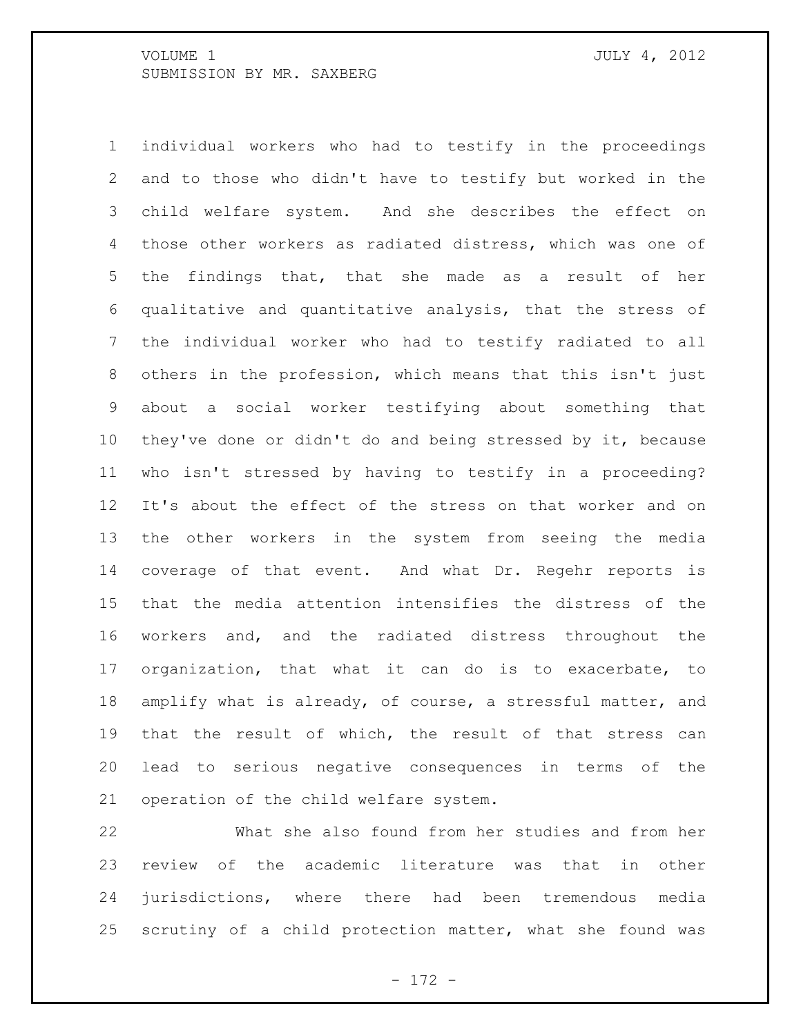individual workers who had to testify in the proceedings and to those who didn't have to testify but worked in the child welfare system. And she describes the effect on those other workers as radiated distress, which was one of the findings that, that she made as a result of her qualitative and quantitative analysis, that the stress of the individual worker who had to testify radiated to all others in the profession, which means that this isn't just about a social worker testifying about something that they've done or didn't do and being stressed by it, because who isn't stressed by having to testify in a proceeding? It's about the effect of the stress on that worker and on the other workers in the system from seeing the media coverage of that event. And what Dr. Regehr reports is that the media attention intensifies the distress of the workers and, and the radiated distress throughout the organization, that what it can do is to exacerbate, to amplify what is already, of course, a stressful matter, and that the result of which, the result of that stress can lead to serious negative consequences in terms of the operation of the child welfare system.

What she also found from her studies and from her review of the academic literature was that in other jurisdictions, where there had been tremendous media scrutiny of a child protection matter, what she found was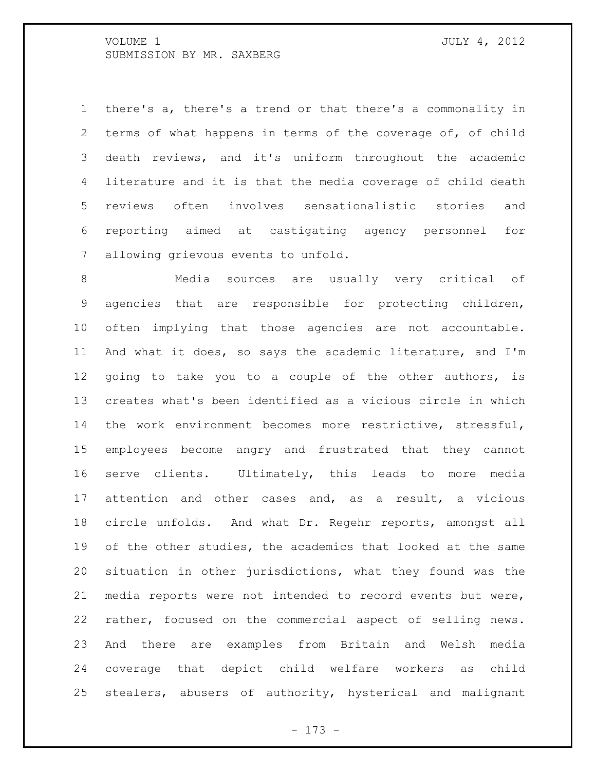there's a, there's a trend or that there's a commonality in terms of what happens in terms of the coverage of, of child death reviews, and it's uniform throughout the academic literature and it is that the media coverage of child death reviews often involves sensationalistic stories and reporting aimed at castigating agency personnel for allowing grievous events to unfold.

Media sources are usually very critical of agencies that are responsible for protecting children, often implying that those agencies are not accountable. And what it does, so says the academic literature, and I'm going to take you to a couple of the other authors, is creates what's been identified as a vicious circle in which the work environment becomes more restrictive, stressful, employees become angry and frustrated that they cannot serve clients. Ultimately, this leads to more media attention and other cases and, as a result, a vicious circle unfolds. And what Dr. Regehr reports, amongst all of the other studies, the academics that looked at the same situation in other jurisdictions, what they found was the media reports were not intended to record events but were, rather, focused on the commercial aspect of selling news. And there are examples from Britain and Welsh media coverage that depict child welfare workers as child stealers, abusers of authority, hysterical and malignant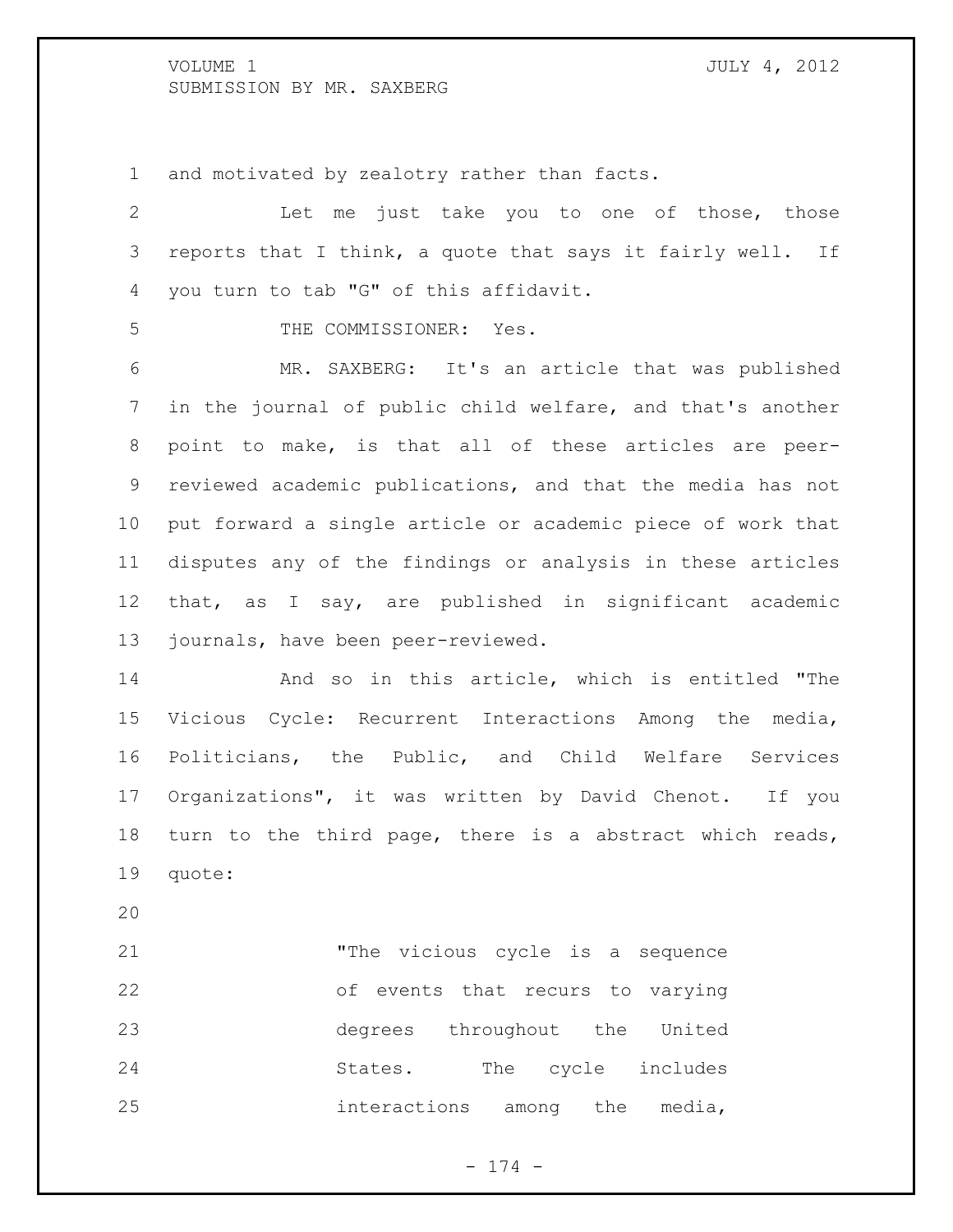and motivated by zealotry rather than facts.

Let me just take you to one of those, those reports that I think, a quote that says it fairly well. If you turn to tab "G" of this affidavit.

THE COMMISSIONER: Yes.

MR. SAXBERG: It's an article that was published in the journal of public child welfare, and that's another point to make, is that all of these articles are peer-reviewed academic publications, and that the media has not put forward a single article or academic piece of work that disputes any of the findings or analysis in these articles that, as I say, are published in significant academic journals, have been peer-reviewed.

And so in this article, which is entitled "The Vicious Cycle: Recurrent Interactions Among the media, Politicians, the Public, and Child Welfare Services Organizations", it was written by David Chenot. If you turn to the third page, there is a abstract which reads, quote:

> "The vicious cycle is a sequence of events that recurs to varying degrees throughout the United States. The cycle includes interactions among the media,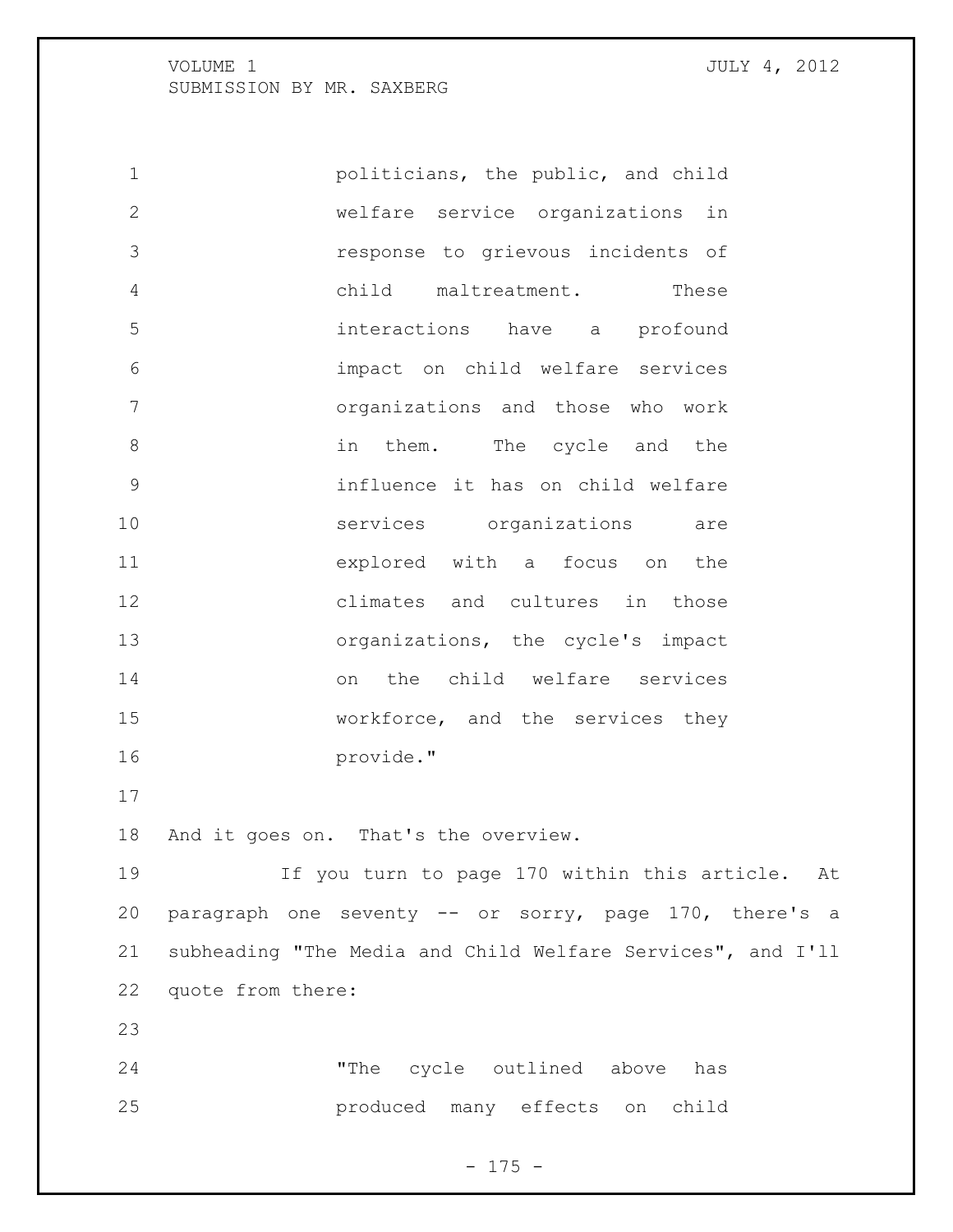> politicians, the public, and child welfare service organizations in response to grievous incidents of child maltreatment. These interactions have a profound impact on child welfare services organizations and those who work in them. The cycle and the influence it has on child welfare services organizations are explored with a focus on the climates and cultures in those organizations, the cycle's impact on the child welfare services workforce, and the services they provide."

And it goes on. That's the overview.

If you turn to page 170 within this article. At paragraph one seventy -- or sorry, page 170, there's a subheading "The Media and Child Welfare Services", and I'll quote from there:

> "The cycle outlined above has produced many effects on child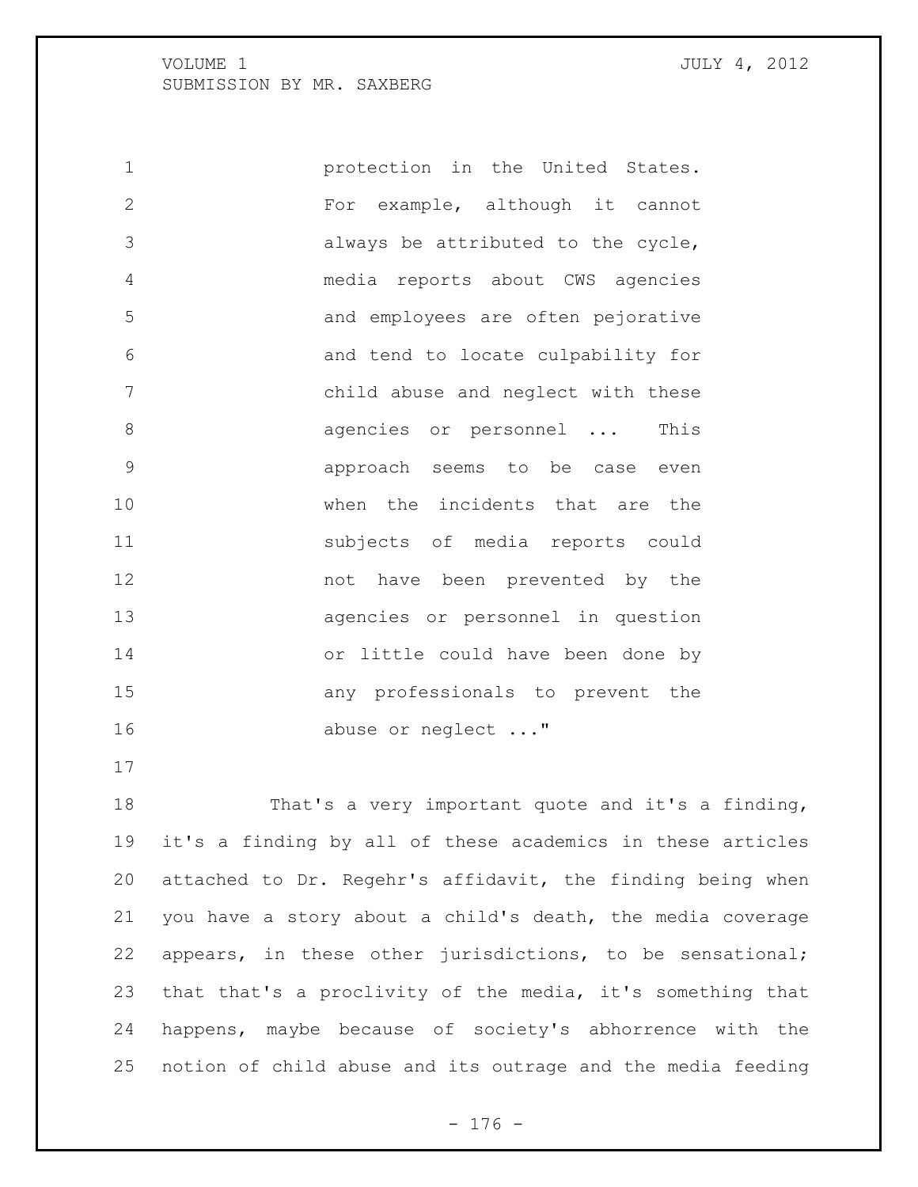> protection in the United States. For example, although it cannot always be attributed to the cycle, media reports about CWS agencies and employees are often pejorative and tend to locate culpability for child abuse and neglect with these agencies or personnel ... This approach seems to be case even when the incidents that are the subjects of media reports could not have been prevented by the agencies or personnel in question or little could have been done by any professionals to prevent the abuse or neglect ..."

That's a very important quote and it's a finding, it's a finding by all of these academics in these articles attached to Dr. Regehr's affidavit, the finding being when you have a story about a child's death, the media coverage appears, in these other jurisdictions, to be sensational; that that's a proclivity of the media, it's something that happens, maybe because of society's abhorrence with the notion of child abuse and its outrage and the media feeding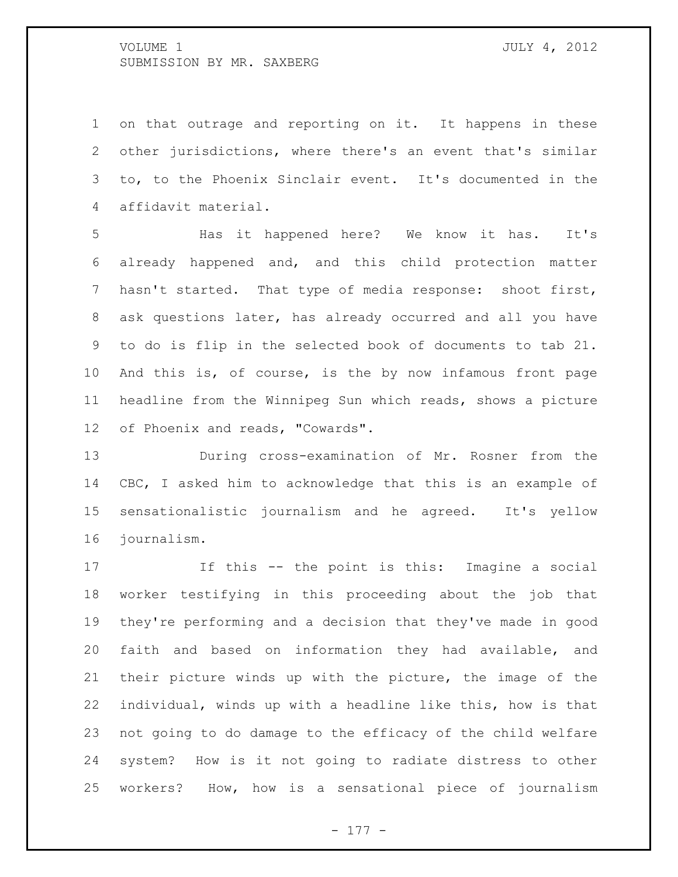on that outrage and reporting on it. It happens in these other jurisdictions, where there's an event that's similar to, to the Phoenix Sinclair event. It's documented in the affidavit material.

Has it happened here? We know it has. It's already happened and, and this child protection matter hasn't started. That type of media response: shoot first, ask questions later, has already occurred and all you have to do is flip in the selected book of documents to tab 21. And this is, of course, is the by now infamous front page headline from the Winnipeg Sun which reads, shows a picture of Phoenix and reads, "Cowards".

During cross-examination of Mr. Rosner from the CBC, I asked him to acknowledge that this is an example of sensationalistic journalism and he agreed. It's yellow journalism.

If this -- the point is this: Imagine a social worker testifying in this proceeding about the job that they're performing and a decision that they've made in good faith and based on information they had available, and their picture winds up with the picture, the image of the individual, winds up with a headline like this, how is that not going to do damage to the efficacy of the child welfare system? How is it not going to radiate distress to other workers? How, how is a sensational piece of journalism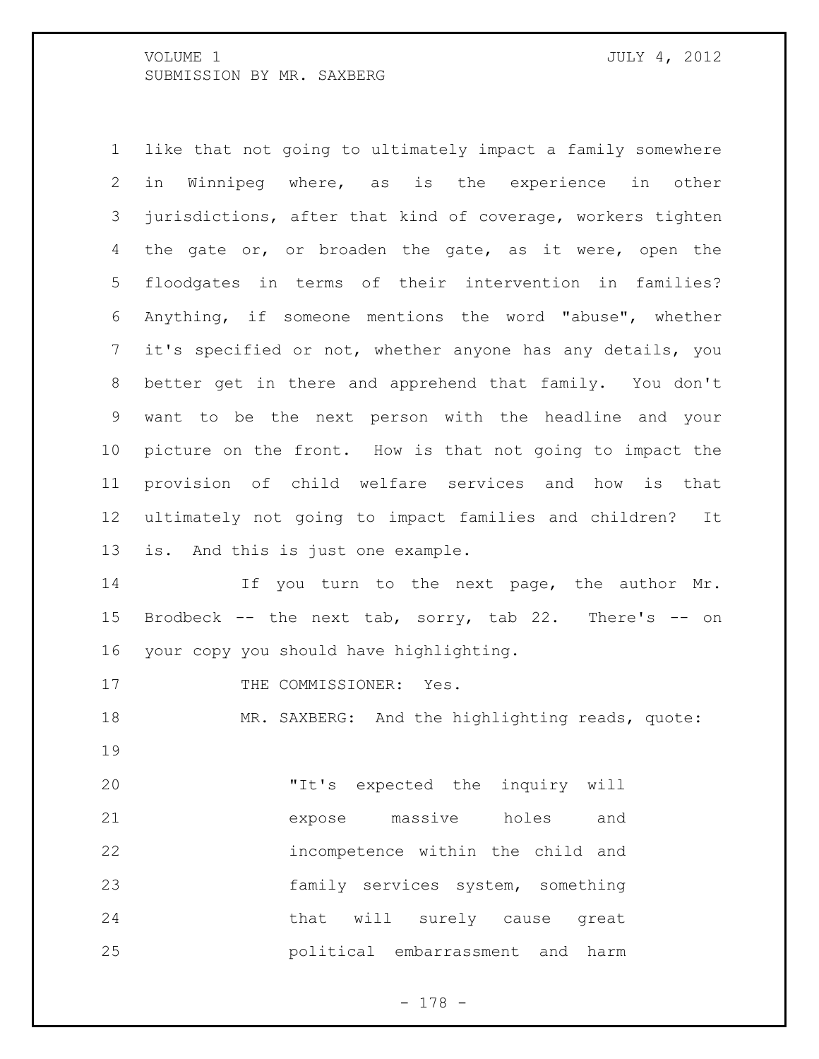like that not going to ultimately impact a family somewhere in Winnipeg where, as is the experience in other jurisdictions, after that kind of coverage, workers tighten the gate or, or broaden the gate, as it were, open the floodgates in terms of their intervention in families? Anything, if someone mentions the word "abuse", whether it's specified or not, whether anyone has any details, you better get in there and apprehend that family. You don't want to be the next person with the headline and your picture on the front. How is that not going to impact the provision of child welfare services and how is that ultimately not going to impact families and children? It is. And this is just one example.

If you turn to the next page, the author Mr. Brodbeck -- the next tab, sorry, tab 22. There's -- on your copy you should have highlighting.

THE COMMISSIONER: Yes.

MR. SAXBERG: And the highlighting reads, quote:

> "It's expected the inquiry will expose massive holes and incompetence within the child and family services system, something that will surely cause great political embarrassment and harm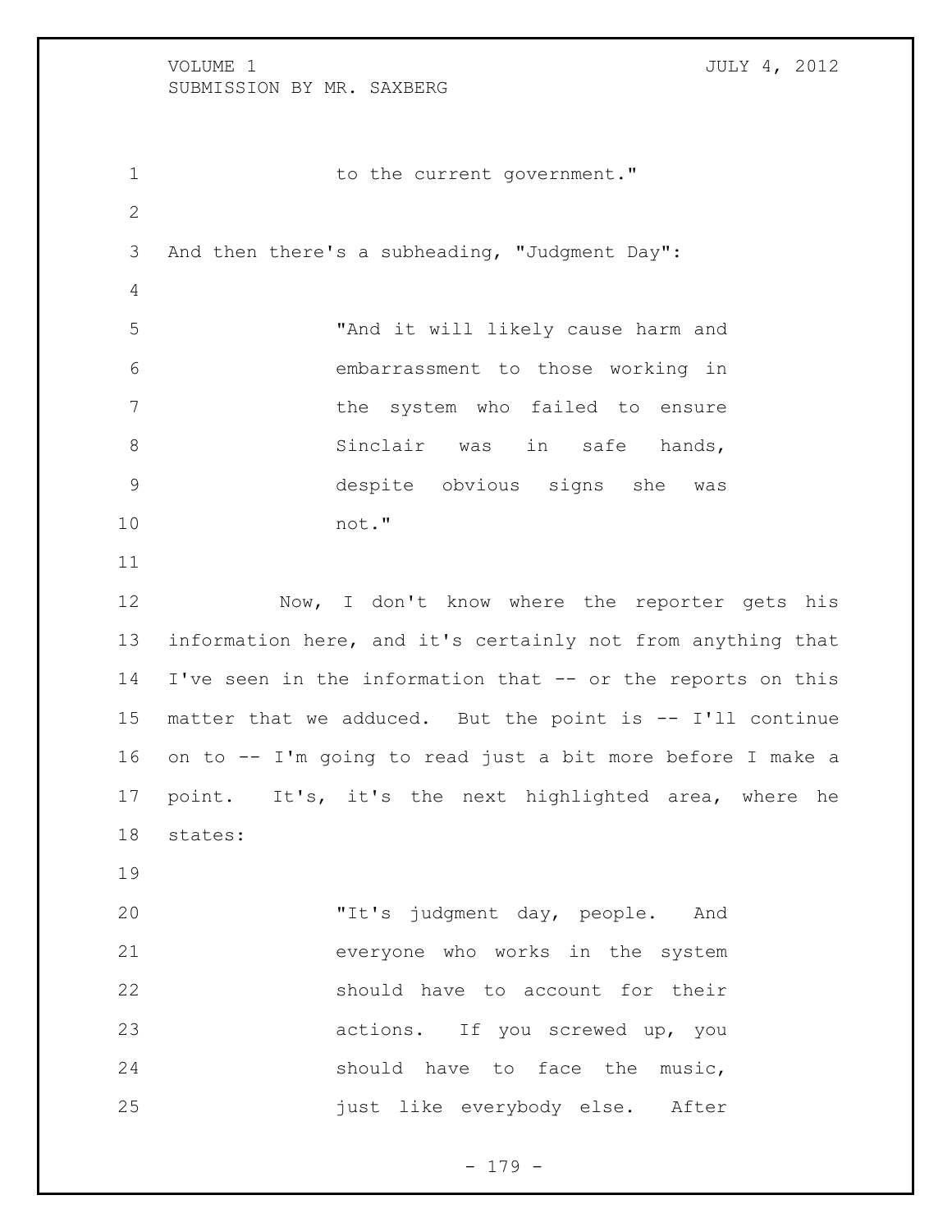to the current government."

And then there's a subheading, "Judgment Day":

> "And it will likely cause harm and embarrassment to those working in the system who failed to ensure Sinclair was in safe hands, despite obvious signs she was not."

Now, I don't know where the reporter gets his information here, and it's certainly not from anything that I've seen in the information that -- or the reports on this matter that we adduced. But the point is -- I'll continue on to -- I'm going to read just a bit more before I make a point. It's, it's the next highlighted area, where he states:

> "It's judgment day, people. And everyone who works in the system should have to account for their actions. If you screwed up, you should have to face the music, just like everybody else. After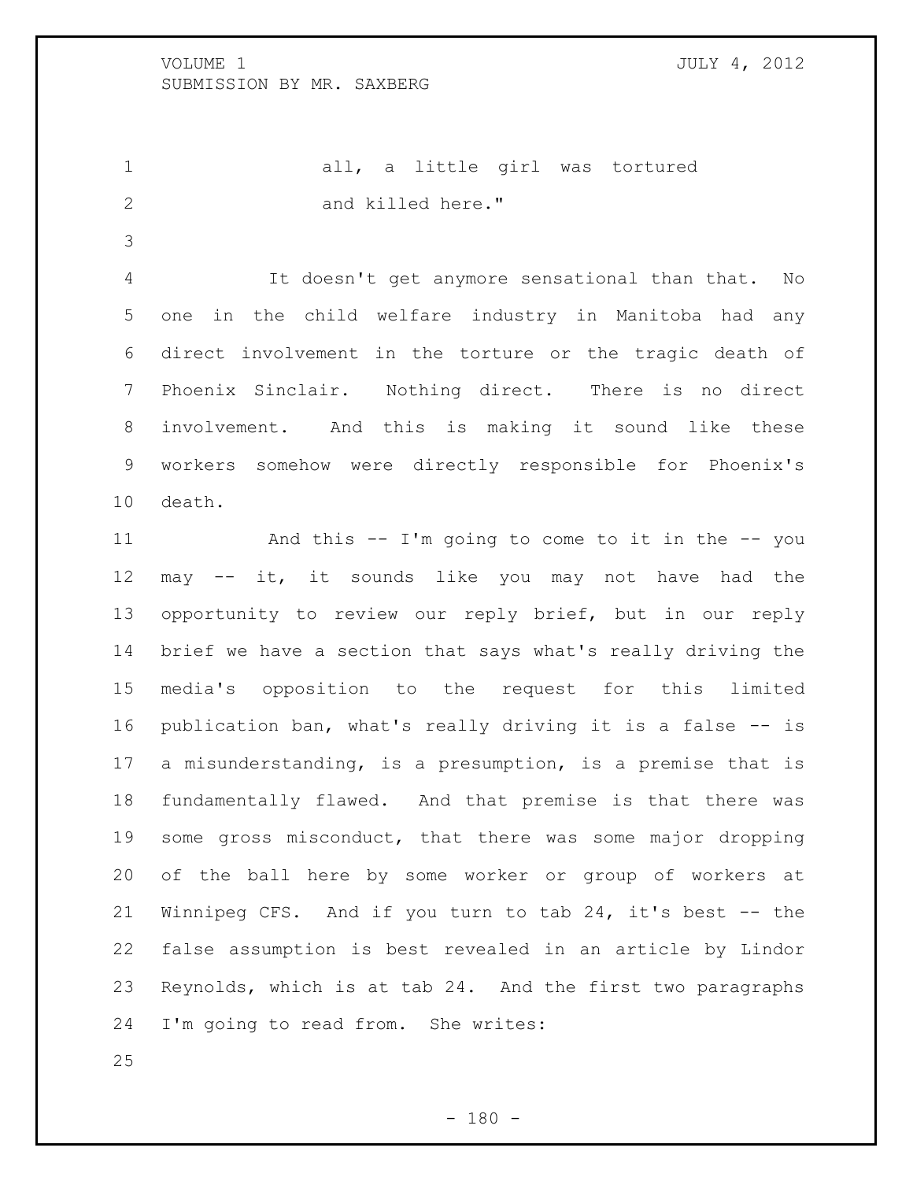all, a little girl was tortured and killed here."

It doesn't get anymore sensational than that. No one in the child welfare industry in Manitoba had any direct involvement in the torture or the tragic death of Phoenix Sinclair. Nothing direct. There is no direct involvement. And this is making it sound like these workers somehow were directly responsible for Phoenix's death.

And this -- I'm going to come to it in the -- you may -- it, it sounds like you may not have had the opportunity to review our reply brief, but in our reply brief we have a section that says what's really driving the media's opposition to the request for this limited publication ban, what's really driving it is a false -- is a misunderstanding, is a presumption, is a premise that is fundamentally flawed. And that premise is that there was some gross misconduct, that there was some major dropping of the ball here by some worker or group of workers at Winnipeg CFS. And if you turn to tab 24, it's best -- the false assumption is best revealed in an article by Lindor Reynolds, which is at tab 24. And the first two paragraphs I'm going to read from. She writes: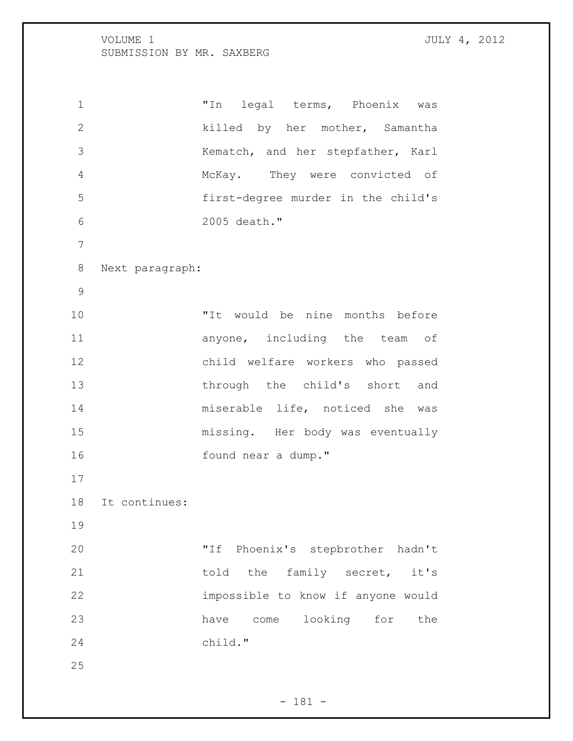> "In legal terms, Phoenix was killed by her mother, Samantha Kematch, and her stepfather, Karl McKay. They were convicted of first-degree murder in the child's 2005 death."

Next paragraph:

> "It would be nine months before anyone, including the team of child welfare workers who passed through the child's short and miserable life, noticed she was missing. Her body was eventually found near a dump."

It continues:

> "If Phoenix's stepbrother hadn't told the family secret, it's impossible to know if anyone would have come looking for the child."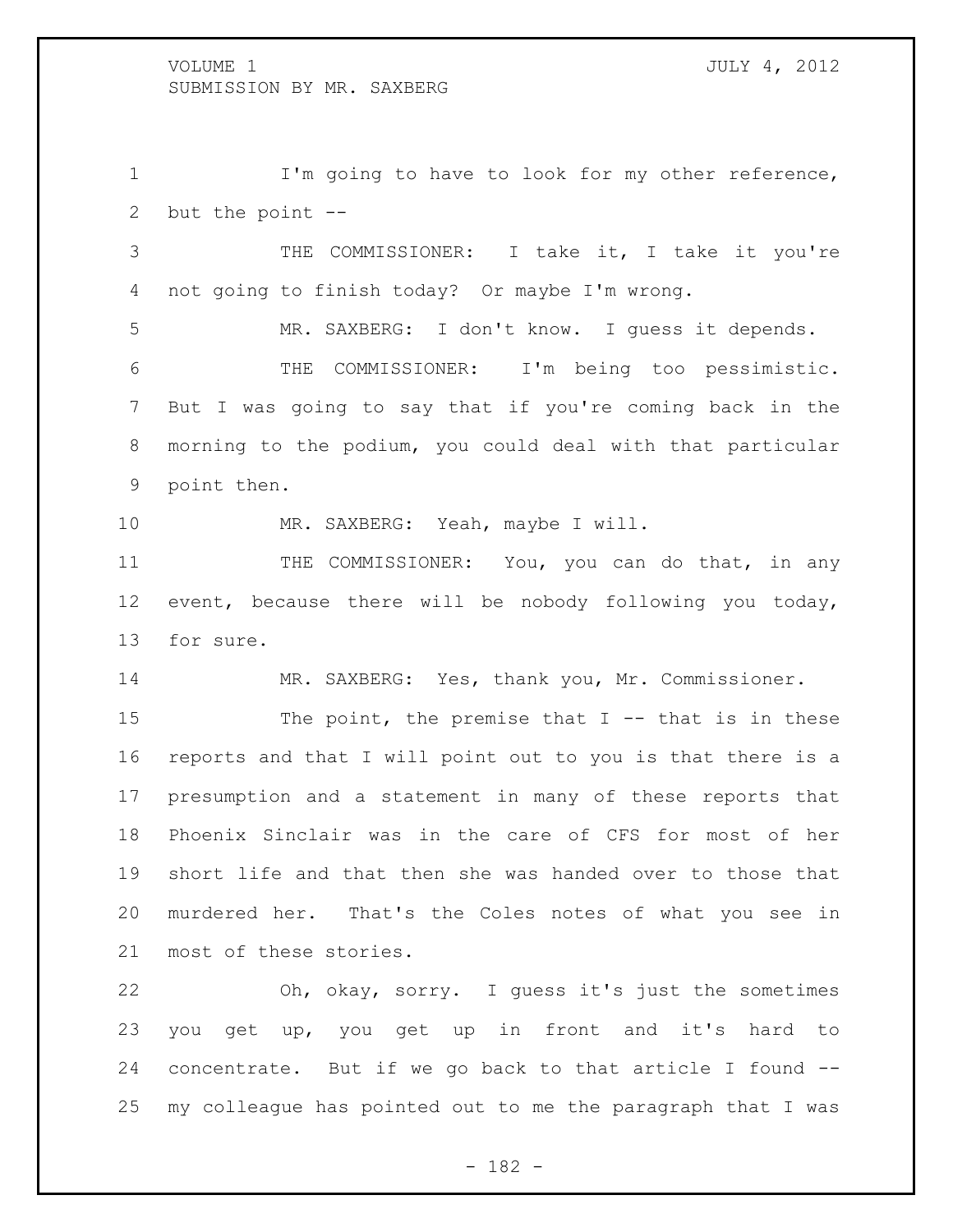I'm going to have to look for my other reference, but the point --

THE COMMISSIONER: I take it, I take it you're not going to finish today? Or maybe I'm wrong.

MR. SAXBERG: I don't know. I guess it depends.

THE COMMISSIONER: I'm being too pessimistic. But I was going to say that if you're coming back in the morning to the podium, you could deal with that particular point then.

MR. SAXBERG: Yeah, maybe I will.

THE COMMISSIONER: You, you can do that, in any event, because there will be nobody following you today, for sure.

MR. SAXBERG: Yes, thank you, Mr. Commissioner.

The point, the premise that I -- that is in these reports and that I will point out to you is that there is a presumption and a statement in many of these reports that Phoenix Sinclair was in the care of CFS for most of her short life and that then she was handed over to those that murdered her. That's the Coles notes of what you see in most of these stories.

Oh, okay, sorry. I guess it's just the sometimes you get up, you get up in front and it's hard to concentrate. But if we go back to that article I found -- my colleague has pointed out to me the paragraph that I was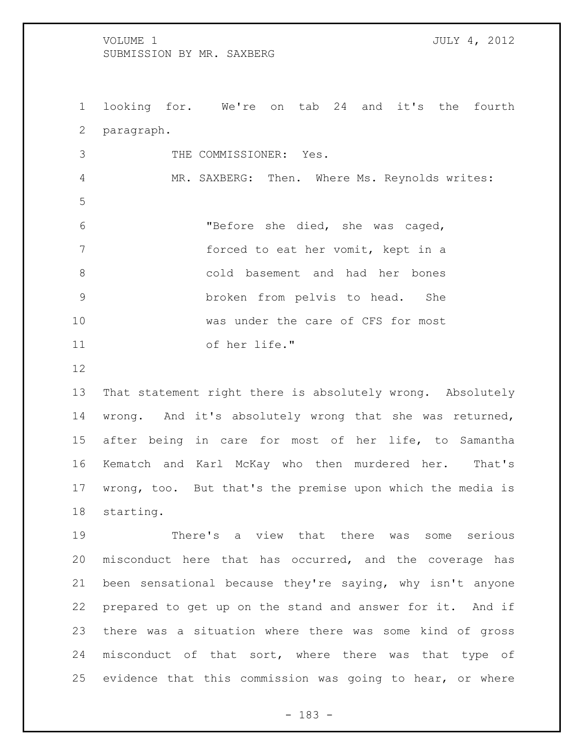looking for. We're on tab 24 and it's the fourth paragraph.

THE COMMISSIONER: Yes.

MR. SAXBERG: Then. Where Ms. Reynolds writes:

> "Before she died, she was caged, forced to eat her vomit, kept in a cold basement and had her bones broken from pelvis to head. She was under the care of CFS for most of her life."

That statement right there is absolutely wrong. Absolutely wrong. And it's absolutely wrong that she was returned, after being in care for most of her life, to Samantha Kematch and Karl McKay who then murdered her. That's wrong, too. But that's the premise upon which the media is starting.

There's a view that there was some serious misconduct here that has occurred, and the coverage has been sensational because they're saying, why isn't anyone prepared to get up on the stand and answer for it. And if there was a situation where there was some kind of gross misconduct of that sort, where there was that type of evidence that this commission was going to hear, or where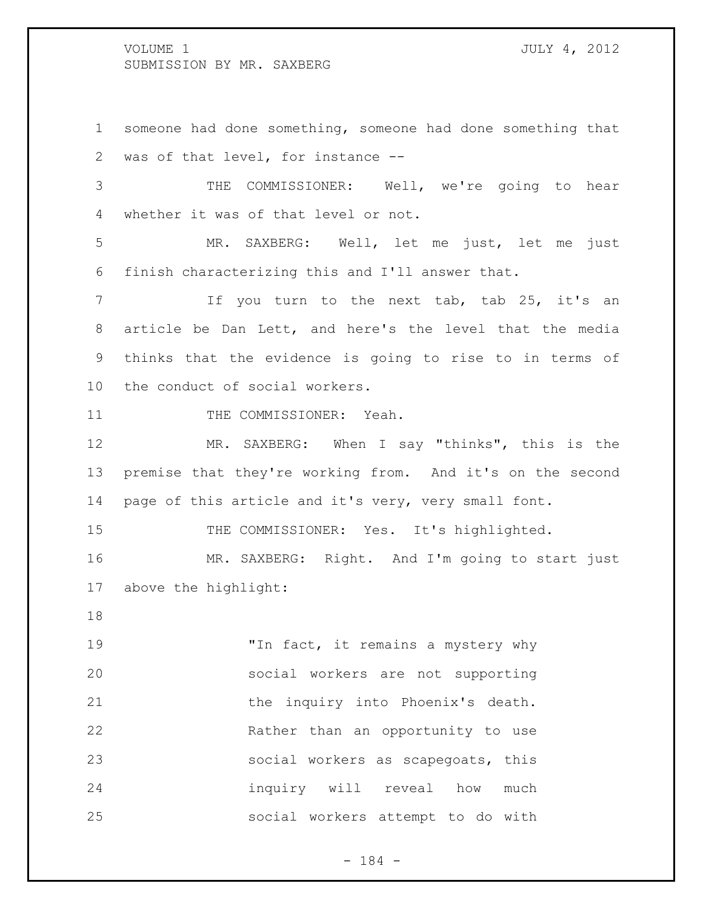someone had done something, someone had done something that was of that level, for instance --

THE COMMISSIONER: Well, we're going to hear whether it was of that level or not.

MR. SAXBERG: Well, let me just, let me just finish characterizing this and I'll answer that.

If you turn to the next tab, tab 25, it's an article be Dan Lett, and here's the level that the media thinks that the evidence is going to rise to in terms of the conduct of social workers.

THE COMMISSIONER: Yeah.

MR. SAXBERG: When I say "thinks", this is the premise that they're working from. And it's on the second page of this article and it's very, very small font.

THE COMMISSIONER: Yes. It's highlighted.

MR. SAXBERG: Right. And I'm going to start just above the highlight:

> "In fact, it remains a mystery why social workers are not supporting the inquiry into Phoenix's death. Rather than an opportunity to use social workers as scapegoats, this inquiry will reveal how much social workers attempt to do with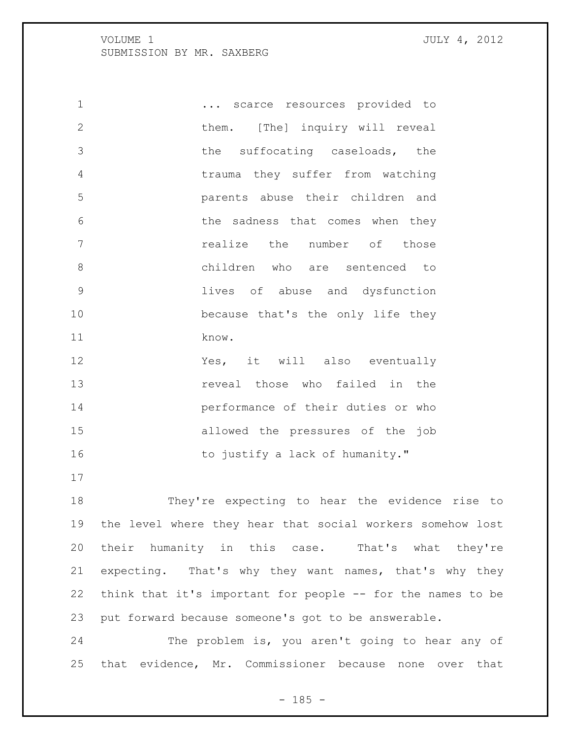> ... scarce resources provided to them. [The] inquiry will reveal the suffocating caseloads, the trauma they suffer from watching parents abuse their children and the sadness that comes when they realize the number of those children who are sentenced to lives of abuse and dysfunction because that's the only life they know.
>
> Yes, it will also eventually reveal those who failed in the performance of their duties or who allowed the pressures of the job to justify a lack of humanity."

They're expecting to hear the evidence rise to the level where they hear that social workers somehow lost their humanity in this case. That's what they're expecting. That's why they want names, that's why they think that it's important for people -- for the names to be put forward because someone's got to be answerable.

The problem is, you aren't going to hear any of that evidence, Mr. Commissioner because none over that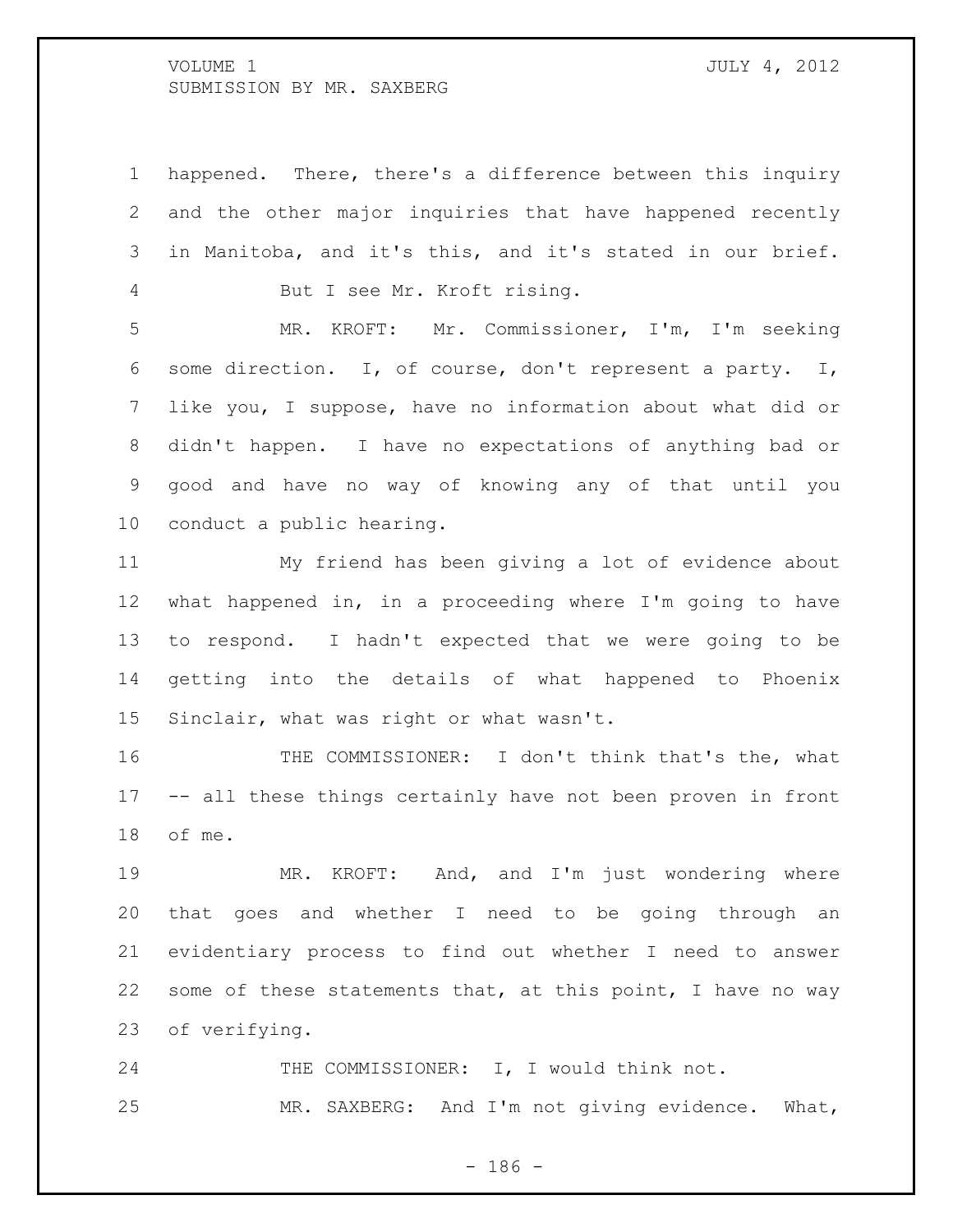happened. There, there's a difference between this inquiry and the other major inquiries that have happened recently in Manitoba, and it's this, and it's stated in our brief.

But I see Mr. Kroft rising.

MR. KROFT: Mr. Commissioner, I'm, I'm seeking some direction. I, of course, don't represent a party. I, like you, I suppose, have no information about what did or didn't happen. I have no expectations of anything bad or good and have no way of knowing any of that until you conduct a public hearing.

My friend has been giving a lot of evidence about what happened in, in a proceeding where I'm going to have to respond. I hadn't expected that we were going to be getting into the details of what happened to Phoenix Sinclair, what was right or what wasn't.

THE COMMISSIONER: I don't think that's the, what -- all these things certainly have not been proven in front of me.

MR. KROFT: And, and I'm just wondering where that goes and whether I need to be going through an evidentiary process to find out whether I need to answer some of these statements that, at this point, I have no way of verifying.

THE COMMISSIONER: I, I would think not.

MR. SAXBERG: And I'm not giving evidence. What,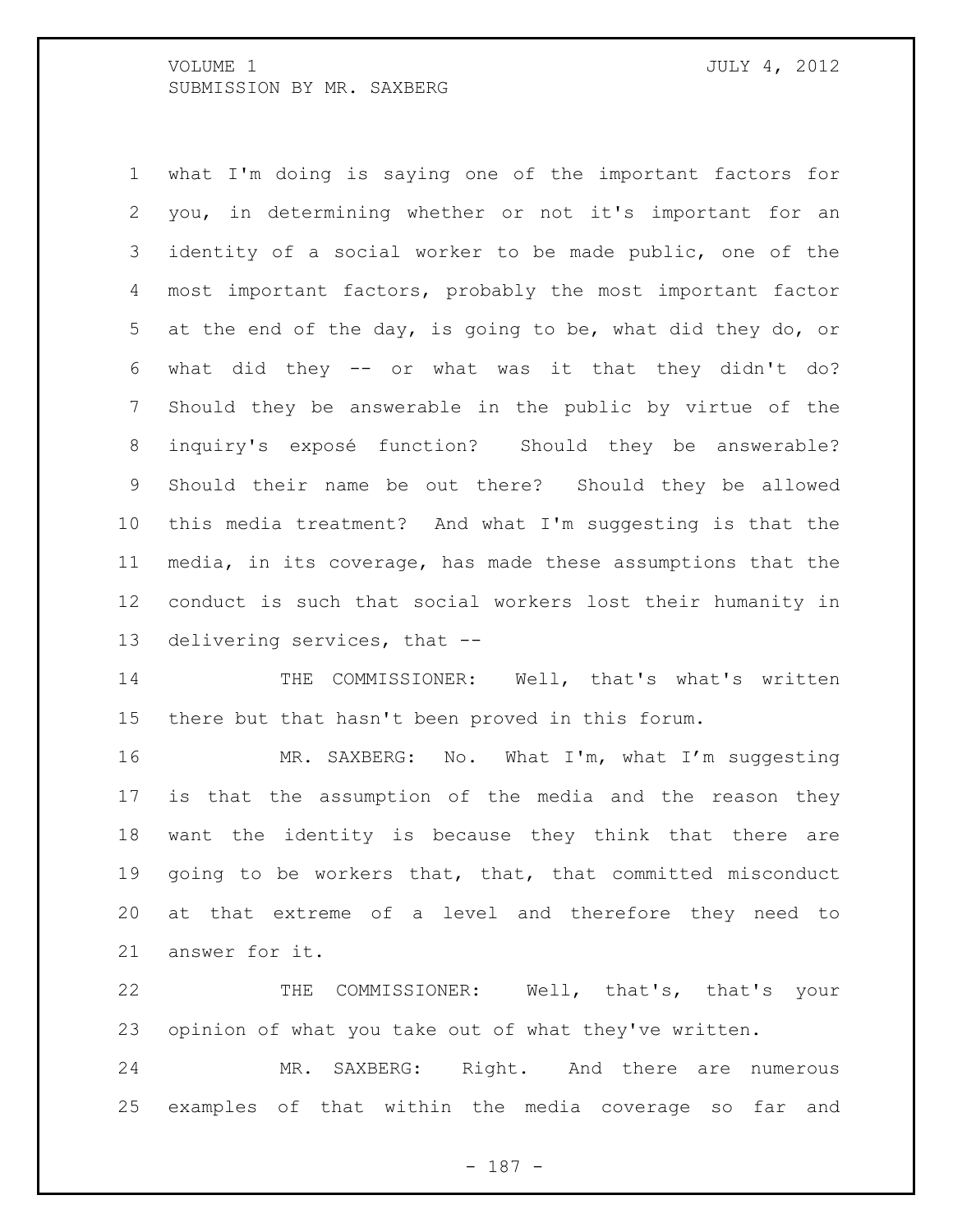what I'm doing is saying one of the important factors for you, in determining whether or not it's important for an identity of a social worker to be made public, one of the most important factors, probably the most important factor at the end of the day, is going to be, what did they do, or what did they -- or what was it that they didn't do? Should they be answerable in the public by virtue of the inquiry's exposé function? Should they be answerable? Should their name be out there? Should they be allowed this media treatment? And what I'm suggesting is that the media, in its coverage, has made these assumptions that the conduct is such that social workers lost their humanity in delivering services, that --

THE COMMISSIONER: Well, that's what's written there but that hasn't been proved in this forum.

MR. SAXBERG: No. What I'm, what I'm suggesting is that the assumption of the media and the reason they want the identity is because they think that there are going to be workers that, that, that committed misconduct at that extreme of a level and therefore they need to answer for it.

THE COMMISSIONER: Well, that's, that's your opinion of what you take out of what they've written.

MR. SAXBERG: Right. And there are numerous examples of that within the media coverage so far and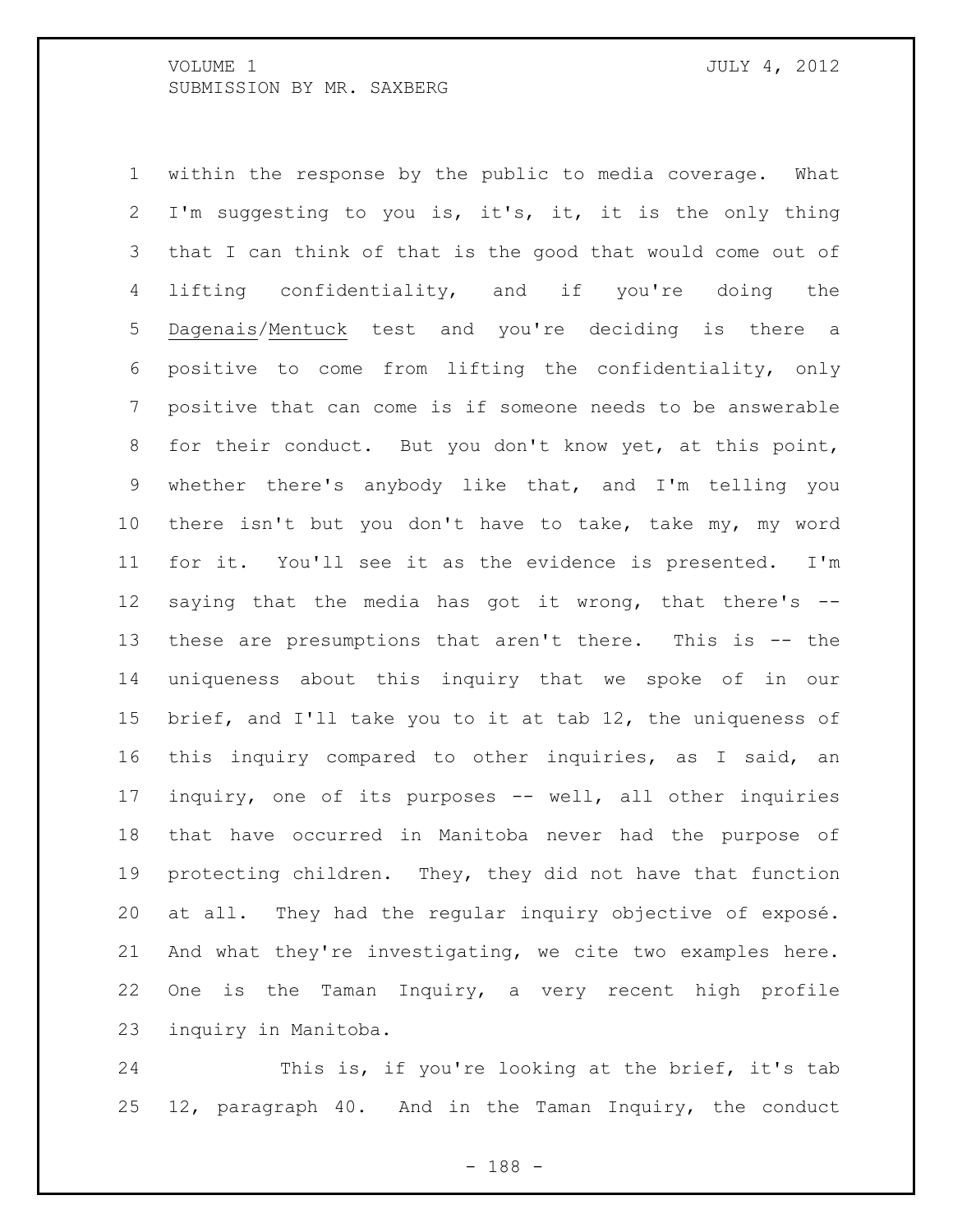within the response by the public to media coverage. What I'm suggesting to you is, it's, it, it is the only thing that I can think of that is the good that would come out of lifting confidentiality, and if you're doing the Dagenais/Mentuck test and you're deciding is there a positive to come from lifting the confidentiality, only positive that can come is if someone needs to be answerable for their conduct. But you don't know yet, at this point, whether there's anybody like that, and I'm telling you there isn't but you don't have to take, take my, my word for it. You'll see it as the evidence is presented. I'm saying that the media has got it wrong, that there's -- these are presumptions that aren't there. This is -- the uniqueness about this inquiry that we spoke of in our brief, and I'll take you to it at tab 12, the uniqueness of this inquiry compared to other inquiries, as I said, an inquiry, one of its purposes -- well, all other inquiries that have occurred in Manitoba never had the purpose of protecting children. They, they did not have that function at all. They had the regular inquiry objective of exposé. And what they're investigating, we cite two examples here. One is the Taman Inquiry, a very recent high profile inquiry in Manitoba.

This is, if you're looking at the brief, it's tab 12, paragraph 40. And in the Taman Inquiry, the conduct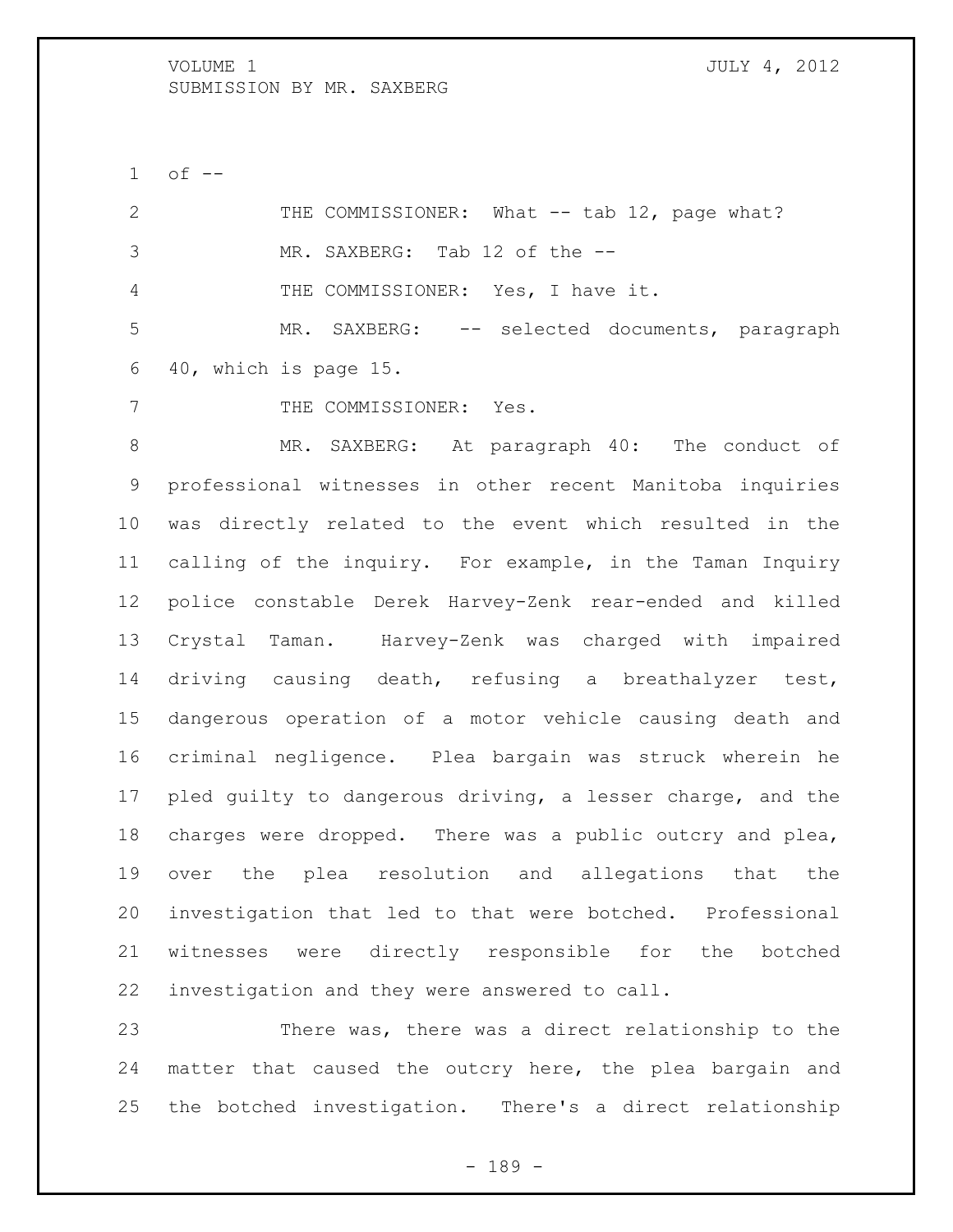of --

THE COMMISSIONER: What -- tab 12, page what?

MR. SAXBERG: Tab 12 of the --

THE COMMISSIONER: Yes, I have it.

MR. SAXBERG: -- selected documents, paragraph 40, which is page 15.

THE COMMISSIONER: Yes.

MR. SAXBERG: At paragraph 40: The conduct of professional witnesses in other recent Manitoba inquiries was directly related to the event which resulted in the calling of the inquiry. For example, in the Taman Inquiry police constable Derek Harvey-Zenk rear-ended and killed Crystal Taman. Harvey-Zenk was charged with impaired driving causing death, refusing a breathalyzer test, dangerous operation of a motor vehicle causing death and criminal negligence. Plea bargain was struck wherein he pled guilty to dangerous driving, a lesser charge, and the charges were dropped. There was a public outcry and plea, over the plea resolution and allegations that the investigation that led to that were botched. Professional witnesses were directly responsible for the botched investigation and they were answered to call.

There was, there was a direct relationship to the matter that caused the outcry here, the plea bargain and the botched investigation. There's a direct relationship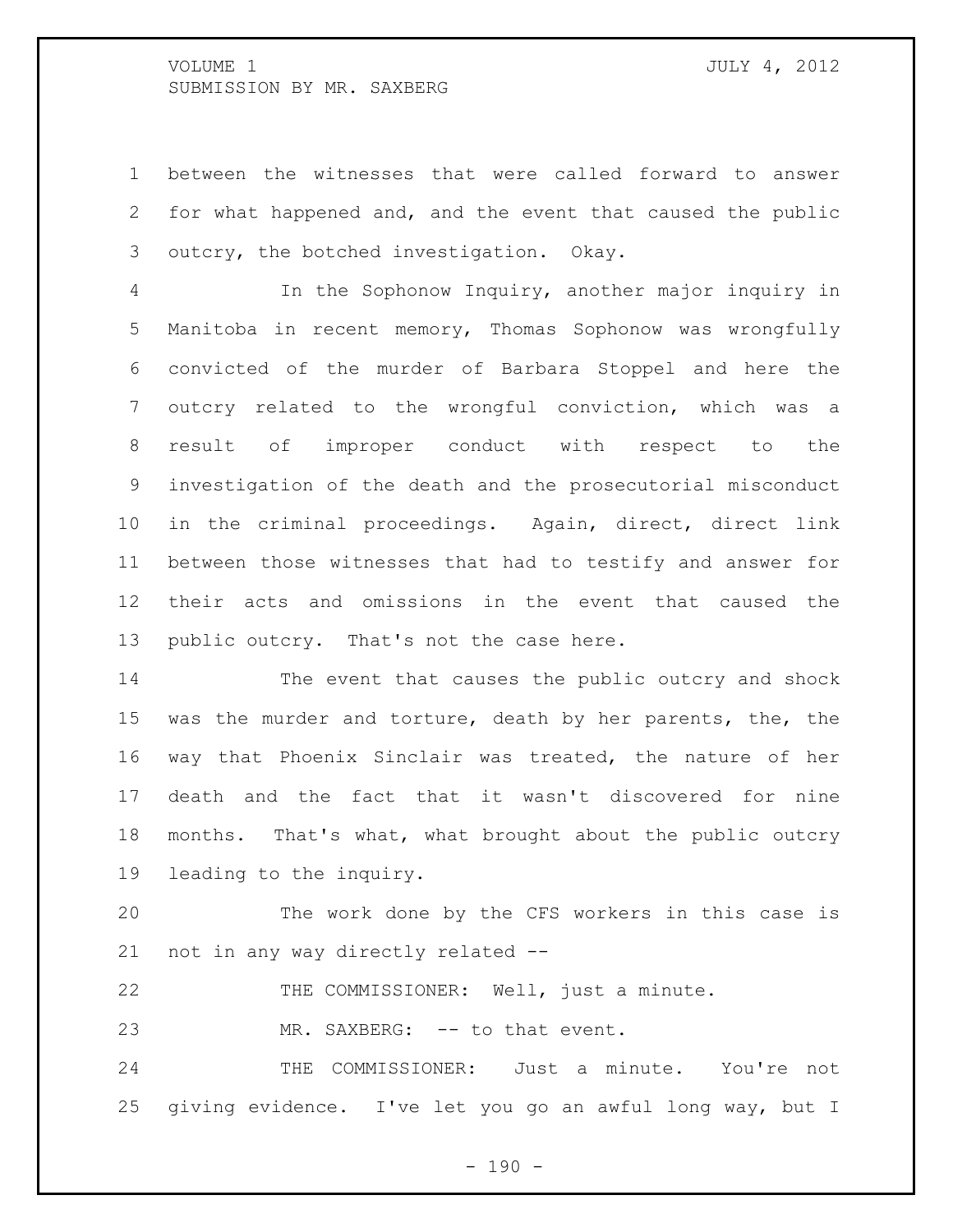between the witnesses that were called forward to answer for what happened and, and the event that caused the public outcry, the botched investigation. Okay.

In the Sophonow Inquiry, another major inquiry in Manitoba in recent memory, Thomas Sophonow was wrongfully convicted of the murder of Barbara Stoppel and here the outcry related to the wrongful conviction, which was a result of improper conduct with respect to the investigation of the death and the prosecutorial misconduct in the criminal proceedings. Again, direct, direct link between those witnesses that had to testify and answer for their acts and omissions in the event that caused the public outcry. That's not the case here.

The event that causes the public outcry and shock was the murder and torture, death by her parents, the, the way that Phoenix Sinclair was treated, the nature of her death and the fact that it wasn't discovered for nine months. That's what, what brought about the public outcry leading to the inquiry.

The work done by the CFS workers in this case is not in any way directly related --

THE COMMISSIONER: Well, just a minute.

MR. SAXBERG: -- to that event.

THE COMMISSIONER: Just a minute. You're not giving evidence. I've let you go an awful long way, but I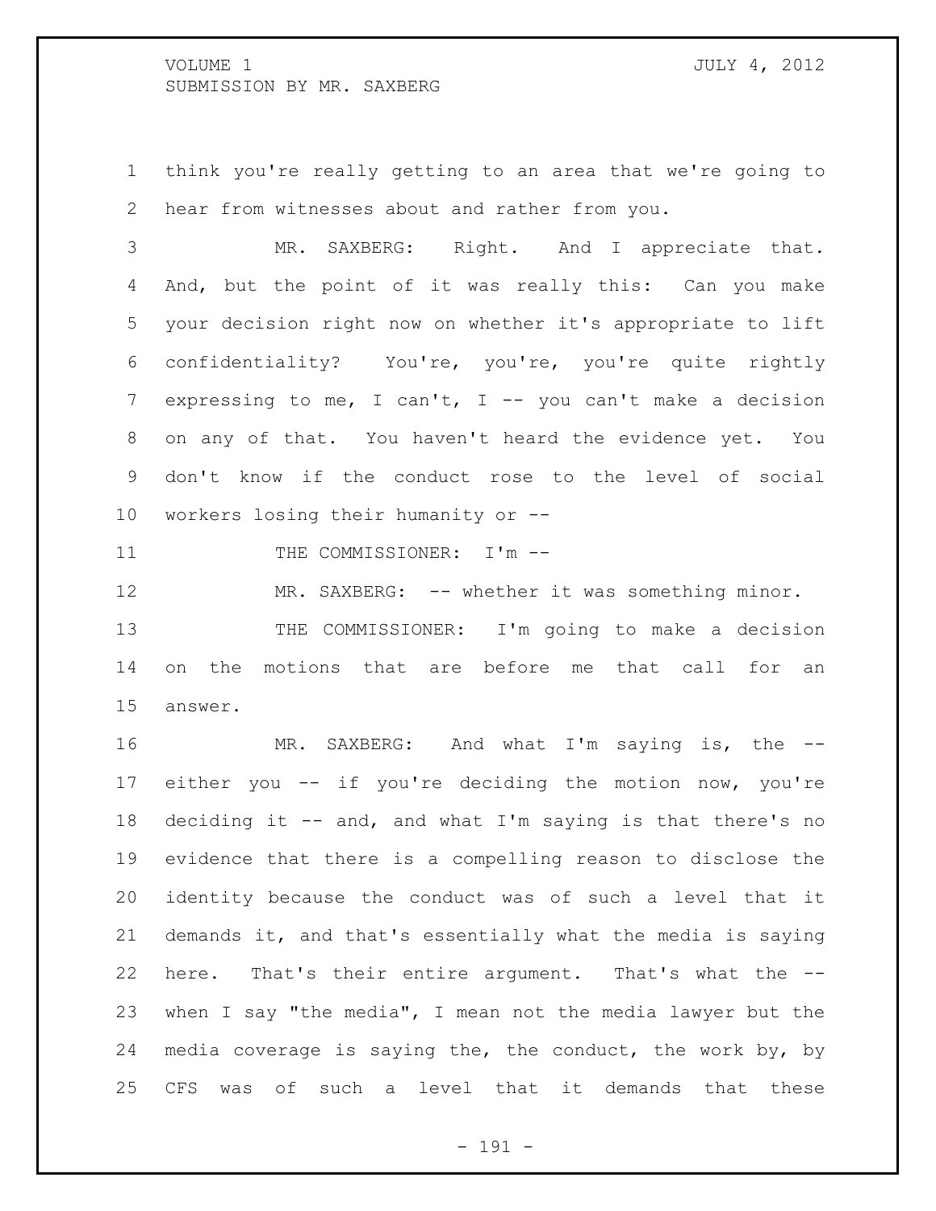think you're really getting to an area that we're going to hear from witnesses about and rather from you.

MR. SAXBERG: Right. And I appreciate that. And, but the point of it was really this: Can you make your decision right now on whether it's appropriate to lift confidentiality? You're, you're, you're quite rightly expressing to me, I can't, I -- you can't make a decision on any of that. You haven't heard the evidence yet. You don't know if the conduct rose to the level of social workers losing their humanity or --

THE COMMISSIONER: I'm --

MR. SAXBERG: -- whether it was something minor.

THE COMMISSIONER: I'm going to make a decision on the motions that are before me that call for an answer.

MR. SAXBERG: And what I'm saying is, the -- either you -- if you're deciding the motion now, you're deciding it -- and, and what I'm saying is that there's no evidence that there is a compelling reason to disclose the identity because the conduct was of such a level that it demands it, and that's essentially what the media is saying here. That's their entire argument. That's what the -- when I say "the media", I mean not the media lawyer but the media coverage is saying the, the conduct, the work by, by CFS was of such a level that it demands that these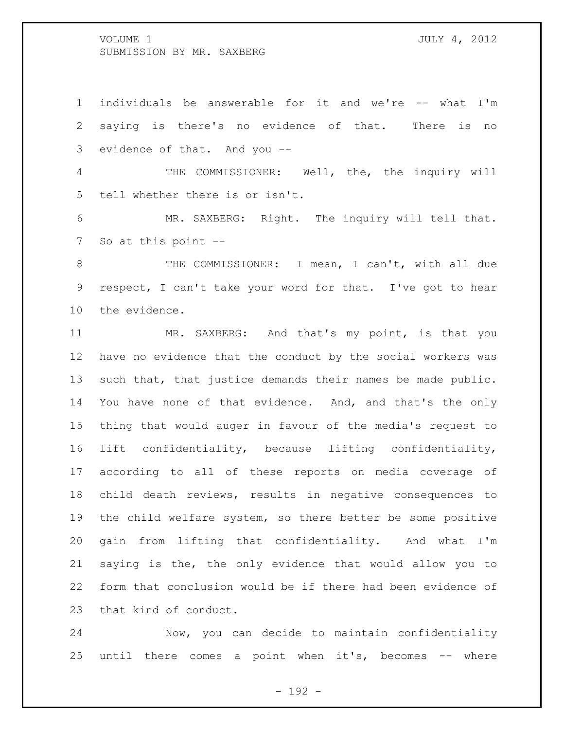individuals be answerable for it and we're -- what I'm saying is there's no evidence of that. There is no evidence of that. And you --

THE COMMISSIONER: Well, the, the inquiry will tell whether there is or isn't.

MR. SAXBERG: Right. The inquiry will tell that. So at this point --

THE COMMISSIONER: I mean, I can't, with all due respect, I can't take your word for that. I've got to hear the evidence.

MR. SAXBERG: And that's my point, is that you have no evidence that the conduct by the social workers was such that, that justice demands their names be made public. You have none of that evidence. And, and that's the only thing that would auger in favour of the media's request to lift confidentiality, because lifting confidentiality, according to all of these reports on media coverage of child death reviews, results in negative consequences to the child welfare system, so there better be some positive gain from lifting that confidentiality. And what I'm saying is the, the only evidence that would allow you to form that conclusion would be if there had been evidence of that kind of conduct.

Now, you can decide to maintain confidentiality until there comes a point when it's, becomes -- where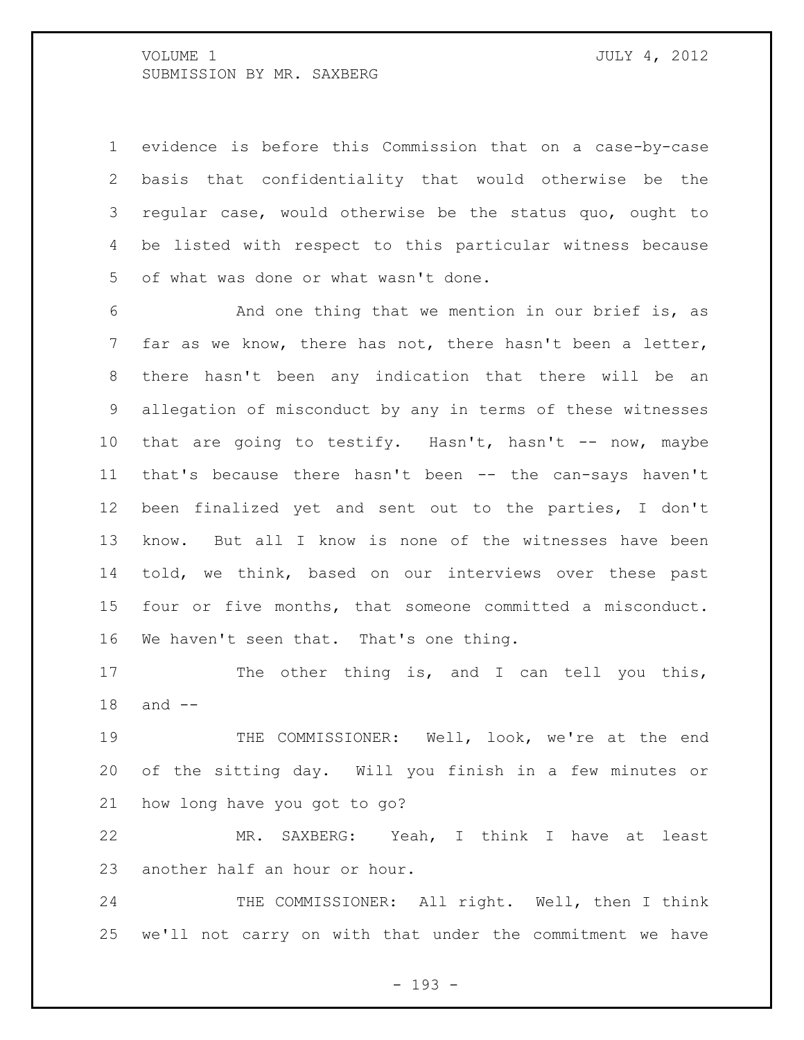evidence is before this Commission that on a case-by-case basis that confidentiality that would otherwise be the regular case, would otherwise be the status quo, ought to be listed with respect to this particular witness because of what was done or what wasn't done.

And one thing that we mention in our brief is, as far as we know, there has not, there hasn't been a letter, there hasn't been any indication that there will be an allegation of misconduct by any in terms of these witnesses that are going to testify. Hasn't, hasn't -- now, maybe that's because there hasn't been -- the can-says haven't been finalized yet and sent out to the parties, I don't know. But all I know is none of the witnesses have been told, we think, based on our interviews over these past four or five months, that someone committed a misconduct. We haven't seen that. That's one thing.

The other thing is, and I can tell you this, and --

THE COMMISSIONER: Well, look, we're at the end of the sitting day. Will you finish in a few minutes or how long have you got to go?

MR. SAXBERG: Yeah, I think I have at least another half an hour or hour.

THE COMMISSIONER: All right. Well, then I think we'll not carry on with that under the commitment we have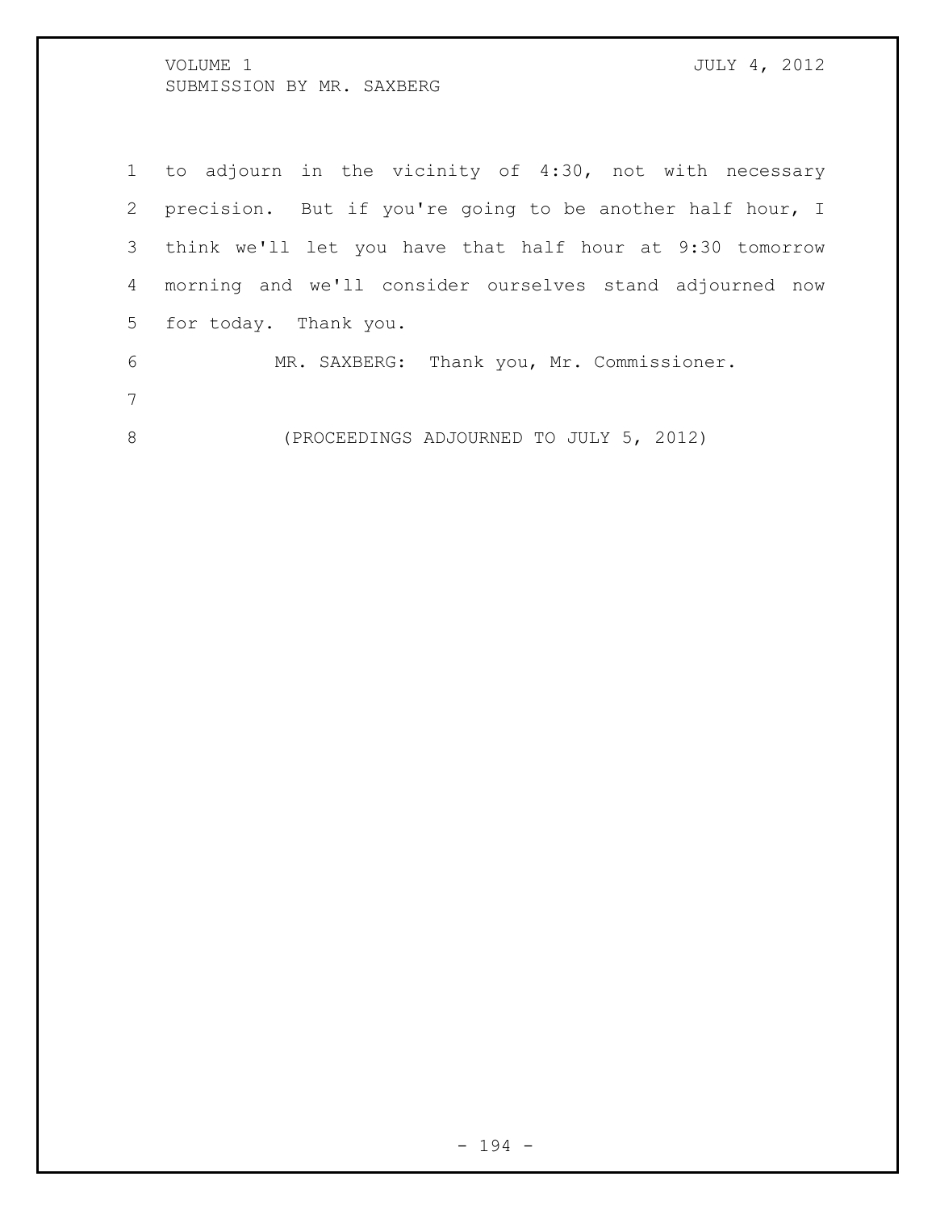to adjourn in the vicinity of 4:30, not with necessary precision. But if you're going to be another half hour, I think we'll let you have that half hour at 9:30 tomorrow morning and we'll consider ourselves stand adjourned now for today. Thank you.

MR. SAXBERG: Thank you, Mr. Commissioner.

(PROCEEDINGS ADJOURNED TO JULY 5, 2012)